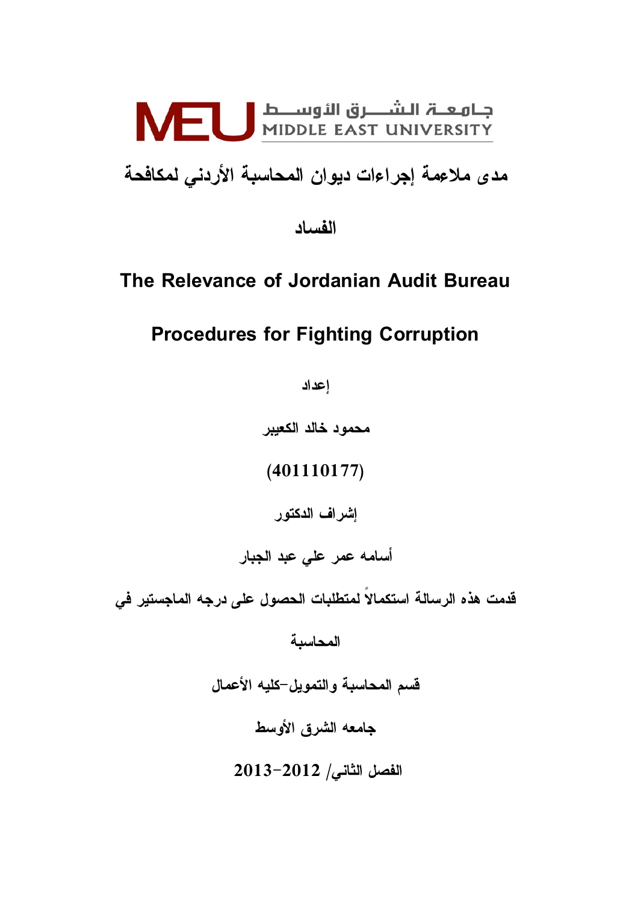جـامعـة الشـــرق الأوســط
MIDDLE EAST UNIVERSITY

# مدى ملاءمة إجراءات ديوان المحاسبة الأردني لمكافحة الفساد

# The Relevance of Jordanian Audit Bureau Procedures for Fighting Corruption

إعداد

محمود خالد الكعيبر

(401110177)

إشراف الدكتور

أسامه عمر علي عبد الجبار

قدمت هذه الرسالة استكمالاً لمتطلبات الحصول على درجه الماجستير في المحاسبة

قسم المحاسبة والتمويل-كليه الأعمال

جامعه الشرق الأوسط

الفصل الثاني/ 2012-2013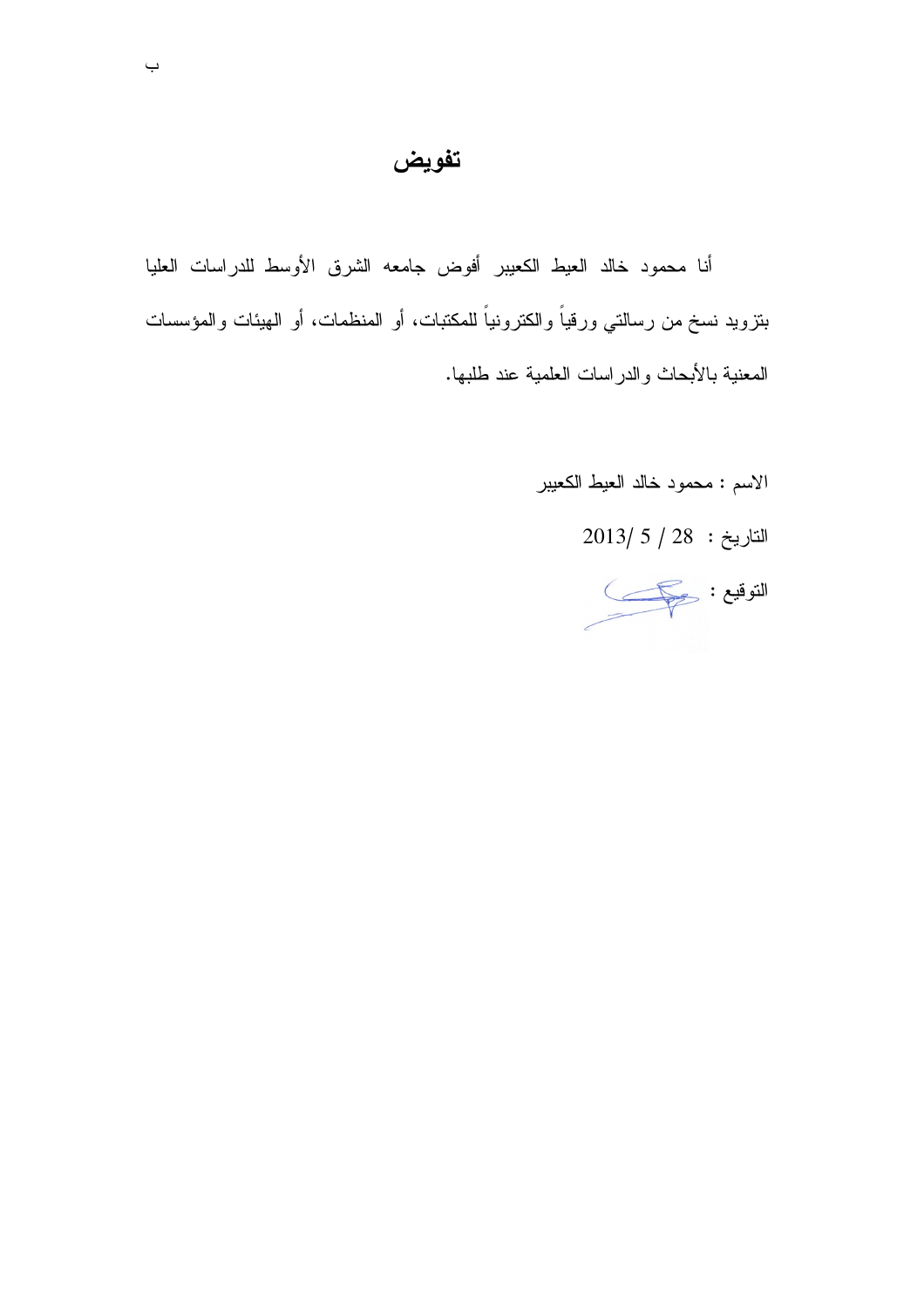# تفويض

أنا محمود خالد العيط الكعيبر أفوض جامعه الشرق الأوسط للدراسات العليا بتزويد نسخ من رسالتي ورقياً والكترونياً للمكتبات، أو المنظمات، أو الهيئات والمؤسسات المعنية بالأبحاث والدراسات العلمية عند طلبها.

الاسم : محمود خالد العيط الكعيبر

التاريخ : 28 / 5 /2013

التوقيع :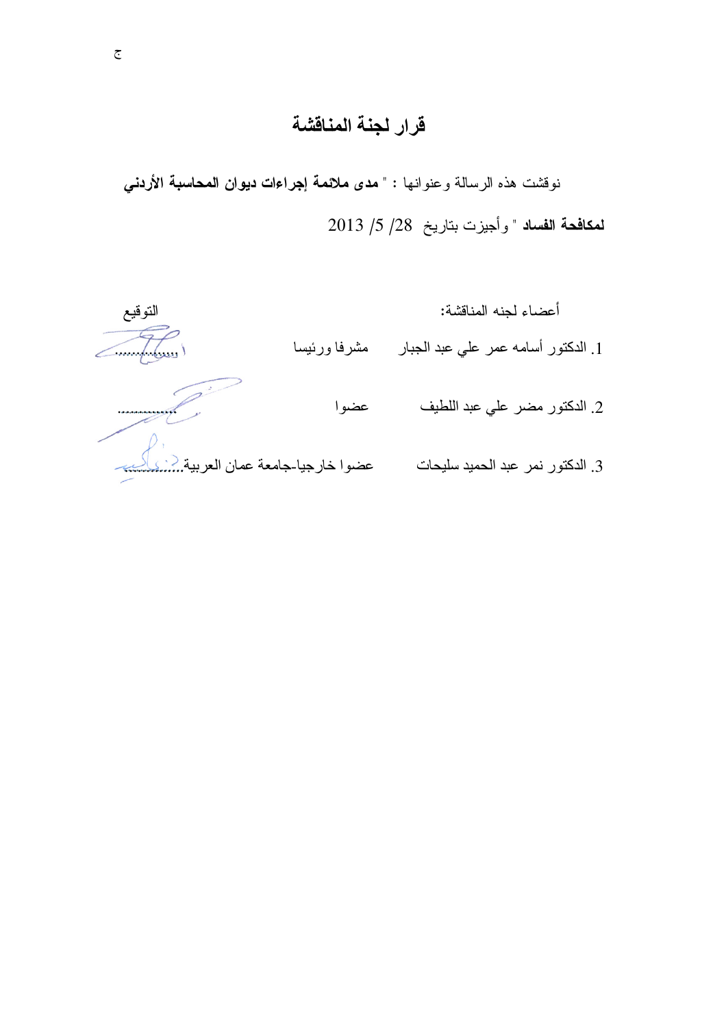# قرار لجنة المناقشة

نوقشت هذه الرسالة وعنوانها : " **مدى ملائمة إجراءات ديوان المحاسبة الأردني لمكافحة الفساد** " وأجيزت بتاريخ 28/ 5/ 2013

| أعضاء لجنه المناقشة: | | التوقيع |
|---|---|---|
| 1. الدكتور أسامه عمر علي عبد الجبار | مشرفا ورئيسا | ............... |
| 2. الدكتور مضر علي عبد اللطيف | عضوا | ............... |
| 3. الدكتور نمر عبد الحميد سليحات | عضوا خارجيا-جامعة عمان العربية | ............... |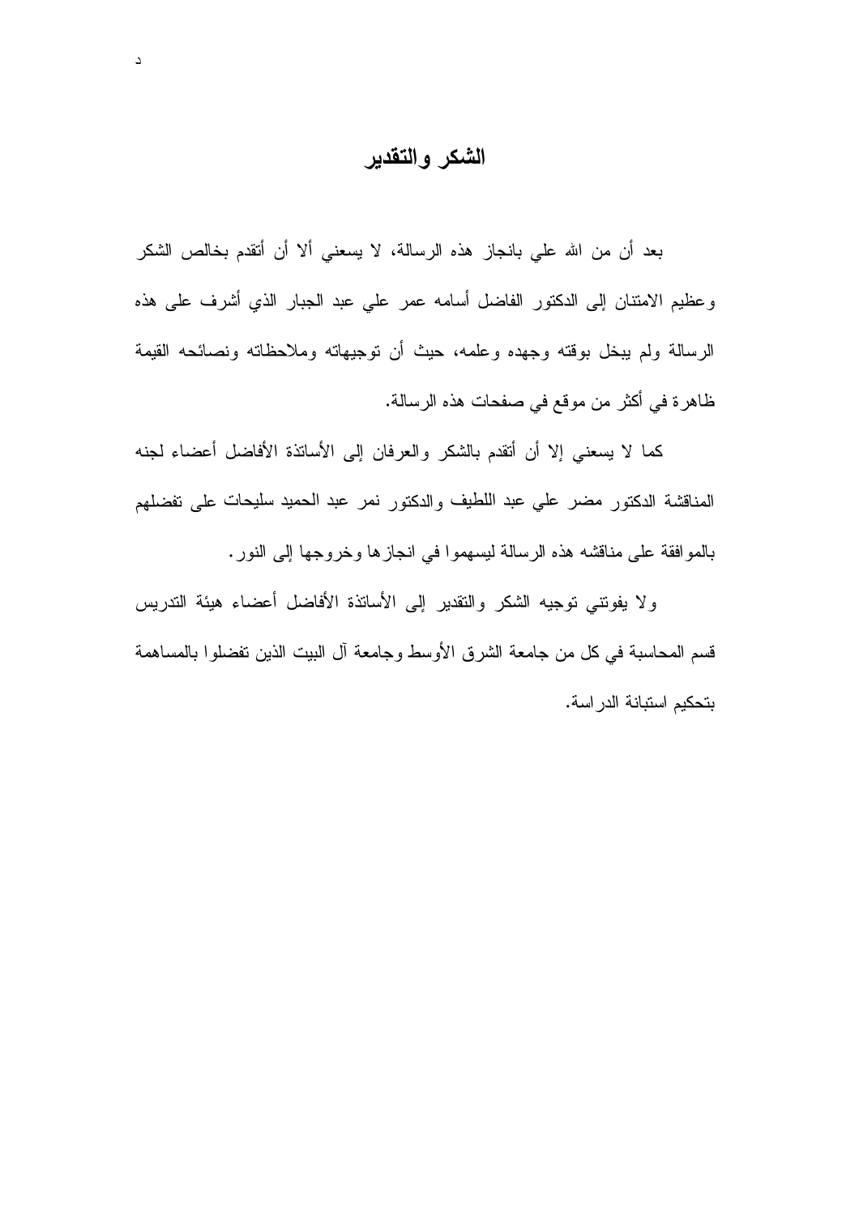# الشكر والتقدير

بعد أن من الله علي بانجاز هذه الرسالة، لا يسعني ألا أن أتقدم بخالص الشكر وعظيم الامتنان إلى الدكتور الفاضل أسامه عمر علي عبد الجبار الذي أشرف على هذه الرسالة ولم يبخل بوقته وجهده وعلمه، حيث أن توجيهاته وملاحظاته ونصائحه القيمة ظاهرة في أكثر من موقع في صفحات هذه الرسالة.

كما لا يسعني إلا أن أتقدم بالشكر والعرفان إلى الأساتذة الأفاضل أعضاء لجنه المناقشة الدكتور مضر علي عبد اللطيف والدكتور نمر عبد الحميد سليحات على تفضلهم بالموافقة على مناقشه هذه الرسالة ليسهموا في انجازها وخروجها إلى النور.

ولا يفوتني توجيه الشكر والتقدير إلى الأساتذة الأفاضل أعضاء هيئة التدريس قسم المحاسبة في كل من جامعة الشرق الأوسط وجامعة آل البيت الذين تفضلوا بالمساهمة بتحكيم استبانة الدراسة.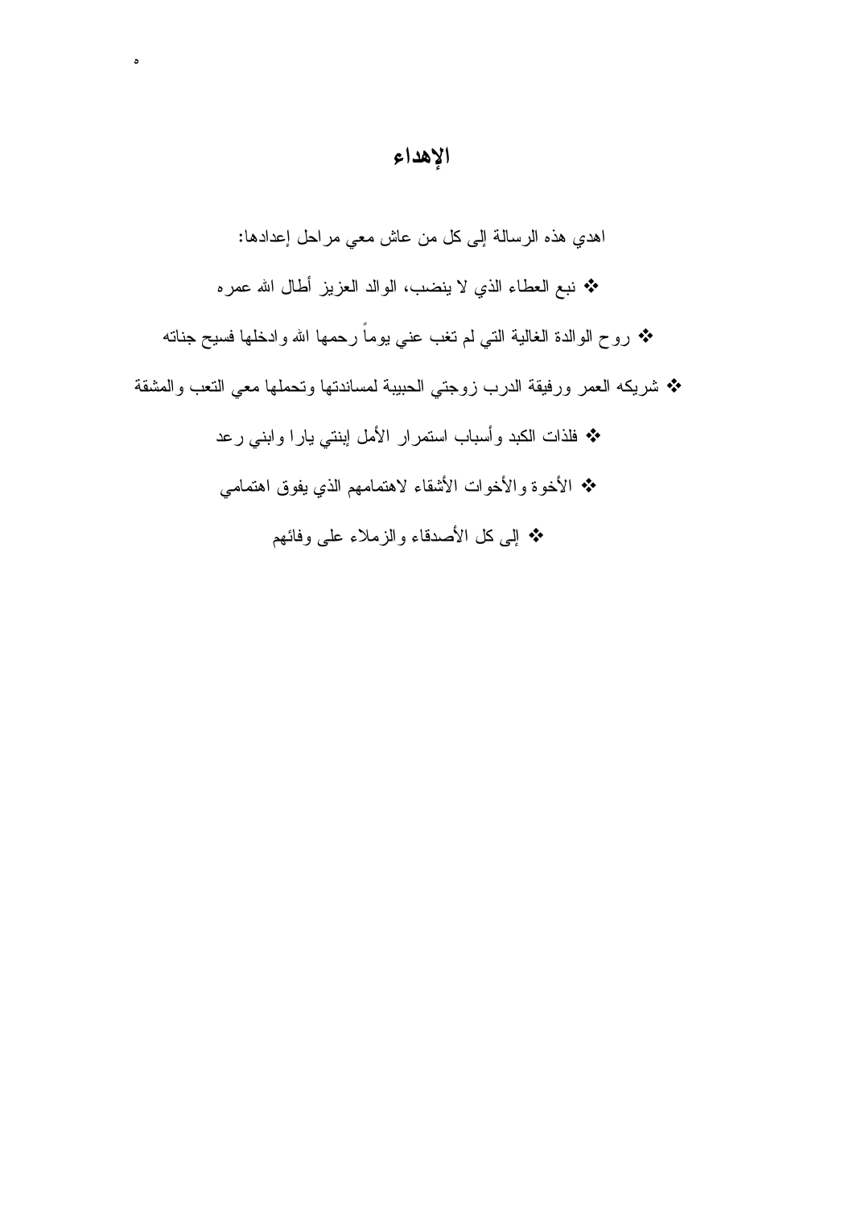# الإهداء

اهدي هذه الرسالة إلى كل من عاش معي مراحل إعدادها:

- نبع العطاء الذي لا ينضب، الوالد العزيز أطال الله عمره
- روح الوالدة الغالية التي لم تغب عني يوماً رحمها الله وادخلها فسيح جناته
- شريكه العمر ورفيقة الدرب زوجتي الحبيبة لمساندتها وتحملها معي التعب والمشقة
- فلذات الكبد وأسباب استمرار الأمل إبنتي يارا وابني رعد
- الأخوة والأخوات الأشقاء لاهتمامهم الذي يفوق اهتمامي
- إلى كل الأصدقاء والزملاء على وفائهم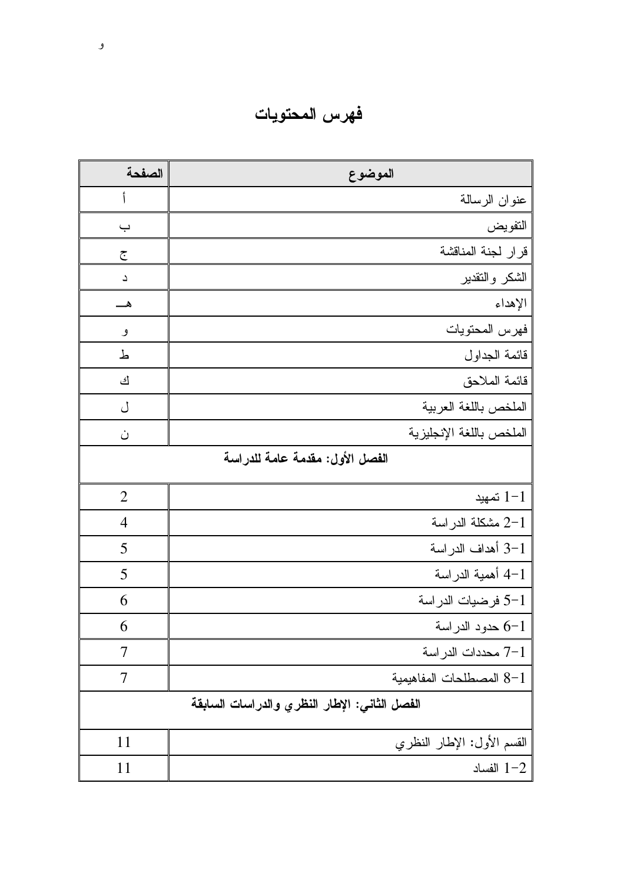# فهرس المحتويات

| الموضوع | الصفحة |
|---|---|
| عنوان الرسالة | أ |
| التفويض | ب |
| قرار لجنة المناقشة | ج |
| الشكر والتقدير | د |
| الإهداء | هـ |
| فهرس المحتويات | و |
| قائمة الجداول | ط |
| قائمة الملاحق | ك |
| الملخص باللغة العربية | ل |
| الملخص باللغة الإنجليزية | ن |
| **الفصل الأول: مقدمة عامة للدراسة** | |
| 1-1 تمهيد | 2 |
| 1-2 مشكلة الدراسة | 4 |
| 1-3 أهداف الدراسة | 5 |
| 1-4 أهمية الدراسة | 5 |
| 1-5 فرضيات الدراسة | 6 |
| 1-6 حدود الدراسة | 6 |
| 1-7 محددات الدراسة | 7 |
| 1-8 المصطلحات المفاهيمية | 7 |
| **الفصل الثاني: الإطار النظري والدراسات السابقة** | |
| القسم الأول: الإطار النظري | 11 |
| 2-1 الفساد | 11 |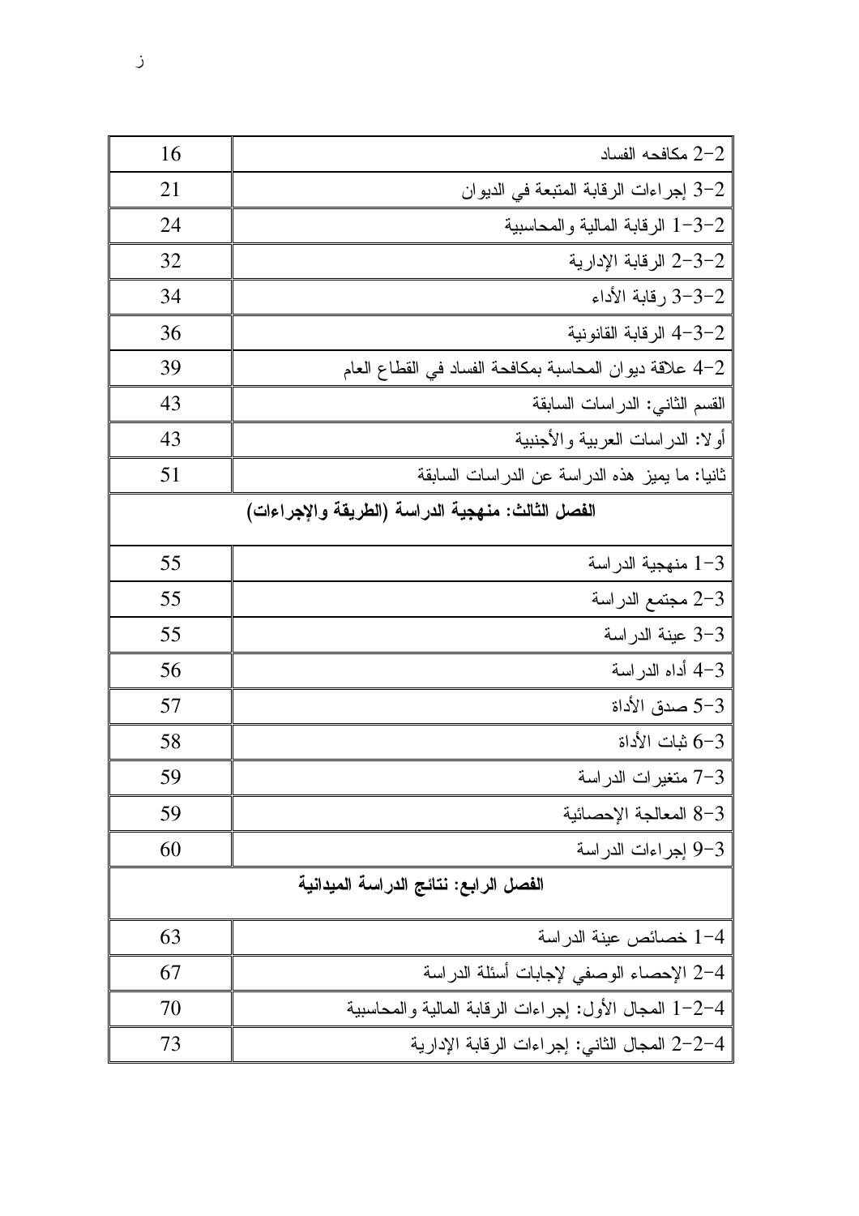| | |
|---|---|
| 2-2 مكافحه الفساد | 16 |
| 2-3 إجراءات الرقابة المتبعة في الديوان | 21 |
| 2-3-1 الرقابة المالية والمحاسبية | 24 |
| 2-3-2 الرقابة الإدارية | 32 |
| 2-3-3 رقابة الأداء | 34 |
| 2-3-4 الرقابة القانونية | 36 |
| 2-4 علاقة ديوان المحاسبة بمكافحة الفساد في القطاع العام | 39 |
| القسم الثاني: الدراسات السابقة | 43 |
| أولا: الدراسات العربية والأجنبية | 43 |
| ثانيا: ما يميز هذه الدراسة عن الدراسات السابقة | 51 |
| **الفصل الثالث: منهجية الدراسة (الطريقة والإجراءات)** | |
| 3-1 منهجية الدراسة | 55 |
| 3-2 مجتمع الدراسة | 55 |
| 3-3 عينة الدراسة | 55 |
| 3-4 أداه الدراسة | 56 |
| 3-5 صدق الأداة | 57 |
| 3-6 ثبات الأداة | 58 |
| 3-7 متغيرات الدراسة | 59 |
| 3-8 المعالجة الإحصائية | 59 |
| 3-9 إجراءات الدراسة | 60 |
| **الفصل الرابع: نتائج الدراسة الميدانية** | |
| 4-1 خصائص عينة الدراسة | 63 |
| 4-2 الإحصاء الوصفي لإجابات أسئلة الدراسة | 67 |
| 4-2-1 المجال الأول: إجراءات الرقابة المالية والمحاسبية | 70 |
| 4-2-2 المجال الثاني: إجراءات الرقابة الإدارية | 73 |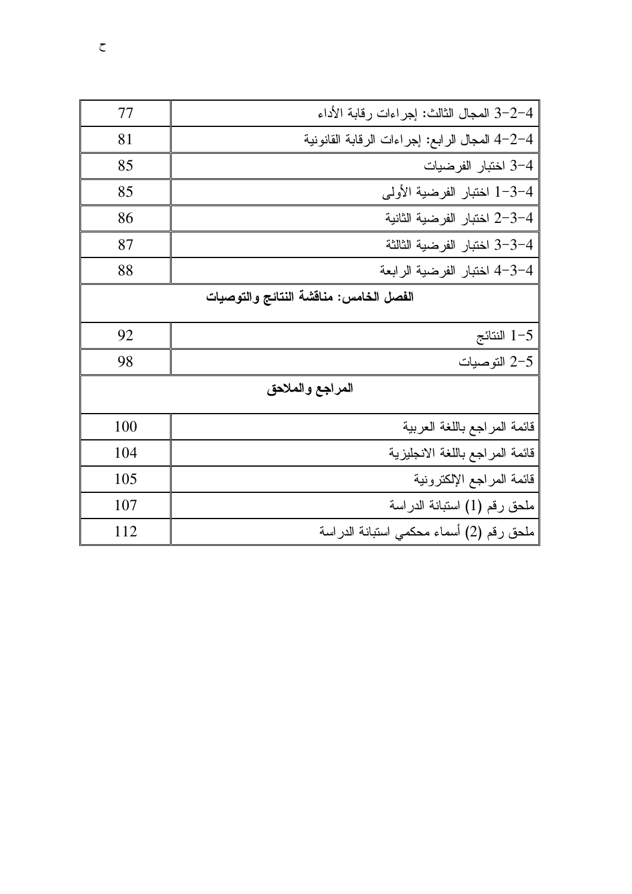| | |
|---|---|
| 4-2-3 المجال الثالث: إجراءات رقابة الأداء | 77 |
| 4-2-4 المجال الرابع: إجراءات الرقابة القانونية | 81 |
| 4-3 اختبار الفرضيات | 85 |
| 4-3-1 اختبار الفرضية الأولى | 85 |
| 4-3-2 اختبار الفرضية الثانية | 86 |
| 4-3-3 اختبار الفرضية الثالثة | 87 |
| 4-3-4 اختبار الفرضية الرابعة | 88 |
| **الفصل الخامس: مناقشة النتائج والتوصيات** | |
| 5-1 النتائج | 92 |
| 5-2 التوصيات | 98 |
| **المراجع والملاحق** | |
| قائمة المراجع باللغة العربية | 100 |
| قائمة المراجع باللغة الانجليزية | 104 |
| قائمة المراجع الإلكترونية | 105 |
| ملحق رقم (1) استبانة الدراسة | 107 |
| ملحق رقم (2) أسماء محكمي استبانة الدراسة | 112 |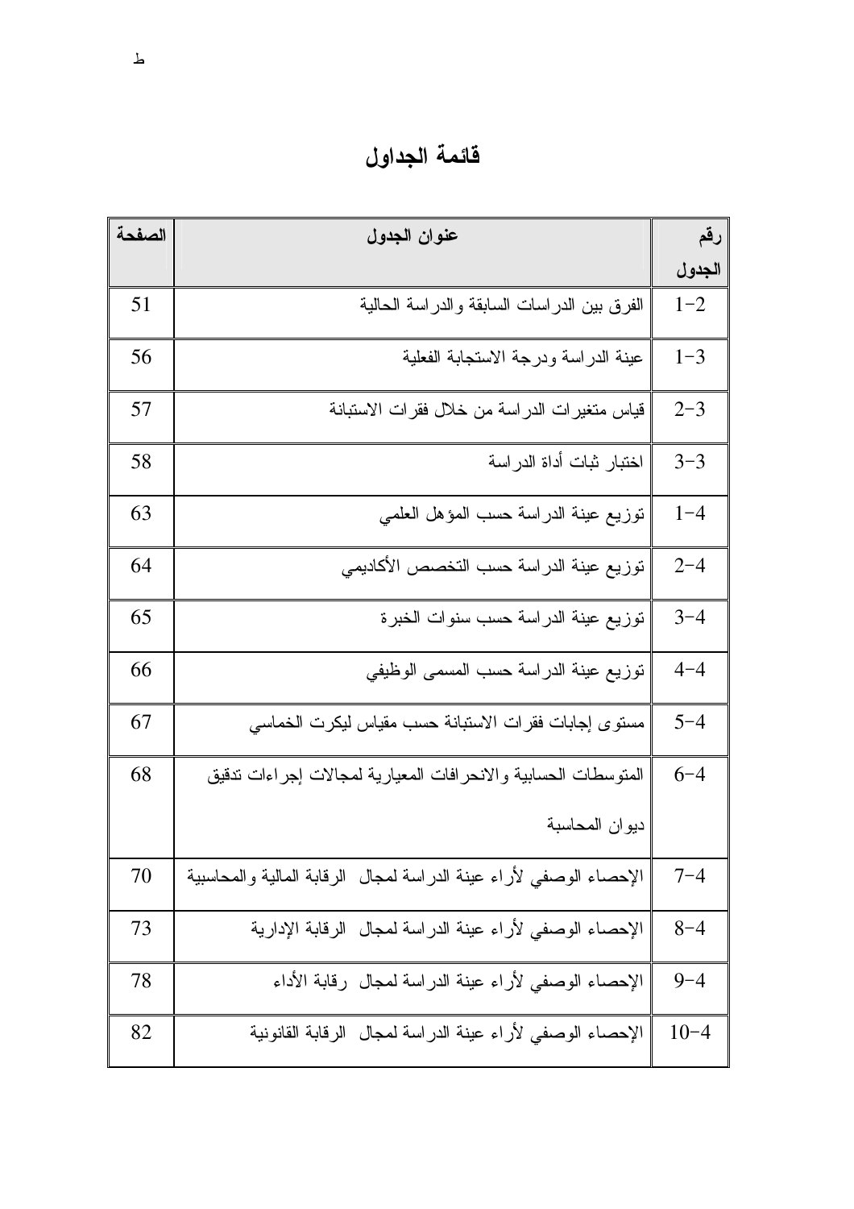# قائمة الجداول

| رقم الجدول | عنوان الجدول | الصفحة |
|---|---|---|
| 2−1 | الفرق بين الدراسات السابقة والدراسة الحالية | 51 |
| 3−1 | عينة الدراسة ودرجة الاستجابة الفعلية | 56 |
| 3−2 | قياس متغيرات الدراسة من خلال فقرات الاستبانة | 57 |
| 3−3 | اختبار ثبات أداة الدراسة | 58 |
| 4−1 | توزيع عينة الدراسة حسب المؤهل العلمي | 63 |
| 4−2 | توزيع عينة الدراسة حسب التخصص الأكاديمي | 64 |
| 4−3 | توزيع عينة الدراسة حسب سنوات الخبرة | 65 |
| 4−4 | توزيع عينة الدراسة حسب المسمى الوظيفي | 66 |
| 4−5 | مستوى إجابات فقرات الاستبانة حسب مقياس ليكرت الخماسي | 67 |
| 4−6 | المتوسطات الحسابية والانحرافات المعيارية لمجالات إجراءات تدقيق ديوان المحاسبة | 68 |
| 4−7 | الإحصاء الوصفي لأراء عينة الدراسة لمجال الرقابة المالية والمحاسبية | 70 |
| 4−8 | الإحصاء الوصفي لأراء عينة الدراسة لمجال الرقابة الإدارية | 73 |
| 4−9 | الإحصاء الوصفي لأراء عينة الدراسة لمجال رقابة الأداء | 78 |
| 4−10 | الإحصاء الوصفي لأراء عينة الدراسة لمجال الرقابة القانونية | 82 |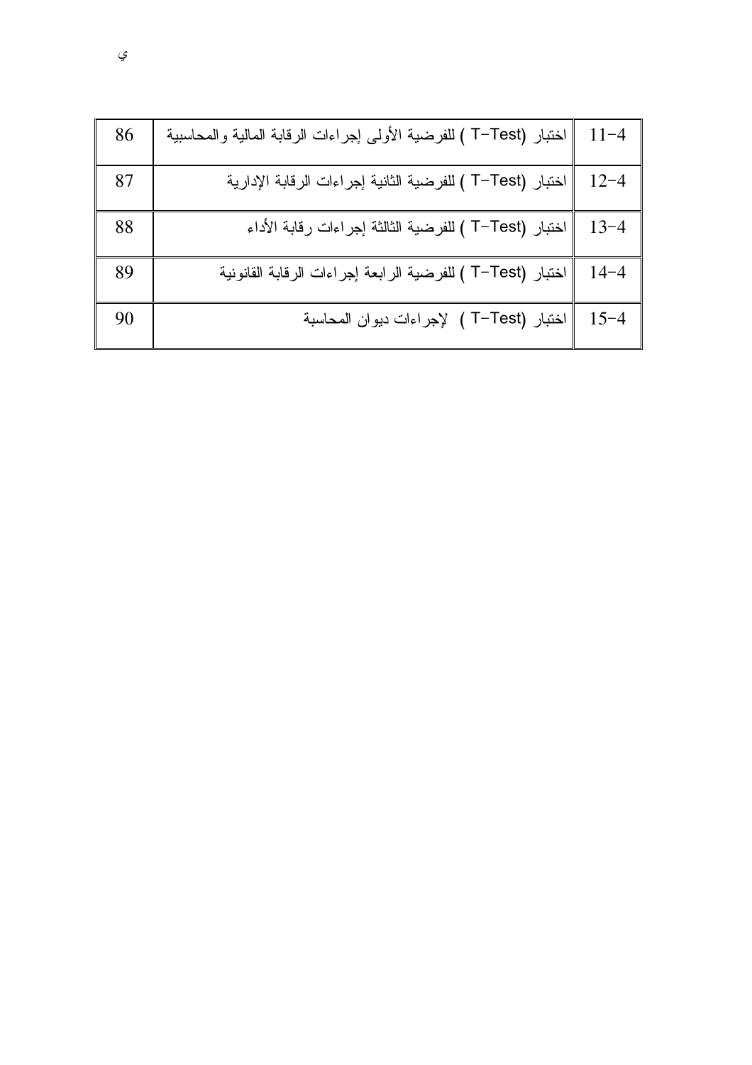| 11-4 | اختبار (T-Test ) للفرضية الأولى إجراءات الرقابة المالية والمحاسبية | 86 |
|---|---|---|
| 12-4 | اختبار (T-Test ) للفرضية الثانية إجراءات الرقابة الإدارية | 87 |
| 13-4 | اختبار (T-Test ) للفرضية الثالثة إجراءات رقابة الأداء | 88 |
| 14-4 | اختبار (T-Test ) للفرضية الرابعة إجراءات الرقابة القانونية | 89 |
| 15-4 | اختبار (T-Test ) لإجراءات ديوان المحاسبة | 90 |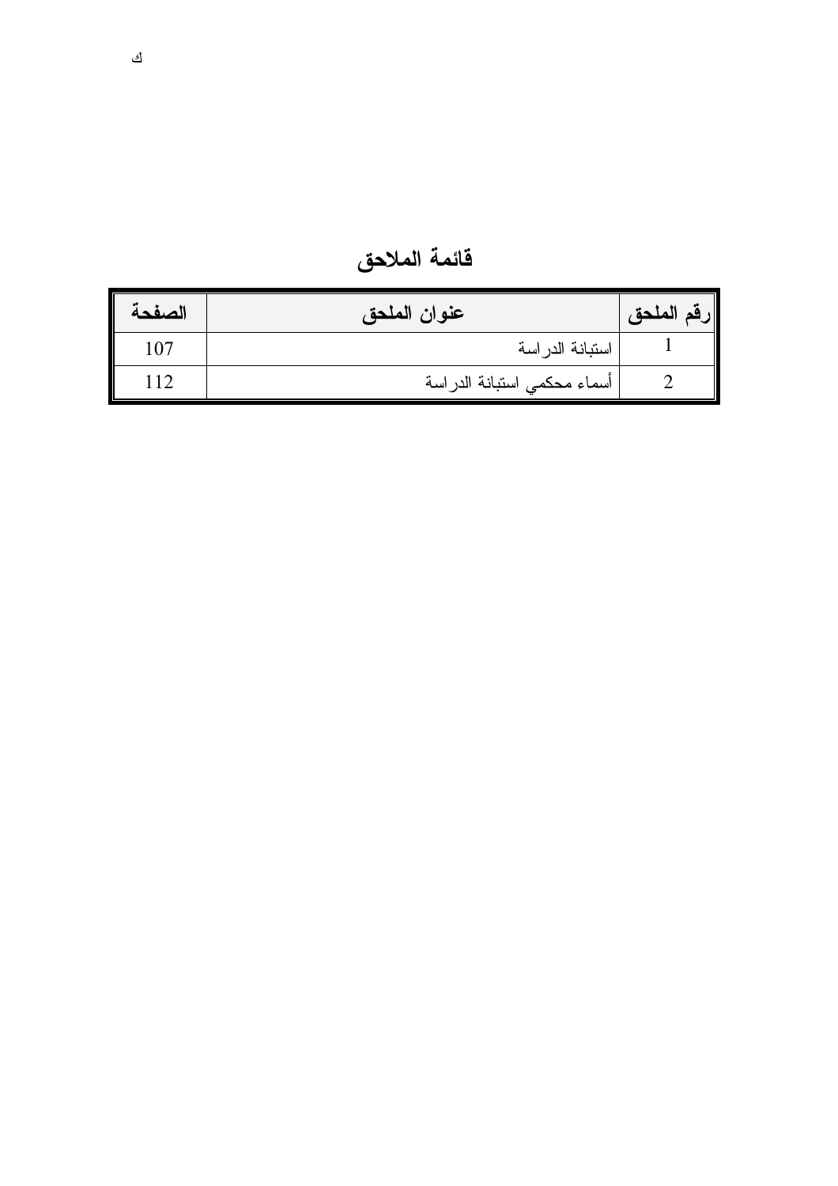## قائمة الملاحق

| رقم الملحق | عنوان الملحق | الصفحة |
|---|---|---|
| 1 | استبانة الدراسة | 107 |
| 2 | أسماء محكمي استبانة الدراسة | 112 |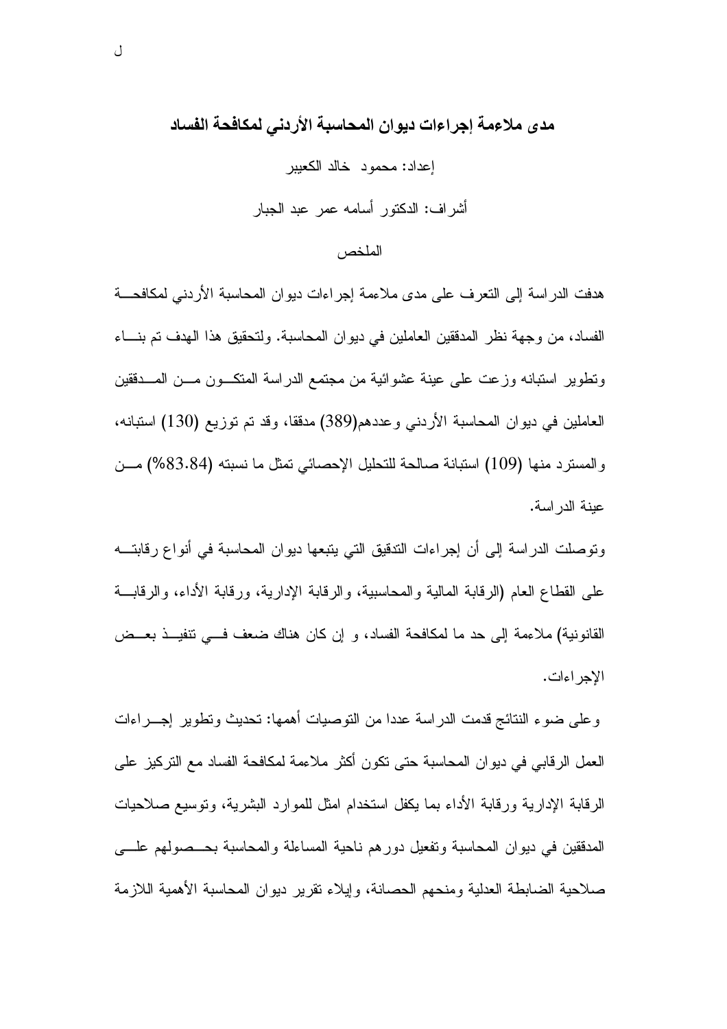# مدى ملاءمة إجراءات ديوان المحاسبة الأردني لمكافحة الفساد

إعداد: محمود خالد الكعيبر

أشراف: الدكتور أسامه عمر عبد الجبار

## الملخص

هدفت الدراسة إلى التعرف على مدى ملاءمة إجراءات ديوان المحاسبة الأردني لمكافحة الفساد، من وجهة نظر المدققين العاملين في ديوان المحاسبة. ولتحقيق هذا الهدف تم بناء وتطوير استبانه وزعت على عينة عشوائية من مجتمع الدراسة المتكون من المدققين العاملين في ديوان المحاسبة الأردني وعددهم(389) مدققا، وقد تم توزيع (130) استبانه، والمسترد منها (109) استبانة صالحة للتحليل الإحصائي تمثل ما نسبته (83.84%) من عينة الدراسة.

وتوصلت الدراسة إلى أن إجراءات التدقيق التي يتبعها ديوان المحاسبة في أنواع رقابته على القطاع العام (الرقابة المالية والمحاسبية، والرقابة الإدارية، ورقابة الأداء، والرقابة القانونية) ملاءمة إلى حد ما لمكافحة الفساد، و إن كان هناك ضعف في تنفيذ بعض الإجراءات.

وعلى ضوء النتائج قدمت الدراسة عددا من التوصيات أهمها: تحديث وتطوير إجراءات العمل الرقابي في ديوان المحاسبة حتى تكون أكثر ملاءمة لمكافحة الفساد مع التركيز على الرقابة الإدارية ورقابة الأداء بما يكفل استخدام امثل للموارد البشرية، وتوسيع صلاحيات المدققين في ديوان المحاسبة وتفعيل دورهم ناحية المساءلة والمحاسبة بحصولهم على صلاحية الضابطة العدلية ومنحهم الحصانة، وإيلاء تقرير ديوان المحاسبة الأهمية اللازمة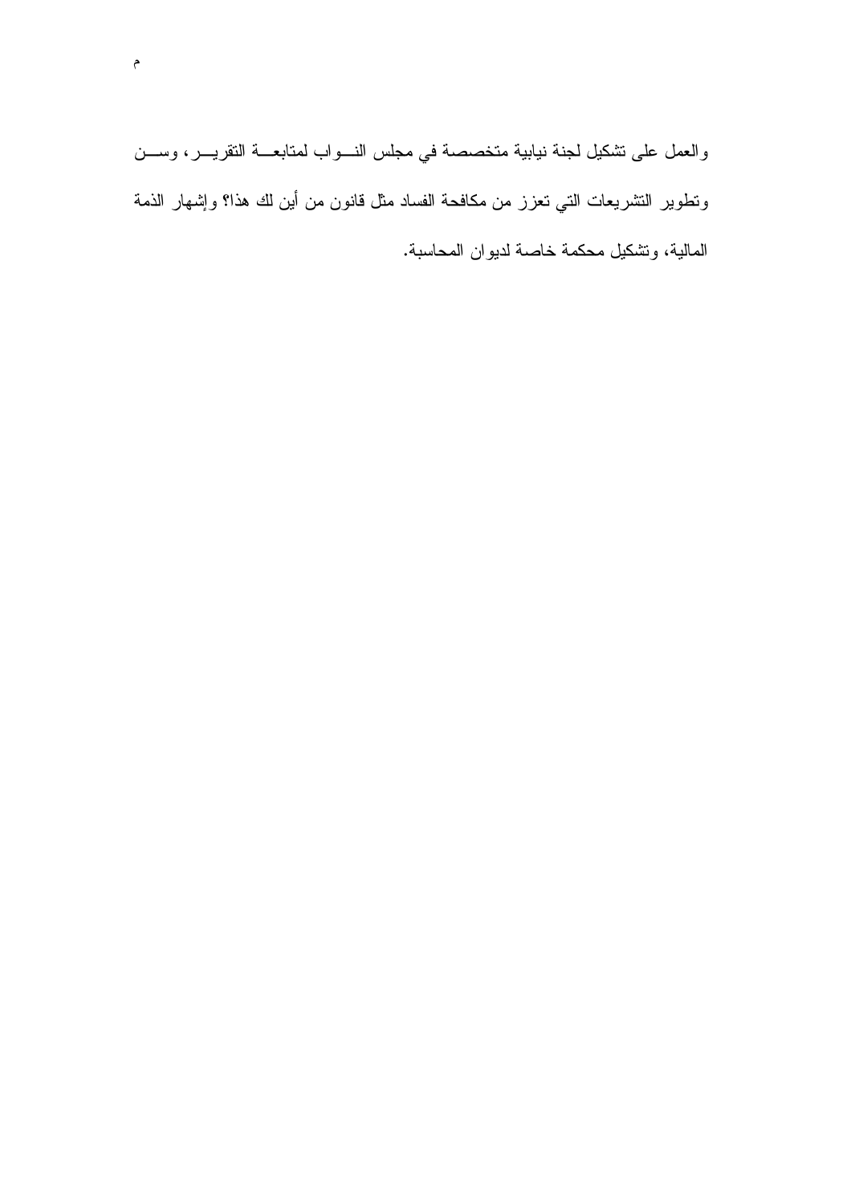والعمل على تشكيل لجنة نيابية متخصصة في مجلس النواب لمتابعة التقرير، وسن وتطوير التشريعات التي تعزز من مكافحة الفساد مثل قانون من أين لك هذا؟ وإشهار الذمة المالية، وتشكيل محكمة خاصة لديوان المحاسبة.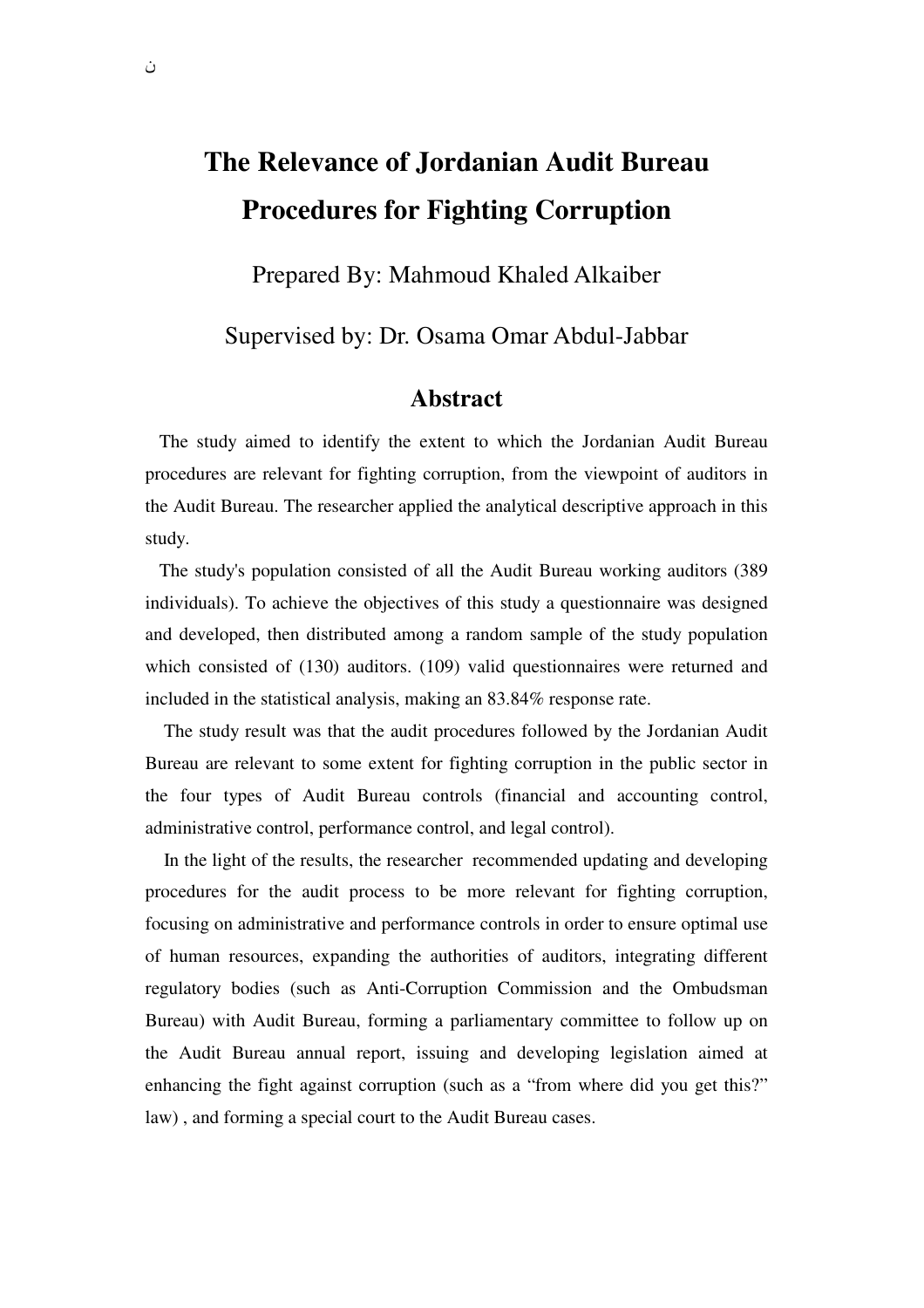# The Relevance of Jordanian Audit Bureau Procedures for Fighting Corruption

Prepared By: Mahmoud Khaled Alkaiber

Supervised by: Dr. Osama Omar Abdul-Jabbar

## Abstract

The study aimed to identify the extent to which the Jordanian Audit Bureau procedures are relevant for fighting corruption, from the viewpoint of auditors in the Audit Bureau. The researcher applied the analytical descriptive approach in this study.

The study's population consisted of all the Audit Bureau working auditors (389 individuals). To achieve the objectives of this study a questionnaire was designed and developed, then distributed among a random sample of the study population which consisted of (130) auditors. (109) valid questionnaires were returned and included in the statistical analysis, making an 83.84% response rate.

The study result was that the audit procedures followed by the Jordanian Audit Bureau are relevant to some extent for fighting corruption in the public sector in the four types of Audit Bureau controls (financial and accounting control, administrative control, performance control, and legal control).

In the light of the results, the researcher recommended updating and developing procedures for the audit process to be more relevant for fighting corruption, focusing on administrative and performance controls in order to ensure optimal use of human resources, expanding the authorities of auditors, integrating different regulatory bodies (such as Anti-Corruption Commission and the Ombudsman Bureau) with Audit Bureau, forming a parliamentary committee to follow up on the Audit Bureau annual report, issuing and developing legislation aimed at enhancing the fight against corruption (such as a "from where did you get this?" law) , and forming a special court to the Audit Bureau cases.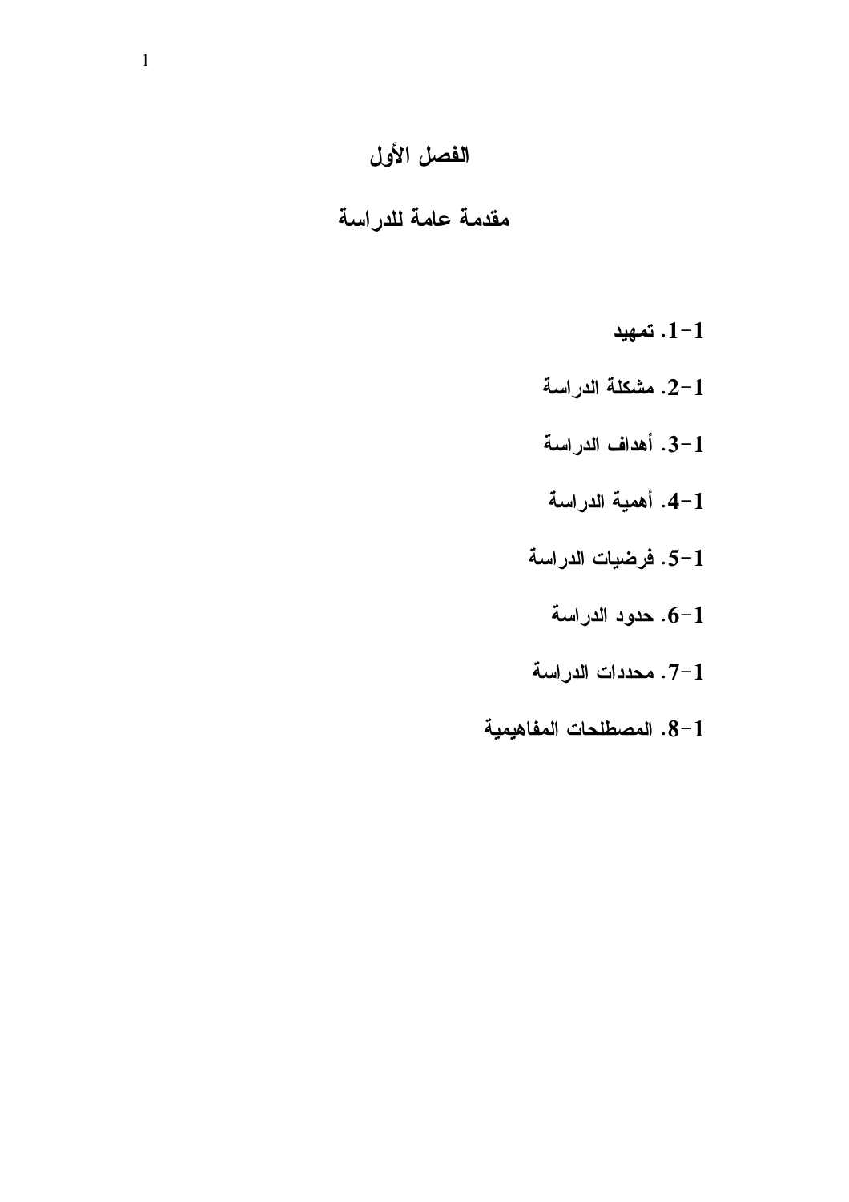# الفصل الأول

## مقدمة عامة للدراسة

1-1. تمهيد

1-2. مشكلة الدراسة

1-3. أهداف الدراسة

1-4. أهمية الدراسة

1-5. فرضيات الدراسة

1-6. حدود الدراسة

1-7. محددات الدراسة

1-8. المصطلحات المفاهيمية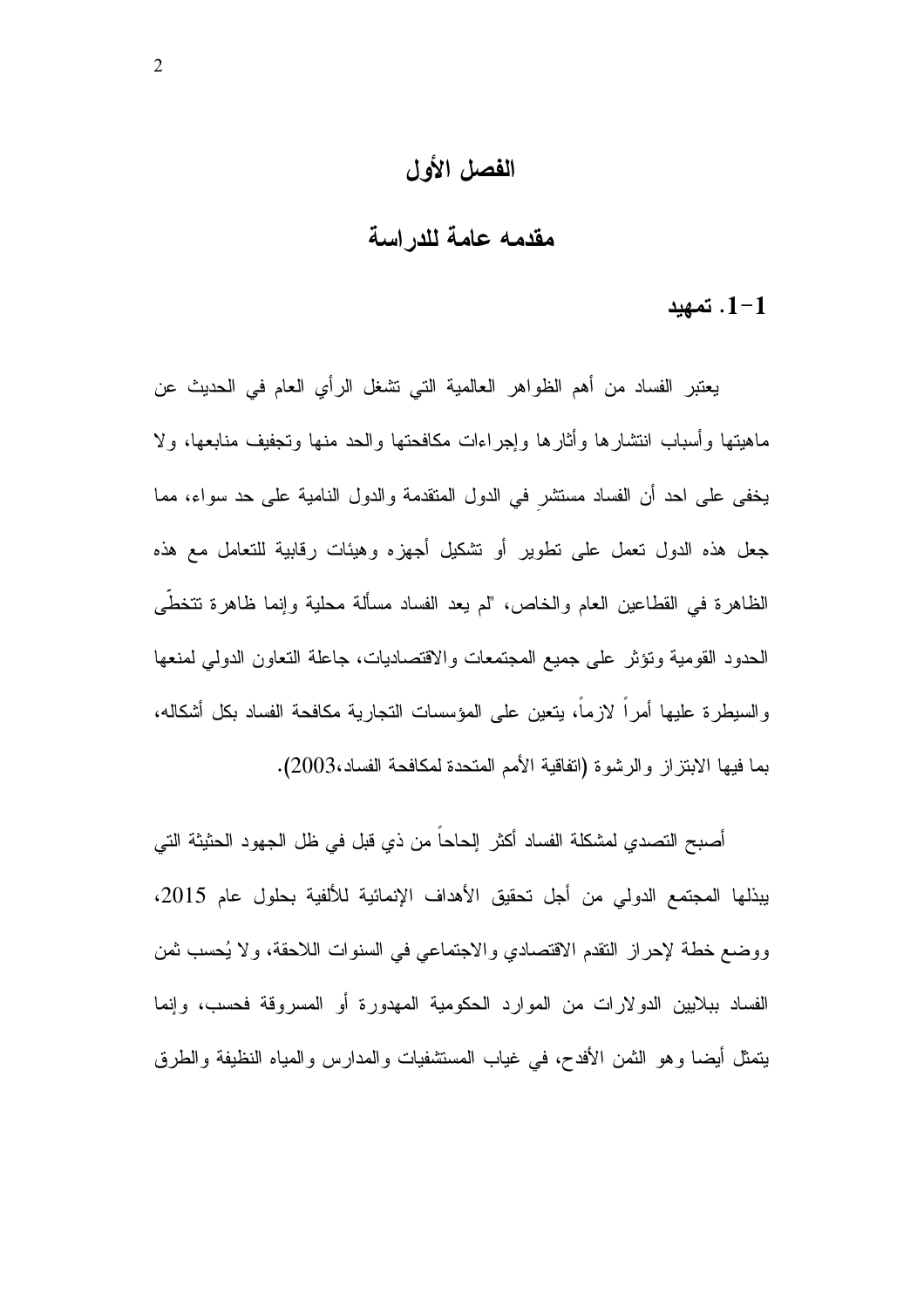# الفصل الأول

## مقدمه عامة للدراسة

### 1-1. تمهيد

يعتبر الفساد من أهم الظواهر العالمية التي تشغل الرأي العام في الحديث عن ماهيتها وأسباب انتشارها وأثارها وإجراءات مكافحتها والحد منها وتجفيف منابعها، ولا يخفى على احد أن الفساد مستشرٍ في الدول المتقدمة والدول النامية على حد سواء، مما جعل هذه الدول تعمل على تطوير أو تشكيل أجهزه وهيئات رقابية للتعامل مع هذه الظاهرة في القطاعين العام والخاص، "لم يعد الفساد مسألة محلية وإنما ظاهرة تتخطّى الحدود القومية وتؤثر على جميع المجتمعات والاقتصاديات، جاعلة التعاون الدولي لمنعها والسيطرة عليها أمراً لازماً، يتعين على المؤسسات التجارية مكافحة الفساد بكل أشكاله، بما فيها الابتزاز والرشوة (اتفاقية الأمم المتحدة لمكافحة الفساد،2003).

أصبح التصدي لمشكلة الفساد أكثر إلحاحاً من ذي قبل في ظل الجهود الحثيثة التي يبذلها المجتمع الدولي من أجل تحقيق الأهداف الإنمائية للألفية بحلول عام 2015، ووضع خطة لإحراز التقدم الاقتصادي والاجتماعي في السنوات اللاحقة، ولا يُحسب ثمن الفساد ببلايين الدولارات من الموارد الحكومية المهدورة أو المسروقة فحسب، وإنما يتمثل أيضا وهو الثمن الأفدح، في غياب المستشفيات والمدارس والمياه النظيفة والطرق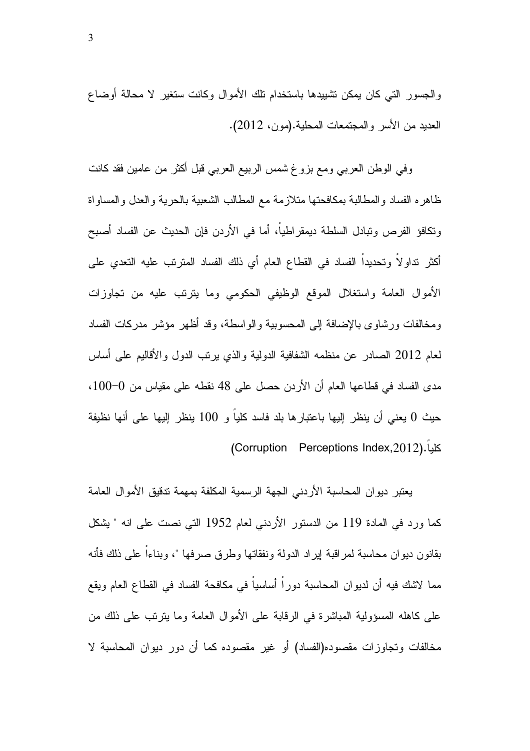والجسور التي كان يمكن تشييدها باستخدام تلك الأموال وكانت ستغير لا محالة أوضاع العديد من الأسر والمجتمعات المحلية.(مون، 2012).

وفي الوطن العربي ومع بزوغ شمس الربيع العربي قبل أكثر من عامين فقد كانت ظاهره الفساد والمطالبة بمكافحتها متلازمة مع المطالب الشعبية بالحرية والعدل والمساواة وتكافؤ الفرص وتبادل السلطة ديمقراطياً، أما في الأردن فإن الحديث عن الفساد أصبح أكثر تداولاً وتحديداً الفساد في القطاع العام أي ذلك الفساد المترتب عليه التعدي على الأموال العامة واستغلال الموقع الوظيفي الحكومي وما يترتب عليه من تجاوزات ومخالفات ورشاوى بالإضافة إلى المحسوبية والواسطة، وقد أظهر مؤشر مدركات الفساد لعام 2012 الصادر عن منظمه الشفافية الدولية والذي يرتب الدول والأقاليم على أساس مدى الفساد في قطاعها العام أن الأردن حصل على 48 نقطه على مقياس من 0-100، حيث 0 يعني أن ينظر إليها باعتبارها بلد فاسد كلياً و 100 ينظر إليها على أنها نظيفة كلياً.(Corruption Perceptions Index,2012)

يعتبر ديوان المحاسبة الأردني الجهة الرسمية المكلفة بمهمة تدقيق الأموال العامة كما ورد في المادة 119 من الدستور الأردني لعام 1952 التي نصت على انه " يشكل بقانون ديوان محاسبة لمراقبة إيراد الدولة ونفقاتها وطرق صرفها "، وبناءاً على ذلك فأنه مما لاشك فيه أن لديوان المحاسبة دوراً أساسياً في مكافحة الفساد في القطاع العام ويقع على كاهله المسؤولية المباشرة في الرقابة على الأموال العامة وما يترتب على ذلك من مخالفات وتجاوزات مقصوده(الفساد) أو غير مقصوده كما أن دور ديوان المحاسبة لا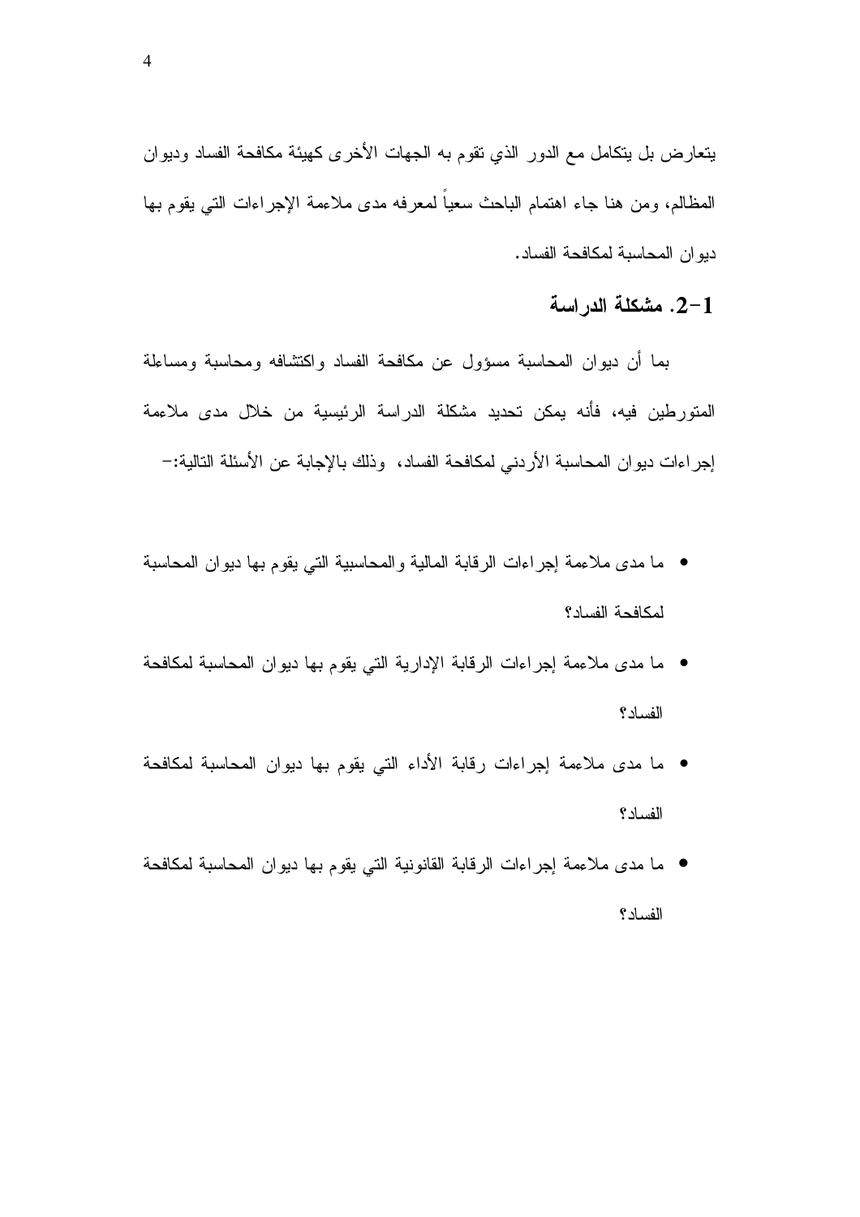يتعارض بل يتكامل مع الدور الذي تقوم به الجهات الأخرى كهيئة مكافحة الفساد وديوان المظالم، ومن هنا جاء اهتمام الباحث سعياً لمعرفه مدى ملاءمة الإجراءات التي يقوم بها ديوان المحاسبة لمكافحة الفساد.

### 2-1. مشكلة الدراسة

بما أن ديوان المحاسبة مسؤول عن مكافحة الفساد واكتشافه ومحاسبة ومساءلة المتورطين فيه، فأنه يمكن تحديد مشكلة الدراسة الرئيسية من خلال مدى ملاءمة إجراءات ديوان المحاسبة الأردني لمكافحة الفساد، وذلك بالإجابة عن الأسئلة التالية:-

- ما مدى ملاءمة إجراءات الرقابة المالية والمحاسبية التي يقوم بها ديوان المحاسبة لمكافحة الفساد؟
- ما مدى ملاءمة إجراءات الرقابة الإدارية التي يقوم بها ديوان المحاسبة لمكافحة الفساد؟
- ما مدى ملاءمة إجراءات رقابة الأداء التي يقوم بها ديوان المحاسبة لمكافحة الفساد؟
- ما مدى ملاءمة إجراءات الرقابة القانونية التي يقوم بها ديوان المحاسبة لمكافحة الفساد؟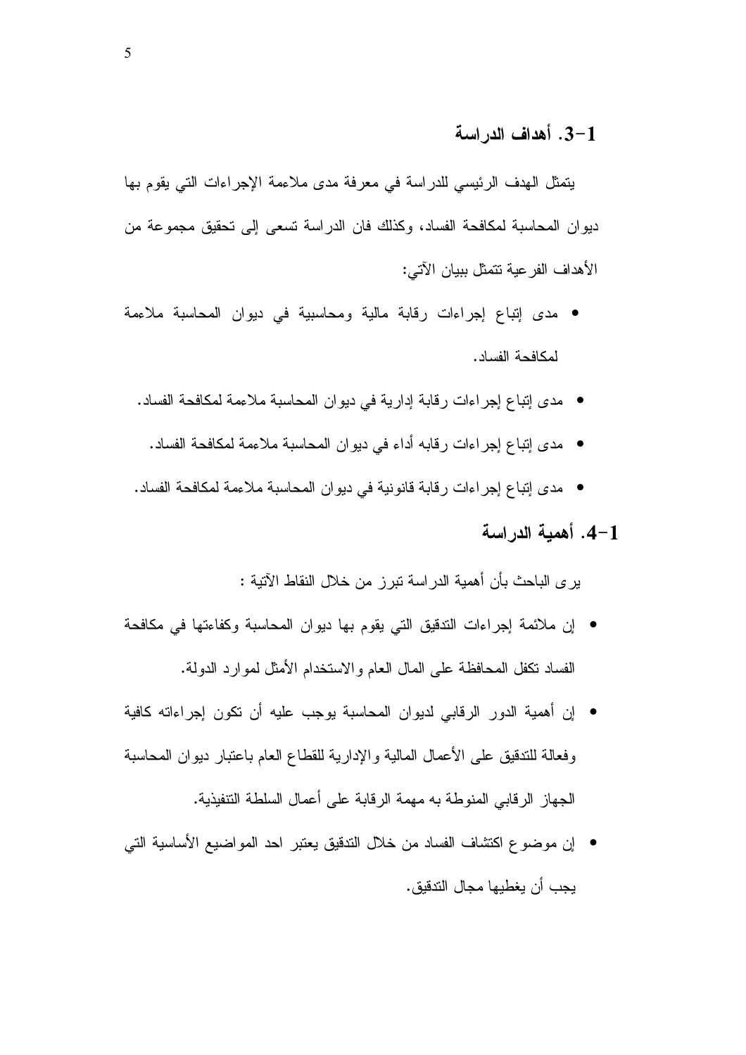## 1-3. أهداف الدراسة

يتمثل الهدف الرئيسي للدراسة في معرفة مدى ملاءمة الإجراءات التي يقوم بها ديوان المحاسبة لمكافحة الفساد، وكذلك فان الدراسة تسعى إلى تحقيق مجموعة من الأهداف الفرعية تتمثل ببيان الآتي:

- مدى إتباع إجراءات رقابة مالية ومحاسبية في ديوان المحاسبة ملاءمة لمكافحة الفساد.
- مدى إتباع إجراءات رقابة إدارية في ديوان المحاسبة ملاءمة لمكافحة الفساد.
- مدى إتباع إجراءات رقابه أداء في ديوان المحاسبة ملاءمة لمكافحة الفساد.
- مدى إتباع إجراءات رقابة قانونية في ديوان المحاسبة ملاءمة لمكافحة الفساد.

## 1-4. أهمية الدراسة

يرى الباحث بأن أهمية الدراسة تبرز من خلال النقاط الآتية :

- إن ملائمة إجراءات التدقيق التي يقوم بها ديوان المحاسبة وكفاءتها في مكافحة الفساد تكفل المحافظة على المال العام والاستخدام الأمثل لموارد الدولة.
- إن أهمية الدور الرقابي لديوان المحاسبة يوجب عليه أن تكون إجراءاته كافية وفعالة للتدقيق على الأعمال المالية والإدارية للقطاع العام باعتبار ديوان المحاسبة الجهاز الرقابي المنوطة به مهمة الرقابة على أعمال السلطة التنفيذية.
- إن موضوع اكتشاف الفساد من خلال التدقيق يعتبر احد المواضيع الأساسية التي يجب أن يغطيها مجال التدقيق.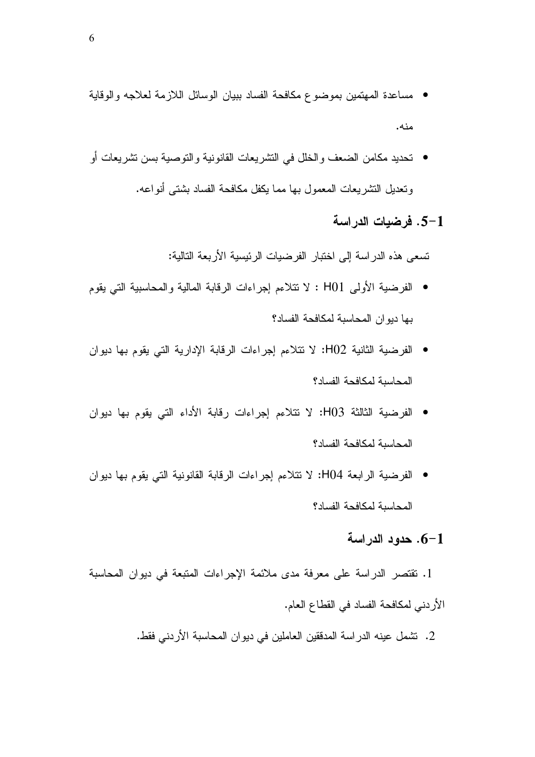- مساعدة المهتمين بموضوع مكافحة الفساد ببيان الوسائل اللازمة لعلاجه والوقاية منه.
- تحديد مكامن الضعف والخلل في التشريعات القانونية والتوصية بسن تشريعات أو وتعديل التشريعات المعمول بها مما يكفل مكافحة الفساد بشتى أنواعه.

### 1-5. فرضيات الدراسة

تسعى هذه الدراسة إلى اختبار الفرضيات الرئيسية الأربعة التالية:

- الفرضية الأولى H01 : لا تتلاءم إجراءات الرقابة المالية والمحاسبية التي يقوم بها ديوان المحاسبة لمكافحة الفساد؟
- الفرضية الثانية H02: لا تتلاءم إجراءات الرقابة الإدارية التي يقوم بها ديوان المحاسبة لمكافحة الفساد؟
- الفرضية الثالثة H03: لا تتلاءم إجراءات رقابة الأداء التي يقوم بها ديوان المحاسبة لمكافحة الفساد؟
- الفرضية الرابعة H04: لا تتلاءم إجراءات الرقابة القانونية التي يقوم بها ديوان المحاسبة لمكافحة الفساد؟

### 1-6. حدود الدراسة

1. تقتصر الدراسة على معرفة مدى ملائمة الإجراءات المتبعة في ديوان المحاسبة الأردني لمكافحة الفساد في القطاع العام.
2. تشمل عينه الدراسة المدققين العاملين في ديوان المحاسبة الأردني فقط.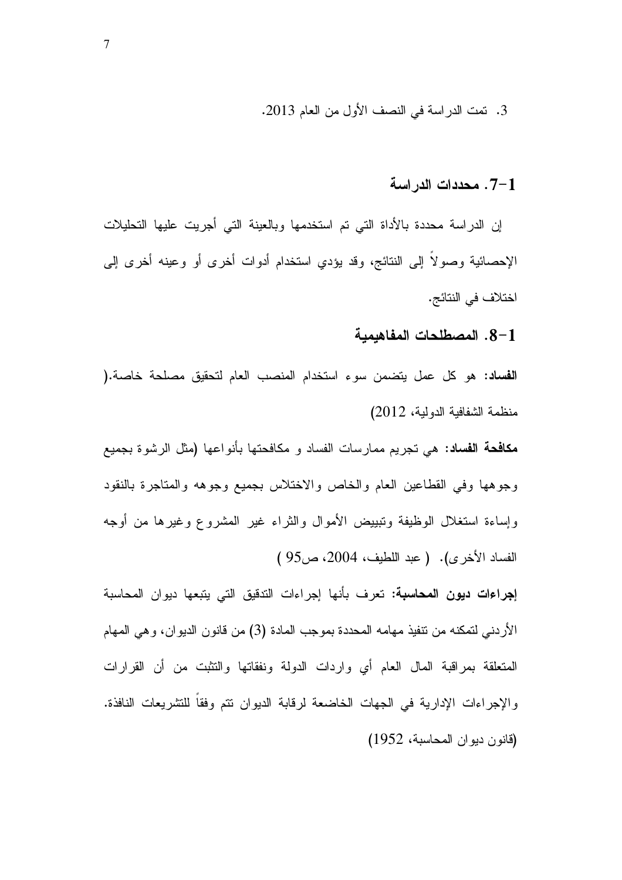3. تمت الدراسة في النصف الأول من العام 2013.

### 1-7. محددات الدراسة

إن الدراسة محددة بالأداة التي تم استخدمها وبالعينة التي أجريت عليها التحليلات الإحصائية وصولاً إلى النتائج، وقد يؤدي استخدام أدوات أخرى أو وعينه أخرى إلى اختلاف في النتائج.

### 1-8. المصطلحات المفاهيمية

**الفساد:** هو كل عمل يتضمن سوء استخدام المنصب العام لتحقيق مصلحة خاصة.( منظمة الشفافية الدولية، 2012)

**مكافحة الفساد:** هي تجريم ممارسات الفساد و مكافحتها بأنواعها (مثل الرشوة بجميع وجوهها وفي القطاعين العام والخاص والاختلاس بجميع وجوهه والمتاجرة بالنقود وإساءة استغلال الوظيفة وتبييض الأموال والثراء غير المشروع وغيرها من أوجه الفساد الأخرى). ( عبد اللطيف، 2004، ص95 )

**إجراءات ديون المحاسبة:** تعرف بأنها إجراءات التدقيق التي يتبعها ديوان المحاسبة الأردني لتمكنه من تنفيذ مهامه المحددة بموجب المادة (3) من قانون الديوان، وهي المهام المتعلقة بمراقبة المال العام أي واردات الدولة ونفقاتها والتثبت من أن القرارات والإجراءات الإدارية في الجهات الخاضعة لرقابة الديوان تتم وفقاً للتشريعات النافذة. (قانون ديوان المحاسبة، 1952)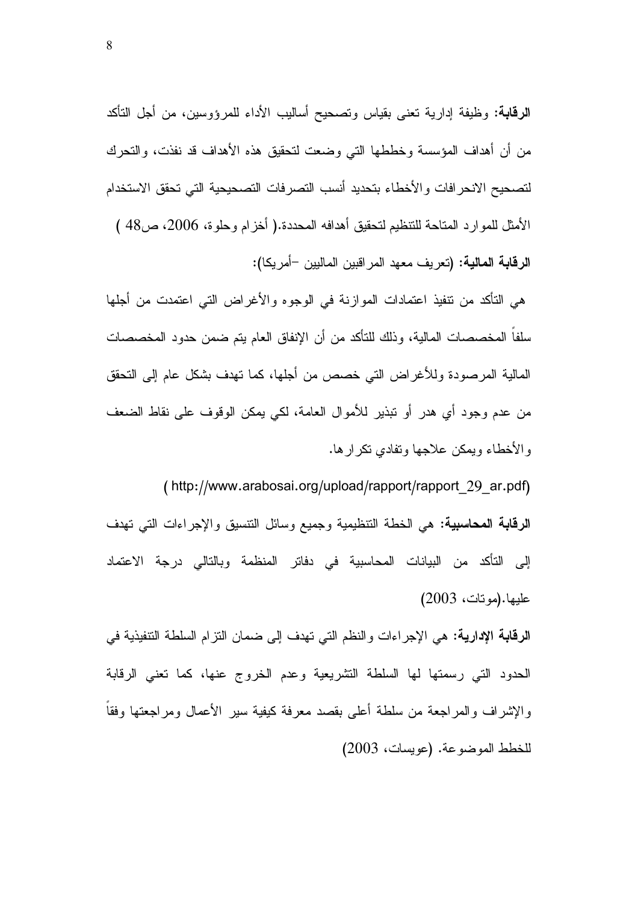**الرقابة:** وظيفة إدارية تعنى بقياس وتصحيح أساليب الأداء للمرؤوسين، من أجل التأكد من أن أهداف المؤسسة وخططها التي وضعت لتحقيق هذه الأهداف قد نفذت، والتحرك لتصحيح الانحرافات والأخطاء بتحديد أنسب التصرفات التصحيحية التي تحقق الاستخدام الأمثل للموارد المتاحة للتنظيم لتحقيق أهدافه المحددة.( أخزام وحلوة، 2006، ص48 )

**الرقابة المالية:** (تعريف معهد المراقبين الماليين –أمريكا):

هي التأكد من تنفيذ اعتمادات الموازنة في الوجوه والأغراض التي اعتمدت من أجلها سلفاً المخصصات المالية، وذلك للتأكد من أن الإنفاق العام يتم ضمن حدود المخصصات المالية المرصودة وللأغراض التي خصص من أجلها، كما تهدف بشكل عام إلى التحقق من عدم وجود أي هدر أو تبذير للأموال العامة، لكي يمكن الوقوف على نقاط الضعف والأخطاء ويمكن علاجها وتفادي تكرارها.

( http://www.arabosai.org/upload/rapport/rapport_29_ar.pdf)

**الرقابة المحاسبية:** هي الخطة التنظيمية وجميع وسائل التنسيق والإجراءات التي تهدف إلى التأكد من البيانات المحاسبية في دفاتر المنظمة وبالتالي درجة الاعتماد عليها.(موتات، 2003)

**الرقابة الإدارية:** هي الإجراءات والنظم التي تهدف إلى ضمان التزام السلطة التنفيذية في الحدود التي رسمتها لها السلطة التشريعية وعدم الخروج عنها، كما تعني الرقابة والإشراف والمراجعة من سلطة أعلى بقصد معرفة كيفية سير الأعمال ومراجعتها وفقاً للخطط الموضوعة. (عويسات، 2003)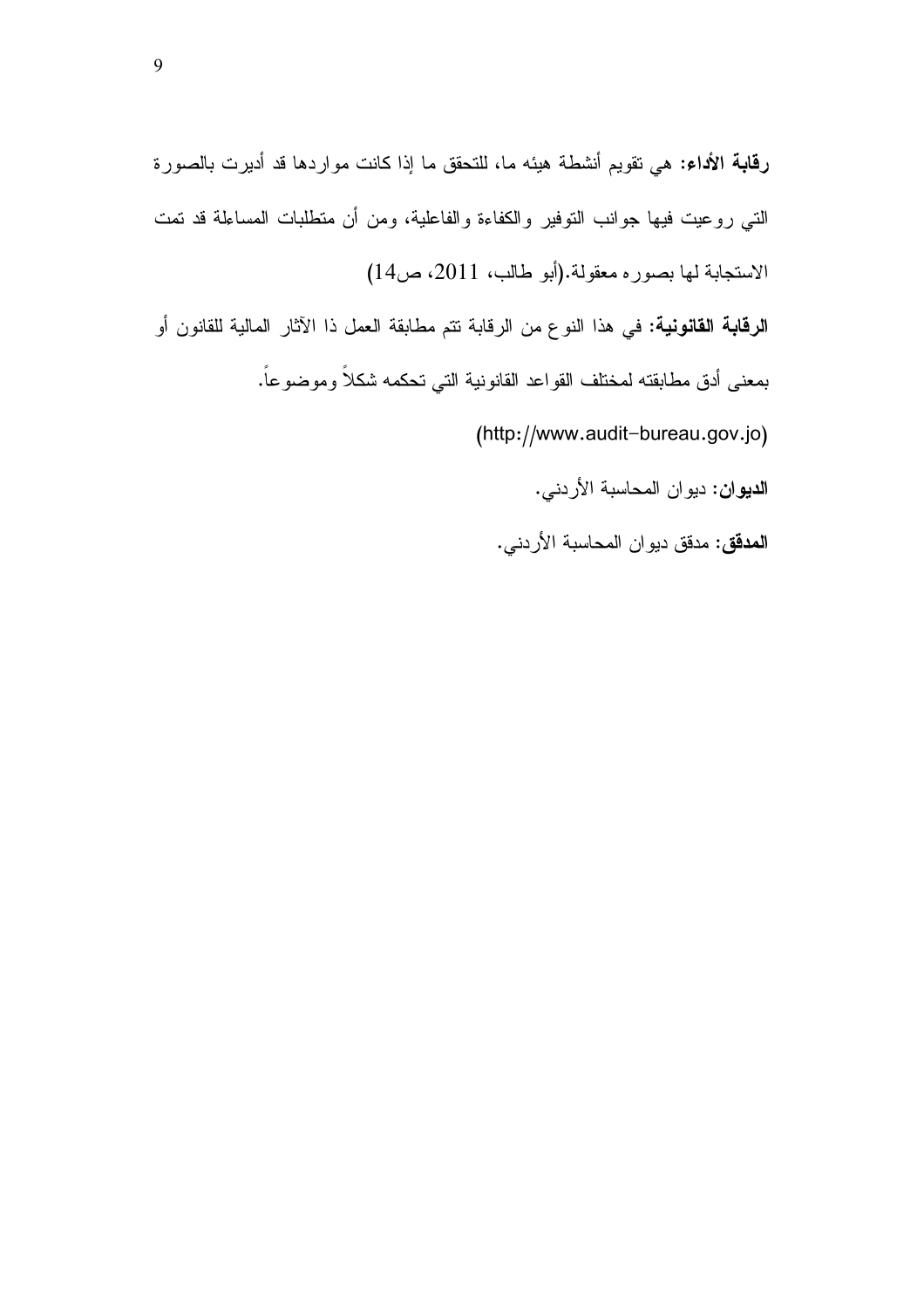**رقابة الأداء:** هي تقويم أنشطة هيئه ما، للتحقق ما إذا كانت مواردها قد أديرت بالصورة التي روعيت فيها جوانب التوفير والكفاءة والفاعلية، ومن أن متطلبات المساءلة قد تمت الاستجابة لها بصوره معقولة.(أبو طالب، 2011، ص14)

**الرقابة القانونية:** في هذا النوع من الرقابة تتم مطابقة العمل ذا الآثار المالية للقانون أو بمعنى أدق مطابقته لمختلف القواعد القانونية التي تحكمه شكلاً وموضوعاً. (http://www.audit-bureau.gov.jo)

**الديوان:** ديوان المحاسبة الأردني.

**المدقق:** مدقق ديوان المحاسبة الأردني.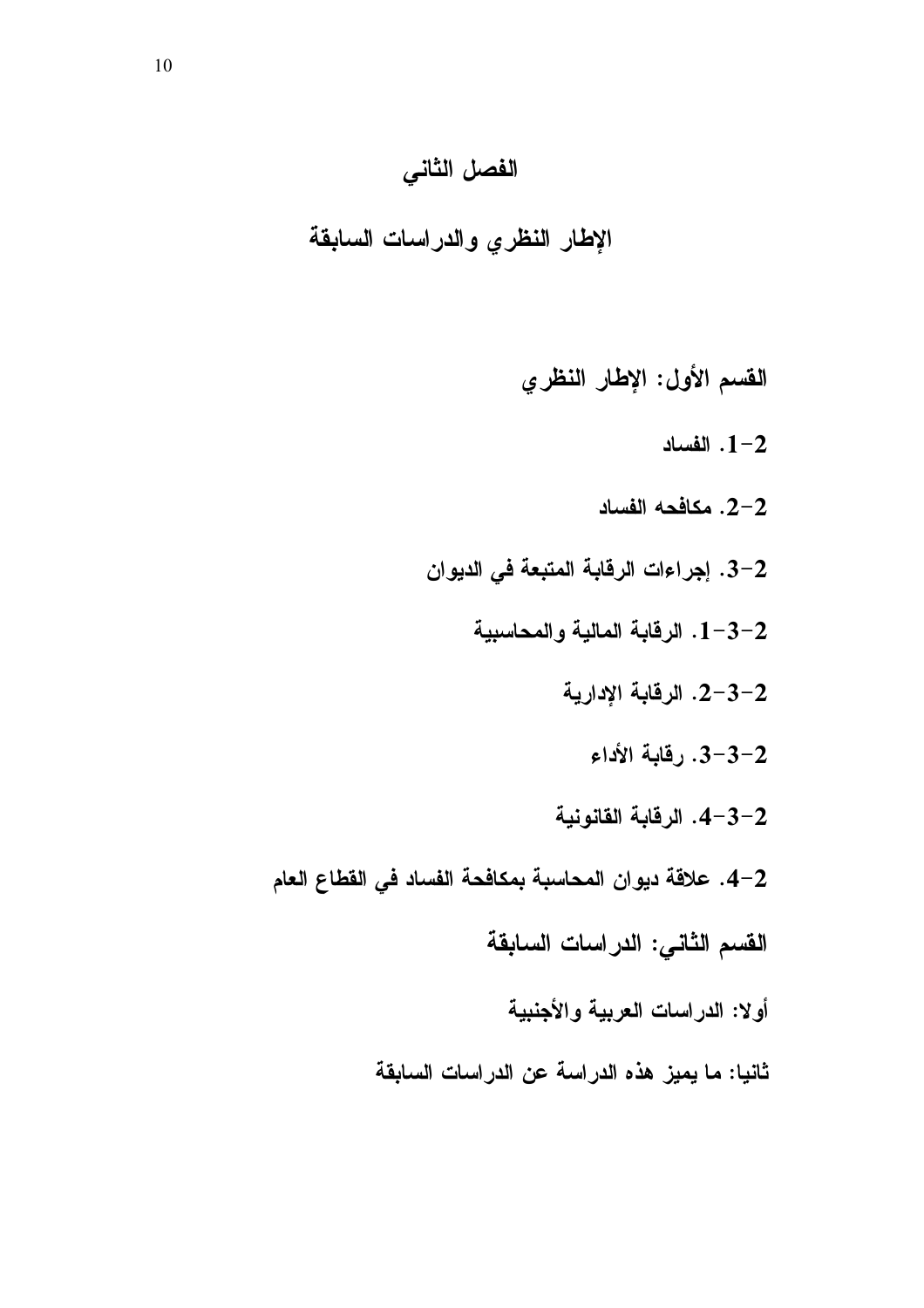# الفصل الثاني

## الإطار النظري والدراسات السابقة

**القسم الأول: الإطار النظري**

**2-1. الفساد**

**2-2. مكافحه الفساد**

**2-3. إجراءات الرقابة المتبعة في الديوان**

**2-3-1. الرقابة المالية والمحاسبية**

**2-3-2. الرقابة الإدارية**

**2-3-3. رقابة الأداء**

**2-3-4. الرقابة القانونية**

**2-4. علاقة ديوان المحاسبة بمكافحة الفساد في القطاع العام**

**القسم الثاني: الدراسات السابقة**

**أولا: الدراسات العربية والأجنبية**

**ثانيا: ما يميز هذه الدراسة عن الدراسات السابقة**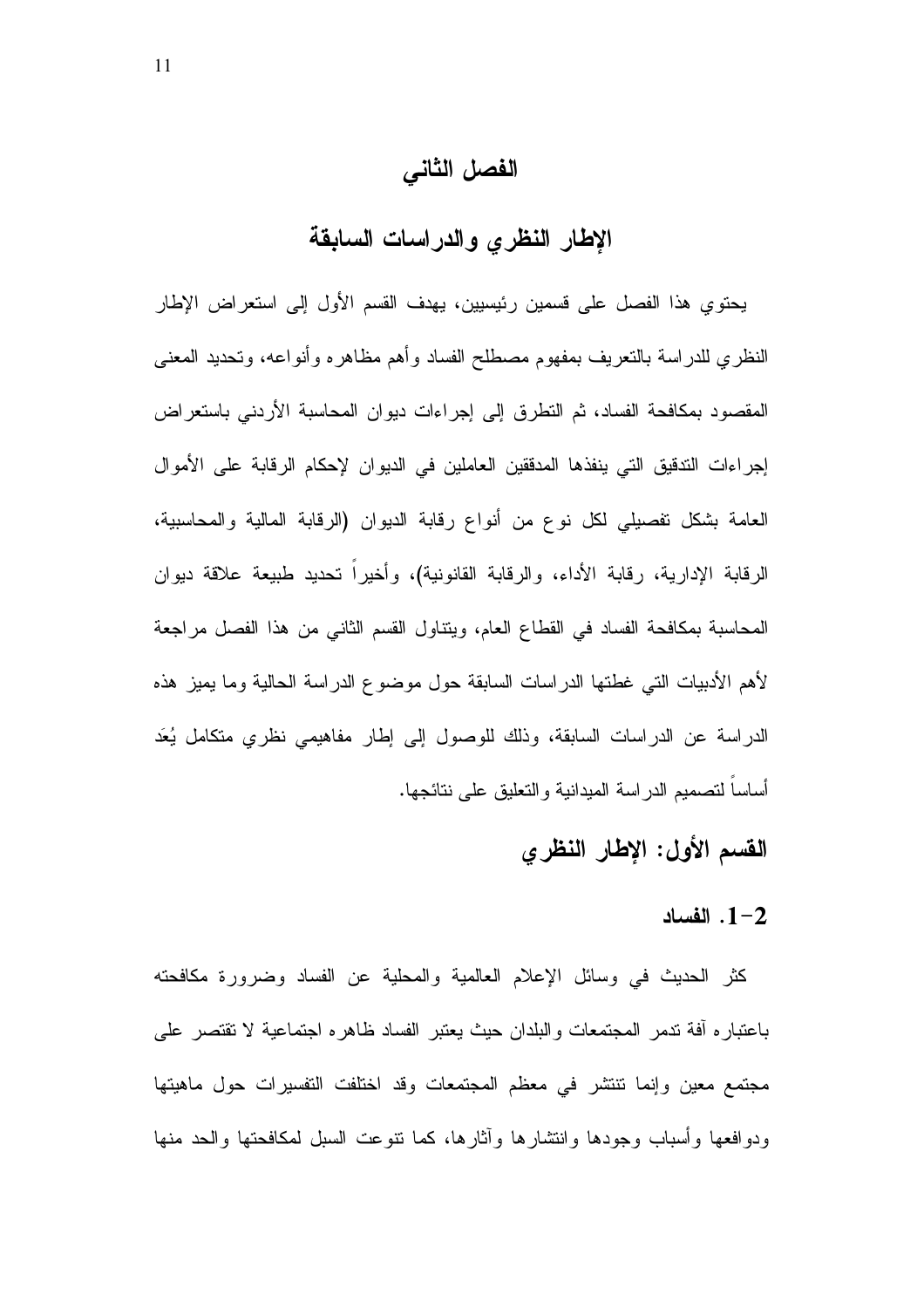# الفصل الثاني

## الإطار النظري والدراسات السابقة

يحتوي هذا الفصل على قسمين رئيسيين، يهدف القسم الأول إلى استعراض الإطار النظري للدراسة بالتعريف بمفهوم مصطلح الفساد وأهم مظاهره وأنواعه، وتحديد المعنى المقصود بمكافحة الفساد، ثم التطرق إلى إجراءات ديوان المحاسبة الأردني باستعراض إجراءات التدقيق التي ينفذها المدققين العاملين في الديوان لإحكام الرقابة على الأموال العامة بشكل تفصيلي لكل نوع من أنواع رقابة الديوان (الرقابة المالية والمحاسبية، الرقابة الإدارية، رقابة الأداء، والرقابة القانونية)، وأخيراً تحديد طبيعة علاقة ديوان المحاسبة بمكافحة الفساد في القطاع العام، ويتناول القسم الثاني من هذا الفصل مراجعة لأهم الأدبيات التي غطتها الدراسات السابقة حول موضوع الدراسة الحالية وما يميز هذه الدراسة عن الدراسات السابقة، وذلك للوصول إلى إطار مفاهيمي نظري متكامل يُعَد أساساً لتصميم الدراسة الميدانية والتعليق على نتائجها.

## القسم الأول: الإطار النظري

### 2-1. الفساد

كثر الحديث في وسائل الإعلام العالمية والمحلية عن الفساد وضرورة مكافحته باعتباره آفة تدمر المجتمعات والبلدان حيث يعتبر الفساد ظاهره اجتماعية لا تقتصر على مجتمع معين وإنما تنتشر في معظم المجتمعات وقد اختلفت التفسيرات حول ماهيتها ودوافعها وأسباب وجودها وانتشارها وآثارها، كما تنوعت السبل لمكافحتها والحد منها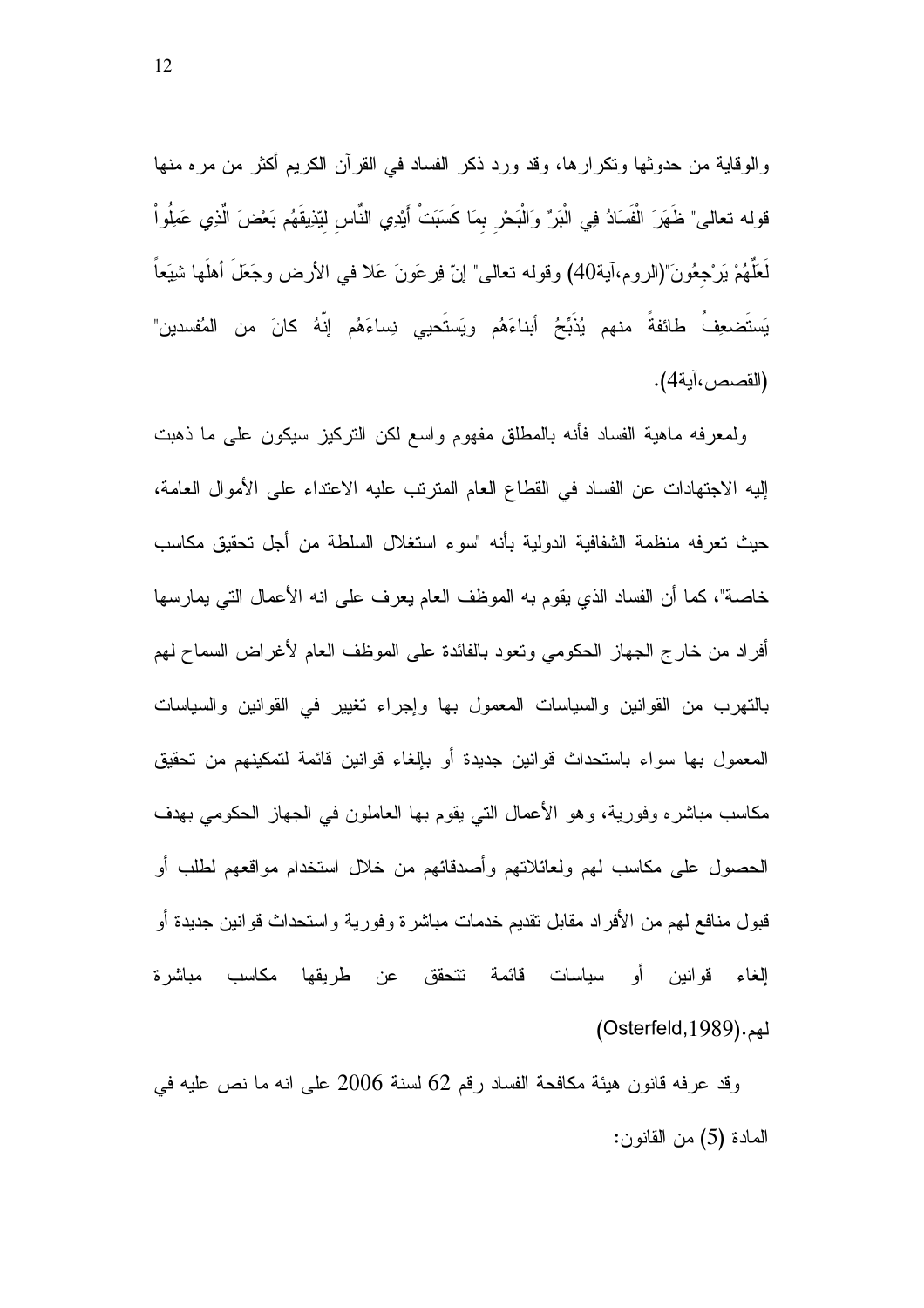والوقاية من حدوثها وتكرارها، وقد ورد ذكر الفساد في القرآن الكريم أكثر من مره منها قوله تعالى" ظَهَرَ الْفَسَادُ فِي الْبَرِّ وَالْبَحْرِ بِمَا كَسَبَتْ أَيْدِي النَّاسِ لِيُذِيقَهُم بَعْضَ الَّذِي عَمِلُواْ لَعَلَّهُمْ يَرْجِعُونَ"(الروم،آية40) وقوله تعالى" إنّ فِرعَونَ عَلا في الأرض وجَعَلَ أهلَها شيَعاً يَستَضعِفُ طائفةً منهم يُذَبِّحُ أبناءَهُم ويَستَحيي نِساءَهُم إنّهُ كانَ من المُفسدين" (القصص،آية4).

ولمعرفه ماهية الفساد فأنه بالمطلق مفهوم واسع لكن التركيز سيكون على ما ذهبت إليه الاجتهادات عن الفساد في القطاع العام المترتب عليه الاعتداء على الأموال العامة، حيث تعرفه منظمة الشفافية الدولية بأنه "سوء استغلال السلطة من أجل تحقيق مكاسب خاصة"، كما أن الفساد الذي يقوم به الموظف العام يعرف على انه الأعمال التي يمارسها أفراد من خارج الجهاز الحكومي وتعود بالفائدة على الموظف العام لأغراض السماح لهم بالتهرب من القوانين والسياسات المعمول بها وإجراء تغيير في القوانين والسياسات المعمول بها سواء باستحداث قوانين جديدة أو بإلغاء قوانين قائمة لتمكينهم من تحقيق مكاسب مباشره وفورية، وهو الأعمال التي يقوم بها العاملون في الجهاز الحكومي بهدف الحصول على مكاسب لهم ولعائلاتهم وأصدقائهم من خلال استخدام مواقعهم لطلب أو قبول منافع لهم من الأفراد مقابل تقديم خدمات مباشرة وفورية واستحداث قوانين جديدة أو إلغاء قوانين أو سياسات قائمة تتحقق عن طريقها مكاسب مباشرة لهم.(Osterfeld,1989)

وقد عرفه قانون هيئة مكافحة الفساد رقم 62 لسنة 2006 على انه ما نص عليه في المادة (5) من القانون: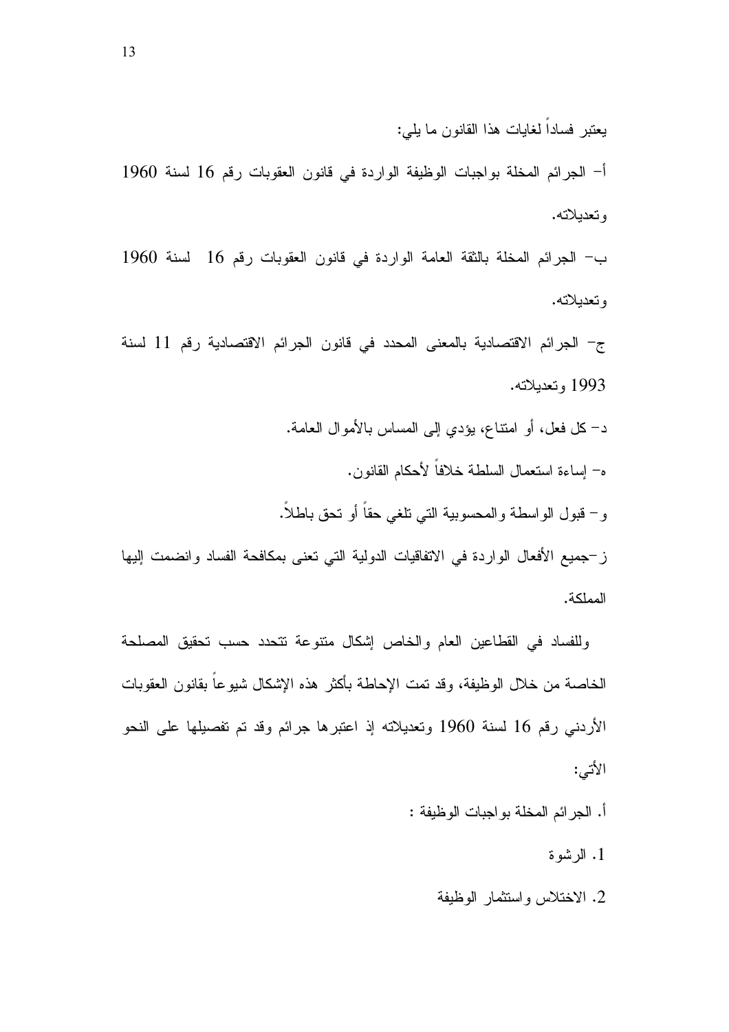يعتبر فساداً لغايات هذا القانون ما يلي:

أ- الجرائم المخلة بواجبات الوظيفة الواردة في قانون العقوبات رقم 16 لسنة 1960 وتعديلاته.

ب- الجرائم المخلة بالثقة العامة الواردة في قانون العقوبات رقم 16 لسنة 1960 وتعديلاته.

ج- الجرائم الاقتصادية بالمعنى المحدد في قانون الجرائم الاقتصادية رقم 11 لسنة 1993 وتعديلاته.

د- كل فعل، أو امتناع، يؤدي إلى المساس بالأموال العامة.

ه- إساءة استعمال السلطة خلافاً لأحكام القانون.

و- قبول الواسطة والمحسوبية التي تلغي حقاً أو تحق باطلاً.

ز-جميع الأفعال الواردة في الاتفاقيات الدولية التي تعنى بمكافحة الفساد وانضمت إليها المملكة.

وللفساد في القطاعين العام والخاص إشكال متنوعة تتحدد حسب تحقيق المصلحة الخاصة من خلال الوظيفة، وقد تمت الإحاطة بأكثر هذه الإشكال شيوعاً بقانون العقوبات الأردني رقم 16 لسنة 1960 وتعديلاته إذ اعتبرها جرائم وقد تم تفصيلها على النحو الأتي:

أ. الجرائم المخلة بواجبات الوظيفة :

1. الرشوة
2. الاختلاس واستثمار الوظيفة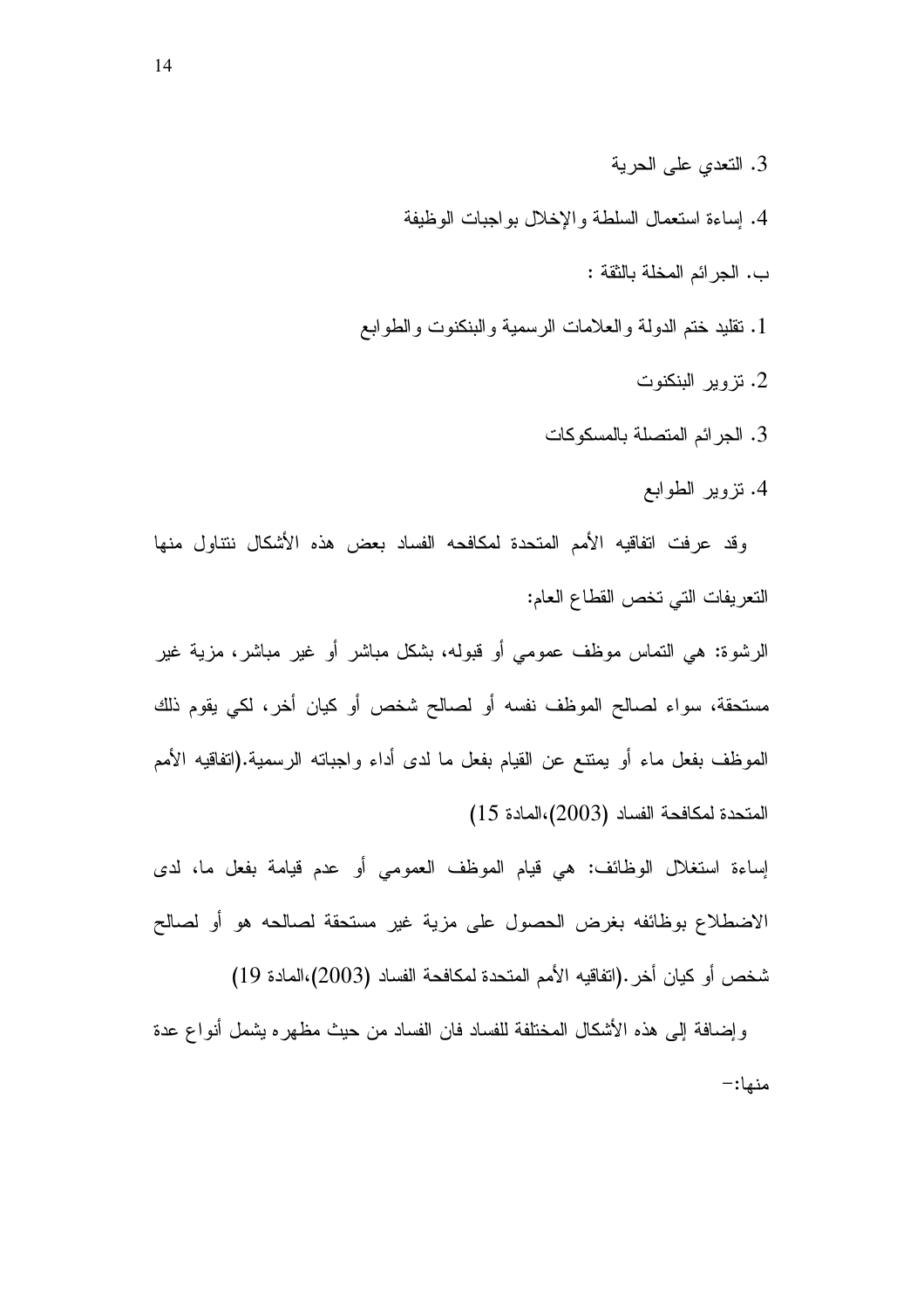3. التعدي على الحرية

4. إساءة استعمال السلطة والإخلال بواجبات الوظيفة

ب. الجرائم المخلة بالثقة :

1. تقليد ختم الدولة والعلامات الرسمية والبنكنوت والطوابع

2. تزوير البنكنوت

3. الجرائم المتصلة بالمسكوكات

4. تزوير الطوابع

وقد عرفت اتفاقيه الأمم المتحدة لمكافحه الفساد بعض هذه الأشكال نتناول منها التعريفات التي تخص القطاع العام:

الرشوة: هي التماس موظف عمومي أو قبوله، بشكل مباشر أو غير مباشر، مزية غير مستحقة، سواء لصالح الموظف نفسه أو لصالح شخص أو كيان أخر، لكي يقوم ذلك الموظف بفعل ماء أو يمتنع عن القيام بفعل ما لدى أداء واجباته الرسمية.(اتفاقيه الأمم المتحدة لمكافحة الفساد (2003)،المادة 15)

إساءة استغلال الوظائف: هي قيام الموظف العمومي أو عدم قيامة بفعل ما، لدى الاضطلاع بوظائفه بغرض الحصول على مزية غير مستحقة لصالحه هو أو لصالح شخص أو كيان أخر.(اتفاقيه الأمم المتحدة لمكافحة الفساد (2003)،المادة 19)

وإضافة إلى هذه الأشكال المختلفة للفساد فان الفساد من حيث مظهره يشمل أنواع عدة منها:-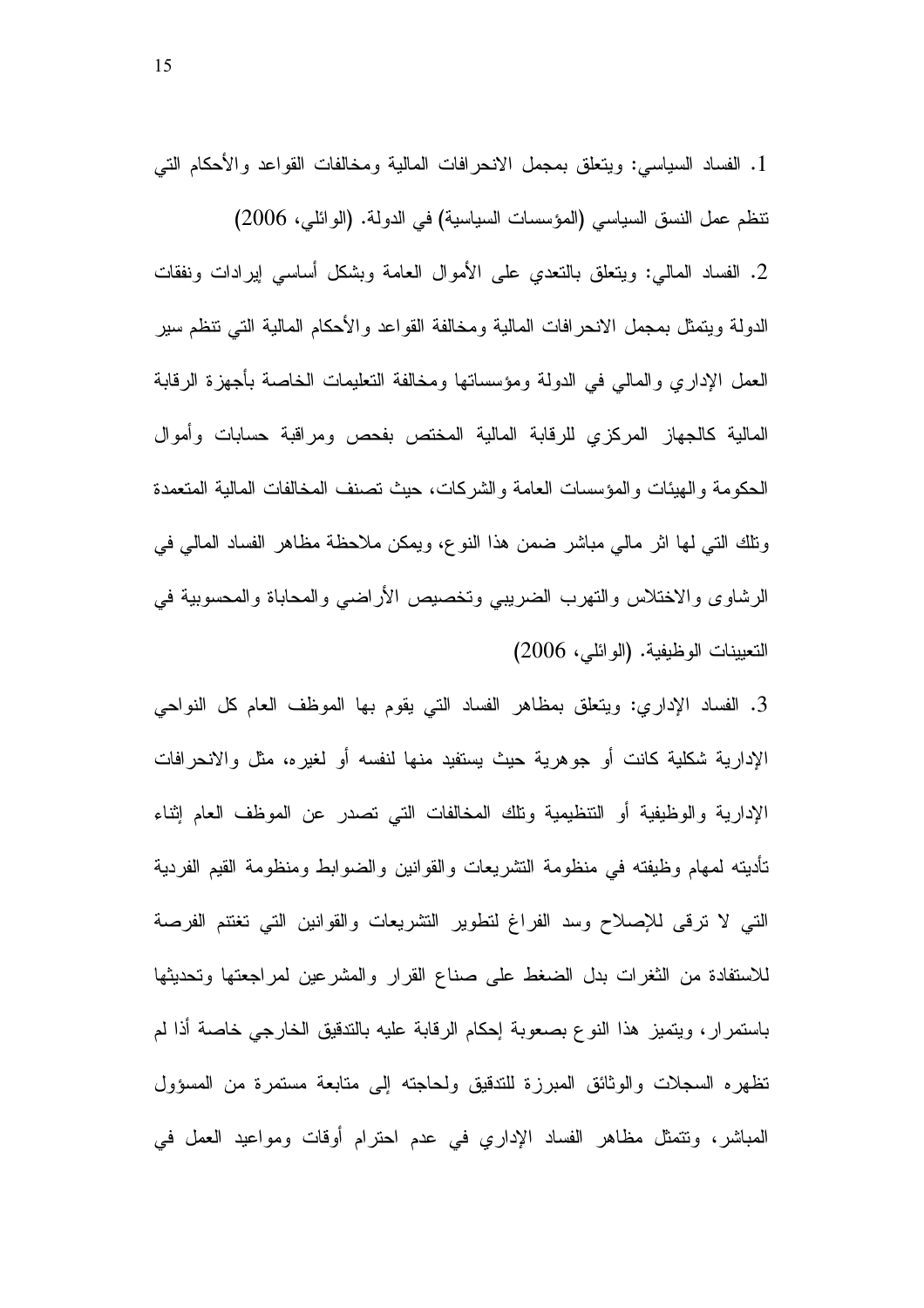1. الفساد السياسي: ويتعلق بمجمل الانحرافات المالية ومخالفات القواعد والأحكام التي تنظم عمل النسق السياسي (المؤسسات السياسية) في الدولة. (الوائلي، 2006)

2. الفساد المالي: ويتعلق بالتعدي على الأموال العامة وبشكل أساسي إيرادات ونفقات الدولة ويتمثل بمجمل الانحرافات المالية ومخالفة القواعد والأحكام المالية التي تنظم سير العمل الإداري والمالي في الدولة ومؤسساتها ومخالفة التعليمات الخاصة بأجهزة الرقابة المالية كالجهاز المركزي للرقابة المالية المختص بفحص ومراقبة حسابات وأموال الحكومة والهيئات والمؤسسات العامة والشركات، حيث تصنف المخالفات المالية المتعمدة وتلك التي لها اثر مالي مباشر ضمن هذا النوع، ويمكن ملاحظة مظاهر الفساد المالي في الرشاوى والاختلاس والتهرب الضريبي وتخصيص الأراضي والمحاباة والمحسوبية في التعيينات الوظيفية. (الوائلي، 2006)

3. الفساد الإداري: ويتعلق بمظاهر الفساد التي يقوم بها الموظف العام كل النواحي الإدارية شكلية كانت أو جوهرية حيث يستفيد منها لنفسه أو لغيره، مثل والانحرافات الإدارية والوظيفية أو التنظيمية وتلك المخالفات التي تصدر عن الموظف العام إثناء تأديته لمهام وظيفته في منظومة التشريعات والقوانين والضوابط ومنظومة القيم الفردية التي لا ترقى للإصلاح وسد الفراغ لتطوير التشريعات والقوانين التي تغتنم الفرصة للاستفادة من الثغرات بدل الضغط على صناع القرار والمشرعين لمراجعتها وتحديثها باستمرار، ويتميز هذا النوع بصعوبة إحكام الرقابة عليه بالتدقيق الخارجي خاصة أذا لم تظهره السجلات والوثائق المبرزة للتدقيق ولحاجته إلى متابعة مستمرة من المسؤول المباشر، وتتمثل مظاهر الفساد الإداري في عدم احترام أوقات ومواعيد العمل في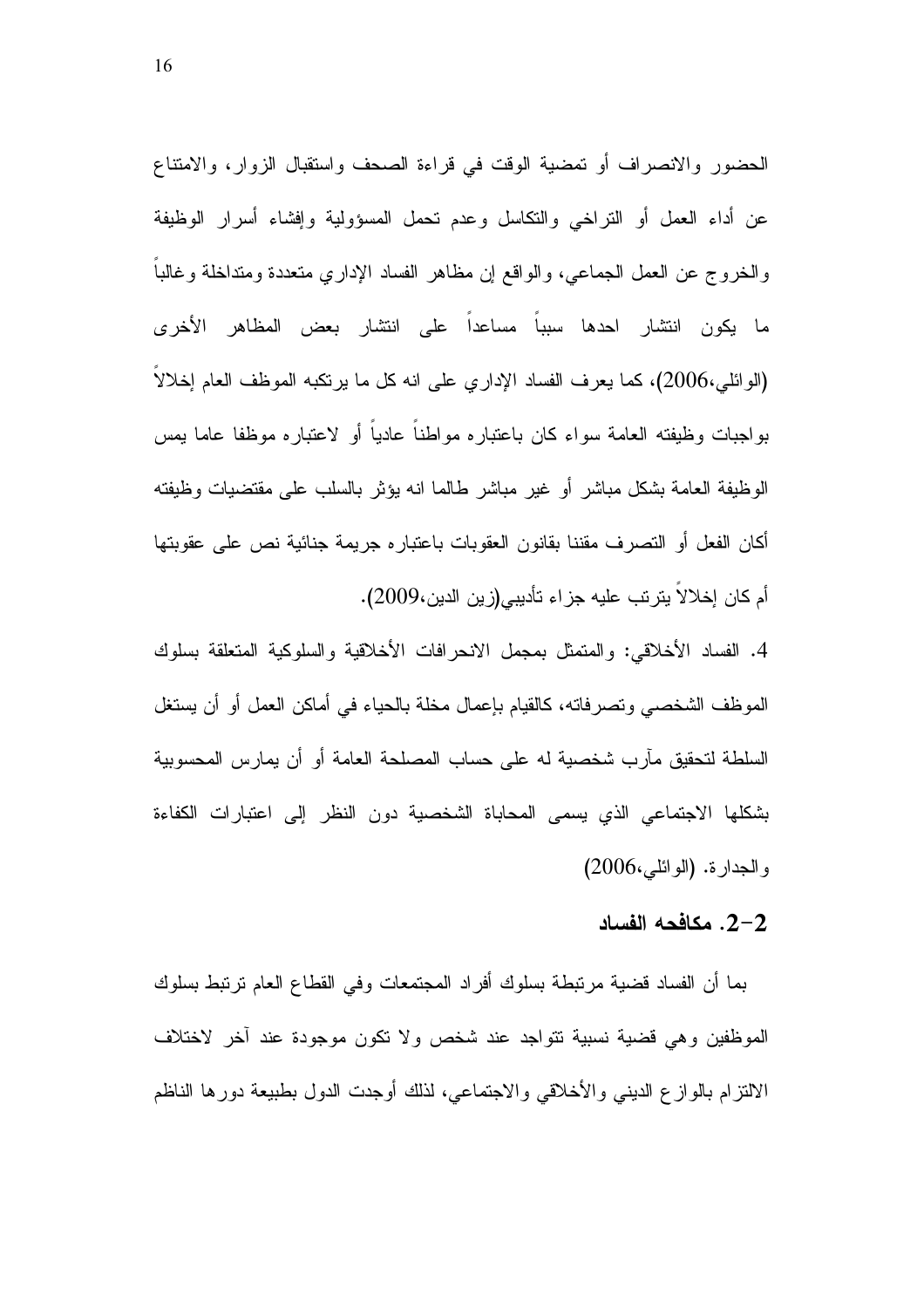الحضور والانصراف أو تمضية الوقت في قراءة الصحف واستقبال الزوار، والامتناع عن أداء العمل أو التراخي والتكاسل وعدم تحمل المسؤولية وإفشاء أسرار الوظيفة والخروج عن العمل الجماعي، والواقع إن مظاهر الفساد الإداري متعددة ومتداخلة وغالباً ما يكون انتشار احدها سبباً مساعداً على انتشار بعض المظاهر الأخرى (الوائلي،2006)، كما يعرف الفساد الإداري على انه كل ما يرتكبه الموظف العام إخلالاً بواجبات وظيفته العامة سواء كان باعتباره مواطناً عادياً أو لاعتباره موظفا عاما يمس الوظيفة العامة بشكل مباشر أو غير مباشر طالما انه يؤثر بالسلب على مقتضيات وظيفته أكان الفعل أو التصرف مقننا بقانون العقوبات باعتباره جريمة جنائية نص على عقوبتها أم كان إخلالاً يترتب عليه جزاء تأديبي(زين الدين،2009).

4. الفساد الأخلاقي: والمتمثل بمجمل الانحرافات الأخلاقية والسلوكية المتعلقة بسلوك الموظف الشخصي وتصرفاته، كالقيام بإعمال مخلة بالحياء في أماكن العمل أو أن يستغل السلطة لتحقيق مآرب شخصية له على حساب المصلحة العامة أو أن يمارس المحسوبية بشكلها الاجتماعي الذي يسمى المحاباة الشخصية دون النظر إلى اعتبارات الكفاءة والجدارة. (الوائلي،2006)

## 2-2. مكافحه الفساد

بما أن الفساد قضية مرتبطة بسلوك أفراد المجتمعات وفي القطاع العام ترتبط بسلوك الموظفين وهي قضية نسبية تتواجد عند شخص ولا تكون موجودة عند آخر لاختلاف الالتزام بالوازع الديني والأخلاقي والاجتماعي، لذلك أوجدت الدول بطبيعة دورها الناظم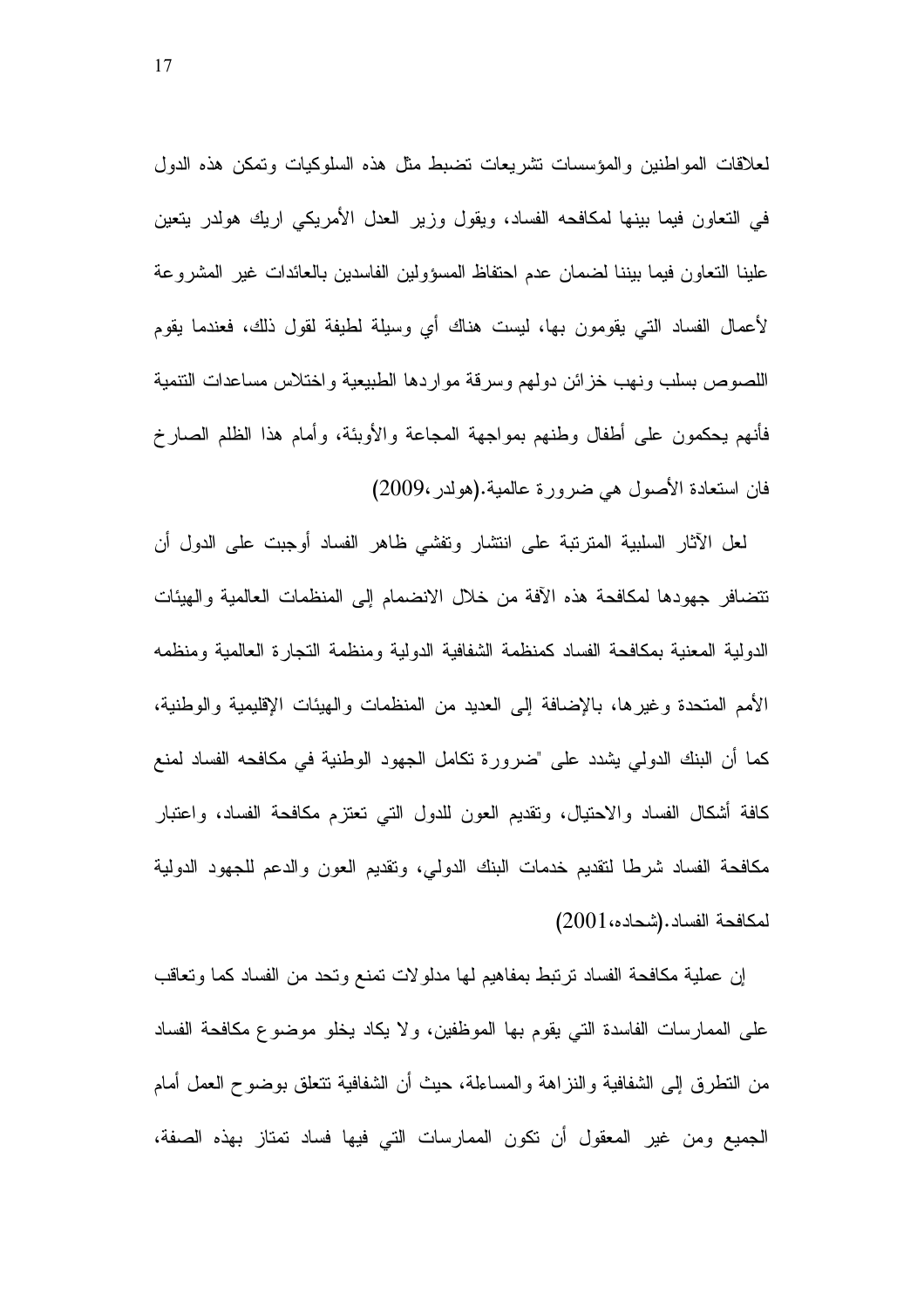لعلاقات المواطنين والمؤسسات تشريعات تضبط مثل هذه السلوكيات وتمكن هذه الدول في التعاون فيما بينها لمكافحه الفساد، ويقول وزير العدل الأمريكي اريك هولدر يتعين علينا التعاون فيما بيننا لضمان عدم احتفاظ المسؤولين الفاسدين بالعائدات غير المشروعة لأعمال الفساد التي يقومون بها، ليست هناك أي وسيلة لطيفة لقول ذلك، فعندما يقوم اللصوص بسلب ونهب خزائن دولهم وسرقة مواردها الطبيعية واختلاس مساعدات التنمية فأنهم يحكمون على أطفال وطنهم بمواجهة المجاعة والأوبئة، وأمام هذا الظلم الصارخ فان استعادة الأصول هي ضرورة عالمية.(هولدر،2009)

لعل الآثار السلبية المترتبة على انتشار وتفشي ظاهر الفساد أوجبت على الدول أن تتضافر جهودها لمكافحة هذه الآفة من خلال الانضمام إلى المنظمات العالمية والهيئات الدولية المعنية بمكافحة الفساد كمنظمة الشفافية الدولية ومنظمة التجارة العالمية ومنظمه الأمم المتحدة وغيرها، بالإضافة إلى العديد من المنظمات والهيئات الإقليمية والوطنية، كما أن البنك الدولي يشدد على "ضرورة تكامل الجهود الوطنية في مكافحه الفساد لمنع كافة أشكال الفساد والاحتيال، وتقديم العون للدول التي تعتزم مكافحة الفساد، واعتبار مكافحة الفساد شرطا لتقديم خدمات البنك الدولي، وتقديم العون والدعم للجهود الدولية لمكافحة الفساد.(شحاده،2001)

إن عملية مكافحة الفساد ترتبط بمفاهيم لها مدلولات تمنع وتحد من الفساد كما وتعاقب على الممارسات الفاسدة التي يقوم بها الموظفين، ولا يكاد يخلو موضوع مكافحة الفساد من التطرق إلى الشفافية والنزاهة والمساءلة، حيث أن الشفافية تتعلق بوضوح العمل أمام الجميع ومن غير المعقول أن تكون الممارسات التي فيها فساد تمتاز بهذه الصفة،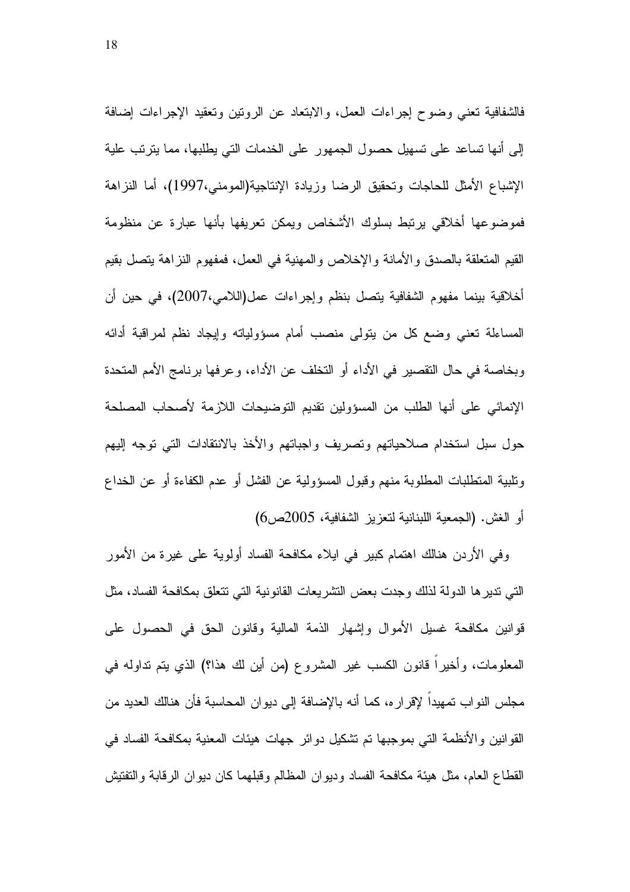فالشفافية تعني وضوح إجراءات العمل، والابتعاد عن الروتين وتعقيد الإجراءات إضافة إلى أنها تساعد على تسهيل حصول الجمهور على الخدمات التي يطلبها، مما يترتب علية الإشباع الأمثل للحاجات وتحقيق الرضا وزيادة الإنتاجية(المومني،1997)، أما النزاهة فموضوعها أخلاقي يرتبط بسلوك الأشخاص ويمكن تعريفها بأنها عبارة عن منظومة القيم المتعلقة بالصدق والأمانة والإخلاص والمهنية في العمل، فمفهوم النزاهة يتصل بقيم أخلاقية بينما مفهوم الشفافية يتصل بنظم وإجراءات عمل(اللامي،2007)، في حين أن المساءلة تعني وضع كل من يتولى منصب أمام مسؤولياته وإيجاد نظم لمراقبة أدائه وبخاصة في حال التقصير في الأداء أو التخلف عن الأداء، وعرفها برنامج الأمم المتحدة الإنمائي على أنها الطلب من المسؤولين تقديم التوضيحات اللازمة لأصحاب المصلحة حول سبل استخدام صلاحياتهم وتصريف واجباتهم والأخذ بالانتقادات التي توجه إليهم وتلبية المتطلبات المطلوبة منهم وقبول المسؤولية عن الفشل أو عدم الكفاءة أو عن الخداع أو الغش. (الجمعية اللبنانية لتعزيز الشفافية، 2005ص6)

وفي الأردن هنالك اهتمام كبير في ايلاء مكافحة الفساد أولوية على غيرة من الأمور التي تديرها الدولة لذلك وجدت بعض التشريعات القانونية التي تتعلق بمكافحة الفساد، مثل قوانين مكافحة غسيل الأموال وإشهار الذمة المالية وقانون الحق في الحصول على المعلومات، وأخيراً قانون الكسب غير المشروع (من أين لك هذا؟) الذي يتم تداوله في مجلس النواب تمهيداً لإقراره، كما أنه بالإضافة إلى ديوان المحاسبة فأن هنالك العديد من القوانين والأنظمة التي بموجبها تم تشكيل دوائر جهات هيئات المعنية بمكافحة الفساد في القطاع العام، مثل هيئة مكافحة الفساد وديوان المظالم وقبلهما كان ديوان الرقابة والتفتيش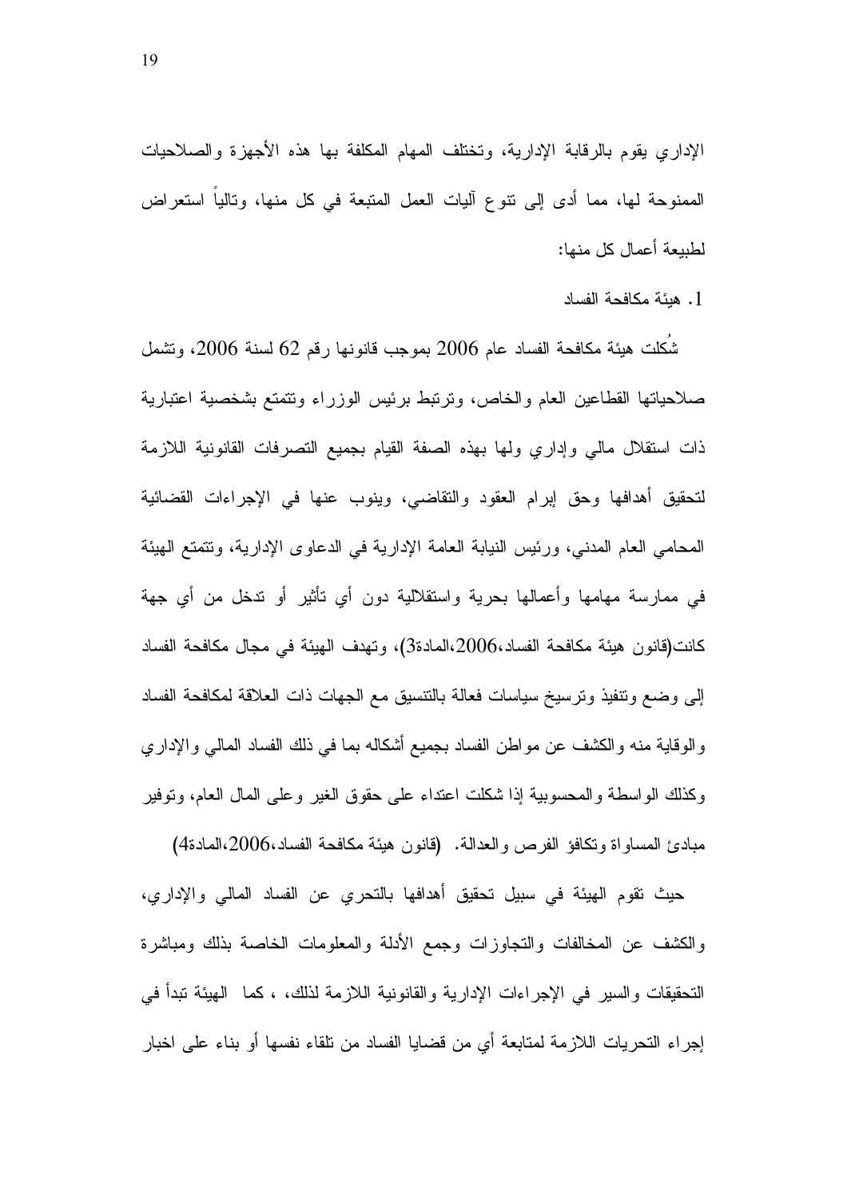الإداري يقوم بالرقابة الإدارية، وتختلف المهام المكلفة بها هذه الأجهزة والصلاحيات الممنوحة لها، مما أدى إلى تنوع آليات العمل المتبعة في كل منها، وتالياً استعراض لطبيعة أعمال كل منها:

1. هيئة مكافحة الفساد

شُكلت هيئة مكافحة الفساد عام 2006 بموجب قانونها رقم 62 لسنة 2006، وتشمل صلاحياتها القطاعين العام والخاص، وترتبط برئيس الوزراء وتتمتع بشخصية اعتبارية ذات استقلال مالي وإداري ولها بهذه الصفة القيام بجميع التصرفات القانونية اللازمة لتحقيق أهدافها وحق إبرام العقود والتقاضي، وينوب عنها في الإجراءات القضائية المحامي العام المدني، ورئيس النيابة العامة الإدارية في الدعاوى الإدارية، وتتمتع الهيئة في ممارسة مهامها وأعمالها بحرية واستقلالية دون أي تأثير أو تدخل من أي جهة كانت(قانون هيئة مكافحة الفساد،2006،المادة3)، وتهدف الهيئة في مجال مكافحة الفساد إلى وضع وتنفيذ وترسيخ سياسات فعالة بالتنسيق مع الجهات ذات العلاقة لمكافحة الفساد والوقاية منه والكشف عن مواطن الفساد بجميع أشكاله بما في ذلك الفساد المالي والإداري وكذلك الواسطة والمحسوبية إذا شكلت اعتداء على حقوق الغير وعلى المال العام، وتوفير مبادئ المساواة وتكافؤ الفرص والعدالة. (قانون هيئة مكافحة الفساد،2006،المادة4)

حيث تقوم الهيئة في سبيل تحقيق أهدافها بالتحري عن الفساد المالي والإداري، والكشف عن المخالفات والتجاوزات وجمع الأدلة والمعلومات الخاصة بذلك ومباشرة التحقيقات والسير في الإجراءات الإدارية والقانونية اللازمة لذلك، ، كما الهيئة تبدأ في إجراء التحريات اللازمة لمتابعة أي من قضايا الفساد من تلقاء نفسها أو بناء على اخبار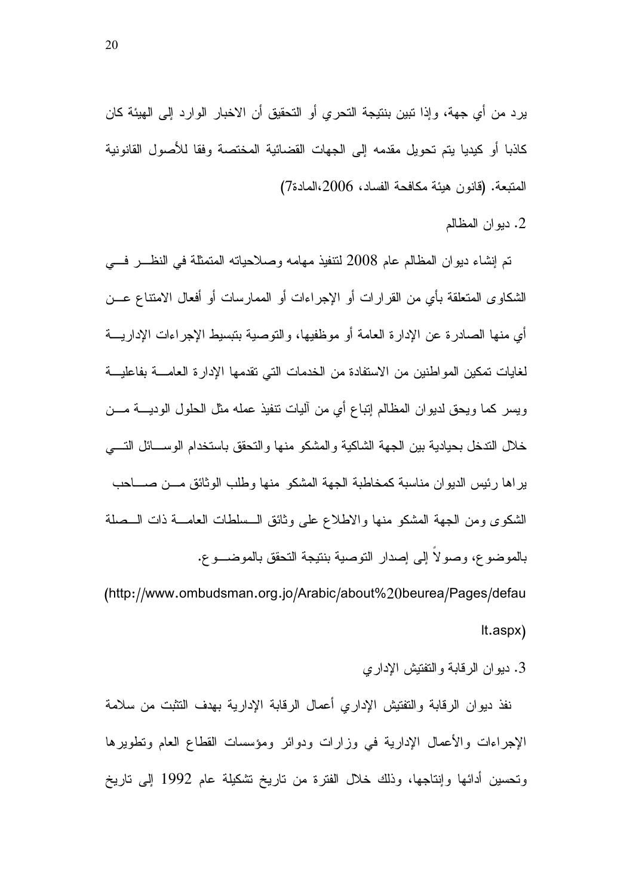يرد من أي جهة، وإذا تبين بنتيجة التحري أو التحقيق أن الاخبار الوارد إلى الهيئة كان كاذبا أو كيديا يتم تحويل مقدمه إلى الجهات القضائية المختصة وفقا للأصول القانونية المتبعة. (قانون هيئة مكافحة الفساد، 2006،المادة7)

2. ديوان المظالم

تم إنشاء ديوان المظالم عام 2008 لتنفيذ مهامه وصلاحياته المتمثلة في النظر في الشكاوى المتعلقة بأي من القرارات أو الإجراءات أو الممارسات أو أفعال الامتناع عن أي منها الصادرة عن الإدارة العامة أو موظفيها، والتوصية بتبسيط الإجراءات الإدارية لغايات تمكين المواطنين من الاستفادة من الخدمات التي تقدمها الإدارة العامة بفاعلية ويسر كما ويحق لديوان المظالم إتباع أي من آليات تنفيذ عمله مثل الحلول الودية من خلال التدخل بحيادية بين الجهة الشاكية والمشكو منها والتحقق باستخدام الوسائل التي يراها رئيس الديوان مناسبة كمخاطبة الجهة المشكو منها وطلب الوثائق من صاحب الشكوى ومن الجهة المشكو منها والاطلاع على وثائق السلطات العامة ذات الصلة بالموضوع، وصولاً إلى إصدار التوصية بنتيجة التحقق بالموضوع.

(http://www.ombudsman.org.jo/Arabic/about%20beurea/Pages/default.aspx)

3. ديوان الرقابة والتفتيش الإداري

نفذ ديوان الرقابة والتفتيش الإداري أعمال الرقابة الإدارية بهدف التثبت من سلامة الإجراءات والأعمال الإدارية في وزارات ودوائر ومؤسسات القطاع العام وتطويرها وتحسين أدائها وإنتاجها، وذلك خلال الفترة من تاريخ تشكيلة عام 1992 إلى تاريخ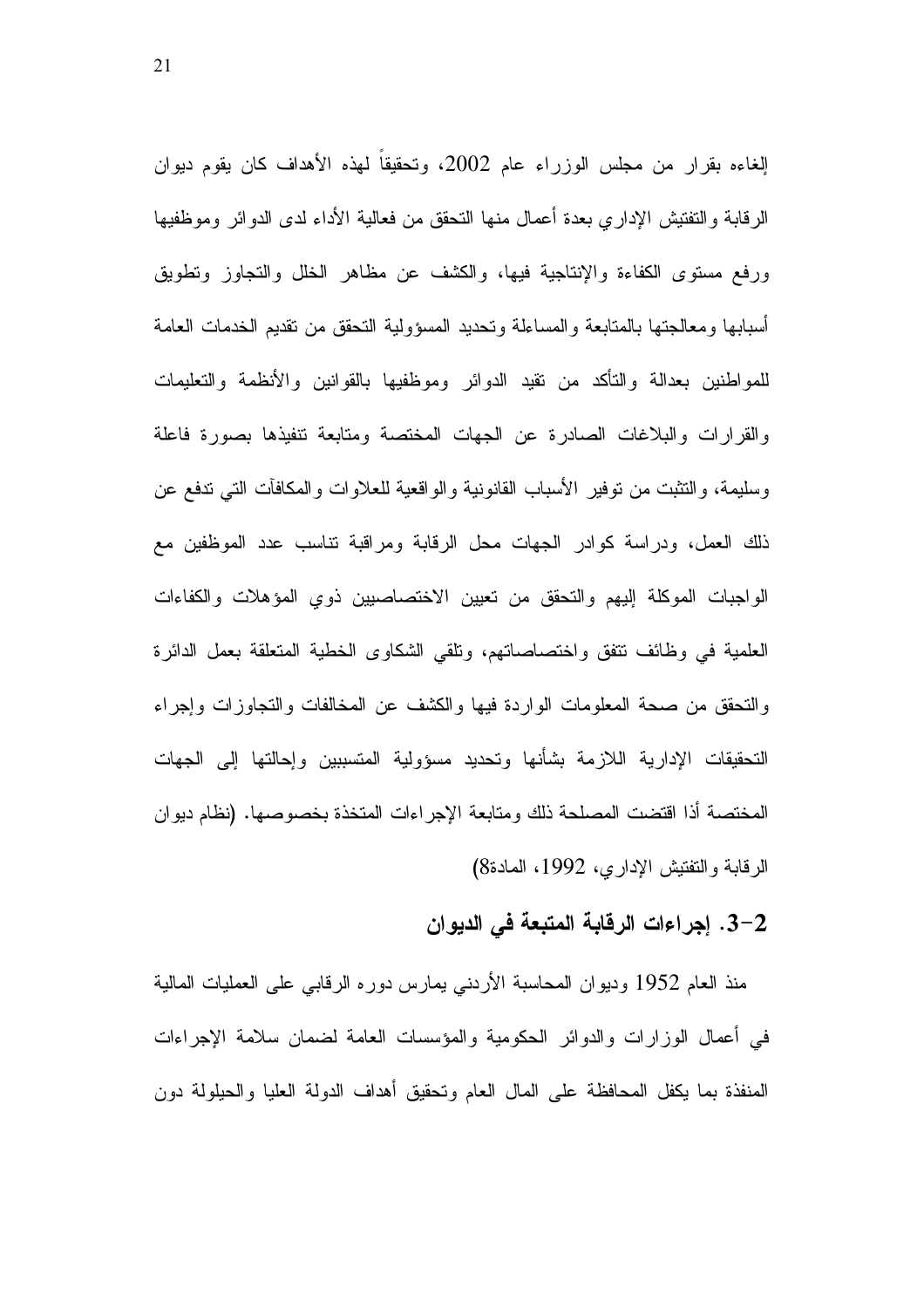إلغاءه بقرار من مجلس الوزراء عام 2002، وتحقيقاً لهذه الأهداف كان يقوم ديوان الرقابة والتفتيش الإداري بعدة أعمال منها التحقق من فعالية الأداء لدى الدوائر وموظفيها ورفع مستوى الكفاءة والإنتاجية فيها، والكشف عن مظاهر الخلل والتجاوز وتطويق أسبابها ومعالجتها بالمتابعة والمساءلة وتحديد المسؤولية التحقق من تقديم الخدمات العامة للمواطنين بعدالة والتأكد من تقيد الدوائر وموظفيها بالقوانين والأنظمة والتعليمات والقرارات والبلاغات الصادرة عن الجهات المختصة ومتابعة تنفيذها بصورة فاعلة وسليمة، والتثبت من توفير الأسباب القانونية والواقعية للعلاوات والمكافآت التي تدفع عن ذلك العمل، ودراسة كوادر الجهات محل الرقابة ومراقبة تناسب عدد الموظفين مع الواجبات الموكلة إليهم والتحقق من تعيين الاختصاصيين ذوي المؤهلات والكفاءات العلمية في وظائف تتفق واختصاصاتهم، وتلقي الشكاوى الخطية المتعلقة بعمل الدائرة والتحقق من صحة المعلومات الواردة فيها والكشف عن المخالفات والتجاوزات وإجراء التحقيقات الإدارية اللازمة بشأنها وتحديد مسؤولية المتسببين وإحالتها إلى الجهات المختصة أذا اقتضت المصلحة ذلك ومتابعة الإجراءات المتخذة بخصوصها. (نظام ديوان الرقابة والتفتيش الإداري، 1992، المادة8)

## 2-3. إجراءات الرقابة المتبعة في الديوان

منذ العام 1952 وديوان المحاسبة الأردني يمارس دوره الرقابي على العمليات المالية في أعمال الوزارات والدوائر الحكومية والمؤسسات العامة لضمان سلامة الإجراءات المنفذة بما يكفل المحافظة على المال العام وتحقيق أهداف الدولة العليا والحيلولة دون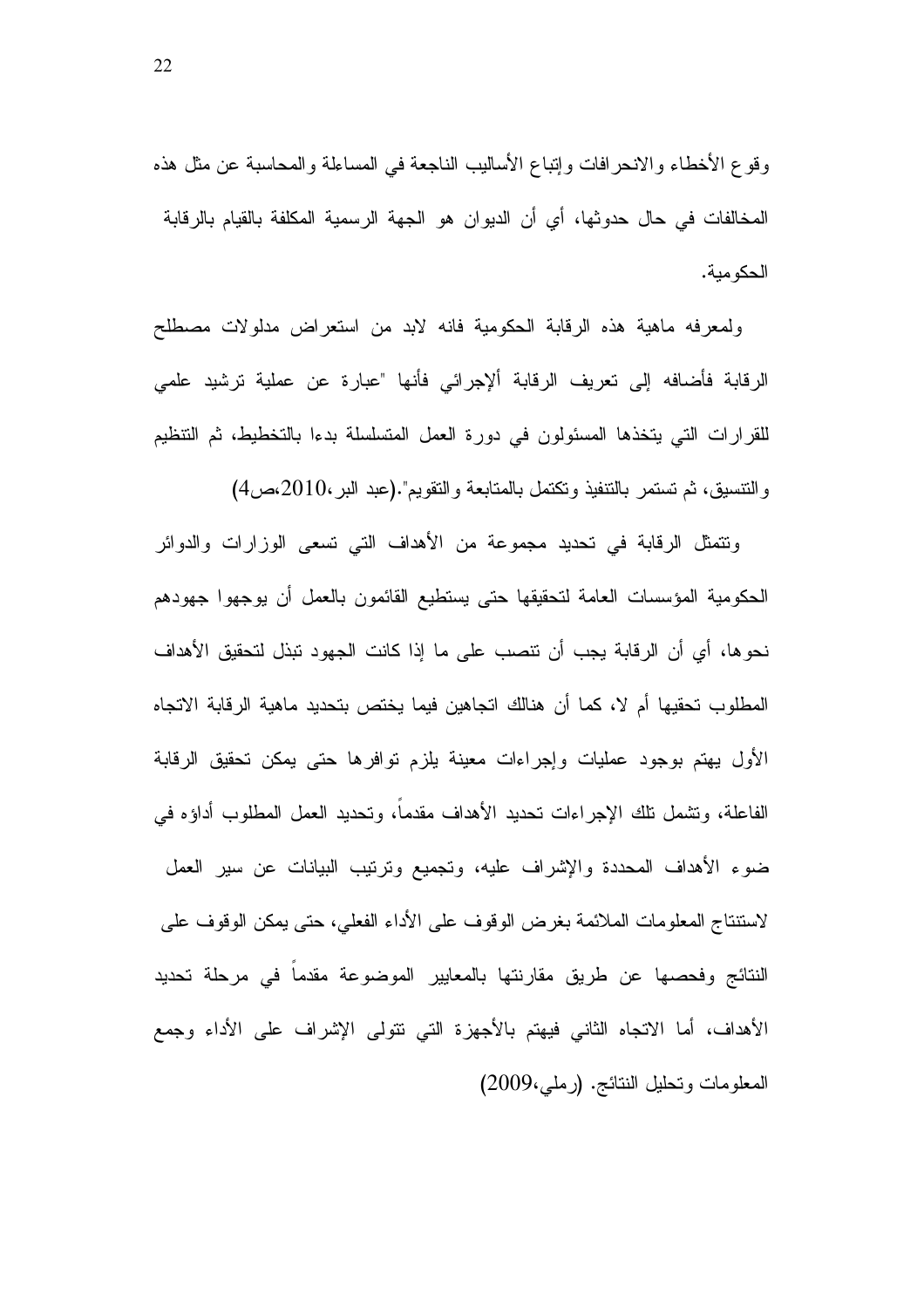وقوع الأخطاء والانحرافات وإتباع الأساليب الناجعة في المساءلة والمحاسبة عن مثل هذه المخالفات في حال حدوثها، أي أن الديوان هو الجهة الرسمية المكلفة بالقيام بالرقابة الحكومية.

ولمعرفه ماهية هذه الرقابة الحكومية فانه لابد من استعراض مدلولات مصطلح الرقابة فأضافه إلى تعريف الرقابة ألإجرائي فأنها "عبارة عن عملية ترشيد علمي للقرارات التي يتخذها المسئولون في دورة العمل المتسلسلة بدءا بالتخطيط، ثم التنظيم والتنسيق، ثم تستمر بالتنفيذ وتكتمل بالمتابعة والتقويم".(عبد البر،2010،ص4)

وتتمثل الرقابة في تحديد مجموعة من الأهداف التي تسعى الوزارات والدوائر الحكومية المؤسسات العامة لتحقيقها حتى يستطيع القائمون بالعمل أن يوجهوا جهودهم نحوها، أي أن الرقابة يجب أن تنصب على ما إذا كانت الجهود تبذل لتحقيق الأهداف المطلوب تحقيها أم لا، كما أن هنالك اتجاهين فيما يختص بتحديد ماهية الرقابة الاتجاه الأول يهتم بوجود عمليات وإجراءات معينة يلزم توافرها حتى يمكن تحقيق الرقابة الفاعلة، وتشمل تلك الإجراءات تحديد الأهداف مقدماً، وتحديد العمل المطلوب أداؤه في ضوء الأهداف المحددة والإشراف عليه، وتجميع وترتيب البيانات عن سير العمل لاستنتاج المعلومات الملائمة بغرض الوقوف على الأداء الفعلي، حتى يمكن الوقوف على النتائج وفحصها عن طريق مقارنتها بالمعايير الموضوعة مقدماً في مرحلة تحديد الأهداف، أما الاتجاه الثاني فيهتم بالأجهزة التي تتولى الإشراف على الأداء وجمع المعلومات وتحليل النتائج. (رملي،2009)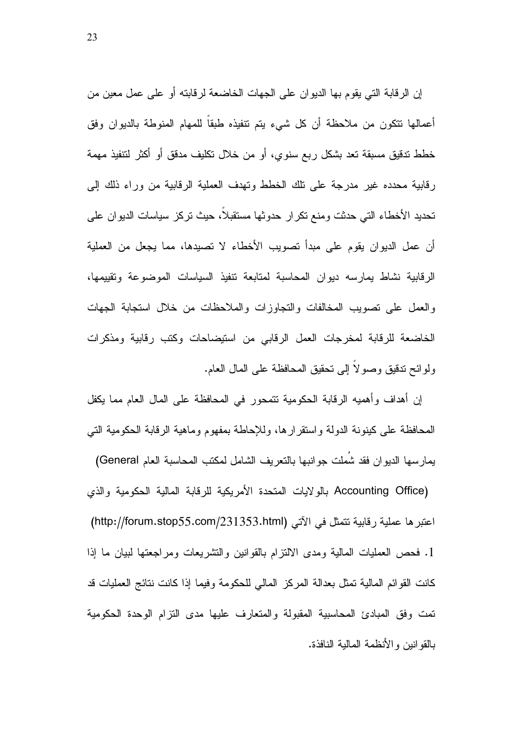إن الرقابة التي يقوم بها الديوان على الجهات الخاضعة لرقابته أو على عمل معين من أعمالها تتكون من ملاحظة أن كل شيء يتم تنفيذه طبقاً للمهام المنوطة بالديوان وفق خطط تدقيق مسبقة تعد بشكل ربع سنوي، أو من خلال تكليف مدقق أو أكثر لتنفيذ مهمة رقابية محدده غير مدرجة على تلك الخطط وتهدف العملية الرقابية من وراء ذلك إلى تحديد الأخطاء التي حدثت ومنع تكرار حدوثها مستقبلاً، حيث تركز سياسات الديوان على أن عمل الديوان يقوم على مبدأ تصويب الأخطاء لا تصيدها، مما يجعل من العملية الرقابية نشاط يمارسه ديوان المحاسبة لمتابعة تنفيذ السياسات الموضوعة وتقييمها، والعمل على تصويب المخالفات والتجاوزات والملاحظات من خلال استجابة الجهات الخاضعة للرقابة لمخرجات العمل الرقابي من استيضاحات وكتب رقابية ومذكرات ولوائح تدقيق وصولاً إلى تحقيق المحافظة على المال العام.

إن أهداف وأهميه الرقابة الحكومية تتمحور في المحافظة على المال العام مما يكفل المحافظة على كينونة الدولة واستقرارها، وللإحاطة بمفهوم وماهية الرقابة الحكومية التي يمارسها الديوان فقد شُملت جوانبها بالتعريف الشامل لمكتب المحاسبة العام (General Accounting Office) بالولايات المتحدة الأمريكية للرقابة المالية الحكومية والذي اعتبرها عملية رقابية تتمثل في الآتي (http://forum.stop55.com/231353.html)

1. فحص العمليات المالية ومدى الالتزام بالقوانين والتشريعات ومراجعتها لبيان ما إذا كانت القوائم المالية تمثل بعدالة المركز المالي للحكومة وفيما إذا كانت نتائج العمليات قد تمت وفق المبادئ المحاسبية المقبولة والمتعارف عليها مدى التزام الوحدة الحكومية بالقوانين والأنظمة المالية النافذة.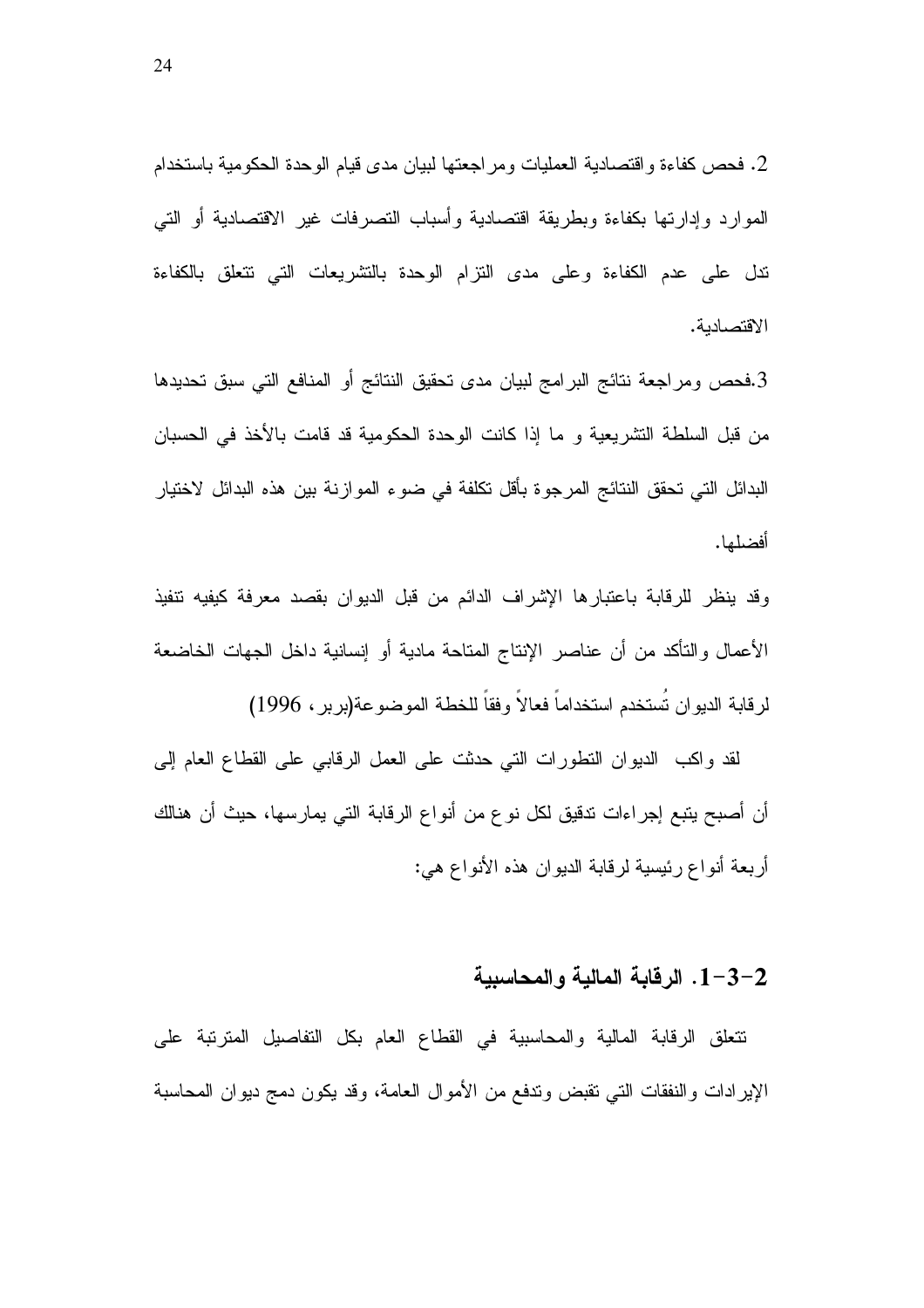2. فحص كفاءة واقتصادية العمليات ومراجعتها لبيان مدى قيام الوحدة الحكومية باستخدام الموارد وإدارتها بكفاءة وبطريقة اقتصادية وأسباب التصرفات غير الاقتصادية أو التي تدل على عدم الكفاءة وعلى مدى التزام الوحدة بالتشريعات التي تتعلق بالكفاءة الاقتصادية.

3.فحص ومراجعة نتائج البرامج لبيان مدى تحقيق النتائج أو المنافع التي سبق تحديدها من قبل السلطة التشريعية و ما إذا كانت الوحدة الحكومية قد قامت بالأخذ في الحسبان البدائل التي تحقق النتائج المرجوة بأقل تكلفة في ضوء الموازنة بين هذه البدائل لاختيار أفضلها.

وقد ينظر للرقابة باعتبارها الإشراف الدائم من قبل الديوان بقصد معرفة كيفيه تنفيذ الأعمال والتأكد من أن عناصر الإنتاج المتاحة مادية أو إنسانية داخل الجهات الخاضعة لرقابة الديوان تُستخدم استخداماً فعالاً وفقاً للخطة الموضوعة(بربر، 1996)

لقد واكب الديوان التطورات التي حدثت على العمل الرقابي على القطاع العام إلى أن أصبح يتبع إجراءات تدقيق لكل نوع من أنواع الرقابة التي يمارسها، حيث أن هنالك أربعة أنواع رئيسية لرقابة الديوان هذه الأنواع هي:

### 2-3-1. الرقابة المالية والمحاسبية

تتعلق الرقابة المالية والمحاسبية في القطاع العام بكل التفاصيل المترتبة على الإيرادات والنفقات التي تقبض وتدفع من الأموال العامة، وقد يكون دمج ديوان المحاسبة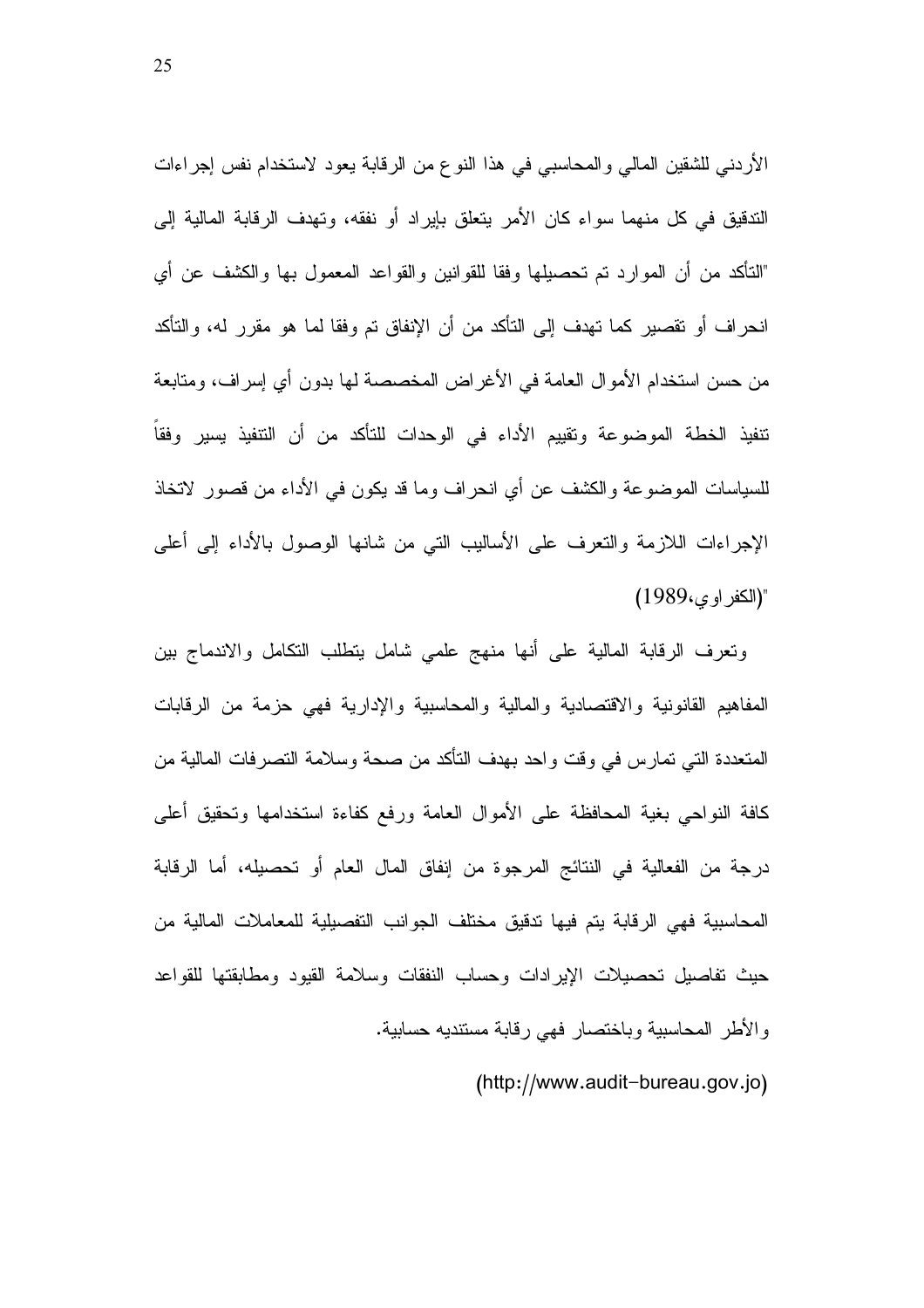الأردني للشقين المالي والمحاسبي في هذا النوع من الرقابة يعود لاستخدام نفس إجراءات التدقيق في كل منهما سواء كان الأمر يتعلق بإيراد أو نفقه، وتهدف الرقابة المالية إلى "التأكد من أن الموارد تم تحصيلها وفقا للقوانين والقواعد المعمول بها والكشف عن أي انحراف أو تقصير كما تهدف إلى التأكد من أن الإنفاق تم وفقا لما هو مقرر له، والتأكد من حسن استخدام الأموال العامة في الأغراض المخصصة لها بدون أي إسراف، ومتابعة تنفيذ الخطة الموضوعة وتقييم الأداء في الوحدات للتأكد من أن التنفيذ يسير وفقاً للسياسات الموضوعة والكشف عن أي انحراف وما قد يكون في الأداء من قصور لاتخاذ الإجراءات اللازمة والتعرف على الأساليب التي من شانها الوصول بالأداء إلى أعلى "(الكفراوي،1989)

وتعرف الرقابة المالية على أنها منهج علمي شامل يتطلب التكامل والاندماج بين المفاهيم القانونية والاقتصادية والمالية والمحاسبية والإدارية فهي حزمة من الرقابات المتعددة التي تمارس في وقت واحد بهدف التأكد من صحة وسلامة التصرفات المالية من كافة النواحي بغية المحافظة على الأموال العامة ورفع كفاءة استخدامها وتحقيق أعلى درجة من الفعالية في النتائج المرجوة من إنفاق المال العام أو تحصيله، أما الرقابة المحاسبية فهي الرقابة يتم فيها تدقيق مختلف الجوانب التفصيلية للمعاملات المالية من حيث تفاصيل تحصيلات الإيرادات وحساب النفقات وسلامة القيود ومطابقتها للقواعد والأطر المحاسبية وباختصار فهي رقابة مستنديه حسابية.

(http://www.audit-bureau.gov.jo)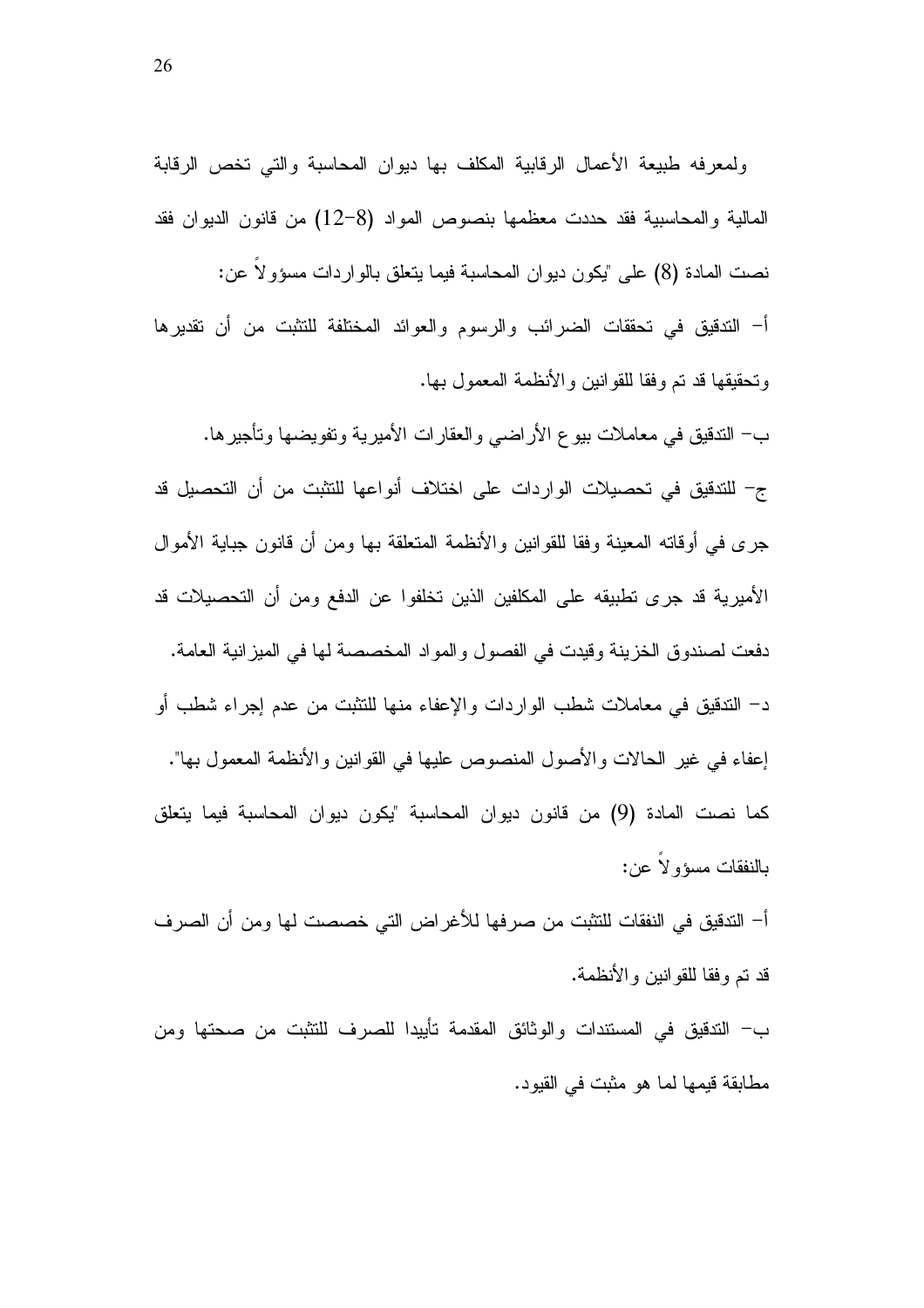ولمعرفه طبيعة الأعمال الرقابية المكلف بها ديوان المحاسبة والتي تخص الرقابة المالية والمحاسبية فقد حددت معظمها بنصوص المواد (8-12) من قانون الديوان فقد نصت المادة (8) على "يكون ديوان المحاسبة فيما يتعلق بالواردات مسؤولاً عن:

أ- التدقيق في تحققات الضرائب والرسوم والعوائد المختلفة للتثبت من أن تقديرها وتحقيقها قد تم وفقا للقوانين والأنظمة المعمول بها.

ب- التدقيق في معاملات بيوع الأراضي والعقارات الأميرية وتفويضها وتأجيرها.

ج- للتدقيق في تحصيلات الواردات على اختلاف أنواعها للتثبت من أن التحصيل قد جرى في أوقاته المعينة وفقا للقوانين والأنظمة المتعلقة بها ومن أن قانون جباية الأموال الأميرية قد جرى تطبيقه على المكلفين الذين تخلفوا عن الدفع ومن أن التحصيلات قد دفعت لصندوق الخزينة وقيدت في الفصول والمواد المخصصة لها في الميزانية العامة.

د- التدقيق في معاملات شطب الواردات والإعفاء منها للتثبت من عدم إجراء شطب أو إعفاء في غير الحالات والأصول المنصوص عليها في القوانين والأنظمة المعمول بها".

كما نصت المادة (9) من قانون ديوان المحاسبة "يكون ديوان المحاسبة فيما يتعلق بالنفقات مسؤولاً عن:

أ- التدقيق في النفقات للتثبت من صرفها للأغراض التي خصصت لها ومن أن الصرف قد تم وفقا للقوانين والأنظمة.

ب- التدقيق في المستندات والوثائق المقدمة تأييدا للصرف للتثبت من صحتها ومن مطابقة قيمها لما هو مثبت في القيود.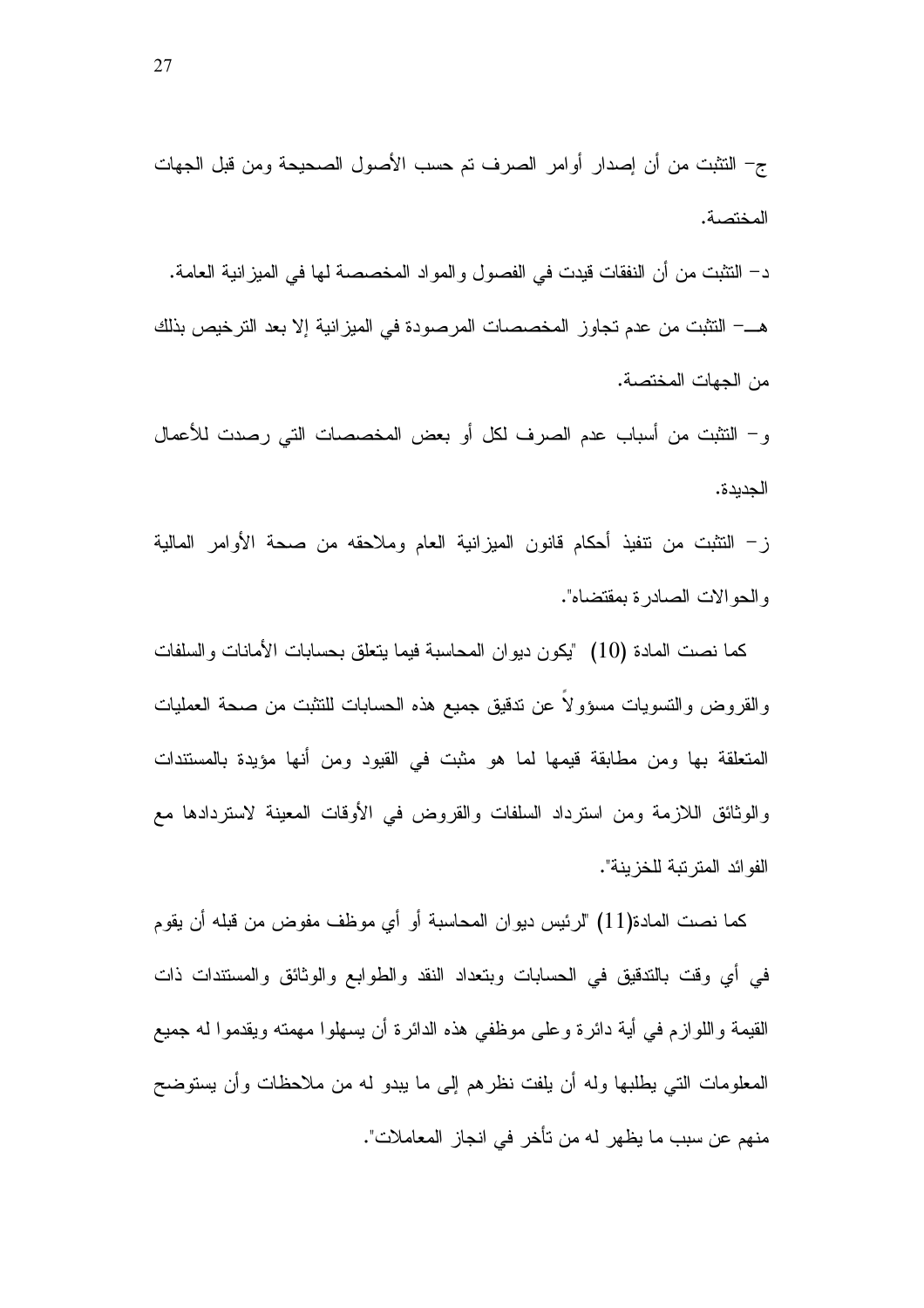ج- التثبت من أن إصدار أوامر الصرف تم حسب الأصول الصحيحة ومن قبل الجهات المختصة.

د- التثبت من أن النفقات قيدت في الفصول والمواد المخصصة لها في الميزانية العامة.

هـ- التثبت من عدم تجاوز المخصصات المرصودة في الميزانية إلا بعد الترخيص بذلك من الجهات المختصة.

و- التثبت من أسباب عدم الصرف لكل أو بعض المخصصات التي رصدت للأعمال الجديدة.

ز- التثبت من تنفيذ أحكام قانون الميزانية العام وملاحقه من صحة الأوامر المالية والحوالات الصادرة بمقتضاه".

كما نصت المادة (10) "يكون ديوان المحاسبة فيما يتعلق بحسابات الأمانات والسلفات والقروض والتسويات مسؤولاً عن تدقيق جميع هذه الحسابات للتثبت من صحة العمليات المتعلقة بها ومن مطابقة قيمها لما هو مثبت في القيود ومن أنها مؤيدة بالمستندات والوثائق اللازمة ومن استرداد السلفات والقروض في الأوقات المعينة لاستردادها مع الفوائد المترتبة للخزينة".

كما نصت المادة(11) "لرئيس ديوان المحاسبة أو أي موظف مفوض من قبله أن يقوم في أي وقت بالتدقيق في الحسابات وبتعداد النقد والطوابع والوثائق والمستندات ذات القيمة واللوازم في أية دائرة وعلى موظفي هذه الدائرة أن يسهلوا مهمته ويقدموا له جميع المعلومات التي يطلبها وله أن يلفت نظرهم إلى ما يبدو له من ملاحظات وأن يستوضح منهم عن سبب ما يظهر له من تأخر في انجاز المعاملات".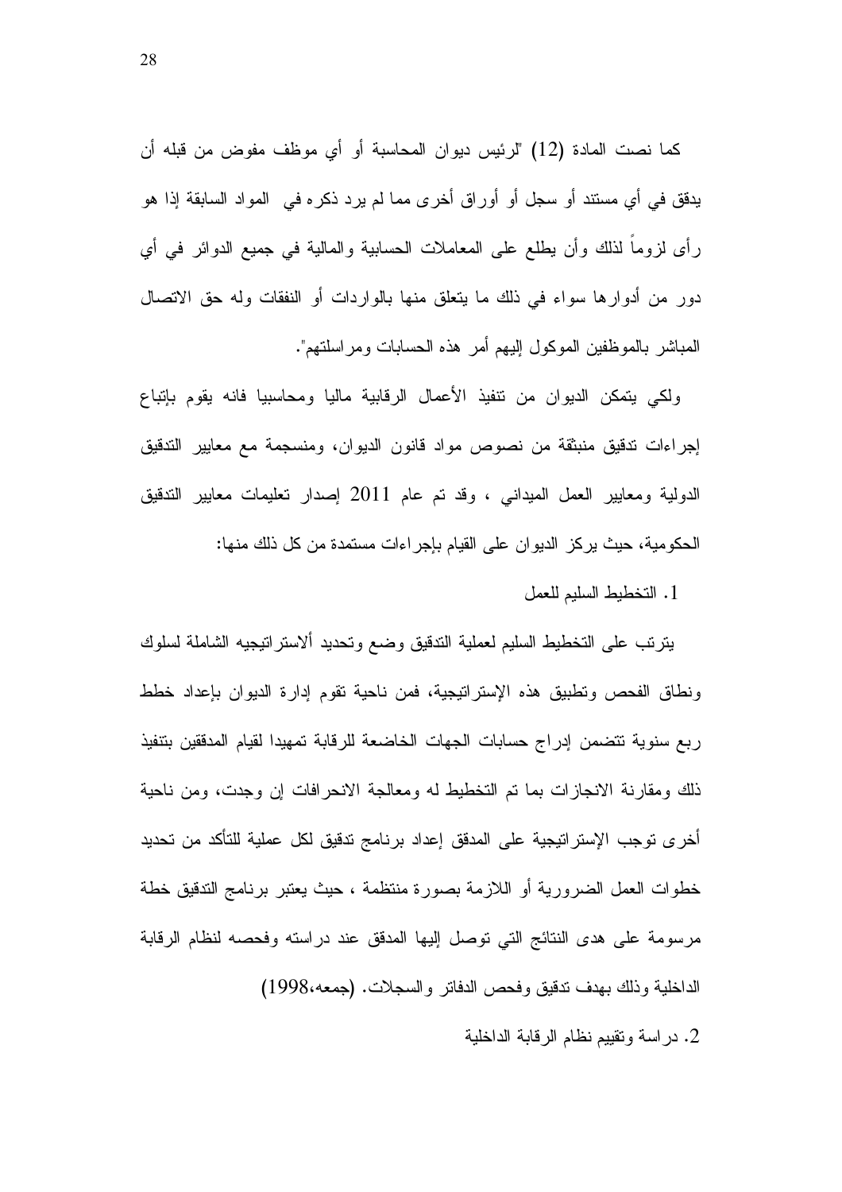كما نصت المادة (12) "لرئيس ديوان المحاسبة أو أي موظف مفوض من قبله أن يدقق في أي مستند أو سجل أو أوراق أخرى مما لم يرد ذكره في المواد السابقة إذا هو رأى لزوماً لذلك وأن يطلع على المعاملات الحسابية والمالية في جميع الدوائر في أي دور من أدوارها سواء في ذلك ما يتعلق منها بالواردات أو النفقات وله حق الاتصال المباشر بالموظفين الموكول إليهم أمر هذه الحسابات ومراسلتهم".

ولكي يتمكن الديوان من تنفيذ الأعمال الرقابية ماليا ومحاسبيا فانه يقوم بإتباع إجراءات تدقيق منبثقة من نصوص مواد قانون الديوان، ومنسجمة مع معايير التدقيق الدولية ومعايير العمل الميداني ، وقد تم عام 2011 إصدار تعليمات معايير التدقيق الحكومية، حيث يركز الديوان على القيام بإجراءات مستمدة من كل ذلك منها:

1. التخطيط السليم للعمل

يترتب على التخطيط السليم لعملية التدقيق وضع وتحديد ألاستراتيجيه الشاملة لسلوك ونطاق الفحص وتطبيق هذه الإستراتيجية، فمن ناحية تقوم إدارة الديوان بإعداد خطط ربع سنوية تتضمن إدراج حسابات الجهات الخاضعة للرقابة تمهيدا لقيام المدققين بتنفيذ ذلك ومقارنة الانجازات بما تم التخطيط له ومعالجة الانحرافات إن وجدت، ومن ناحية أخرى توجب الإستراتيجية على المدقق إعداد برنامج تدقيق لكل عملية للتأكد من تحديد خطوات العمل الضرورية أو اللازمة بصورة منتظمة ، حيث يعتبر برنامج التدقيق خطة مرسومة على هدى النتائج التي توصل إليها المدقق عند دراسته وفحصه لنظام الرقابة الداخلية وذلك بهدف تدقيق وفحص الدفاتر والسجلات. (جمعه،1998)

2. دراسة وتقييم نظام الرقابة الداخلية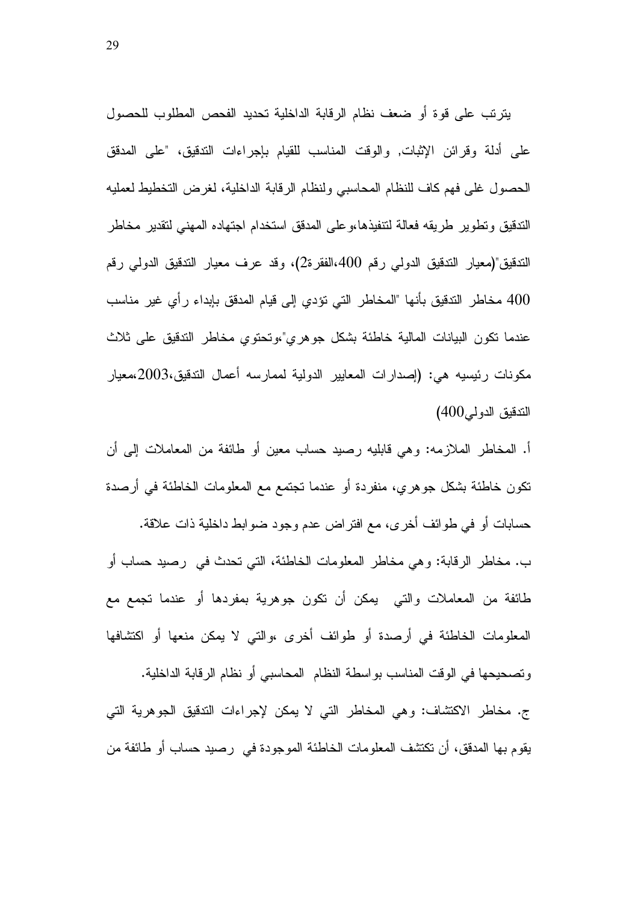يترتب على قوة أو ضعف نظام الرقابة الداخلية تحديد الفحص المطلوب للحصول على أدلة وقرائن الإثبات, والوقت المناسب للقيام بإجراءات التدقيق، "على المدقق الحصول غلى فهم كاف للنظام المحاسبي ولنظام الرقابة الداخلية، لغرض التخطيط لعمليه التدقيق وتطوير طريقه فعالة لتنفيذها،وعلى المدقق استخدام اجتهاده المهني لتقدير مخاطر التدقيق"(معيار التدقيق الدولي رقم 400،الفقرة2)، وقد عرف معيار التدقيق الدولي رقم 400 مخاطر التدقيق بأنها "المخاطر التي تؤدي إلى قيام المدقق بإبداء رأي غير مناسب عندما تكون البيانات المالية خاطئة بشكل جوهري"،وتحتوي مخاطر التدقيق على ثلاث مكونات رئيسيه هي: (إصدارات المعايير الدولية لممارسه أعمال التدقيق،2003،معيار التدقيق الدولي400)

أ. المخاطر الملازمه: وهي قابليه رصيد حساب معين أو طائفة من المعاملات إلى أن تكون خاطئة بشكل جوهري، منفردة أو عندما تجتمع مع المعلومات الخاطئة في أرصدة حسابات أو في طوائف أخرى، مع افتراض عدم وجود ضوابط داخلية ذات علاقة.

ب. مخاطر الرقابة: وهي مخاطر المعلومات الخاطئة، التي تحدث في رصيد حساب أو طائفة من المعاملات والتي يمكن أن تكون جوهرية بمفردها أو عندما تجمع مع المعلومات الخاطئة في أرصدة أو طوائف أخرى ،والتي لا يمكن منعها أو اكتشافها وتصحيحها في الوقت المناسب بواسطة النظام المحاسبي أو نظام الرقابة الداخلية.

ج. مخاطر الاكتشاف: وهي المخاطر التي لا يمكن لإجراءات التدقيق الجوهرية التي يقوم بها المدقق، أن تكتشف المعلومات الخاطئة الموجودة في رصيد حساب أو طائفة من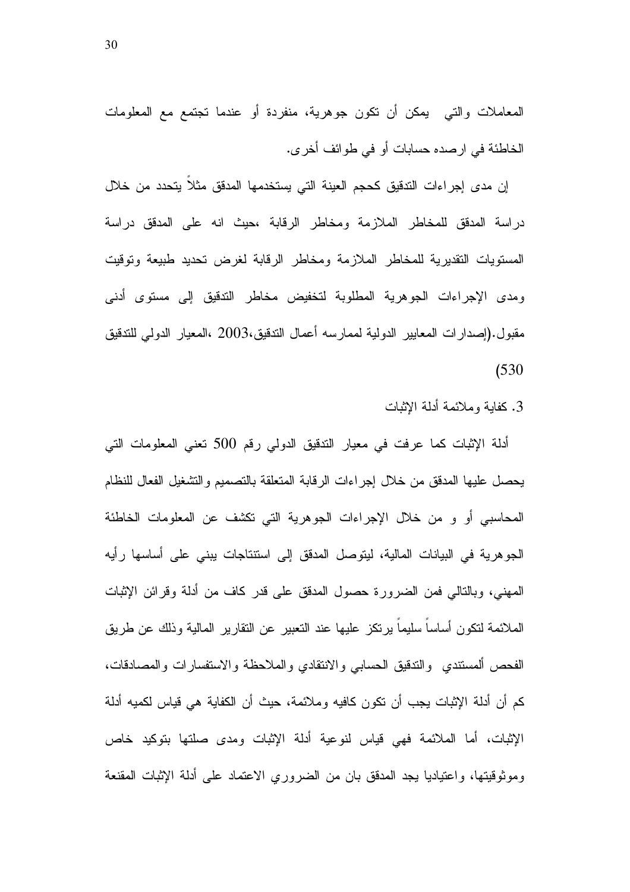المعاملات والتي يمكن أن تكون جوهرية، منفردة أو عندما تجتمع مع المعلومات الخاطئة في ارصده حسابات أو في طوائف أخرى.

إن مدى إجراءات التدقيق كحجم العينة التي يستخدمها المدقق مثلاً يتحدد من خلال دراسة المدقق للمخاطر الملازمة ومخاطر الرقابة ،حيث انه على المدقق دراسة المستويات التقديرية للمخاطر الملازمة ومخاطر الرقابة لغرض تحديد طبيعة وتوقيت ومدى الإجراءات الجوهرية المطلوبة لتخفيض مخاطر التدقيق إلى مستوى أدنى مقبول.(إصدارات المعايير الدولية لممارسه أعمال التدقيق،2003 ،المعيار الدولي للتدقيق 530)

3. كفاية وملائمة أدلة الإثبات

أدلة الإثبات كما عرفت في معيار التدقيق الدولي رقم 500 تعني المعلومات التي يحصل عليها المدقق من خلال إجراءات الرقابة المتعلقة بالتصميم والتشغيل الفعال للنظام المحاسبي أو و من خلال الإجراءات الجوهرية التي تكشف عن المعلومات الخاطئة الجوهرية في البيانات المالية، ليتوصل المدقق إلى استنتاجات يبني على أساسها رأيه المهني، وبالتالي فمن الضرورة حصول المدقق على قدر كاف من أدلة وقرائن الإثبات الملائمة لتكون أساساً سليماً يرتكز عليها عند التعبير عن التقارير المالية وذلك عن طريق الفحص ألمستندي والتدقيق الحسابي والانتقادي والملاحظة والاستفسارات والمصادقات، كم أن أدلة الإثبات يجب أن تكون كافيه وملائمة، حيث أن الكفاية هي قياس لكميه أدلة الإثبات، أما الملائمة فهي قياس لنوعية أدلة الإثبات ومدى صلتها بتوكيد خاص وموثوقيتها، واعتياديا يجد المدقق بان من الضروري الاعتماد على أدلة الإثبات المقنعة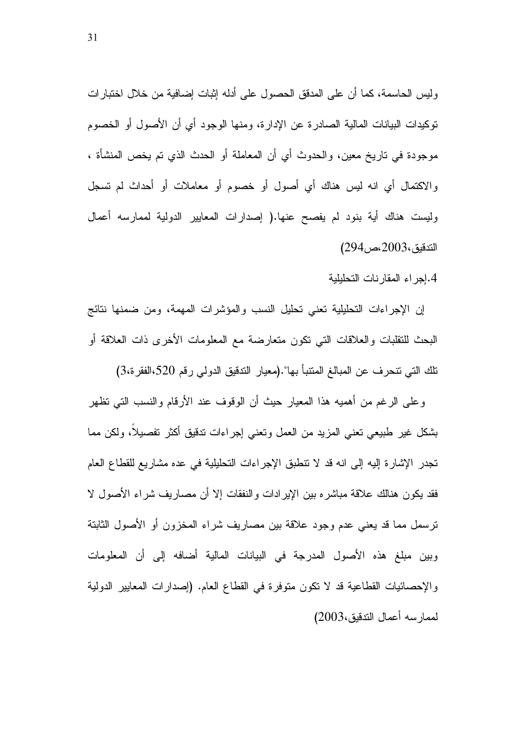وليس الحاسمة، كما أن على المدقق الحصول على أدله إثبات إضافية من خلال اختبارات توكيدات البيانات المالية الصادرة عن الإدارة، ومنها الوجود أي أن الأصول أو الخصوم موجودة في تاريخ معين، والحدوث أي أن المعاملة أو الحدث الذي تم يخص المنشأة ، والاكتمال أي انه ليس هناك أي أصول أو خصوم أو معاملات أو أحداث لم تسجل وليست هناك أية بنود لم يفصح عنها.( إصدارات المعايير الدولية لممارسه أعمال التدقيق،2003،ص294)

4.إجراء المقارنات التحليلية

إن الإجراءات التحليلية تعني تحليل النسب والمؤشرات المهمة، ومن ضمنها نتائج البحث للتقلبات والعلاقات التي تكون متعارضة مع المعلومات الأخرى ذات العلاقة أو تلك التي تنحرف عن المبالغ المتنبأ بها".(معيار التدقيق الدولي رقم 520،الفقرة،3)

وعلى الرغم من أهميه هذا المعيار حيث أن الوقوف عند الأرقام والنسب التي تظهر بشكل غير طبيعي تعني المزيد من العمل وتعني إجراءات تدقيق أكثر تفصيلاً، ولكن مما تجدر الإشارة إليه إلى انه قد لا تنطبق الإجراءات التحليلية في عده مشاريع للقطاع العام فقد يكون هنالك علاقة مباشره بين الإيرادات والنفقات إلا أن مصاريف شراء الأصول لا ترسمل مما قد يعني عدم وجود علاقة بين مصاريف شراء المخزون أو الأصول الثابتة وبين مبلغ هذه الأصول المدرجة في البيانات المالية أضافه إلى أن المعلومات والإحصائيات القطاعية قد لا تكون متوفرة في القطاع العام. (إصدارات المعايير الدولية لممارسه أعمال التدقيق،2003)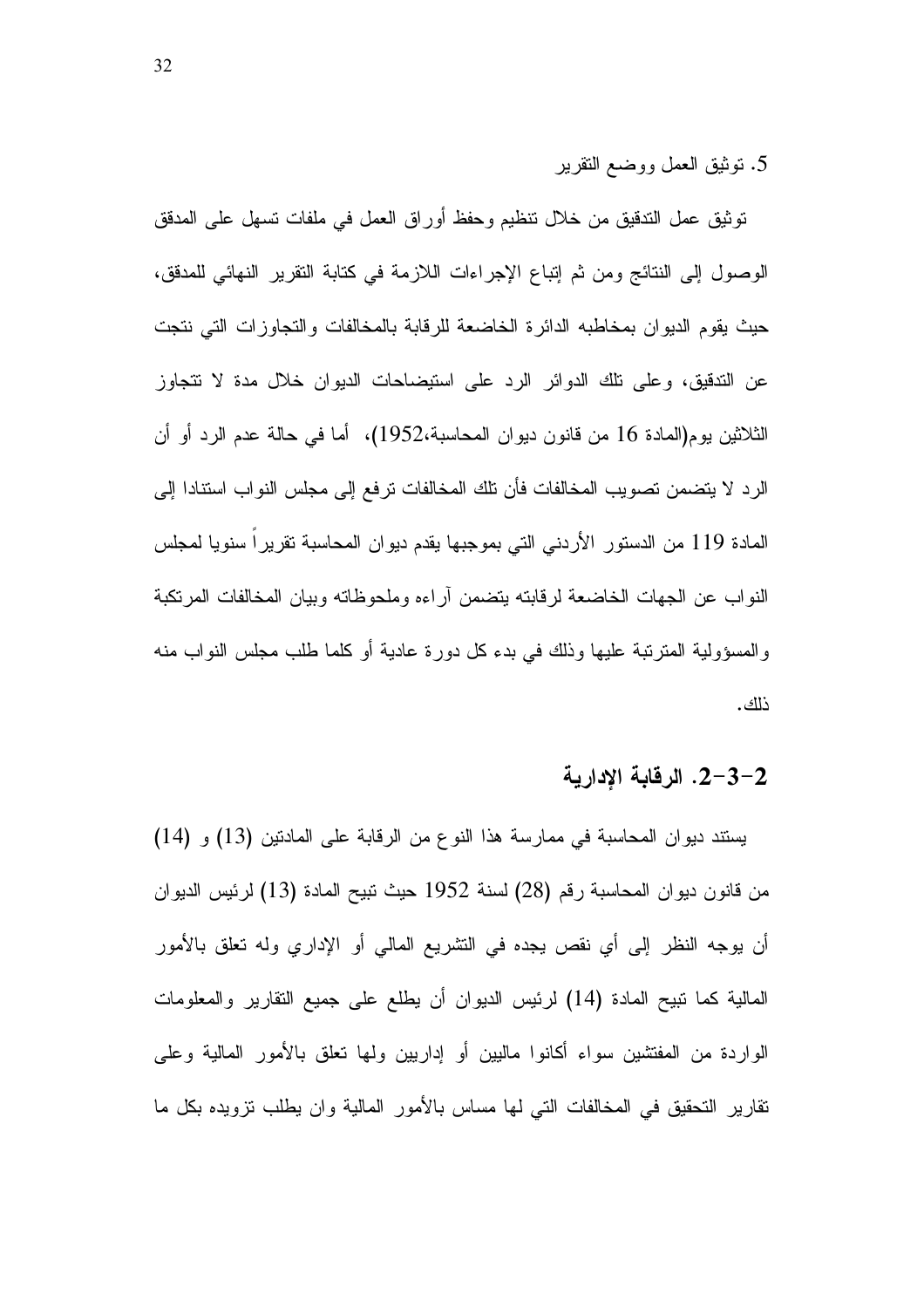5. توثيق العمل ووضع التقرير

توثيق عمل التدقيق من خلال تنظيم وحفظ أوراق العمل في ملفات تسهل على المدقق الوصول إلى النتائج ومن ثم إتباع الإجراءات اللازمة في كتابة التقرير النهائي للمدقق، حيث يقوم الديوان بمخاطبه الدائرة الخاضعة للرقابة بالمخالفات والتجاوزات التي نتجت عن التدقيق، وعلى تلك الدوائر الرد على استيضاحات الديوان خلال مدة لا تتجاوز الثلاثين يوم(المادة 16 من قانون ديوان المحاسبة،1952)، أما في حالة عدم الرد أو أن الرد لا يتضمن تصويب المخالفات فأن تلك المخالفات ترفع إلى مجلس النواب استنادا إلى المادة 119 من الدستور الأردني التي بموجبها يقدم ديوان المحاسبة تقريراً سنويا لمجلس النواب عن الجهات الخاضعة لرقابته يتضمن آراءه وملحوظاته وبيان المخالفات المرتكبة والمسؤولية المترتبة عليها وذلك في بدء كل دورة عادية أو كلما طلب مجلس النواب منه ذلك.

## 2-3-2. الرقابة الإدارية

يستند ديوان المحاسبة في ممارسة هذا النوع من الرقابة على المادتين (13) و (14) من قانون ديوان المحاسبة رقم (28) لسنة 1952 حيث تبيح المادة (13) لرئيس الديوان أن يوجه النظر إلى أي نقص يجده في التشريع المالي أو الإداري وله تعلق بالأمور المالية كما تبيح المادة (14) لرئيس الديوان أن يطلع على جميع التقارير والمعلومات الواردة من المفتشين سواء أكانوا ماليين أو إداريين ولها تعلق بالأمور المالية وعلى تقارير التحقيق في المخالفات التي لها مساس بالأمور المالية وان يطلب تزويده بكل ما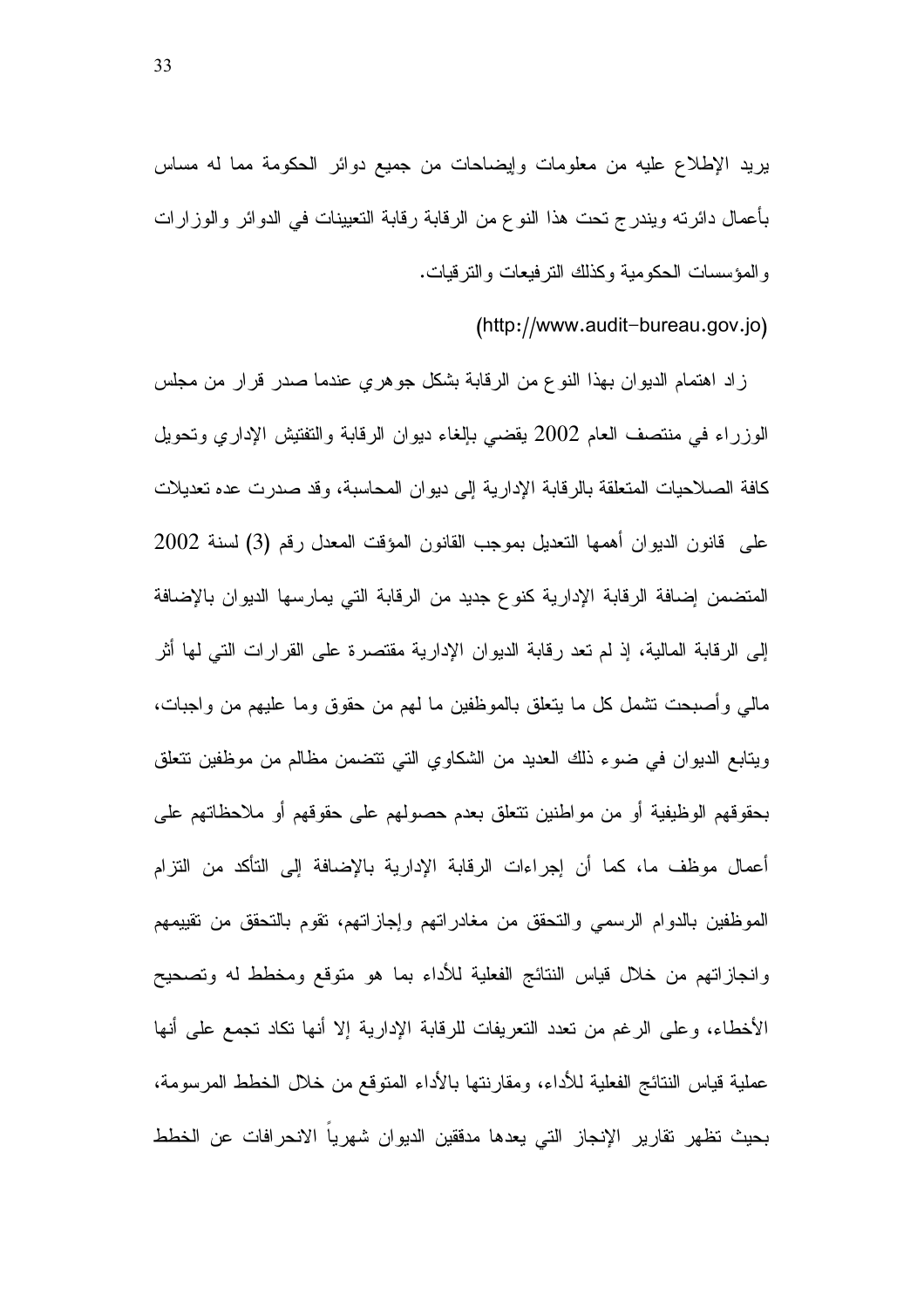يريد الإطلاع عليه من معلومات وإيضاحات من جميع دوائر الحكومة مما له مساس بأعمال دائرته ويندرج تحت هذا النوع من الرقابة رقابة التعيينات في الدوائر والوزارات والمؤسسات الحكومية وكذلك الترفيعات والترقيات.

(http://www.audit-bureau.gov.jo)

زاد اهتمام الديوان بهذا النوع من الرقابة بشكل جوهري عندما صدر قرار من مجلس الوزراء في منتصف العام 2002 يقضي بإلغاء ديوان الرقابة والتفتيش الإداري وتحويل كافة الصلاحيات المتعلقة بالرقابة الإدارية إلى ديوان المحاسبة، وقد صدرت عده تعديلات على قانون الديوان أهمها التعديل بموجب القانون المؤقت المعدل رقم (3) لسنة 2002 المتضمن إضافة الرقابة الإدارية كنوع جديد من الرقابة التي يمارسها الديوان بالإضافة إلى الرقابة المالية، إذ لم تعد رقابة الديوان الإدارية مقتصرة على القرارات التي لها أثر مالي وأصبحت تشمل كل ما يتعلق بالموظفين ما لهم من حقوق وما عليهم من واجبات، ويتابع الديوان في ضوء ذلك العديد من الشكاوي التي تتضمن مظالم من موظفين تتعلق بحقوقهم الوظيفية أو من مواطنين تتعلق بعدم حصولهم على حقوقهم أو ملاحظاتهم على أعمال موظف ما، كما أن إجراءات الرقابة الإدارية بالإضافة إلى التأكد من التزام الموظفين بالدوام الرسمي والتحقق من مغادراتهم وإجازاتهم، تقوم بالتحقق من تقييمهم وانجازاتهم من خلال قياس النتائج الفعلية للأداء بما هو متوقع ومخطط له وتصحيح الأخطاء، وعلى الرغم من تعدد التعريفات للرقابة الإدارية إلا أنها تكاد تجمع على أنها عملية قياس النتائج الفعلية للأداء، ومقارنتها بالأداء المتوقع من خلال الخطط المرسومة، بحيث تظهر تقارير الإنجاز التي يعدها مدققين الديوان شهرياً الانحرافات عن الخطط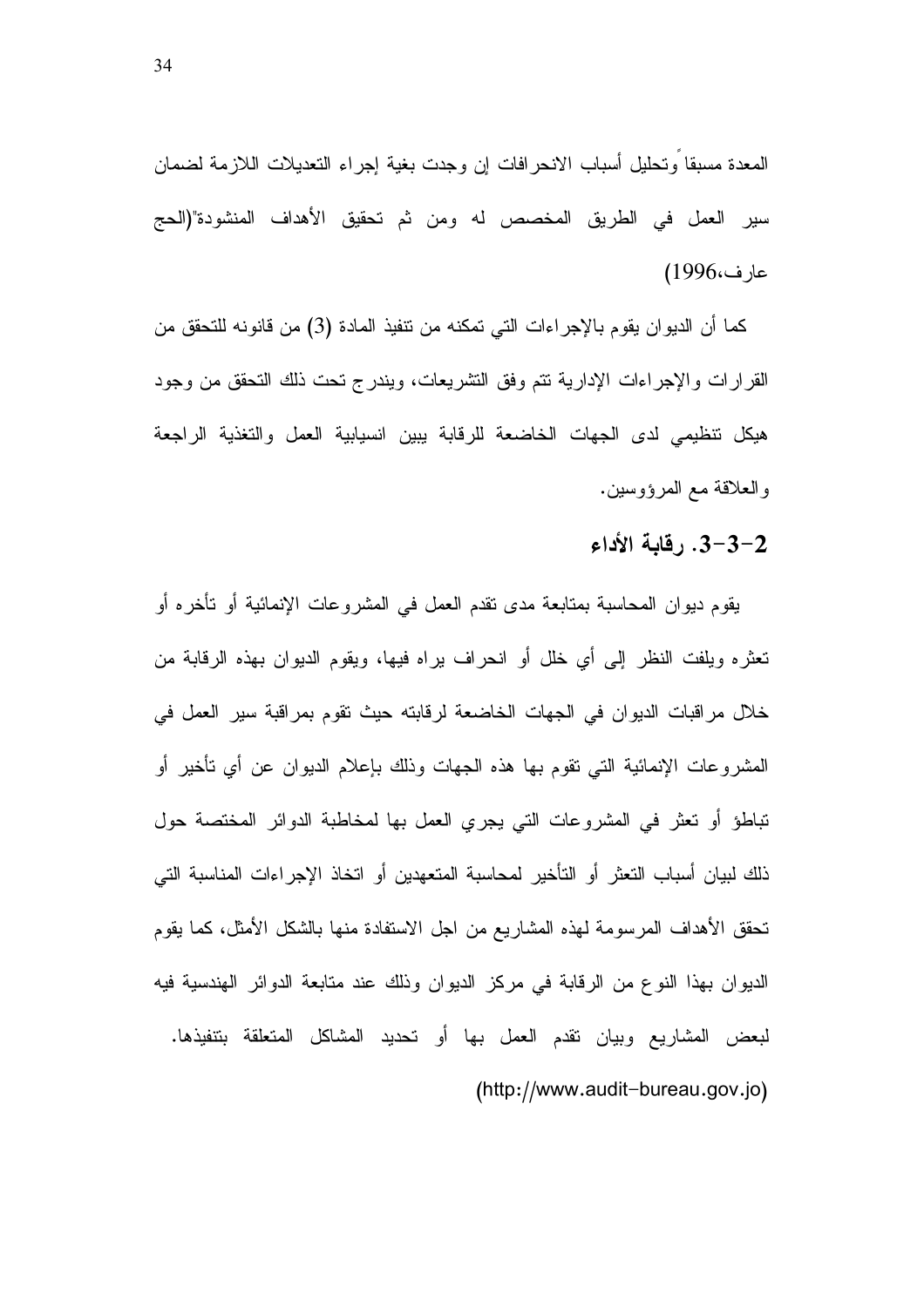المعدة مسبقاً وتحليل أسباب الانحرافات إن وجدت بغية إجراء التعديلات اللازمة لضمان سير العمل في الطريق المخصص له ومن ثم تحقيق الأهداف المنشودة"(الحج عارف،1996)

كما أن الديوان يقوم بالإجراءات التي تمكنه من تنفيذ المادة (3) من قانونه للتحقق من القرارات والإجراءات الإدارية تتم وفق التشريعات، ويندرج تحت ذلك التحقق من وجود هيكل تنظيمي لدى الجهات الخاضعة للرقابة يبين انسيابية العمل والتغذية الراجعة والعلاقة مع المرؤوسين.

### 2-3-3. رقابة الأداء

يقوم ديوان المحاسبة بمتابعة مدى تقدم العمل في المشروعات الإنمائية أو تأخره أو تعثره ويلفت النظر إلى أي خلل أو انحراف يراه فيها، ويقوم الديوان بهذه الرقابة من خلال مراقبات الديوان في الجهات الخاضعة لرقابته حيث تقوم بمراقبة سير العمل في المشروعات الإنمائية التي تقوم بها هذه الجهات وذلك بإعلام الديوان عن أي تأخير أو تباطؤ أو تعثر في المشروعات التي يجري العمل بها لمخاطبة الدوائر المختصة حول ذلك لبيان أسباب التعثر أو التأخير لمحاسبة المتعهدين أو اتخاذ الإجراءات المناسبة التي تحقق الأهداف المرسومة لهذه المشاريع من اجل الاستفادة منها بالشكل الأمثل، كما يقوم الديوان بهذا النوع من الرقابة في مركز الديوان وذلك عند متابعة الدوائر الهندسية فيه لبعض المشاريع وبيان تقدم العمل بها أو تحديد المشاكل المتعلقة بتنفيذها. (http://www.audit-bureau.gov.jo)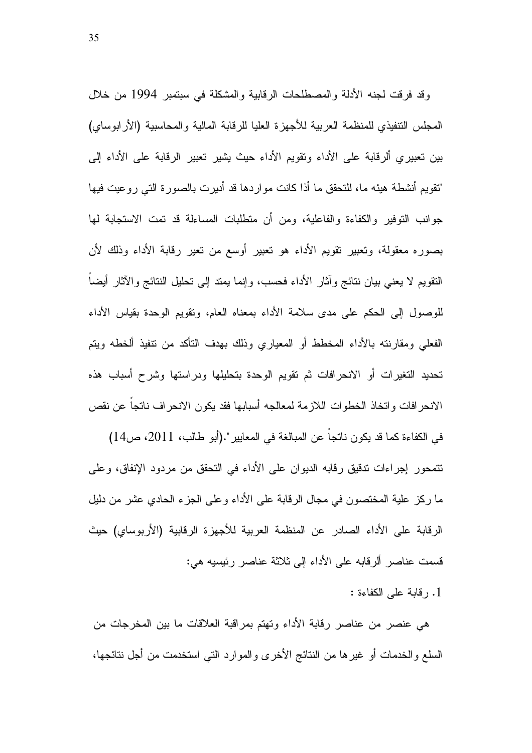وقد فرقت لجنه الأدلة والمصطلحات الرقابية والمشكلة في سبتمبر 1994 من خلال المجلس التنفيذي للمنظمة العربية للأجهزة العليا للرقابة المالية والمحاسبية (الأرابوساي) بين تعبيري ألرقابة على الأداء وتقويم الأداء حيث يشير تعبير الرقابة على الأداء إلى "تقويم أنشطة هيئه ما، للتحقق ما أذا كانت مواردها قد أديرت بالصورة التي روعيت فيها جوانب التوفير والكفاءة والفاعلية، ومن أن متطلبات المساءلة قد تمت الاستجابة لها بصوره معقولة، وتعبير تقويم الأداء هو تعبير أوسع من تعير رقابة الأداء وذلك لأن التقويم لا يعني بيان نتائج وآثار الأداء فحسب، وإنما يمتد إلى تحليل النتائج والآثار أيضاً للوصول إلى الحكم على مدى سلامة الأداء بمعناه العام، وتقويم الوحدة بقياس الأداء الفعلي ومقارنته بالأداء المخطط أو المعياري وذلك بهدف التأكد من تنفيذ ألخطه ويتم تحديد التغيرات أو الانحرافات ثم تقويم الوحدة بتحليلها ودراستها وشرح أسباب هذه الانحرافات واتخاذ الخطوات اللازمة لمعالجه أسبابها فقد يكون الانحراف ناتجاً عن نقص في الكفاءة كما قد يكون ناتجاً عن المبالغة في المعايير".(أبو طالب، 2011، ص14)

تتمحور إجراءات تدقيق رقابه الديوان على الأداء في التحقق من مردود الإنفاق، وعلى ما ركز علية المختصون في مجال الرقابة على الأداء وعلى الجزء الحادي عشر من دليل الرقابة على الأداء الصادر عن المنظمة العربية للأجهزة الرقابية (الأربوساي) حيث قسمت عناصر ألرقابه على الأداء إلى ثلاثة عناصر رئيسيه هي:

1. رقابة على الكفاءة :

هي عنصر من عناصر رقابة الأداء وتهتم بمراقبة العلاقات ما بين المخرجات من السلع والخدمات أو غيرها من النتائج الأخرى والموارد التي استخدمت من أجل نتائجها،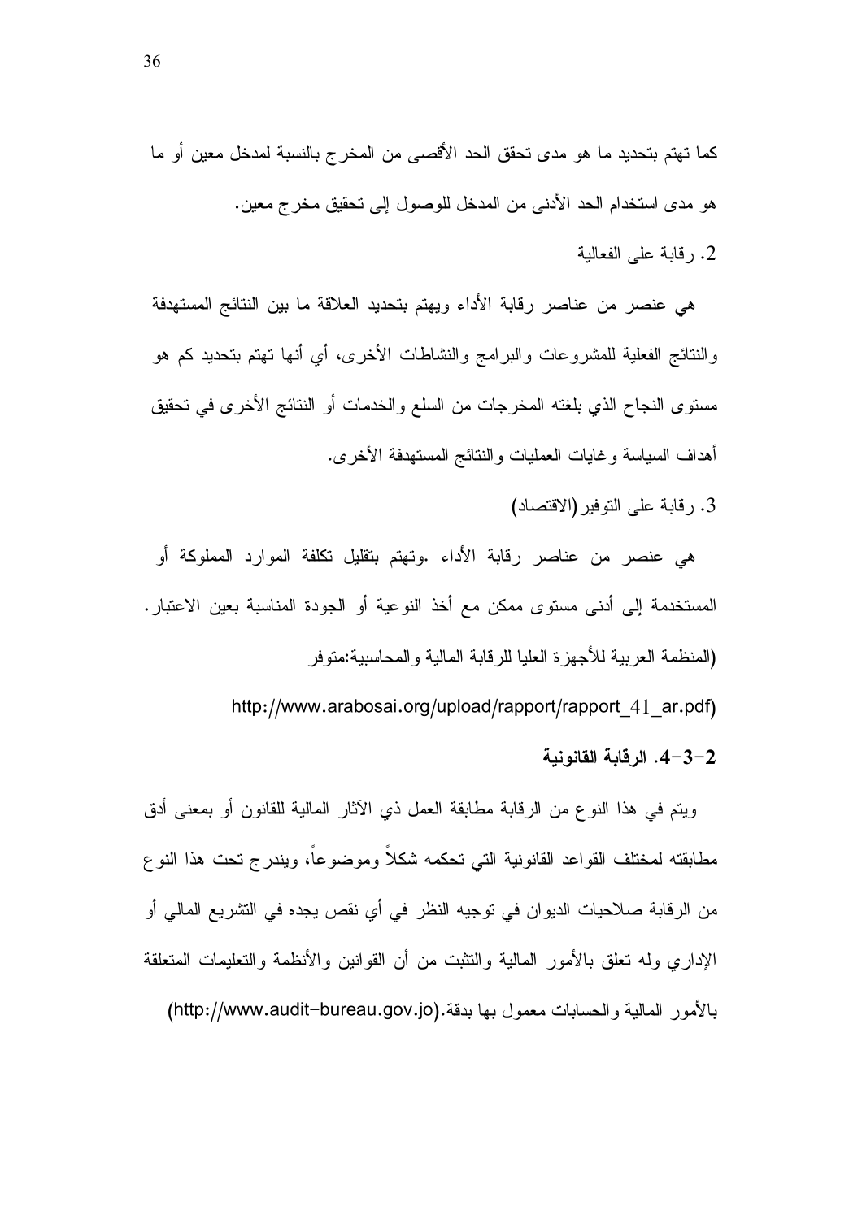كما تهتم بتحديد ما هو مدى تحقق الحد الأقصى من المخرج بالنسبة لمدخل معين أو ما هو مدى استخدام الحد الأدنى من المدخل للوصول إلى تحقيق مخرج معين.

2. رقابة على الفعالية

هي عنصر من عناصر رقابة الأداء ويهتم بتحديد العلاقة ما بين النتائج المستهدفة والنتائج الفعلية للمشروعات والبرامج والنشاطات الأخرى، أي أنها تهتم بتحديد كم هو مستوى النجاح الذي بلغته المخرجات من السلع والخدمات أو النتائج الأخرى في تحقيق أهداف السياسة وغايات العمليات والنتائج المستهدفة الأخرى.

3. رقابة على التوفير(الاقتصاد)

هي عنصر من عناصر رقابة الأداء .وتهتم بتقليل تكلفة الموارد المملوكة أو المستخدمة إلى أدنى مستوى ممكن مع أخذ النوعية أو الجودة المناسبة بعين الاعتبار. (المنظمة العربية للأجهزة العليا للرقابة المالية والمحاسبية:متوفر http://www.arabosai.org/upload/rapport/rapport_41_ar.pdf)

**2-3-4. الرقابة القانونية**

ويتم في هذا النوع من الرقابة مطابقة العمل ذي الآثار المالية للقانون أو بمعنى أدق مطابقته لمختلف القواعد القانونية التي تحكمه شكلاً وموضوعاً، ويندرج تحت هذا النوع من الرقابة صلاحيات الديوان في توجيه النظر في أي نقص يجده في التشريع المالي أو الإداري وله تعلق بالأمور المالية والتثبت من أن القوانين والأنظمة والتعليمات المتعلقة بالأمور المالية والحسابات معمول بها بدقة.(http://www.audit-bureau.gov.jo)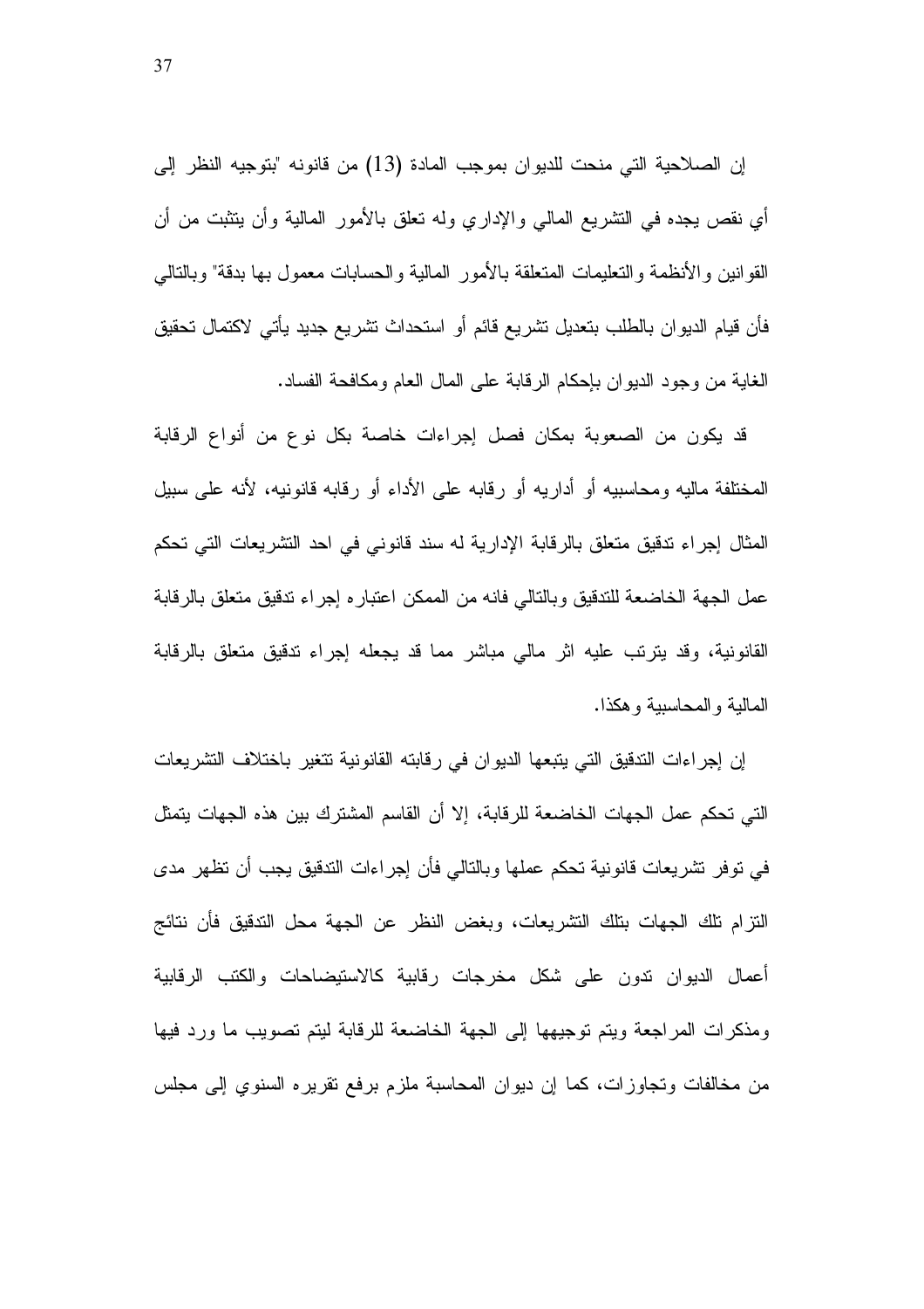إن الصلاحية التي منحت للديوان بموجب المادة (13) من قانونه "بتوجيه النظر إلى أي نقص يجده في التشريع المالي والإداري وله تعلق بالأمور المالية وأن يتثبت من أن القوانين والأنظمة والتعليمات المتعلقة بالأمور المالية والحسابات معمول بها بدقة" وبالتالي فأن قيام الديوان بالطلب بتعديل تشريع قائم أو استحداث تشريع جديد يأتي لاكتمال تحقيق الغاية من وجود الديوان بإحكام الرقابة على المال العام ومكافحة الفساد.

قد يكون من الصعوبة بمكان فصل إجراءات خاصة بكل نوع من أنواع الرقابة المختلفة ماليه ومحاسبيه أو أداريه أو رقابه على الأداء أو رقابه قانونيه، لأنه على سبيل المثال إجراء تدقيق متعلق بالرقابة الإدارية له سند قانوني في احد التشريعات التي تحكم عمل الجهة الخاضعة للتدقيق وبالتالي فانه من الممكن اعتباره إجراء تدقيق متعلق بالرقابة القانونية، وقد يترتب عليه اثر مالي مباشر مما قد يجعله إجراء تدقيق متعلق بالرقابة المالية والمحاسبية وهكذا.

إن إجراءات التدقيق التي يتبعها الديوان في رقابته القانونية تتغير باختلاف التشريعات التي تحكم عمل الجهات الخاضعة للرقابة، إلا أن القاسم المشترك بين هذه الجهات يتمثل في توفر تشريعات قانونية تحكم عملها وبالتالي فأن إجراءات التدقيق يجب أن تظهر مدى التزام تلك الجهات بتلك التشريعات، وبغض النظر عن الجهة محل التدقيق فأن نتائج أعمال الديوان تدون على شكل مخرجات رقابية كالاستيضاحات والكتب الرقابية ومذكرات المراجعة ويتم توجيهها إلى الجهة الخاضعة للرقابة ليتم تصويب ما ورد فيها من مخالفات وتجاوزات، كما إن ديوان المحاسبة ملزم برفع تقريره السنوي إلى مجلس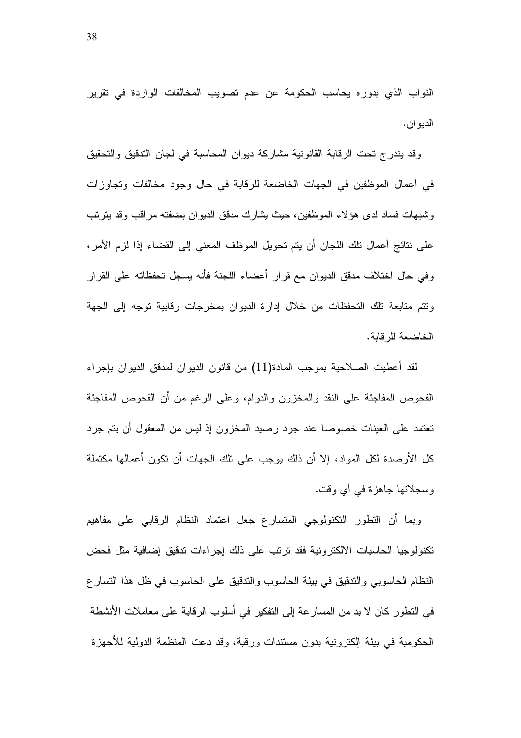النواب الذي بدوره يحاسب الحكومة عن عدم تصويب المخالفات الواردة في تقرير الديوان.

وقد يندرج تحت الرقابة القانونية مشاركة ديوان المحاسبة في لجان التدقيق والتحقيق في أعمال الموظفين في الجهات الخاضعة للرقابة في حال وجود مخالفات وتجاوزات وشبهات فساد لدى هؤلاء الموظفين، حيث يشارك مدقق الديوان بضفته مراقب وقد يترتب على نتائج أعمال تلك اللجان أن يتم تحويل الموظف المعني إلى القضاء إذا لزم الأمر، وفي حال اختلاف مدقق الديوان مع قرار أعضاء اللجنة فأنه يسجل تحفظاته على القرار وتتم متابعة تلك التحفظات من خلال إدارة الديوان بمخرجات رقابية توجه إلى الجهة الخاضعة للرقابة.

لقد أعطيت الصلاحية بموجب المادة(11) من قانون الديوان لمدقق الديوان بإجراء الفحوص المفاجئة على النقد والمخزون والدوام، وعلى الرغم من أن الفحوص المفاجئة تعتمد على العينات خصوصا عند جرد رصيد المخزون إذ ليس من المعقول أن يتم جرد كل الأرصدة لكل المواد، إلا أن ذلك يوجب على تلك الجهات أن تكون أعمالها مكتملة وسجلاتها جاهزة في أي وقت.

وبما أن التطور التكنولوجي المتسارع جعل اعتماد النظام الرقابي على مفاهيم تكنولوجيا الحاسبات الالكترونية فقد ترتب على ذلك إجراءات تدقيق إضافية مثل فحص النظام الحاسوبي والتدقيق في بيئة الحاسوب والتدقيق على الحاسوب في ظل هذا التسارع في التطور كان لا بد من المسارعة إلى التفكير في أسلوب الرقابة على معاملات الأنشطة الحكومية في بيئة إلكترونية بدون مستندات ورقية، وقد دعت المنظمة الدولية للأجهزة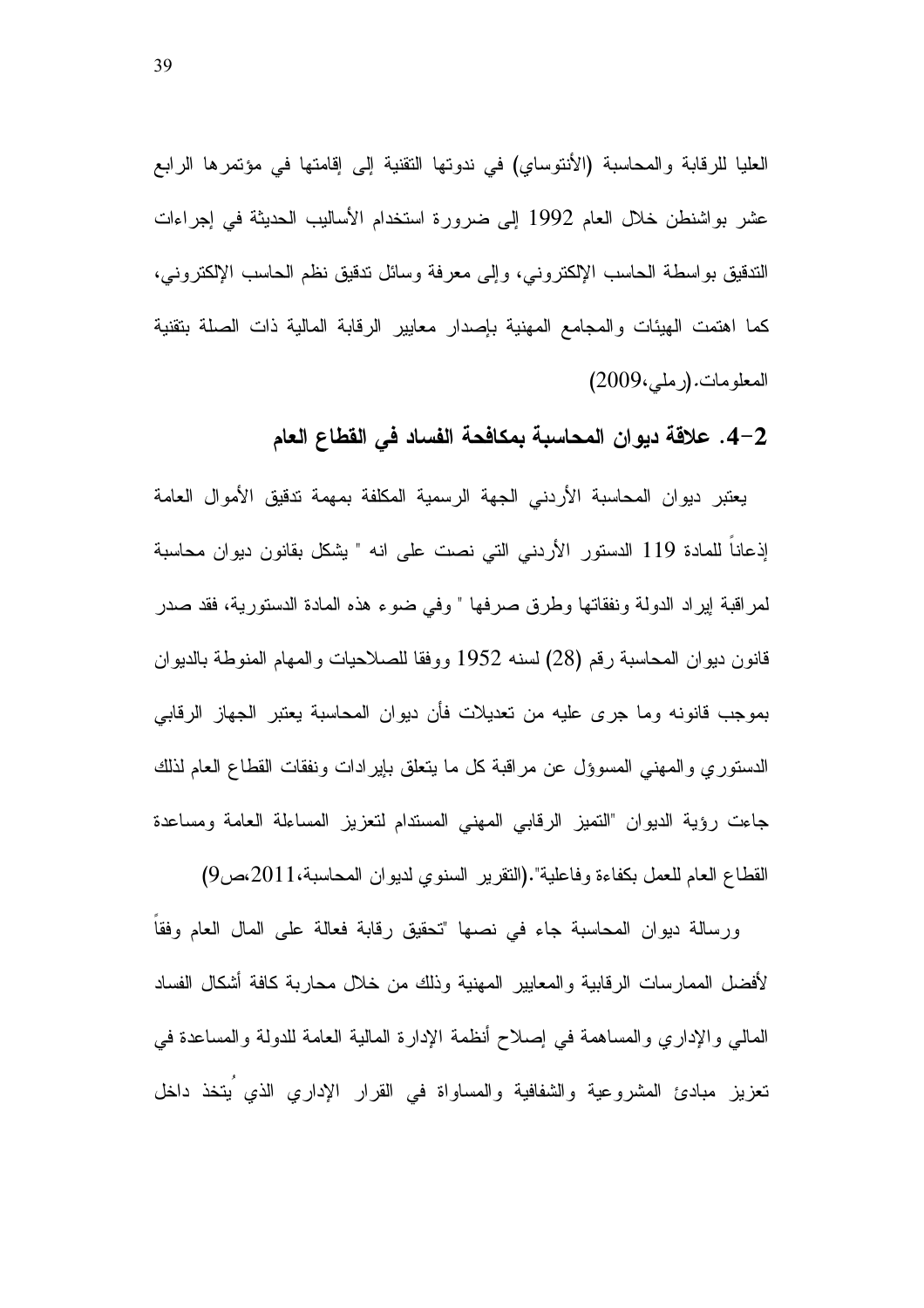العليا للرقابة والمحاسبة (الأنتوساي) في ندوتها التقنية إلى إقامتها في مؤتمرها الرابع عشر بواشنطن خلال العام 1992 إلى ضرورة استخدام الأساليب الحديثة في إجراءات التدقيق بواسطة الحاسب الإلكتروني، وإلى معرفة وسائل تدقيق نظم الحاسب الإلكتروني، كما اهتمت الهيئات والمجامع المهنية بإصدار معايير الرقابة المالية ذات الصلة بتقنية المعلومات.(رملي،2009)

## 2-4. علاقة ديوان المحاسبة بمكافحة الفساد في القطاع العام

يعتبر ديوان المحاسبة الأردني الجهة الرسمية المكلفة بمهمة تدقيق الأموال العامة إذعاناً للمادة 119 الدستور الأردني التي نصت على انه " يشكل بقانون ديوان محاسبة لمراقبة إيراد الدولة ونفقاتها وطرق صرفها " وفي ضوء هذه المادة الدستورية، فقد صدر قانون ديوان المحاسبة رقم (28) لسنه 1952 ووفقا للصلاحيات والمهام المنوطة بالديوان بموجب قانونه وما جرى عليه من تعديلات فأن ديوان المحاسبة يعتبر الجهاز الرقابي الدستوري والمهني المسوؤل عن مراقبة كل ما يتعلق بإيرادات ونفقات القطاع العام لذلك جاءت رؤية الديوان "التميز الرقابي المهني المستدام لتعزيز المساءلة العامة ومساعدة القطاع العام للعمل بكفاءة وفاعلية".(التقرير السنوي لديوان المحاسبة،2011،ص9)

ورسالة ديوان المحاسبة جاء في نصها "تحقيق رقابة فعالة على المال العام وفقاً لأفضل الممارسات الرقابية والمعايير المهنية وذلك من خلال محاربة كافة أشكال الفساد المالي والإداري والمساهمة في إصلاح أنظمة الإدارة المالية العامة للدولة والمساعدة في تعزيز مبادئ المشروعية والشفافية والمساواة في القرار الإداري الذي يُتخذ داخل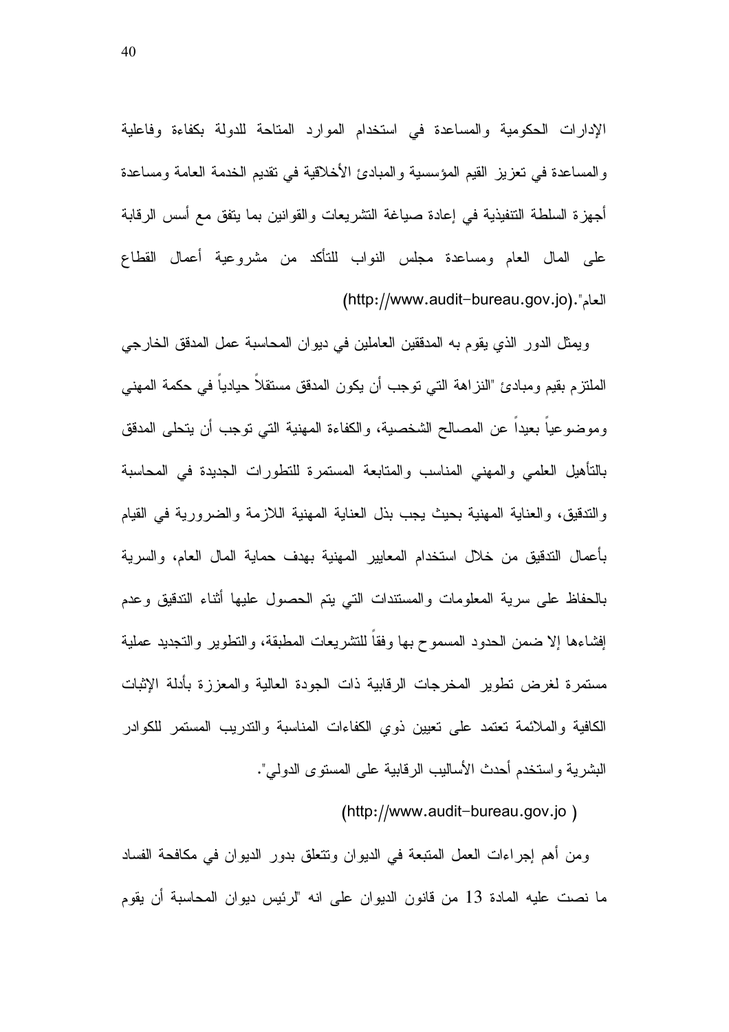الإدارات الحكومية والمساعدة في استخدام الموارد المتاحة للدولة بكفاءة وفاعلية والمساعدة في تعزيز القيم المؤسسية والمبادئ الأخلاقية في تقديم الخدمة العامة ومساعدة أجهزة السلطة التنفيذية في إعادة صياغة التشريعات والقوانين بما يتفق مع أسس الرقابة على المال العام ومساعدة مجلس النواب للتأكد من مشروعية أعمال القطاع العام".(http://www.audit-bureau.gov.jo)

ويمثل الدور الذي يقوم به المدققين العاملين في ديوان المحاسبة عمل المدقق الخارجي الملتزم بقيم ومبادئ "النزاهة التي توجب أن يكون المدقق مستقلاً حيادياً في حكمة المهني وموضوعياً بعيداً عن المصالح الشخصية، والكفاءة المهنية التي توجب أن يتحلى المدقق بالتأهيل العلمي والمهني المناسب والمتابعة المستمرة للتطورات الجديدة في المحاسبة والتدقيق، والعناية المهنية بحيث يجب بذل العناية المهنية اللازمة والضرورية في القيام بأعمال التدقيق من خلال استخدام المعايير المهنية بهدف حماية المال العام، والسرية بالحفاظ على سرية المعلومات والمستندات التي يتم الحصول عليها أثناء التدقيق وعدم إفشاءها إلا ضمن الحدود المسموح بها وفقاً للتشريعات المطبقة، والتطوير والتجديد عملية مستمرة لغرض تطوير المخرجات الرقابية ذات الجودة العالية والمعززة بأدلة الإثبات الكافية والملائمة تعتمد على تعيين ذوي الكفاءات المناسبة والتدريب المستمر للكوادر البشرية واستخدم أحدث الأساليب الرقابية على المستوى الدولي".

(http://www.audit-bureau.gov.jo )

ومن أهم إجراءات العمل المتبعة في الديوان وتتعلق بدور الديوان في مكافحة الفساد ما نصت عليه المادة 13 من قانون الديوان على انه "لرئيس ديوان المحاسبة أن يقوم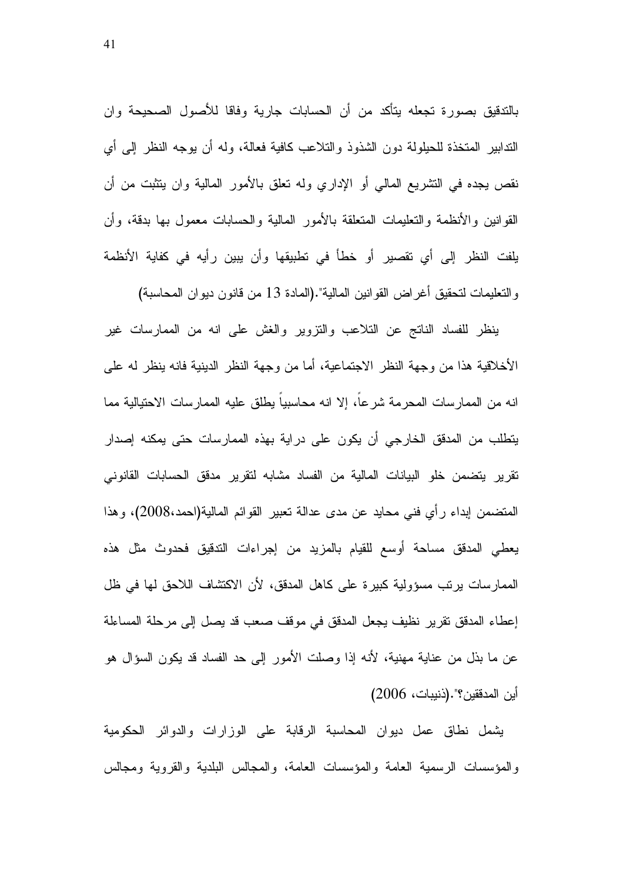بالتدقيق بصورة تجعله يتأكد من أن الحسابات جارية وفاقا للأصول الصحيحة وان التدابير المتخذة للحيلولة دون الشذوذ والتلاعب كافية فعالة، وله أن يوجه النظر إلى أي نقص يجده في التشريع المالي أو الإداري وله تعلق بالأمور المالية وان يتثبت من أن القوانين والأنظمة والتعليمات المتعلقة بالأمور المالية والحسابات معمول بها بدقة، وأن يلفت النظر إلى أي تقصير أو خطأ في تطبيقها وأن يبين رأيه في كفاية الأنظمة والتعليمات لتحقيق أغراض القوانين المالية".(المادة 13 من قانون ديوان المحاسبة)

ينظر للفساد الناتج عن التلاعب والتزوير والغش على انه من الممارسات غير الأخلاقية هذا من وجهة النظر الاجتماعية، أما من وجهة النظر الدينية فانه ينظر له على انه من الممارسات المحرمة شرعاً، إلا انه محاسبياً يطلق عليه الممارسات الاحتيالية مما يتطلب من المدقق الخارجي أن يكون على دراية بهذه الممارسات حتى يمكنه إصدار تقرير يتضمن خلو البيانات المالية من الفساد مشابه لتقرير مدقق الحسابات القانوني المتضمن إبداء رأي فني محايد عن مدى عدالة تعبير القوائم المالية(احمد،2008)، وهذا يعطي المدقق مساحة أوسع للقيام بالمزيد من إجراءات التدقيق فحدوث مثل هذه الممارسات يرتب مسؤولية كبيرة على كاهل المدقق، لأن الاكتشاف اللاحق لها في ظل إعطاء المدقق تقرير نظيف يجعل المدقق في موقف صعب قد يصل إلى مرحلة المساءلة عن ما بذل من عناية مهنية، لأنه إذا وصلت الأمور إلى حد الفساد قد يكون السؤال هو أين المدققين؟".(ذنيبات، 2006)

يشمل نطاق عمل ديوان المحاسبة الرقابة على الوزارات والدوائر الحكومية والمؤسسات الرسمية العامة والمؤسسات العامة، والمجالس البلدية والقروية ومجالس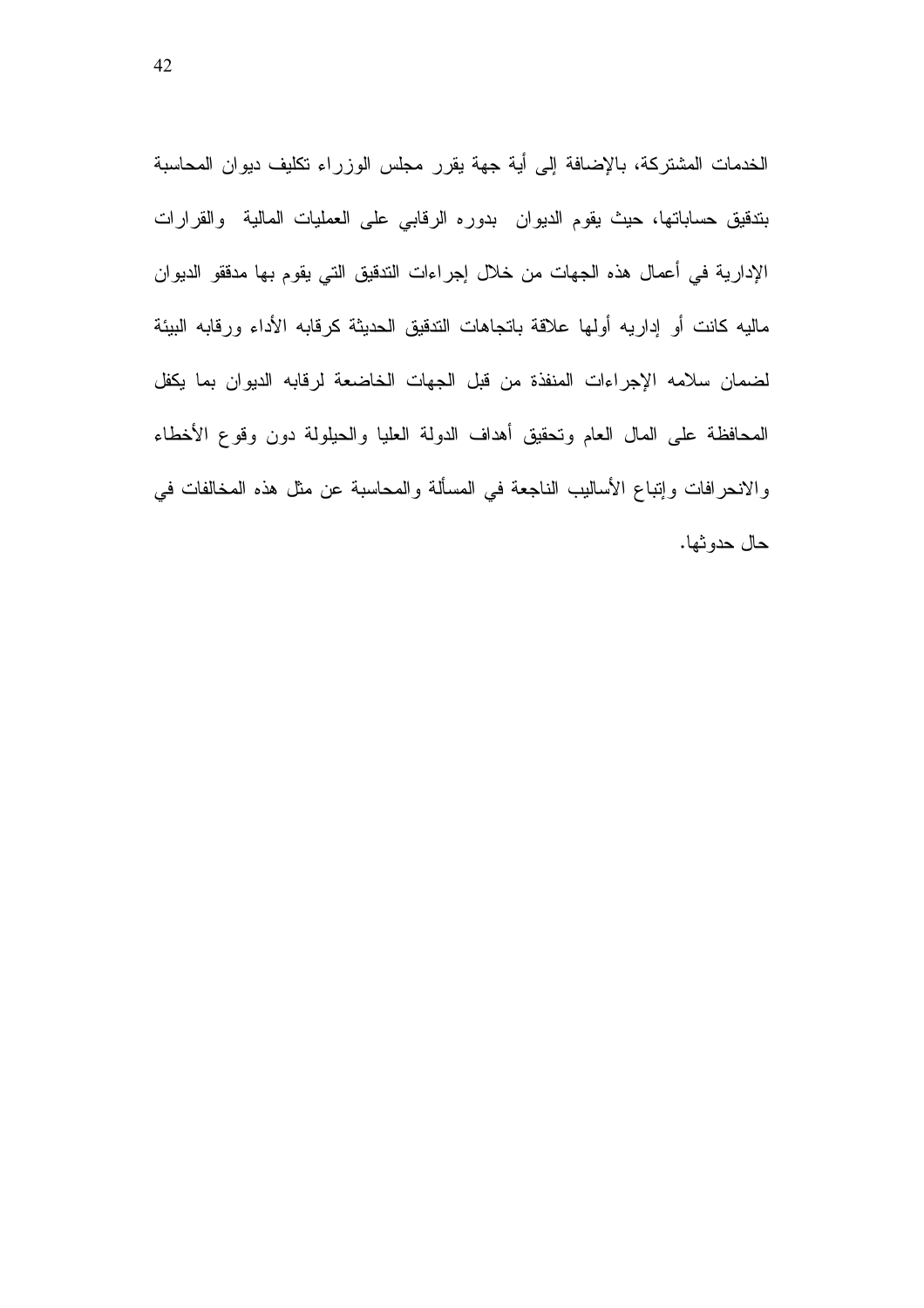الخدمات المشتركة، بالإضافة إلى أية جهة يقرر مجلس الوزراء تكليف ديوان المحاسبة بتدقيق حساباتها، حيث يقوم الديوان بدوره الرقابي على العمليات المالية والقرارات الإدارية في أعمال هذه الجهات من خلال إجراءات التدقيق التي يقوم بها مدققو الديوان ماليه كانت أو إداريه أولها علاقة باتجاهات التدقيق الحديثة كرقابه الأداء ورقابه البيئة لضمان سلامه الإجراءات المنفذة من قبل الجهات الخاضعة لرقابه الديوان بما يكفل المحافظة على المال العام وتحقيق أهداف الدولة العليا والحيلولة دون وقوع الأخطاء والانحرافات وإتباع الأساليب الناجعة في المسألة والمحاسبة عن مثل هذه المخالفات في حال حدوثها.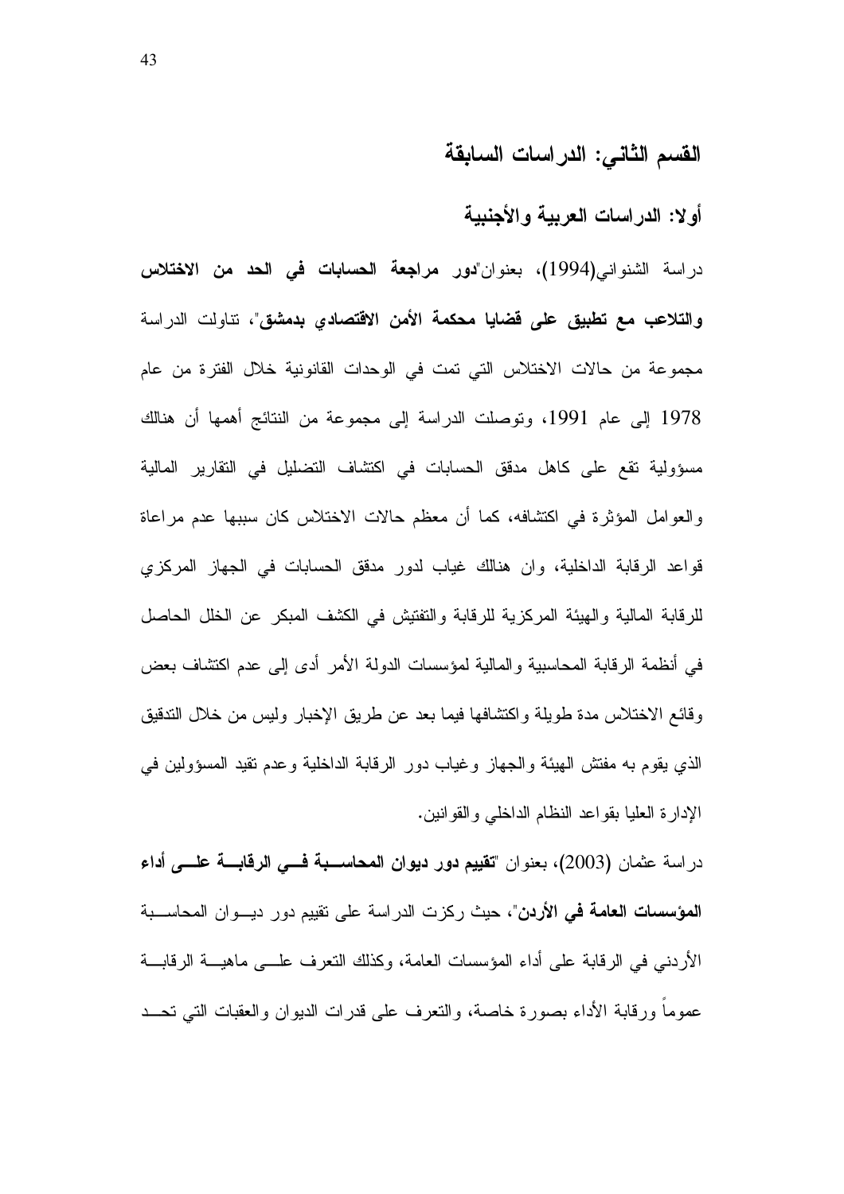## القسم الثاني: الدراسات السابقة

### أولا: الدراسات العربية والأجنبية

دراسة الشنواني(1994)، بعنوان"**دور مراجعة الحسابات في الحد من الاختلاس والتلاعب مع تطبيق على قضايا محكمة الأمن الاقتصادي بدمشق**"، تناولت الدراسة مجموعة من حالات الاختلاس التي تمت في الوحدات القانونية خلال الفترة من عام 1978 إلى عام 1991، وتوصلت الدراسة إلى مجموعة من النتائج أهمها أن هنالك مسؤولية تقع على كاهل مدقق الحسابات في اكتشاف التضليل في التقارير المالية والعوامل المؤثرة في اكتشافه، كما أن معظم حالات الاختلاس كان سببها عدم مراعاة قواعد الرقابة الداخلية، وان هنالك غياب لدور مدقق الحسابات في الجهاز المركزي للرقابة المالية والهيئة المركزية للرقابة والتفتيش في الكشف المبكر عن الخلل الحاصل في أنظمة الرقابة المحاسبية والمالية لمؤسسات الدولة الأمر أدى إلى عدم اكتشاف بعض وقائع الاختلاس مدة طويلة واكتشافها فيما بعد عن طريق الإخبار وليس من خلال التدقيق الذي يقوم به مفتش الهيئة والجهاز وغياب دور الرقابة الداخلية وعدم تقيد المسؤولين في الإدارة العليا بقواعد النظام الداخلي والقوانين.

دراسة عثمان (2003)، بعنوان "**تقييم دور ديوان المحاسبة في الرقابة على أداء المؤسسات العامة في الأردن**"، حيث ركزت الدراسة على تقييم دور ديوان المحاسبة الأردني في الرقابة على أداء المؤسسات العامة، وكذلك التعرف على ماهية الرقابة عموماً ورقابة الأداء بصورة خاصة، والتعرف على قدرات الديوان والعقبات التي تحد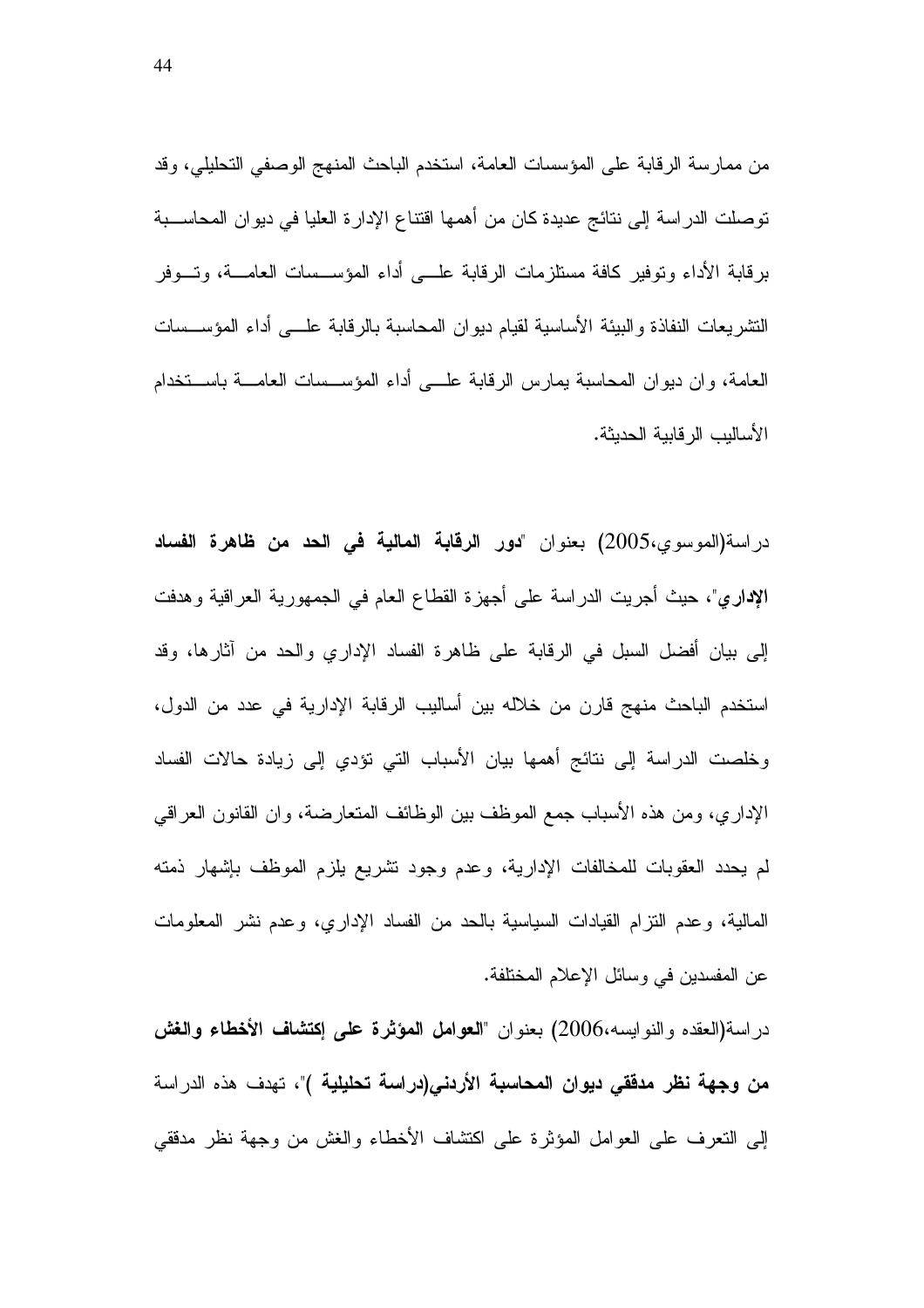من ممارسة الرقابة على المؤسسات العامة، استخدم الباحث المنهج الوصفي التحليلي، وقد توصلت الدراسة إلى نتائج عديدة كان من أهمها اقتناع الإدارة العليا في ديوان المحاسبة برقابة الأداء وتوفير كافة مستلزمات الرقابة على أداء المؤسسات العامة، وتوفر التشريعات النافذة والبيئة الأساسية لقيام ديوان المحاسبة بالرقابة على أداء المؤسسات العامة، وان ديوان المحاسبة يمارس الرقابة على أداء المؤسسات العامة باستخدام الأساليب الرقابية الحديثة.

دراسة(الموسوي،2005) بعنوان "**دور الرقابة المالية في الحد من ظاهرة الفساد الإداري**"، حيث أجريت الدراسة على أجهزة القطاع العام في الجمهورية العراقية وهدفت إلى بيان أفضل السبل في الرقابة على ظاهرة الفساد الإداري والحد من آثارها، وقد استخدم الباحث منهج قارن من خلاله بين أساليب الرقابة الإدارية في عدد من الدول، وخلصت الدراسة إلى نتائج أهمها بيان الأسباب التي تؤدي إلى زيادة حالات الفساد الإداري، ومن هذه الأسباب جمع الموظف بين الوظائف المتعارضة، وان القانون العراقي لم يحدد العقوبات للمخالفات الإدارية، وعدم وجود تشريع يلزم الموظف بإشهار ذمته المالية، وعدم التزام القيادات السياسية بالحد من الفساد الإداري، وعدم نشر المعلومات عن المفسدين في وسائل الإعلام المختلفة.

دراسة(العقده والنوايسه،2006) بعنوان "**العوامل المؤثرة على إكتشاف الأخطاء والغش من وجهة نظر مدققي ديوان المحاسبة الأردني(دراسة تحليلية )**"، تهدف هذه الدراسة إلى التعرف على العوامل المؤثرة على اكتشاف الأخطاء والغش من وجهة نظر مدققي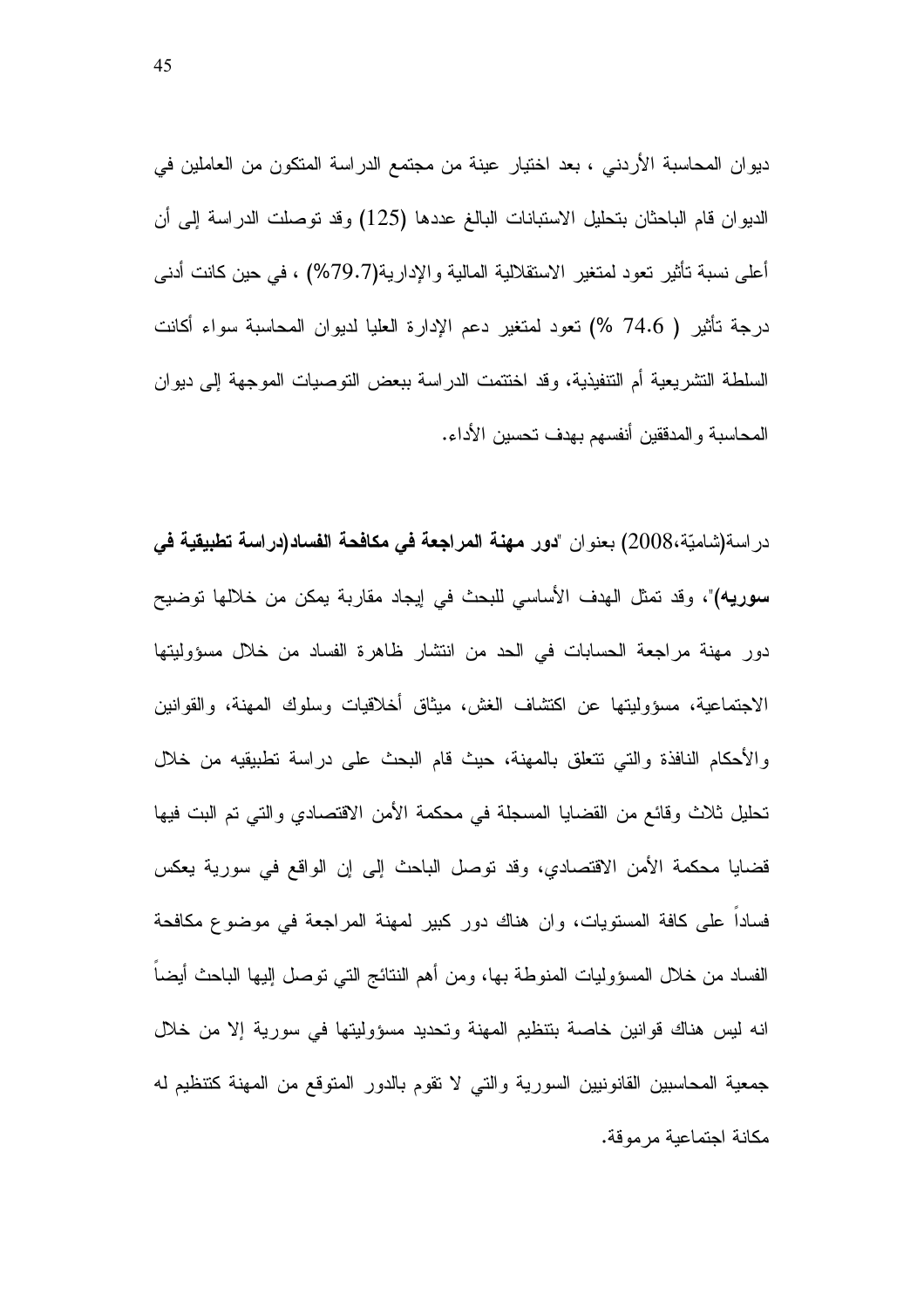ديوان المحاسبة الأردني ، بعد اختيار عينة من مجتمع الدراسة المتكون من العاملين في الديوان قام الباحثان بتحليل الاستبانات البالغ عددها (125) وقد توصلت الدراسة إلى أن أعلى نسبة تأثير تعود لمتغير الاستقلالية المالية والإدارية(79.7%) ، في حين كانت أدنى درجة تأثير ( 74.6 %) تعود لمتغير دعم الإدارة العليا لديوان المحاسبة سواء أكانت السلطة التشريعية أم التنفيذية، وقد اختتمت الدراسة ببعض التوصيات الموجهة إلى ديوان المحاسبة والمدققين أنفسهم بهدف تحسين الأداء.

دراسة(شاميّة،2008) بعنوان "**دور مهنة المراجعة في مكافحة الفساد(دراسة تطبيقية في سوريه)**"، وقد تمثل الهدف الأساسي للبحث في إيجاد مقاربة يمكن من خلالها توضيح دور مهنة مراجعة الحسابات في الحد من انتشار ظاهرة الفساد من خلال مسؤوليتها الاجتماعية، مسؤوليتها عن اكتشاف الغش، ميثاق أخلاقيات وسلوك المهنة، والقوانين والأحكام النافذة والتي تتعلق بالمهنة، حيث قام البحث على دراسة تطبيقيه من خلال تحليل ثلاث وقائع من القضايا المسجلة في محكمة الأمن الاقتصادي والتي تم البت فيها قضايا محكمة الأمن الاقتصادي، وقد توصل الباحث إلى إن الواقع في سورية يعكس فساداً على كافة المستويات، وان هناك دور كبير لمهنة المراجعة في موضوع مكافحة الفساد من خلال المسؤوليات المنوطة بها، ومن أهم النتائج التي توصل إليها الباحث أيضاً انه ليس هناك قوانين خاصة بتنظيم المهنة وتحديد مسؤوليتها في سورية إلا من خلال جمعية المحاسبين القانونيين السورية والتي لا تقوم بالدور المتوقع من المهنة كتنظيم له مكانة اجتماعية مرموقة.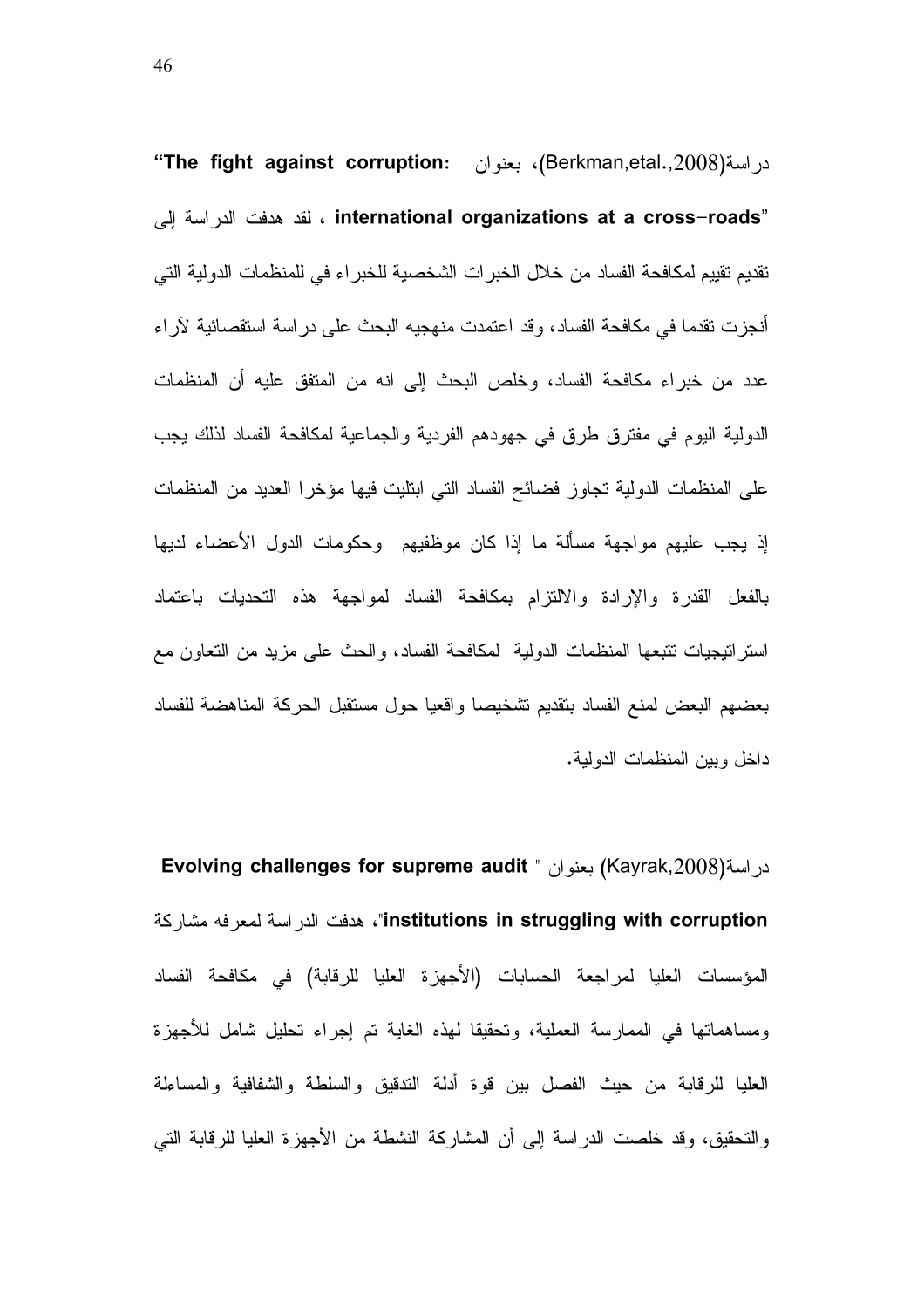دراسة(Berkman,etal.,2008)، بعنوان: **"The fight against corruption: international organizations at a cross-roads"** ، لقد هدفت الدراسة إلى تقديم تقييم لمكافحة الفساد من خلال الخبرات الشخصية للخبراء في للمنظمات الدولية التي أنجزت تقدما في مكافحة الفساد، وقد اعتمدت منهجيه البحث على دراسة استقصائية لآراء عدد من خبراء مكافحة الفساد، وخلص البحث إلى انه من المتفق عليه أن المنظمات الدولية اليوم في مفترق طرق في جهودهم الفردية والجماعية لمكافحة الفساد لذلك يجب على المنظمات الدولية تجاوز فضائح الفساد التي ابتليت فيها مؤخرا العديد من المنظمات إذ يجب عليهم مواجهة مسألة ما إذا كان موظفيهم وحكومات الدول الأعضاء لديها بالفعل القدرة والإرادة والالتزام بمكافحة الفساد لمواجهة هذه التحديات باعتماد استراتيجيات تتبعها المنظمات الدولية لمكافحة الفساد، والحث على مزيد من التعاون مع بعضهم البعض لمنع الفساد بتقديم تشخيصا واقعيا حول مستقبل الحركة المناهضة للفساد داخل وبين المنظمات الدولية.

دراسة(Kayrak,2008) بعنوان " **Evolving challenges for supreme audit institutions in struggling with corruption**"، هدفت الدراسة لمعرفه مشاركة المؤسسات العليا لمراجعة الحسابات (الأجهزة العليا للرقابة) في مكافحة الفساد ومساهماتها في الممارسة العملية، وتحقيقا لهذه الغاية تم إجراء تحليل شامل للأجهزة العليا للرقابة من حيث الفصل بين قوة أدلة التدقيق والسلطة والشفافية والمساءلة والتحقيق، وقد خلصت الدراسة إلى أن المشاركة النشطة من الأجهزة العليا للرقابة التي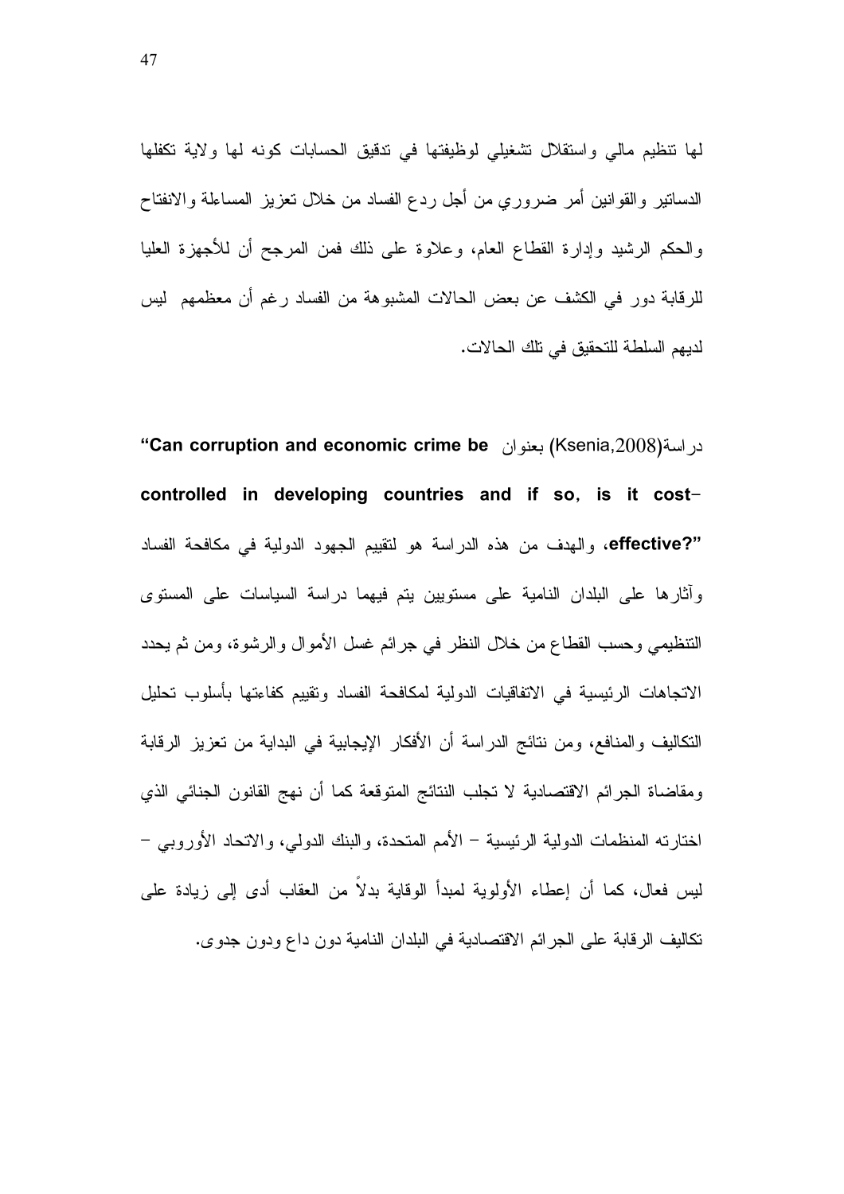لها تنظيم مالي واستقلال تشغيلي لوظيفتها في تدقيق الحسابات كونه لها ولاية تكفلها الدساتير والقوانين أمر ضروري من أجل ردع الفساد من خلال تعزيز المساءلة والانفتاح والحكم الرشيد وإدارة القطاع العام، وعلاوة على ذلك فمن المرجح أن للأجهزة العليا للرقابة دور في الكشف عن بعض الحالات المشبوهة من الفساد رغم أن معظمهم ليس لديهم السلطة للتحقيق في تلك الحالات.

دراسة(Ksenia,2008) بعنوان **"Can corruption and economic crime be controlled in developing countries and if so, is it cost-effective?"**، والهدف من هذه الدراسة هو لتقييم الجهود الدولية في مكافحة الفساد وآثارها على البلدان النامية على مستويين يتم فيهما دراسة السياسات على المستوى التنظيمي وحسب القطاع من خلال النظر في جرائم غسل الأموال والرشوة، ومن ثم يحدد الاتجاهات الرئيسية في الاتفاقيات الدولية لمكافحة الفساد وتقييم كفاءتها بأسلوب تحليل التكاليف والمنافع، ومن نتائج الدراسة أن الأفكار الإيجابية في البداية من تعزيز الرقابة ومقاضاة الجرائم الاقتصادية لا تجلب النتائج المتوقعة كما أن نهج القانون الجنائي الذي اختارته المنظمات الدولية الرئيسية – الأمم المتحدة، والبنك الدولي، والاتحاد الأوروبي – ليس فعال، كما أن إعطاء الأولوية لمبدأ الوقاية بدلاً من العقاب أدى إلى زيادة على تكاليف الرقابة على الجرائم الاقتصادية في البلدان النامية دون داع ودون جدوى.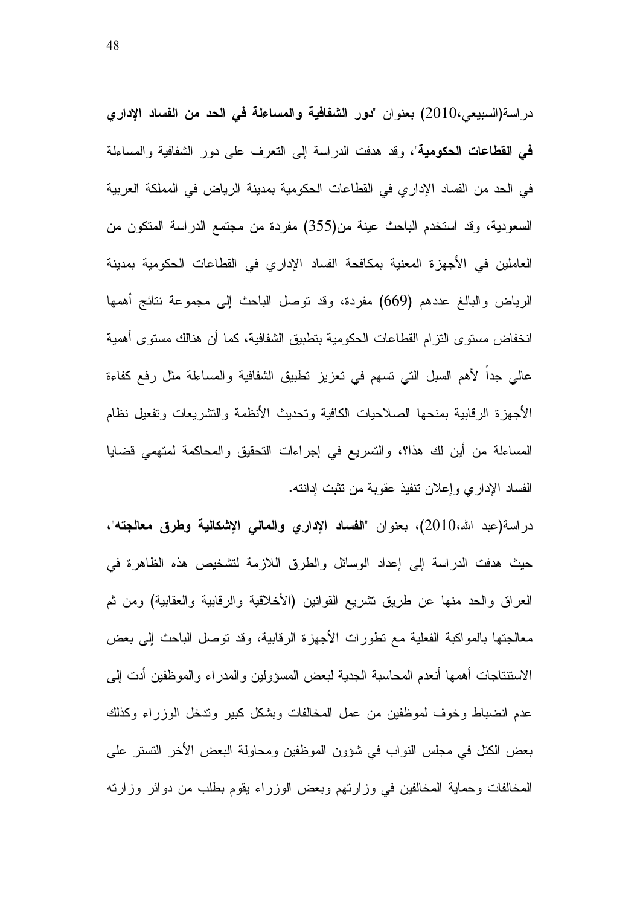دراسة(السبيعي،2010) بعنوان "**دور الشفافية والمساءلة في الحد من الفساد الإداري في القطاعات الحكومية**"، وقد هدفت الدراسة إلى التعرف على دور الشفافية والمساءلة في الحد من الفساد الإداري في القطاعات الحكومية بمدينة الرياض في المملكة العربية السعودية، وقد استخدم الباحث عينة من(355) مفردة من مجتمع الدراسة المتكون من العاملين في الأجهزة المعنية بمكافحة الفساد الإداري في القطاعات الحكومية بمدينة الرياض والبالغ عددهم (669) مفردة، وقد توصل الباحث إلى مجموعة نتائج أهمها انخفاض مستوى التزام القطاعات الحكومية بتطبيق الشفافية، كما أن هنالك مستوى أهمية عالي جداً لأهم السبل التي تسهم في تعزيز تطبيق الشفافية والمساءلة مثل رفع كفاءة الأجهزة الرقابية بمنحها الصلاحيات الكافية وتحديث الأنظمة والتشريعات وتفعيل نظام المساءلة من أين لك هذا؟، والتسريع في إجراءات التحقيق والمحاكمة لمتهمي قضايا الفساد الإداري وإعلان تنفيذ عقوبة من تثبت إدانته.

دراسة(عبد الله،2010)، بعنوان "**الفساد الإداري والمالي الإشكالية وطرق معالجته**"، حيث هدفت الدراسة إلى إعداد الوسائل والطرق اللازمة لتشخيص هذه الظاهرة في العراق والحد منها عن طريق تشريع القوانين (الأخلاقية والرقابية والعقابية) ومن ثم معالجتها بالمواكبة الفعلية مع تطورات الأجهزة الرقابية، وقد توصل الباحث إلى بعض الاستنتاجات أهمها أنعدم المحاسبة الجدية لبعض المسؤولين والمدراء والموظفين أدت إلى عدم انضباط وخوف لموظفين من عمل المخالفات وبشكل كبير وتدخل الوزراء وكذلك بعض الكتل في مجلس النواب في شؤون الموظفين ومحاولة البعض الأخر التستر على المخالفات وحماية المخالفين في وزارتهم وبعض الوزراء يقوم بطلب من دوائر وزارته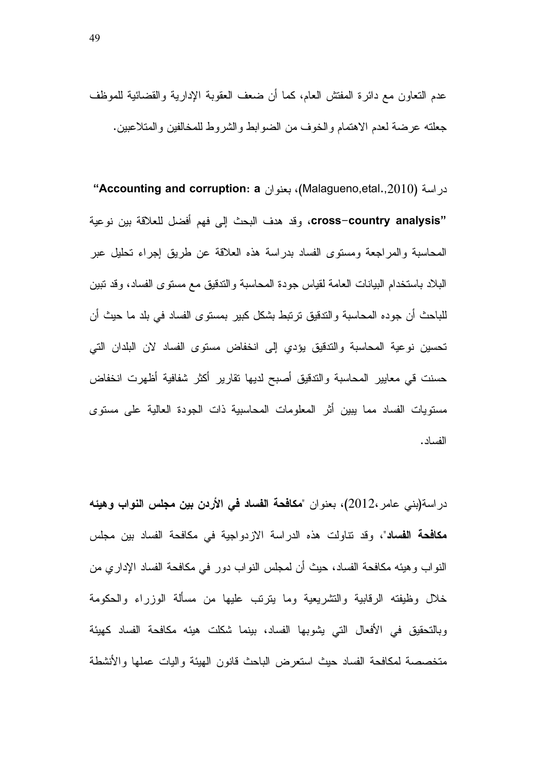عدم التعاون مع دائرة المفتش العام، كما أن ضعف العقوبة الإدارية والقضائية للموظف جعلته عرضة لعدم الاهتمام والخوف من الضوابط والشروط للمخالفين والمتلاعبين.

دراسة (Malagueno,etal.,2010)، بعنوان **"Accounting and corruption: a cross-country analysis"**، وقد هدف البحث إلى فهم أفضل للعلاقة بين نوعية المحاسبة والمراجعة ومستوى الفساد بدراسة هذه العلاقة عن طريق إجراء تحليل عبر البلاد باستخدام البيانات العامة لقياس جودة المحاسبة والتدقيق مع مستوى الفساد، وقد تبين للباحث أن جوده المحاسبة والتدقيق ترتبط بشكل كبير بمستوى الفساد في بلد ما حيث أن تحسين نوعية المحاسبة والتدقيق يؤدي إلى انخفاض مستوى الفساد لان البلدان التي حسنت قي معايير المحاسبة والتدقيق أصبح لديها تقارير أكثر شفافية أظهرت انخفاض مستويات الفساد مما يبين أثر المعلومات المحاسبية ذات الجودة العالية على مستوى الفساد.

دراسة(بني عامر،2012)، بعنوان "**مكافحة الفساد في الأردن بين مجلس النواب وهيئه مكافحة الفساد**"، وقد تناولت هذه الدراسة الازدواجية في مكافحة الفساد بين مجلس النواب وهيئه مكافحة الفساد، حيث أن لمجلس النواب دور في مكافحة الفساد الإداري من خلال وظيفته الرقابية والتشريعية وما يترتب عليها من مسألة الوزراء والحكومة وبالتحقيق في الأفعال التي يشوبها الفساد، بينما شكلت هيئه مكافحة الفساد كهيئة متخصصة لمكافحة الفساد حيث استعرض الباحث قانون الهيئة واليات عملها والأنشطة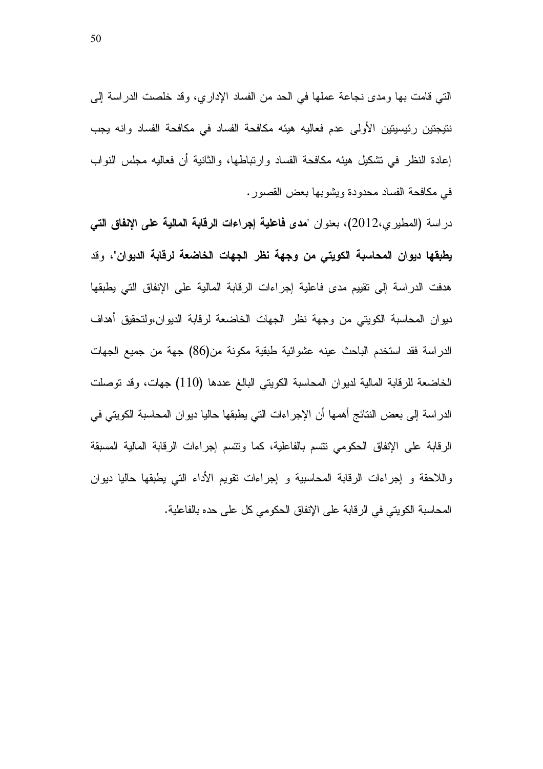التي قامت بها ومدى نجاعة عملها في الحد من الفساد الإداري، وقد خلصت الدراسة إلى نتيجتين رئيسيتين الأولى عدم فعاليه هيئه مكافحة الفساد في مكافحة الفساد وانه يجب إعادة النظر في تشكيل هيئه مكافحة الفساد وارتباطها، والثانية أن فعاليه مجلس النواب في مكافحة الفساد محدودة ويشوبها بعض القصور.

دراسة (المطيري،2012)، بعنوان "**مدى فاعلية إجراءات الرقابة المالية على الإنفاق التي يطبقها ديوان المحاسبة الكويتي من وجهة نظر الجهات الخاضعة لرقابة الديوان**"، وقد هدفت الدراسة إلى تقييم مدى فاعلية إجراءات الرقابة المالية على الإنفاق التي يطبقها ديوان المحاسبة الكويتي من وجهة نظر الجهات الخاضعة لرقابة الديوان،ولتحقيق أهداف الدراسة فقد استخدم الباحث عينه عشوائية طبقية مكونة من(86) جهة من جميع الجهات الخاضعة للرقابة المالية لديوان المحاسبة الكويتي البالغ عددها (110) جهات، وقد توصلت الدراسة إلى بعض النتائج أهمها أن الإجراءات التي يطبقها حاليا ديوان المحاسبة الكويتي في الرقابة على الإنفاق الحكومي تتسم بالفاعلية، كما وتتسم إجراءات الرقابة المالية المسبقة واللاحقة و إجراءات الرقابة المحاسبية و إجراءات تقويم الأداء التي يطبقها حاليا ديوان المحاسبة الكويتي في الرقابة على الإنفاق الحكومي كل على حده بالفاعلية.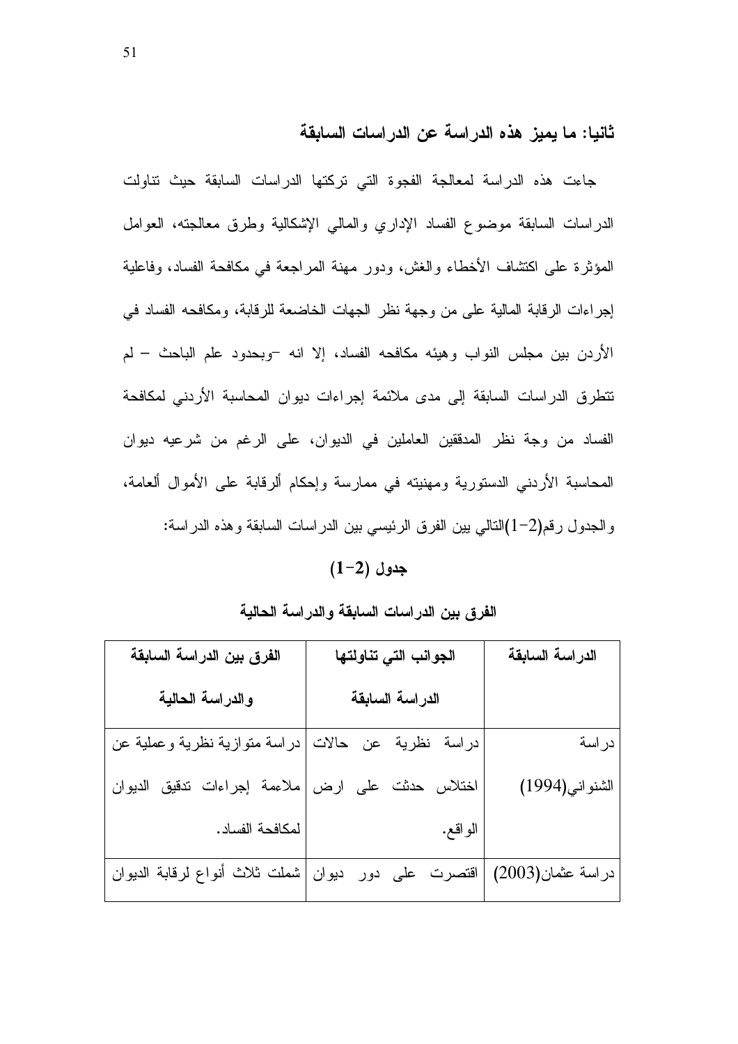## ثانيا: ما يميز هذه الدراسة عن الدراسات السابقة

جاءت هذه الدراسة لمعالجة الفجوة التي تركتها الدراسات السابقة حيث تناولت الدراسات السابقة موضوع الفساد الإداري والمالي الإشكالية وطرق معالجته، العوامل المؤثرة على اكتشاف الأخطاء والغش، ودور مهنة المراجعة في مكافحة الفساد، وفاعلية إجراءات الرقابة المالية على من وجهة نظر الجهات الخاضعة للرقابة، ومكافحه الفساد في الأردن بين مجلس النواب وهيئه مكافحه الفساد، إلا انه –وبحدود علم الباحث – لم تتطرق الدراسات السابقة إلى مدى ملائمة إجراءات ديوان المحاسبة الأردني لمكافحة الفساد من وجة نظر المدققين العاملين في الديوان، على الرغم من شرعيه ديوان المحاسبة الأردني الدستورية ومهنيته في ممارسة وإحكام ألرقابة على الأموال ألعامة، والجدول رقم(2−1)التالي يبين الفرق الرئيسي بين الدراسات السابقة وهذه الدراسة:

**جدول (2−1)**

**الفرق بين الدراسات السابقة والدراسة الحالية**

| الدراسة السابقة | الجوانب التي تناولتها الدراسة السابقة | الفرق بين الدراسة السابقة والدراسة الحالية |
|---|---|---|
| دراسة الشنواني(1994) | دراسة نظرية عن حالات اختلاس حدثت على ارض الواقع. | دراسة متوازية نظرية وعملية عن ملاءمة إجراءات تدقيق الديوان لمكافحة الفساد. |
| دراسة عثمان(2003) | اقتصرت على دور ديوان | شملت ثلاث أنواع لرقابة الديوان |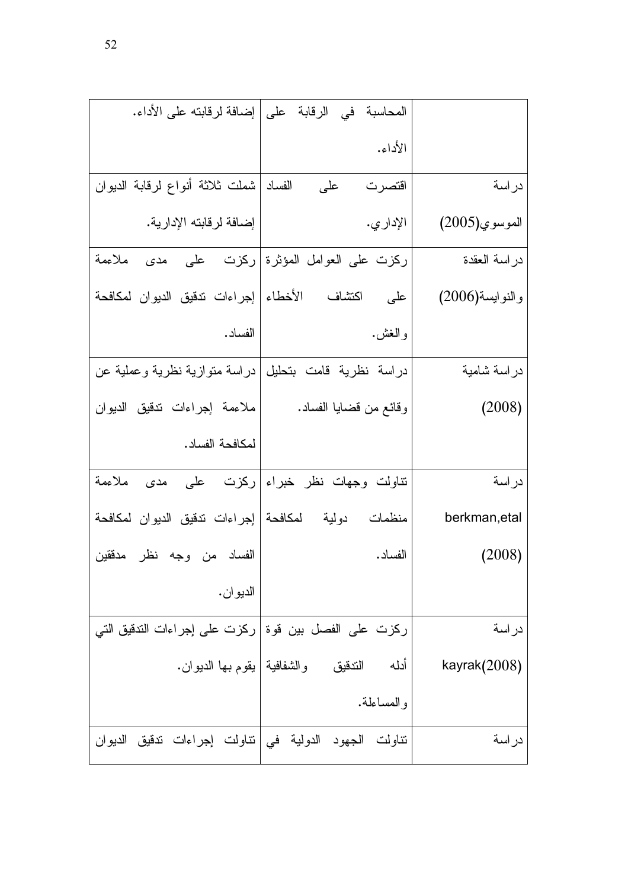| | | |
|---|---|---|
| | المحاسبة في الرقابة على الأداء. | إضافة لرقابته على الأداء. |
| دراسة الموسوي(2005) | اقتصرت على الفساد الإداري. | شملت ثلاثة أنواع لرقابة الديوان إضافة لرقابته الإدارية. |
| دراسة العقدة والنوايسة(2006) | ركزت على العوامل المؤثرة على اكتشاف الأخطاء والغش. | ركزت على مدى ملاءمة إجراءات تدقيق الديوان لمكافحة الفساد. |
| دراسة شامية (2008) | دراسة نظرية قامت بتحليل وقائع من قضايا الفساد. | دراسة متوازية نظرية وعملية عن ملاءمة إجراءات تدقيق الديوان لمكافحة الفساد. |
| دراسة berkman,etal (2008) | تناولت وجهات نظر خبراء منظمات دولية لمكافحة الفساد. | ركزت على مدى ملاءمة إجراءات تدقيق الديوان لمكافحة الفساد من وجه نظر مدققين الديوان. |
| دراسة kayrak(2008) | ركزت على الفصل بين قوة أدله التدقيق والشفافية والمساءلة. | ركزت على إجراءات التدقيق التي يقوم بها الديوان. |
| دراسة | تناولت الجهود الدولية في | تناولت إجراءات تدقيق الديوان |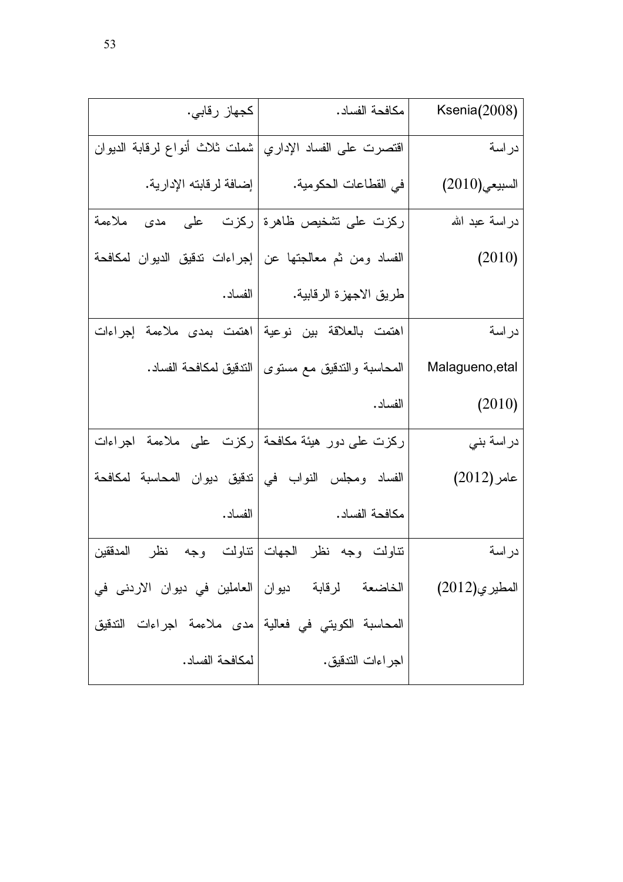| Ksenia(2008) | مكافحة الفساد. | كجهاز رقابي. |
|---|---|---|
| دراسة السبيعي(2010) | اقتصرت على الفساد الإداري في القطاعات الحكومية. | شملت ثلاث أنواع لرقابة الديوان إضافة لرقابته الإدارية. |
| دراسة عبد الله (2010) | ركزت على تشخيص ظاهرة الفساد ومن ثم معالجتها عن طريق الاجهزة الرقابية. | ركزت على مدى ملاءمة إجراءات تدقيق الديوان لمكافحة الفساد. |
| دراسة Malagueno,etal (2010) | اهتمت بالعلاقة بين نوعية المحاسبة والتدقيق مع مستوى الفساد. | اهتمت بمدى ملاءمة إجراءات التدقيق لمكافحة الفساد. |
| دراسة بني عامر(2012) | ركزت على دور هيئة مكافحة الفساد ومجلس النواب في مكافحة الفساد. | ركزت على ملاءمة اجراءات تدقيق ديوان المحاسبة لمكافحة الفساد. |
| دراسة المطيري(2012) | تناولت وجه نظر الجهات الخاضعة لرقابة ديوان المحاسبة الكويتي في فعالية اجراءات التدقيق. | تناولت وجه نظر المدققين العاملين في ديوان الاردنى في مدى ملاءمة اجراءات التدقيق لمكافحة الفساد. |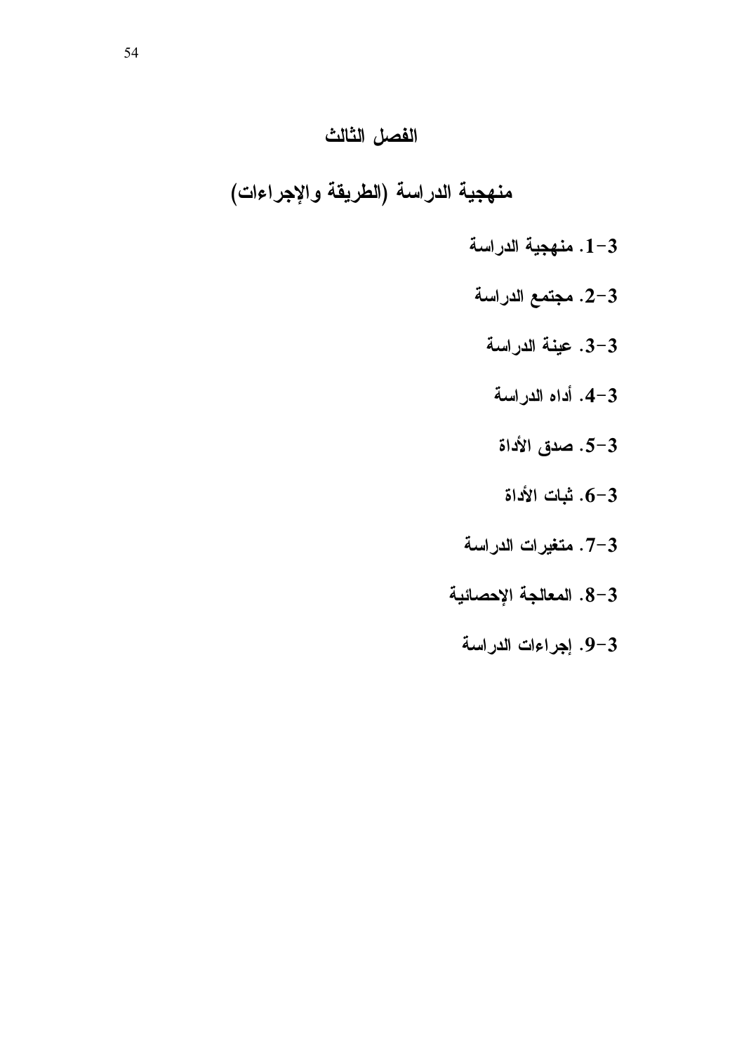# الفصل الثالث

## منهجية الدراسة (الطريقة والإجراءات)

**3-1. منهجية الدراسة**

**3-2. مجتمع الدراسة**

**3-3. عينة الدراسة**

**3-4. أداه الدراسة**

**3-5. صدق الأداة**

**3-6. ثبات الأداة**

**3-7. متغيرات الدراسة**

**3-8. المعالجة الإحصائية**

**3-9. إجراءات الدراسة**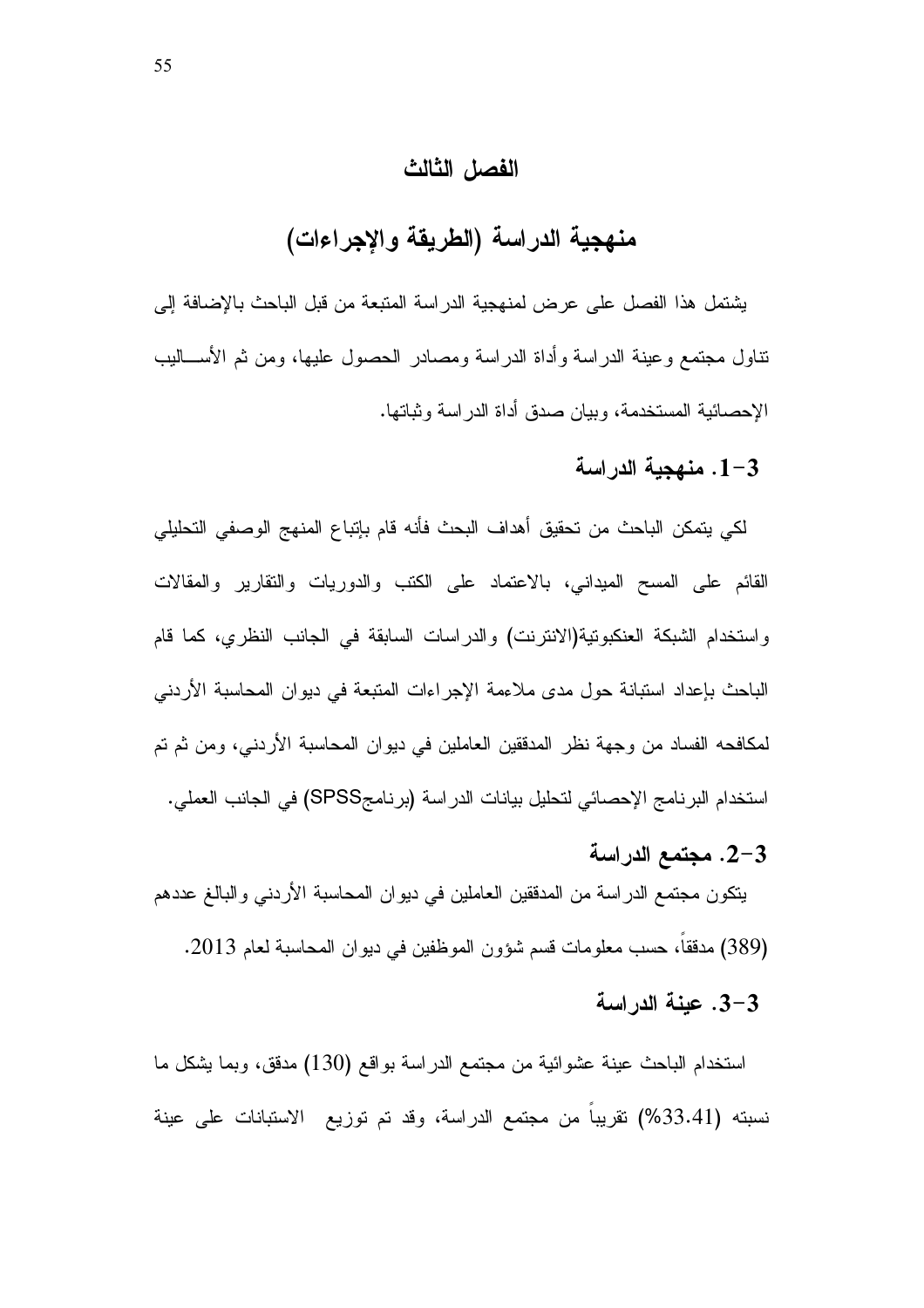# الفصل الثالث

## منهجية الدراسة (الطريقة والإجراءات)

يشتمل هذا الفصل على عرض لمنهجية الدراسة المتبعة من قبل الباحث بالإضافة إلى تناول مجتمع وعينة الدراسة وأداة الدراسة ومصادر الحصول عليها، ومن ثم الأســاليب الإحصائية المستخدمة، وبيان صدق أداة الدراسة وثباتها.

### 3-1. منهجية الدراسة

لكي يتمكن الباحث من تحقيق أهداف البحث فأنه قام بإتباع المنهج الوصفي التحليلي القائم على المسح الميداني، بالاعتماد على الكتب والدوريات والتقارير والمقالات واستخدام الشبكة العنكبوتية(الانترنت) والدراسات السابقة في الجانب النظري، كما قام الباحث بإعداد استبانة حول مدى ملاءمة الإجراءات المتبعة في ديوان المحاسبة الأردني لمكافحه الفساد من وجهة نظر المدققين العاملين في ديوان المحاسبة الأردني، ومن ثم تم استخدام البرنامج الإحصائي لتحليل بيانات الدراسة (برنامجSPSS) في الجانب العملي.

### 3-2. مجتمع الدراسة

يتكون مجتمع الدراسة من المدققين العاملين في ديوان المحاسبة الأردني والبالغ عددهم (389) مدققاً، حسب معلومات قسم شؤون الموظفين في ديوان المحاسبة لعام 2013.

### 3-3. عينة الدراسة

استخدام الباحث عينة عشوائية من مجتمع الدراسة بواقع (130) مدقق، وبما يشكل ما نسبته (33.41%) تقريباً من مجتمع الدراسة، وقد تم توزيع الاستبانات على عينة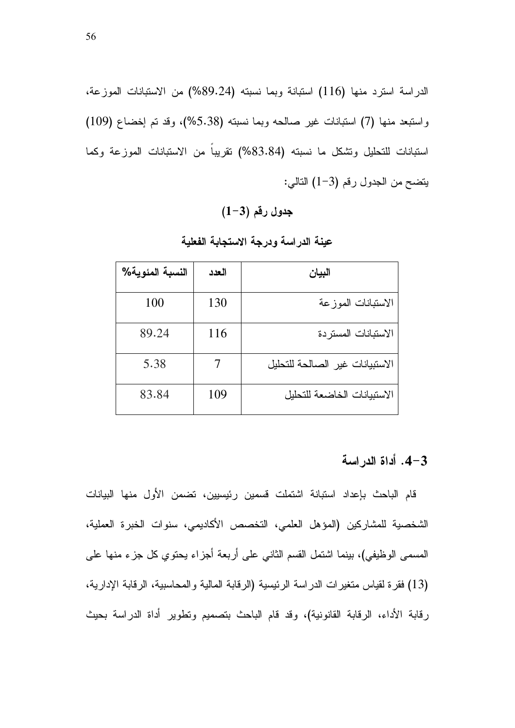الدراسة استرد منها (116) استبانة وبما نسبته (89.24%) من الاستبانات الموزعة، واستبعد منها (7) استبانات غير صالحه وبما نسبته (5.38%)، وقد تم إخضاع (109) استبانات للتحليل وتشكل ما نسبته (83.84%) تقريباً من الاستبانات الموزعة وكما يتضح من الجدول رقم (3-1) التالي:

**جدول رقم (3-1)**

**عينة الدراسة ودرجة الاستجابة الفعلية**

| البيان | العدد | النسبة المئوية% |
|---|---|---|
| الاستبانات الموزعة | 130 | 100 |
| الاستبانات المستردة | 116 | 89.24 |
| الاستبيانات غير الصالحة للتحليل | 7 | 5.38 |
| الاستبيانات الخاضعة للتحليل | 109 | 83.84 |

### 3-4. أداة الدراسة

قام الباحث بإعداد استبانة اشتملت قسمين رئيسيين، تضمن الأول منها البيانات الشخصية للمشاركين (المؤهل العلمي، التخصص الأكاديمي، سنوات الخبرة العملية، المسمى الوظيفي)، بينما اشتمل القسم الثاني على أربعة أجزاء يحتوي كل جزء منها على (13) فقرة لقياس متغيرات الدراسة الرئيسية (الرقابة المالية والمحاسبية، الرقابة الإدارية، رقابة الأداء، الرقابة القانونية)، وقد قام الباحث بتصميم وتطوير أداة الدراسة بحيث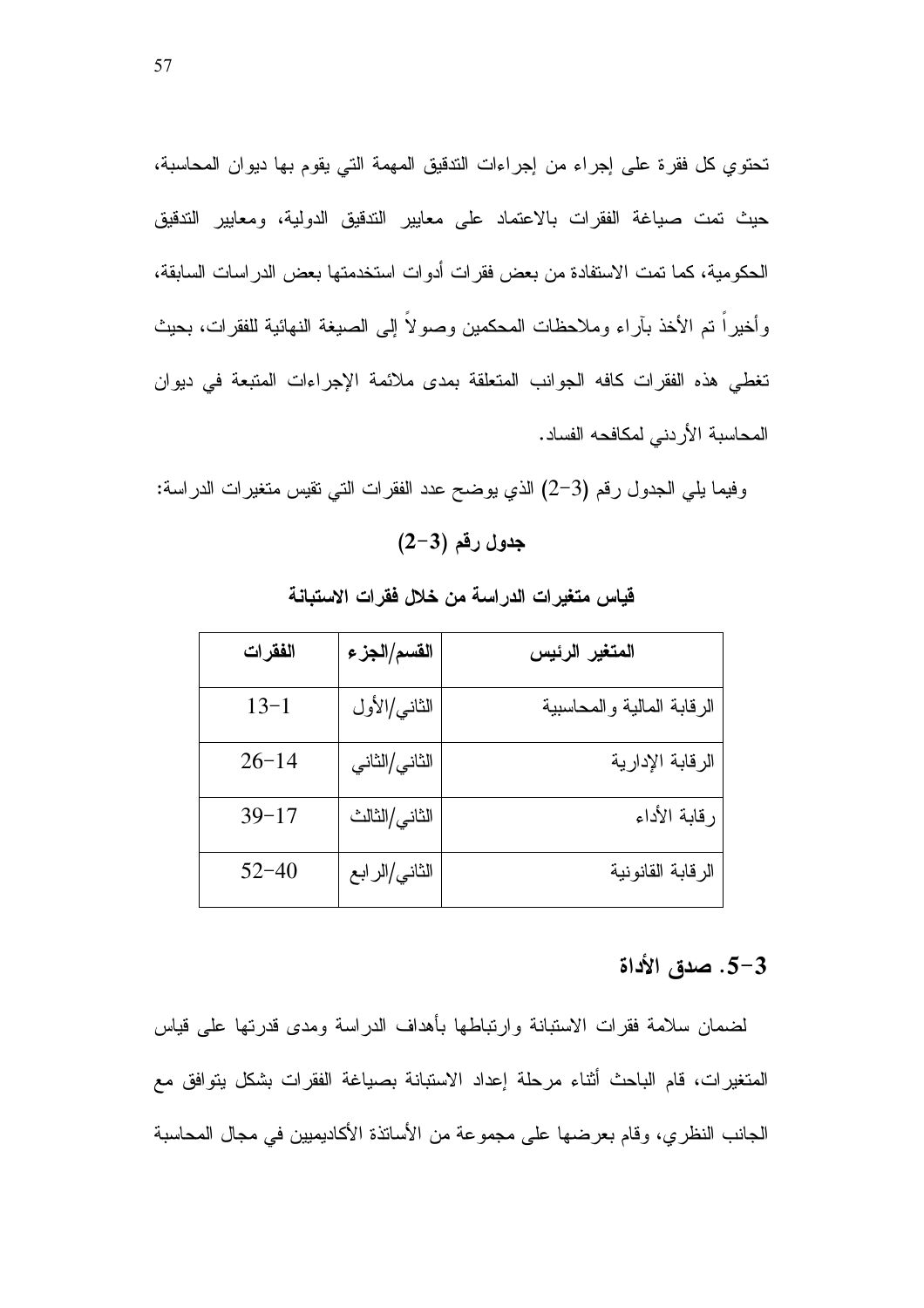تحتوي كل فقرة على إجراء من إجراءات التدقيق المهمة التي يقوم بها ديوان المحاسبة، حيث تمت صياغة الفقرات بالاعتماد على معايير التدقيق الدولية، ومعايير التدقيق الحكومية، كما تمت الاستفادة من بعض فقرات أدوات استخدمتها بعض الدراسات السابقة، وأخيراً تم الأخذ بآراء وملاحظات المحكمين وصولاً إلى الصيغة النهائية للفقرات، بحيث تغطي هذه الفقرات كافه الجوانب المتعلقة بمدى ملائمة الإجراءات المتبعة في ديوان المحاسبة الأردني لمكافحه الفساد.

وفيما يلي الجدول رقم (3-2) الذي يوضح عدد الفقرات التي تقيس متغيرات الدراسة:

**جدول رقم (3-2)**

**قياس متغيرات الدراسة من خلال فقرات الاستبانة**

| المتغير الرئيس | القسم/الجزء | الفقرات |
|---|---|---|
| الرقابة المالية والمحاسبية | الثاني/الأول | 13-1 |
| الرقابة الإدارية | الثاني/الثاني | 26-14 |
| رقابة الأداء | الثاني/الثالث | 39-17 |
| الرقابة القانونية | الثاني/الرابع | 52-40 |

## 3-5. صدق الأداة

لضمان سلامة فقرات الاستبانة وارتباطها بأهداف الدراسة ومدى قدرتها على قياس المتغيرات، قام الباحث أثناء مرحلة إعداد الاستبانة بصياغة الفقرات بشكل يتوافق مع الجانب النظري، وقام بعرضها على مجموعة من الأساتذة الأكاديميين في مجال المحاسبة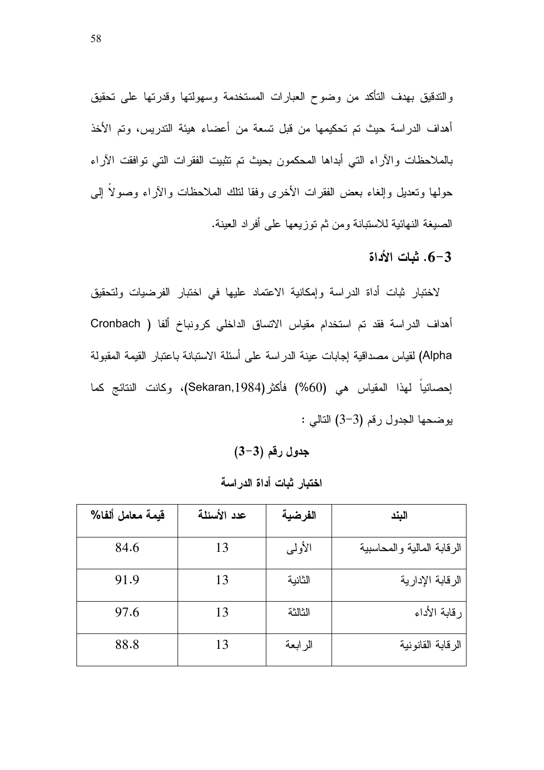والتدقيق بهدف التأكد من وضوح العبارات المستخدمة وسهولتها وقدرتها على تحقيق أهداف الدراسة حيث تم تحكيمها من قبل تسعة من أعضاء هيئة التدريس، وتم الأخذ بالملاحظات والآراء التي أبداها المحكمون بحيث تم تثبيت الفقرات التي توافقت الآراء حولها وتعديل وإلغاء بعض الفقرات الأخرى وفقا لتلك الملاحظات والآراء وصولاً إلى الصيغة النهائية للاستبانة ومن ثم توزيعها على أفراد العينة.

### 3-6. ثبات الأداة

لاختبار ثبات أداة الدراسة وإمكانية الاعتماد عليها في اختبار الفرضيات ولتحقيق أهداف الدراسة فقد تم استخدام مقياس الاتساق الداخلي كرونباخ ألفا ( Cronbach Alpha) لقياس مصداقية إجابات عينة الدراسة على أسئلة الاستبانة باعتبار القيمة المقبولة إحصائياً لهذا المقياس هي (60%) فأكثر(Sekaran,1984)، وكانت النتائج كما يوضحها الجدول رقم (3-3) التالي :

**جدول رقم (3-3)**

**اختبار ثبات أداة الدراسة**

| البند | الفرضية | عدد الأسئلة | قيمة معامل ألفا% |
|---|---|---|---|
| الرقابة المالية والمحاسبية | الأولى | 13 | 84.6 |
| الرقابة الإدارية | الثانية | 13 | 91.9 |
| رقابة الأداء | الثالثة | 13 | 97.6 |
| الرقابة القانونية | الرابعة | 13 | 88.8 |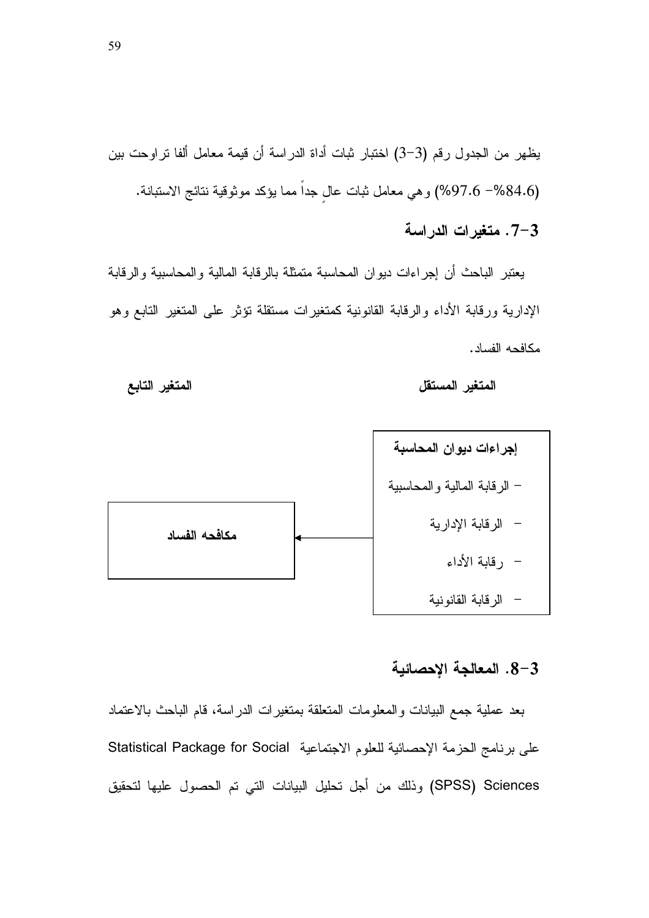يظهر من الجدول رقم (3-3) اختبار ثبات أداة الدراسة أن قيمة معامل ألفا تراوحت بين (84.6% - 97.6%) وهي معامل ثبات عالٍ جداً مما يؤكد موثوقية نتائج الاستبانة.

### 3-7. متغيرات الدراسة

يعتبر الباحث أن إجراءات ديوان المحاسبة متمثلة بالرقابة المالية والمحاسبية والرقابة الإدارية ورقابة الأداء والرقابة القانونية كمتغيرات مستقلة تؤثر على المتغير التابع وهو مكافحه الفساد.

**المتغير المستقل** ← **المتغير التابع**

**إجراءات ديوان المحاسبة**

- الرقابة المالية والمحاسبية
- الرقابة الإدارية
- رقابة الأداء
- الرقابة القانونية

← **مكافحه الفساد**

### 3-8. المعالجة الإحصائية

بعد عملية جمع البيانات والمعلومات المتعلقة بمتغيرات الدراسة، قام الباحث بالاعتماد على برنامج الحزمة الإحصائية للعلوم الاجتماعية Statistical Package for Social Sciences (SPSS) وذلك من أجل تحليل البيانات التي تم الحصول عليها لتحقيق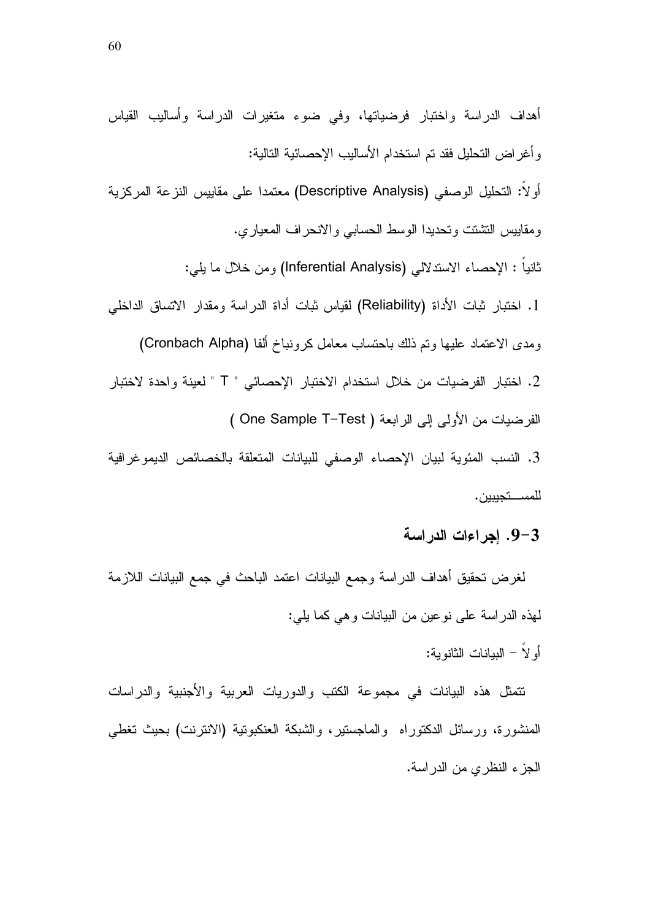أهداف الدراسة واختبار فرضياتها، وفي ضوء متغيرات الدراسة وأساليب القياس وأغراض التحليل فقد تم استخدام الأساليب الإحصائية التالية:

أولاً: التحليل الوصفي (Descriptive Analysis) معتمدا على مقاييس النزعة المركزية ومقاييس التشتت وتحديدا الوسط الحسابي والانحراف المعياري.

ثانياً : الإحصاء الاستدلالي (Inferential Analysis) ومن خلال ما يلي:

1. اختبار ثبات الأداة (Reliability) لقياس ثبات أداة الدراسة ومقدار الاتساق الداخلي ومدى الاعتماد عليها وتم ذلك باحتساب معامل كرونباخ ألفا (Cronbach Alpha)
2. اختبار الفرضيات من خلال استخدام الاختبار الإحصائي " T " لعينة واحدة لاختبار الفرضيات من الأولى إلى الرابعة ( One Sample T-Test )
3. النسب المئوية لبيان الإحصاء الوصفي للبيانات المتعلقة بالخصائص الديموغرافية للمستجيبين.

### 3-9. إجراءات الدراسة

لغرض تحقيق أهداف الدراسة وجمع البيانات اعتمد الباحث في جمع البيانات اللازمة لهذه الدراسة على نوعين من البيانات وهي كما يلي:

أولاً – البيانات الثانوية:

تتمثل هذه البيانات في مجموعة الكتب والدوريات العربية والأجنبية والدراسات المنشورة، ورسائل الدكتوراه والماجستير، والشبكة العنكبوتية (الانترنت) بحيث تغطي الجزء النظري من الدراسة.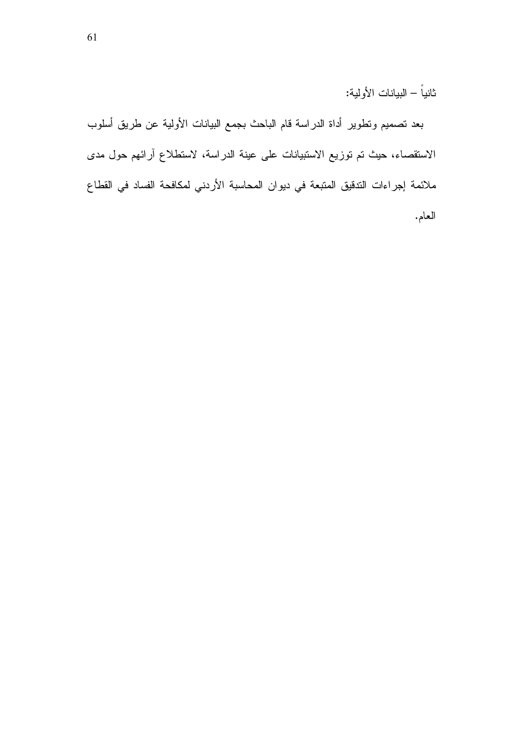ثانياً – البيانات الأولية:

بعد تصميم وتطوير أداة الدراسة قام الباحث بجمع البيانات الأولية عن طريق أسلوب الاستقصاء، حيث تم توزيع الاستبيانات على عينة الدراسة، لاستطلاع آرائهم حول مدى ملائمة إجراءات التدقيق المتبعة في ديوان المحاسبة الأردني لمكافحة الفساد في القطاع العام.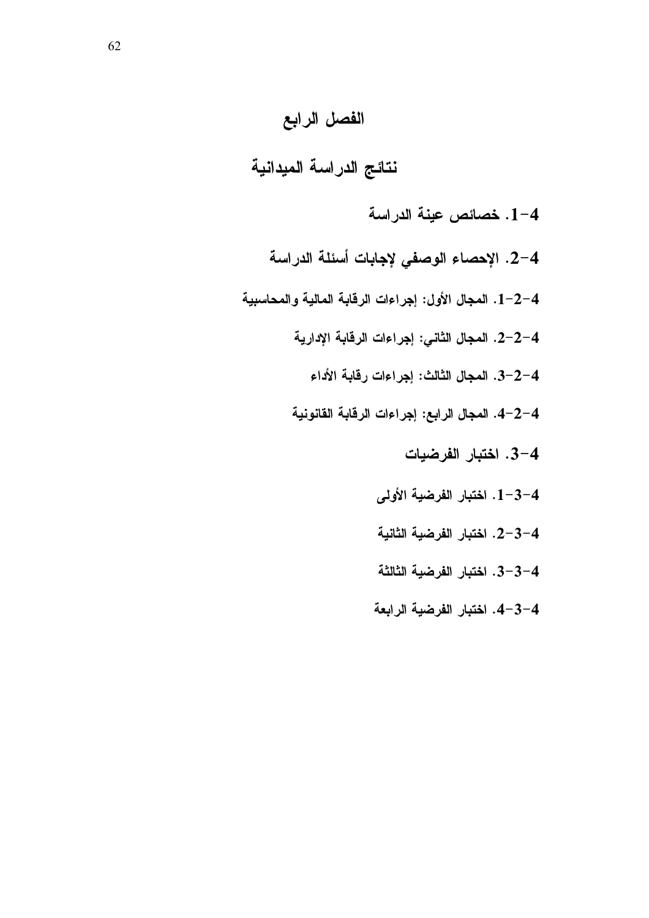# الفصل الرابع

# نتائج الدراسة الميدانية

## 4-1. خصائص عينة الدراسة

## 4-2. الإحصاء الوصفي لإجابات أسئلة الدراسة

### 4-2-1. المجال الأول: إجراءات الرقابة المالية والمحاسبية

### 4-2-2. المجال الثاني: إجراءات الرقابة الإدارية

### 4-2-3. المجال الثالث: إجراءات رقابة الأداء

### 4-2-4. المجال الرابع: إجراءات الرقابة القانونية

## 4-3. اختبار الفرضيات

### 4-3-1. اختبار الفرضية الأولى

### 4-3-2. اختبار الفرضية الثانية

### 4-3-3. اختبار الفرضية الثالثة

### 4-3-4. اختبار الفرضية الرابعة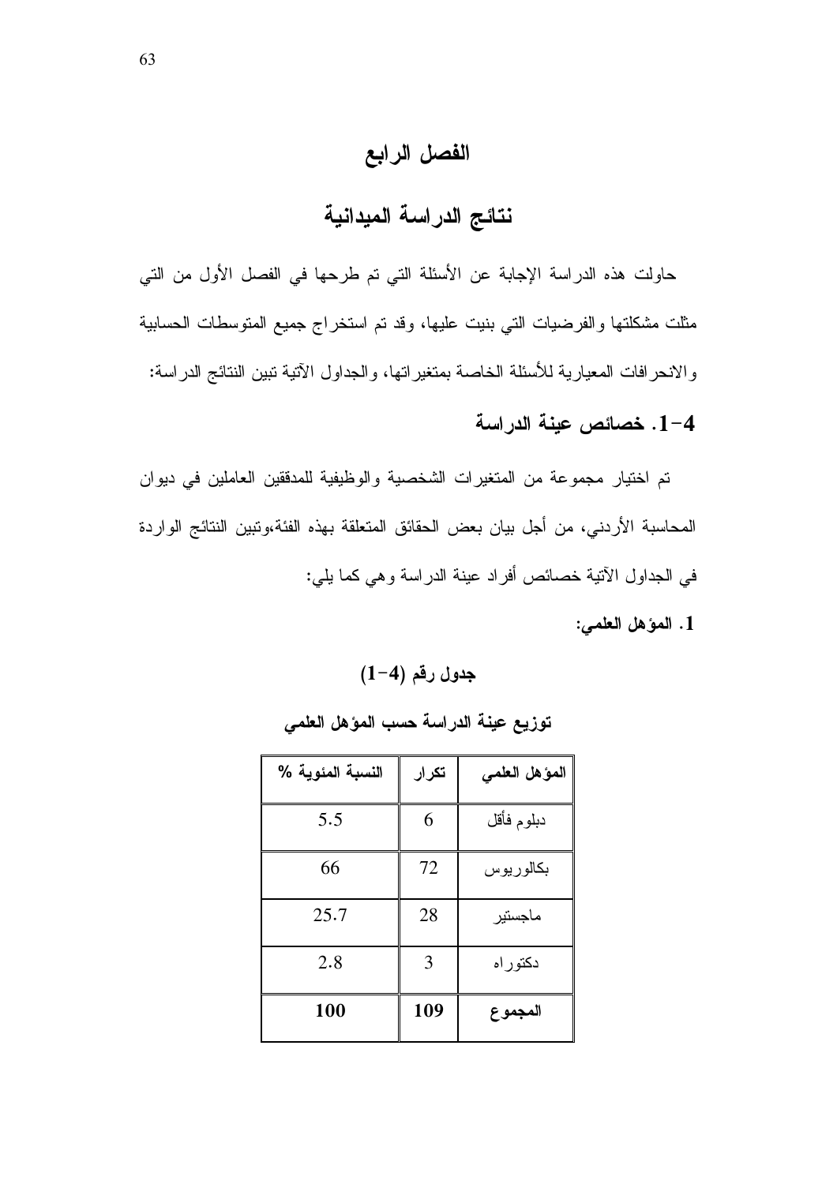# الفصل الرابع

# نتائج الدراسة الميدانية

حاولت هذه الدراسة الإجابة عن الأسئلة التي تم طرحها في الفصل الأول من التي مثلت مشكلتها والفرضيات التي بنيت عليها، وقد تم استخراج جميع المتوسطات الحسابية والانحرافات المعيارية للأسئلة الخاصة بمتغيراتها، والجداول الآتية تبين النتائج الدراسة:

## 4-1. خصائص عينة الدراسة

تم اختيار مجموعة من المتغيرات الشخصية والوظيفية للمدققين العاملين في ديوان المحاسبة الأردني، من أجل بيان بعض الحقائق المتعلقة بهذه الفئة،وتبين النتائج الواردة في الجداول الآتية خصائص أفراد عينة الدراسة وهي كما يلي:

**1. المؤهل العلمي:**

**جدول رقم (4-1)**

**توزيع عينة الدراسة حسب المؤهل العلمي**

| المؤهل العلمي | تكرار | النسبة المئوية % |
|---|---|---|
| دبلوم فأقل | 6 | 5.5 |
| بكالوريوس | 72 | 66 |
| ماجستير | 28 | 25.7 |
| دكتوراه | 3 | 2.8 |
| **المجموع** | **109** | **100** |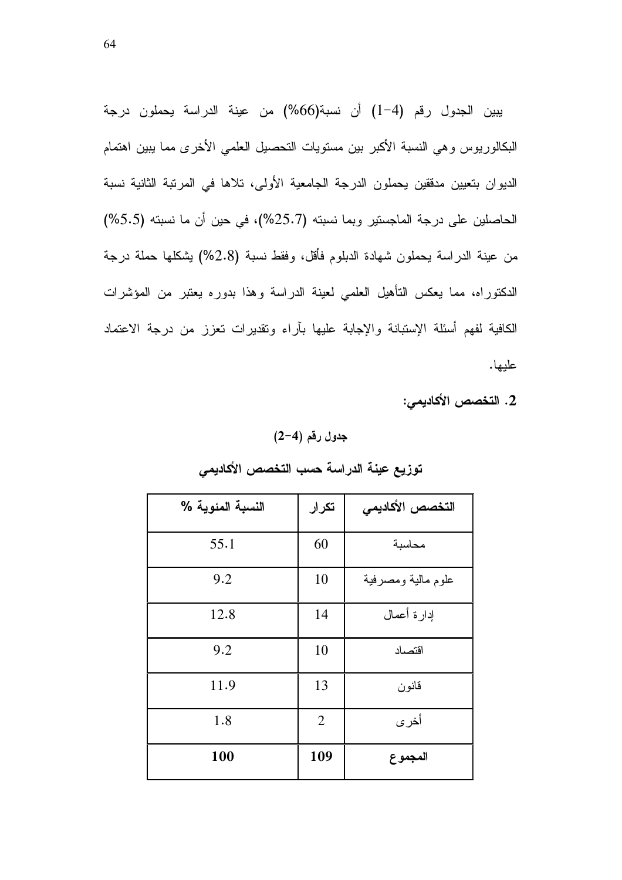يبين الجدول رقم (4-1) أن نسبة(66%) من عينة الدراسة يحملون درجة البكالوريوس وهي النسبة الأكبر بين مستويات التحصيل العلمي الأخرى مما يبين اهتمام الديوان بتعيين مدققين يحملون الدرجة الجامعية الأولى، تلاها في المرتبة الثانية نسبة الحاصلين على درجة الماجستير وبما نسبته (25.7%)، في حين أن ما نسبته (5.5%) من عينة الدراسة يحملون شهادة الدبلوم فأقل، وفقط نسبة (2.8%) يشكلها حملة درجة الدكتوراه، مما يعكس التأهيل العلمي لعينة الدراسة وهذا بدوره يعتبر من المؤشرات الكافية لفهم أسئلة الإستبانة والإجابة عليها بآراء وتقديرات تعزز من درجة الاعتماد عليها.

**2. التخصص الأكاديمي:**

**جدول رقم (4-2)**

**توزيع عينة الدراسة حسب التخصص الأكاديمي**

| التخصص الأكاديمي | تكرار | النسبة المئوية % |
|---|---|---|
| محاسبة | 60 | 55.1 |
| علوم مالية ومصرفية | 10 | 9.2 |
| إدارة أعمال | 14 | 12.8 |
| اقتصاد | 10 | 9.2 |
| قانون | 13 | 11.9 |
| أخرى | 2 | 1.8 |
| **المجموع** | **109** | **100** |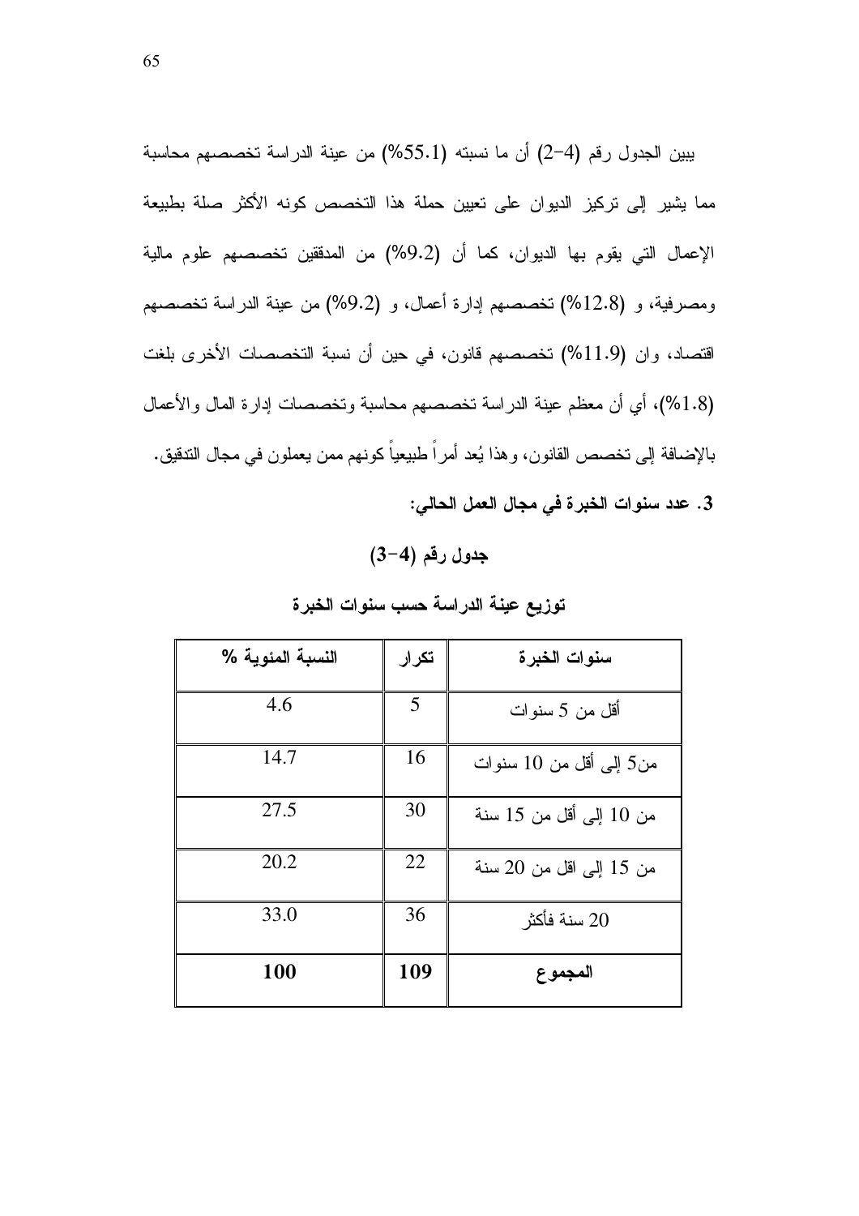يبين الجدول رقم (4-2) أن ما نسبته (55.1%) من عينة الدراسة تخصصهم محاسبة مما يشير إلى تركيز الديوان على تعيين حملة هذا التخصص كونه الأكثر صلة بطبيعة الإعمال التي يقوم بها الديوان، كما أن (9.2%) من المدققين تخصصهم علوم مالية ومصرفية، و (12.8%) تخصصهم إدارة أعمال، و (9.2%) من عينة الدراسة تخصصهم اقتصاد، وان (11.9%) تخصصهم قانون، في حين أن نسبة التخصصات الأخرى بلغت (1.8%)، أي أن معظم عينة الدراسة تخصصهم محاسبة وتخصصات إدارة المال والأعمال بالإضافة إلى تخصص القانون، وهذا يُعد أمراً طبيعياً كونهم ممن يعملون في مجال التدقيق.

**3. عدد سنوات الخبرة في مجال العمل الحالي:**

**جدول رقم (4-3)**

**توزيع عينة الدراسة حسب سنوات الخبرة**

| سنوات الخبرة | تكرار | النسبة المئوية % |
|---|---|---|
| أقل من 5 سنوات | 5 | 4.6 |
| من5 إلى أقل من 10 سنوات | 16 | 14.7 |
| من 10 إلى أقل من 15 سنة | 30 | 27.5 |
| من 15 إلى اقل من 20 سنة | 22 | 20.2 |
| 20 سنة فأكثر | 36 | 33.0 |
| **المجموع** | **109** | **100** |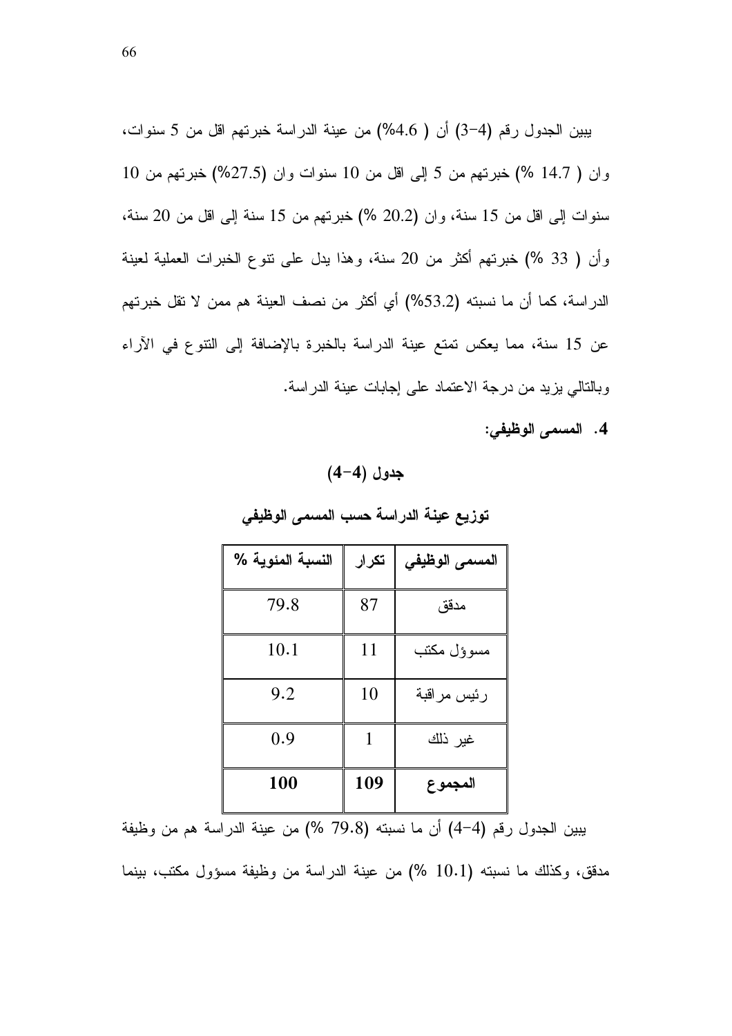يبين الجدول رقم (4-3) أن ( 4.6%) من عينة الدراسة خبرتهم اقل من 5 سنوات، وان ( 14.7 %) خبرتهم من 5 إلى اقل من 10 سنوات وان (27.5%) خبرتهم من 10 سنوات إلى اقل من 15 سنة، وان (20.2 %) خبرتهم من 15 سنة إلى اقل من 20 سنة، وأن ( 33 %) خبرتهم أكثر من 20 سنة، وهذا يدل على تنوع الخبرات العملية لعينة الدراسة، كما أن ما نسبته (53.2%) أي أكثر من نصف العينة هم ممن لا تقل خبرتهم عن 15 سنة، مما يعكس تمتع عينة الدراسة بالخبرة بالإضافة إلى التنوع في الآراء وبالتالي يزيد من درجة الاعتماد على إجابات عينة الدراسة.

**4. المسمى الوظيفي:**

**جدول (4-4)**

**توزيع عينة الدراسة حسب المسمى الوظيفي**

| المسمى الوظيفي | تكرار | النسبة المئوية % |
|---|---|---|
| مدقق | 87 | 79.8 |
| مسوؤل مكتب | 11 | 10.1 |
| رئيس مراقبة | 10 | 9.2 |
| غير ذلك | 1 | 0.9 |
| **المجموع** | **109** | **100** |

يبين الجدول رقم (4-4) أن ما نسبته (79.8 %) من عينة الدراسة هم من وظيفة مدقق، وكذلك ما نسبته (10.1 %) من عينة الدراسة من وظيفة مسؤول مكتب، بينما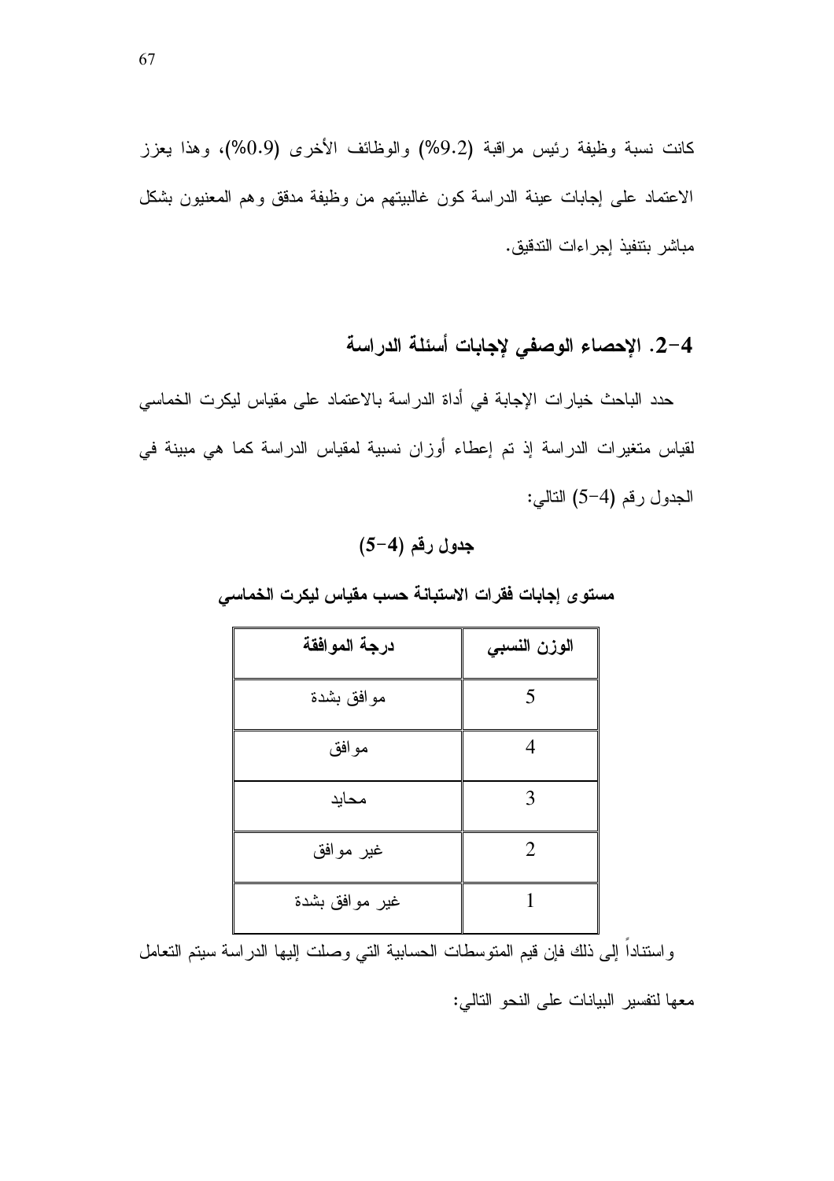كانت نسبة وظيفة رئيس مراقبة (9.2%) والوظائف الأخرى (0.9%)، وهذا يعزز الاعتماد على إجابات عينة الدراسة كون غالبيتهم من وظيفة مدقق وهم المعنيون بشكل مباشر بتنفيذ إجراءات التدقيق.

## 4-2. الإحصاء الوصفي لإجابات أسئلة الدراسة

حدد الباحث خيارات الإجابة في أداة الدراسة بالاعتماد على مقياس ليكرت الخماسي لقياس متغيرات الدراسة إذ تم إعطاء أوزان نسبية لمقياس الدراسة كما هي مبينة في الجدول رقم (4-5) التالي:

**جدول رقم (4-5)**

**مستوى إجابات فقرات الاستبانة حسب مقياس ليكرت الخماسي**

| درجة الموافقة | الوزن النسبي |
|---|---|
| موافق بشدة | 5 |
| موافق | 4 |
| محايد | 3 |
| غير موافق | 2 |
| غير موافق بشدة | 1 |

واستناداً إلى ذلك فإن قيم المتوسطات الحسابية التي وصلت إليها الدراسة سيتم التعامل معها لتفسير البيانات على النحو التالي: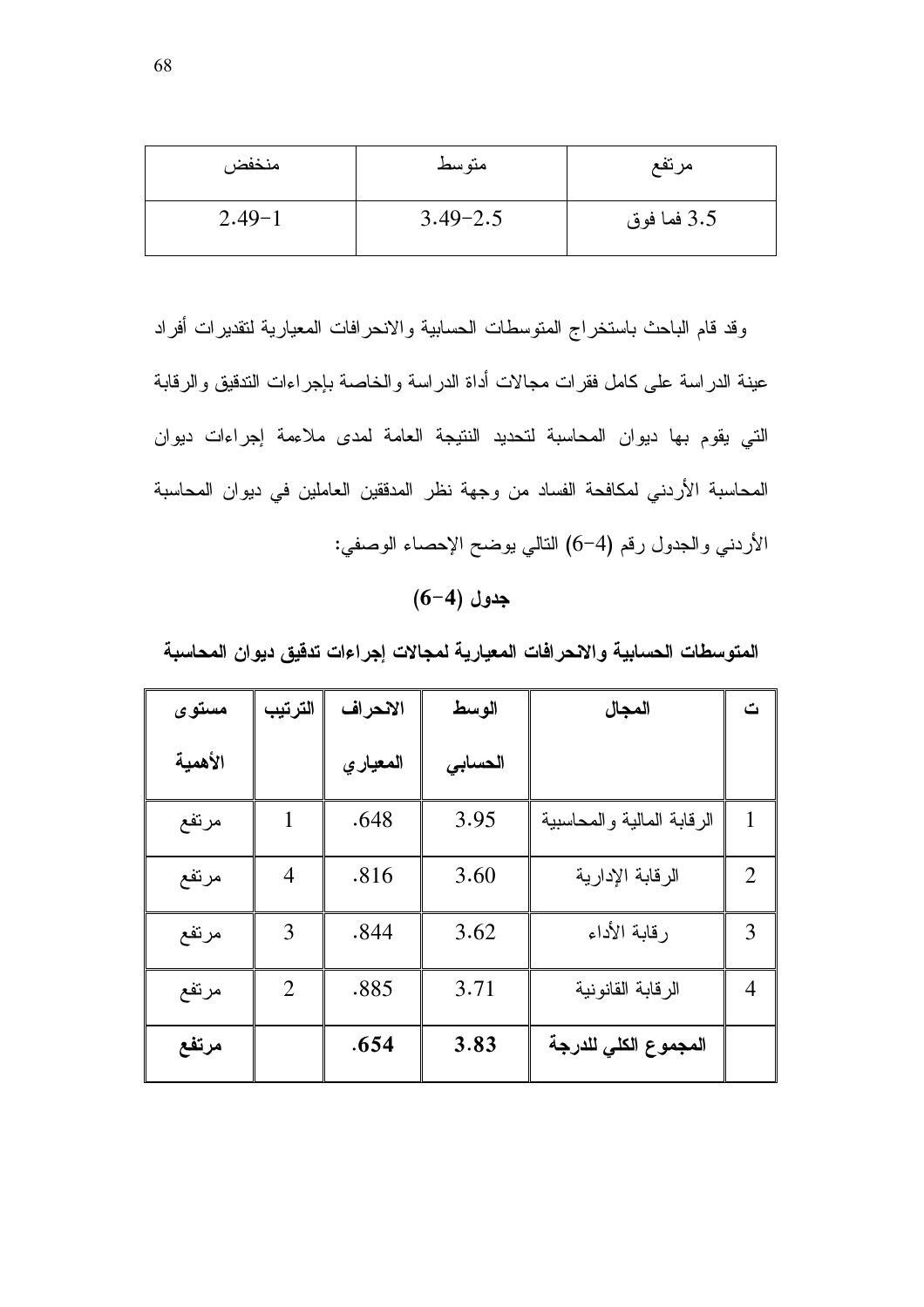| منخفض | متوسط | مرتفع |
| --- | --- | --- |
| 2.49–1 | 3.49–2.5 | 3.5 فما فوق |

وقد قام الباحث باستخراج المتوسطات الحسابية والانحرافات المعيارية لتقديرات أفراد عينة الدراسة على كامل فقرات مجالات أداة الدراسة والخاصة بإجراءات التدقيق والرقابة التي يقوم بها ديوان المحاسبة لتحديد النتيجة العامة لمدى ملاءمة إجراءات ديوان المحاسبة الأردني لمكافحة الفساد من وجهة نظر المدققين العاملين في ديوان المحاسبة الأردني والجدول رقم (4–6) التالي يوضح الإحصاء الوصفي:

**جدول (4–6)**

**المتوسطات الحسابية والانحرافات المعيارية لمجالات إجراءات تدقيق ديوان المحاسبة**

| ت | المجال | الوسط الحسابي | الانحراف المعياري | الترتيب | مستوى الأهمية |
| --- | --- | --- | --- | --- | --- |
| 1 | الرقابة المالية والمحاسبية | 3.95 | .648 | 1 | مرتفع |
| 2 | الرقابة الإدارية | 3.60 | .816 | 4 | مرتفع |
| 3 | رقابة الأداء | 3.62 | .844 | 3 | مرتفع |
| 4 | الرقابة القانونية | 3.71 | .885 | 2 | مرتفع |
| | **المجموع الكلي للدرجة** | **3.83** | **.654** | | **مرتفع** |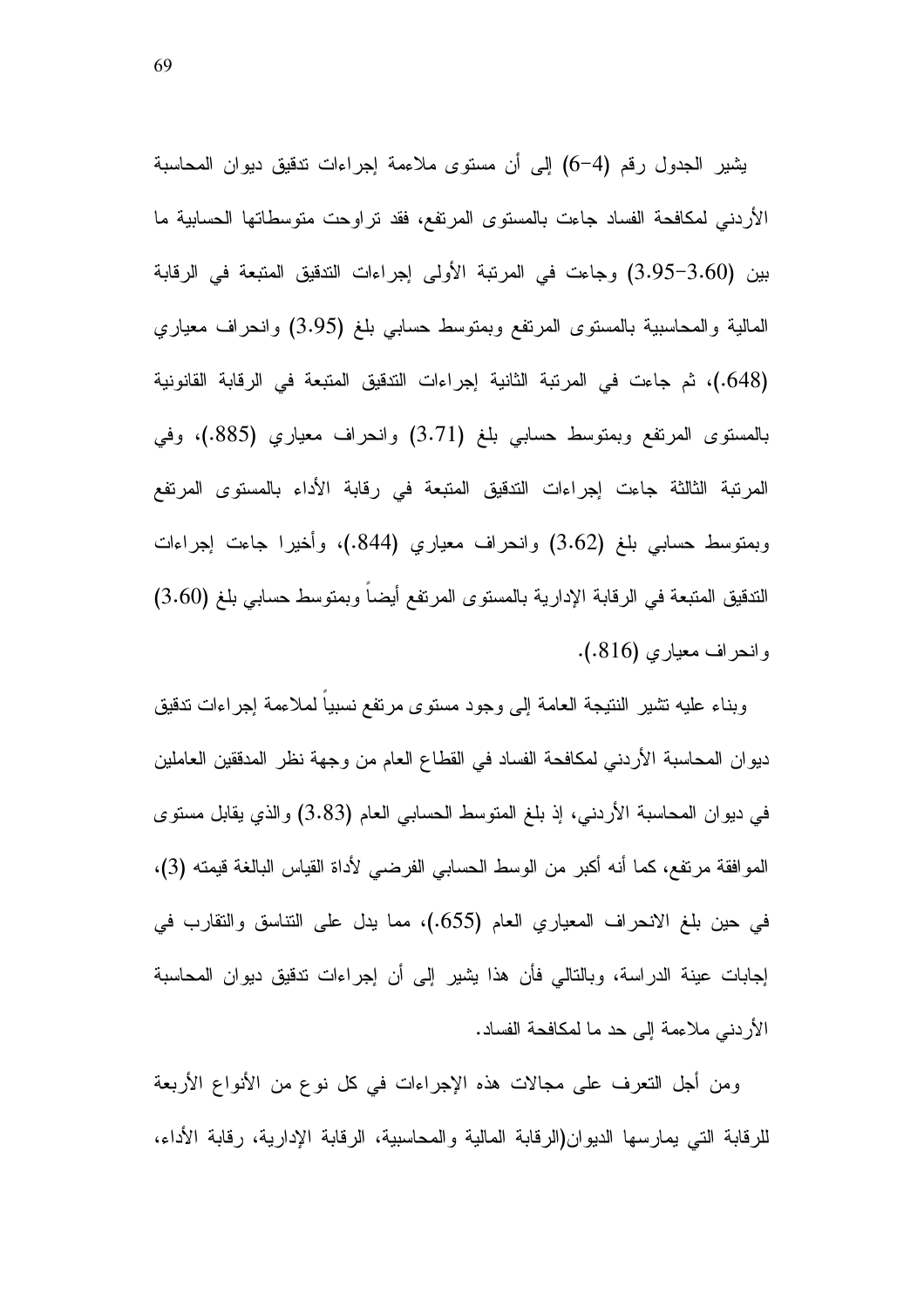يشير الجدول رقم (4-6) إلى أن مستوى ملاءمة إجراءات تدقيق ديوان المحاسبة الأردني لمكافحة الفساد جاءت بالمستوى المرتفع، فقد تراوحت متوسطاتها الحسابية ما بين (3.60-3.95) وجاءت في المرتبة الأولى إجراءات التدقيق المتبعة في الرقابة المالية والمحاسبية بالمستوى المرتفع وبمتوسط حسابي بلغ (3.95) وانحراف معياري (.648)، ثم جاءت في المرتبة الثانية إجراءات التدقيق المتبعة في الرقابة القانونية بالمستوى المرتفع وبمتوسط حسابي بلغ (3.71) وانحراف معياري (.885)، وفي المرتبة الثالثة جاءت إجراءات التدقيق المتبعة في رقابة الأداء بالمستوى المرتفع وبمتوسط حسابي بلغ (3.62) وانحراف معياري (.844)، وأخيرا جاءت إجراءات التدقيق المتبعة في الرقابة الإدارية بالمستوى المرتفع أيضاً وبمتوسط حسابي بلغ (3.60) وانحراف معياري (.816).

وبناء عليه تشير النتيجة العامة إلى وجود مستوى مرتفع نسبياً لملاءمة إجراءات تدقيق ديوان المحاسبة الأردني لمكافحة الفساد في القطاع العام من وجهة نظر المدققين العاملين في ديوان المحاسبة الأردني، إذ بلغ المتوسط الحسابي العام (3.83) والذي يقابل مستوى الموافقة مرتفع، كما أنه أكبر من الوسط الحسابي الفرضي لأداة القياس البالغة قيمته (3)، في حين بلغ الانحراف المعياري العام (.655)، مما يدل على التناسق والتقارب في إجابات عينة الدراسة، وبالتالي فأن هذا يشير إلى أن إجراءات تدقيق ديوان المحاسبة الأردني ملاءمة إلى حد ما لمكافحة الفساد.

ومن أجل التعرف على مجالات هذه الإجراءات في كل نوع من الأنواع الأربعة للرقابة التي يمارسها الديوان(الرقابة المالية والمحاسبية، الرقابة الإدارية، رقابة الأداء،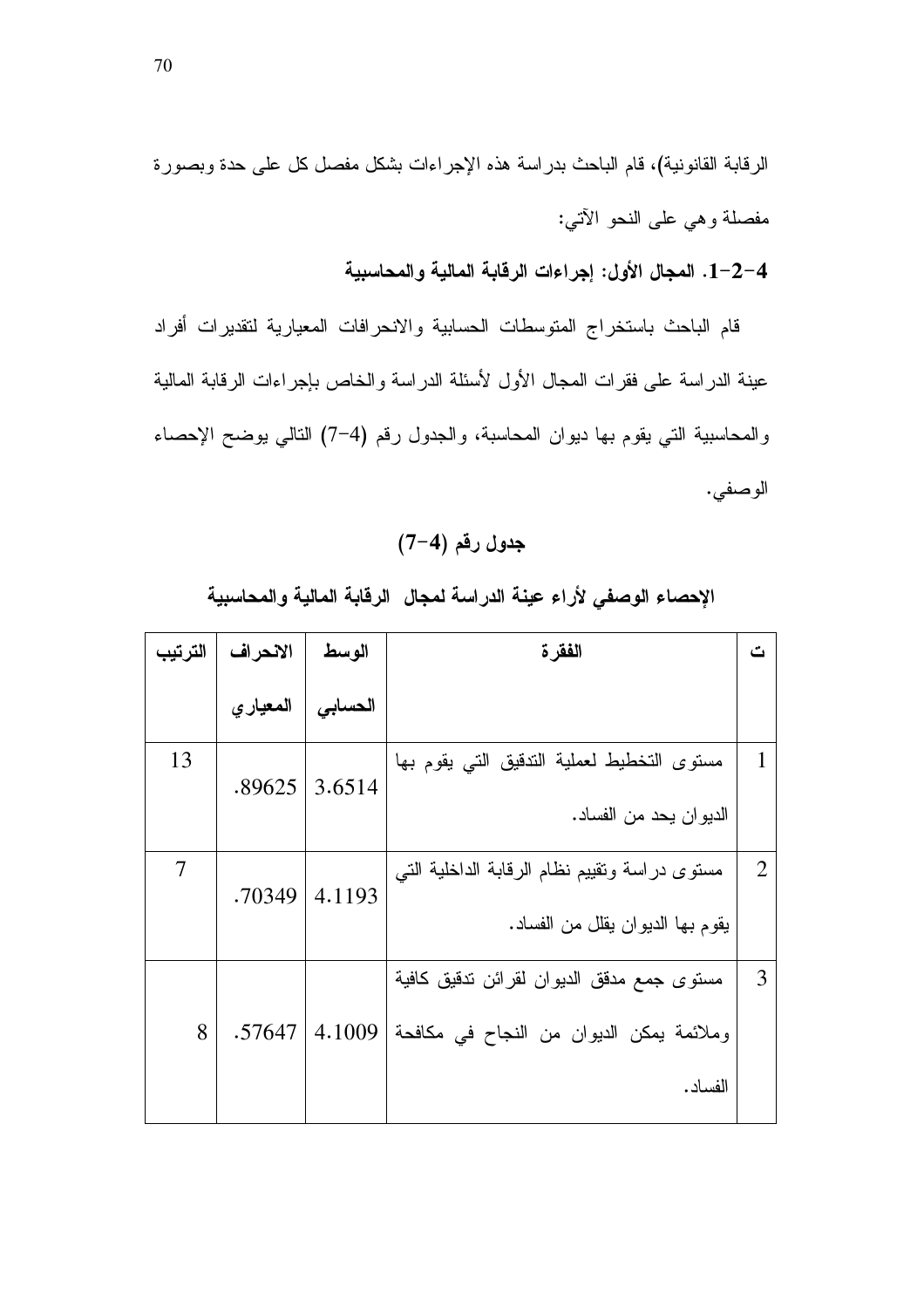الرقابة القانونية)، قام الباحث بدراسة هذه الإجراءات بشكل مفصل كل على حدة وبصورة مفصلة وهي على النحو الآتي:

### 4-2-1. المجال الأول: إجراءات الرقابة المالية والمحاسبية

قام الباحث باستخراج المتوسطات الحسابية والانحرافات المعيارية لتقديرات أفراد عينة الدراسة على فقرات المجال الأول لأسئلة الدراسة والخاص بإجراءات الرقابة المالية والمحاسبية التي يقوم بها ديوان المحاسبة، والجدول رقم (4-7) التالي يوضح الإحصاء الوصفي.

**جدول رقم (4-7)**

**الإحصاء الوصفي لأراء عينة الدراسة لمجال الرقابة المالية والمحاسبية**

| ت | الفقرة | الوسط الحسابي | الانحراف المعياري | الترتيب |
|---|---|---|---|---|
| 1 | مستوى التخطيط لعملية التدقيق التي يقوم بها الديوان يحد من الفساد. | 3.6514 | .89625 | 13 |
| 2 | مستوى دراسة وتقييم نظام الرقابة الداخلية التي يقوم بها الديوان يقلل من الفساد. | 4.1193 | .70349 | 7 |
| 3 | مستوى جمع مدقق الديوان لقرائن تدقيق كافية وملائمة يمكن الديوان من النجاح في مكافحة الفساد. | 4.1009 | .57647 | 8 |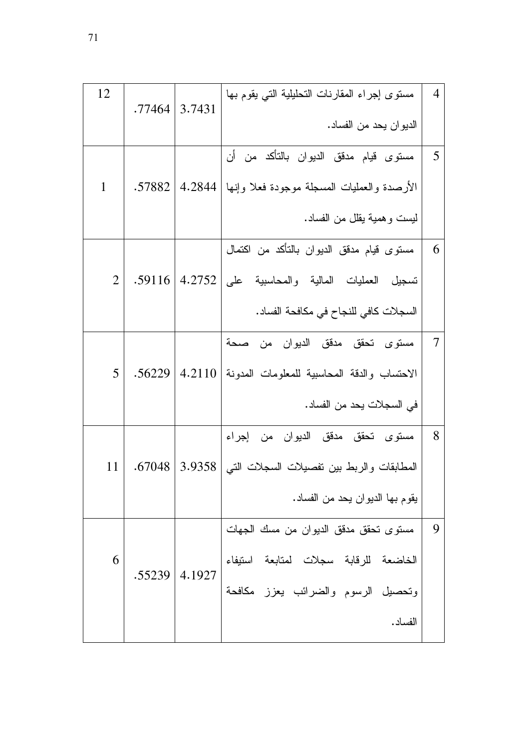| 4 | مستوى إجراء المقارنات التحليلية التي يقوم بها الديوان يحد من الفساد. | 3.7431 | .77464 | 12 |
|---|---|---|---|---|
| 5 | مستوى قيام مدقق الديوان بالتأكد من أن الأرصدة والعمليات المسجلة موجودة فعلا وإنها ليست وهمية يقلل من الفساد. | 4.2844 | .57882 | 1 |
| 6 | مستوى قيام مدقق الديوان بالتأكد من اكتمال تسجيل العمليات المالية والمحاسبية على السجلات كافي للنجاح في مكافحة الفساد. | 4.2752 | .59116 | 2 |
| 7 | مستوى تحقق مدقق الديوان من صحة الاحتساب والدقة المحاسبية للمعلومات المدونة في السجلات يحد من الفساد. | 4.2110 | .56229 | 5 |
| 8 | مستوى تحقق مدقق الديوان من إجراء المطابقات والربط بين تفصيلات السجلات التي يقوم بها الديوان يحد من الفساد. | 3.9358 | .67048 | 11 |
| 9 | مستوى تحقق مدقق الديوان من مسك الجهات الخاضعة للرقابة سجلات لمتابعة استيفاء وتحصيل الرسوم والضرائب يعزز مكافحة الفساد. | 4.1927 | .55239 | 6 |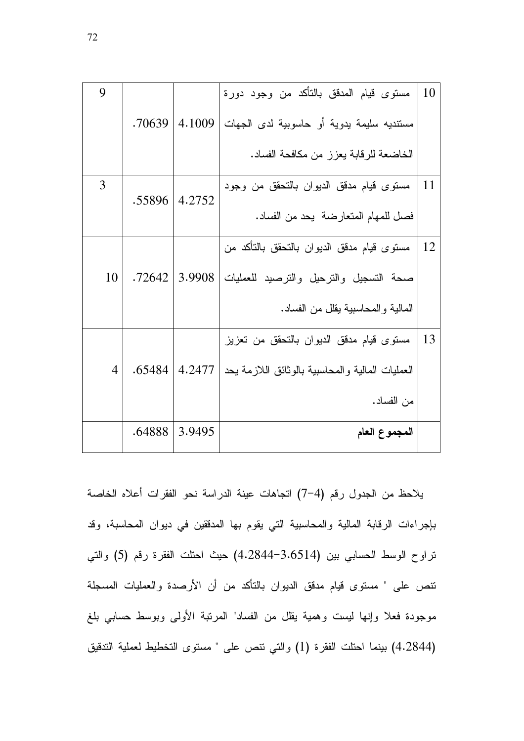| 10 | مستوى قيام المدقق بالتأكد من وجود دورة مستنديه سليمة يدوية أو حاسوبية لدى الجهات الخاضعة للرقابة يعزز من مكافحة الفساد. | 4.1009 | .70639 | 9 |
|---|---|---|---|---|
| 11 | مستوى قيام مدقق الديوان بالتحقق من وجود فصل للمهام المتعارضة يحد من الفساد. | 4.2752 | .55896 | 3 |
| 12 | مستوى قيام مدقق الديوان بالتحقق بالتأكد من صحة التسجيل والترحيل والترصيد للعمليات المالية والمحاسبية يقلل من الفساد. | 3.9908 | .72642 | 10 |
| 13 | مستوى قيام مدقق الديوان بالتحقق من تعزيز العمليات المالية والمحاسبية بالوثائق اللازمة يحد من الفساد. | 4.2477 | .65484 | 4 |
| | **المجموع العام** | 3.9495 | .64888 | |

يلاحظ من الجدول رقم (4-7) اتجاهات عينة الدراسة نحو الفقرات أعلاه الخاصة بإجراءات الرقابة المالية والمحاسبية التي يقوم بها المدققين في ديوان المحاسبة، وقد تراوح الوسط الحسابي بين (3.6514-4.2844) حيث احتلت الفقرة رقم (5) والتي تنص على " مستوى قيام مدقق الديوان بالتأكد من أن الأرصدة والعمليات المسجلة موجودة فعلا وإنها ليست وهمية يقلل من الفساد" المرتبة الأولى وبوسط حسابي بلغ (4.2844) بينما احتلت الفقرة (1) والتي تنص على " مستوى التخطيط لعملية التدقيق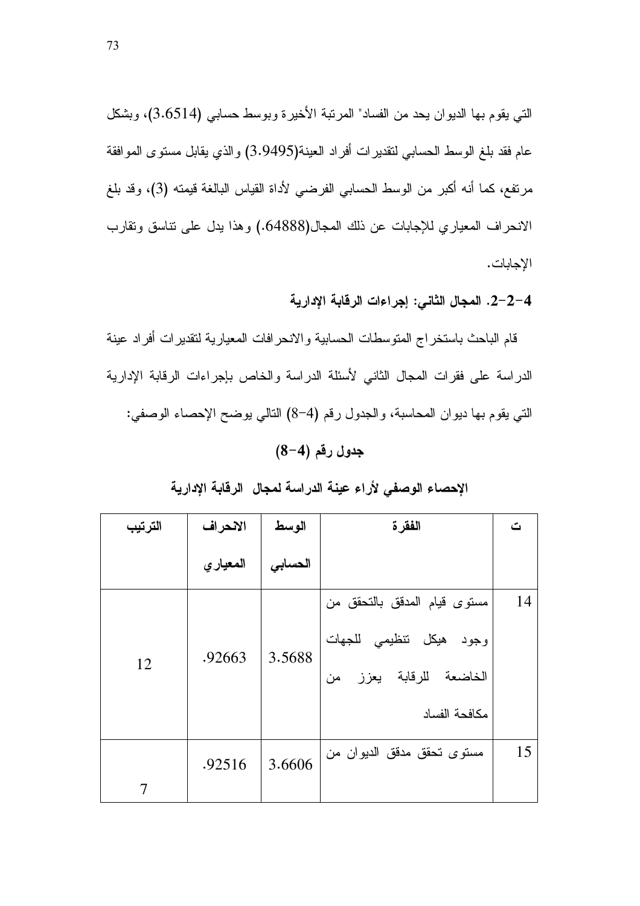التي يقوم بها الديوان يحد من الفساد" المرتبة الأخيرة وبوسط حسابي (3.6514)، وبشكل عام فقد بلغ الوسط الحسابي لتقديرات أفراد العينة(3.9495) والذي يقابل مستوى الموافقة مرتفع، كما أنه أكبر من الوسط الحسابي الفرضي لأداة القياس البالغة قيمته (3)، وقد بلغ الانحراف المعياري للإجابات عن ذلك المجال(.64888) وهذا يدل على تناسق وتقارب الإجابات.

### 4-2-2. المجال الثاني: إجراءات الرقابة الإدارية

قام الباحث باستخراج المتوسطات الحسابية والانحرافات المعيارية لتقديرات أفراد عينة الدراسة على فقرات المجال الثاني لأسئلة الدراسة والخاص بإجراءات الرقابة الإدارية التي يقوم بها ديوان المحاسبة، والجدول رقم (4-8) التالي يوضح الإحصاء الوصفي:

**جدول رقم (4-8)**

**الإحصاء الوصفي لأراء عينة الدراسة لمجال الرقابة الإدارية**

| ت | الفقرة | الوسط الحسابي | الانحراف المعياري | الترتيب |
|---|---|---|---|---|
| 14 | مستوى قيام المدقق بالتحقق من وجود هيكل تنظيمي للجهات الخاضعة للرقابة يعزز من مكافحة الفساد | 3.5688 | .92663 | 12 |
| 15 | مستوى تحقق مدقق الديوان من | 3.6606 | .92516 | 7 |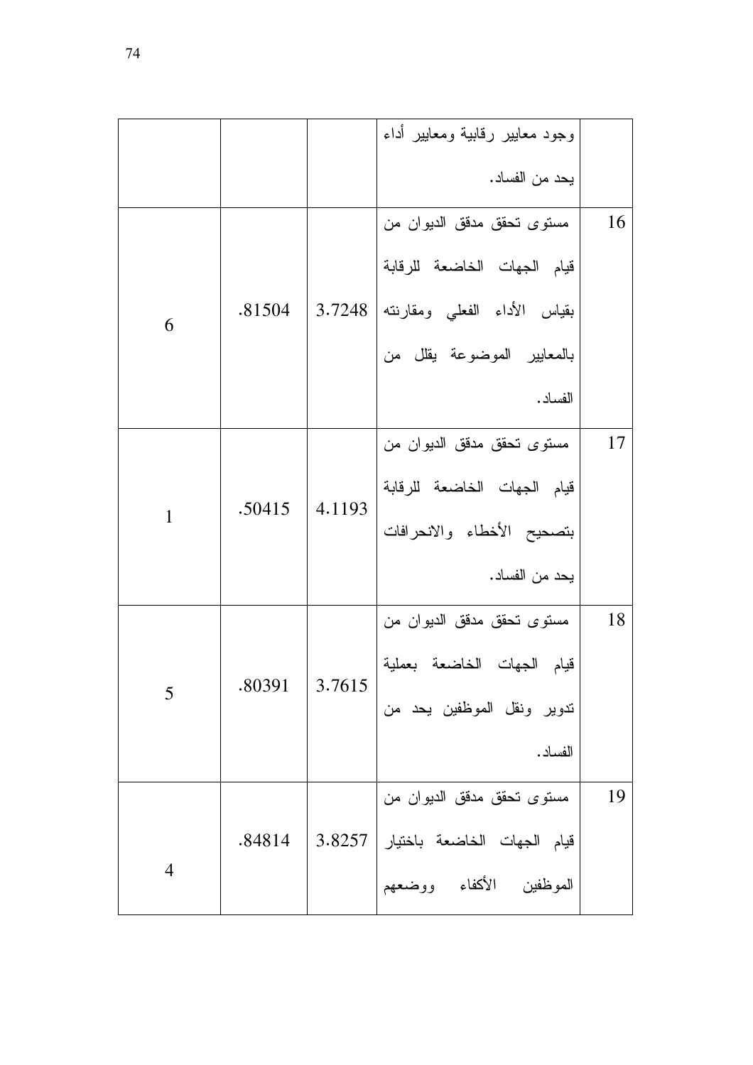| | | | | |
|---|---|---|---|---|
| | وجود معايير رقابية ومعايير أداء يحد من الفساد. | | | |
| 16 | مستوى تحقق مدقق الديوان من قيام الجهات الخاضعة للرقابة بقياس الأداء الفعلي ومقارنته بالمعايير الموضوعة يقلل من الفساد. | 3.7248 | .81504 | 6 |
| 17 | مستوى تحقق مدقق الديوان من قيام الجهات الخاضعة للرقابة بتصحيح الأخطاء والانحرافات يحد من الفساد. | 4.1193 | .50415 | 1 |
| 18 | مستوى تحقق مدقق الديوان من قيام الجهات الخاضعة بعملية تدوير ونقل الموظفين يحد من الفساد. | 3.7615 | .80391 | 5 |
| 19 | مستوى تحقق مدقق الديوان من قيام الجهات الخاضعة باختيار الموظفين الأكفاء ووضعهم | 3.8257 | .84814 | 4 |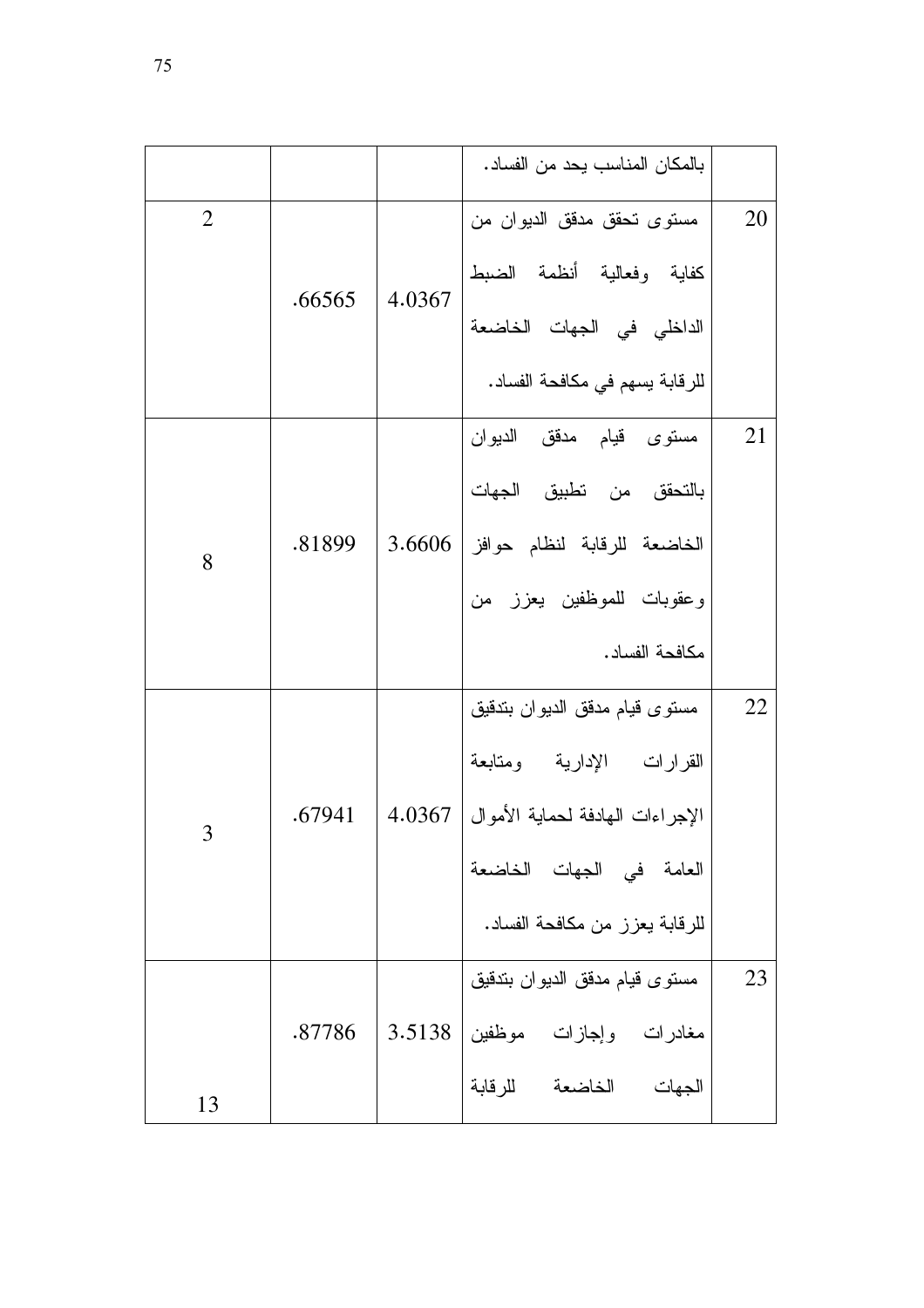| | | | | |
|---|---|---|---|---|
| | بالمكان المناسب يحد من الفساد. | | | |
| 20 | مستوى تحقق مدقق الديوان من كفاية وفعالية أنظمة الضبط الداخلي في الجهات الخاضعة للرقابة يسهم في مكافحة الفساد. | 4.0367 | .66565 | 2 |
| 21 | مستوى قيام مدقق الديوان بالتحقق من تطبيق الجهات الخاضعة للرقابة لنظام حوافز وعقوبات للموظفين يعزز من مكافحة الفساد. | 3.6606 | .81899 | 8 |
| 22 | مستوى قيام مدقق الديوان بتدقيق القرارات الإدارية ومتابعة الإجراءات الهادفة لحماية الأموال العامة في الجهات الخاضعة للرقابة يعزز من مكافحة الفساد. | 4.0367 | .67941 | 3 |
| 23 | مستوى قيام مدقق الديوان بتدقيق مغادرات وإجازات موظفين الجهات الخاضعة للرقابة | 3.5138 | .87786 | 13 |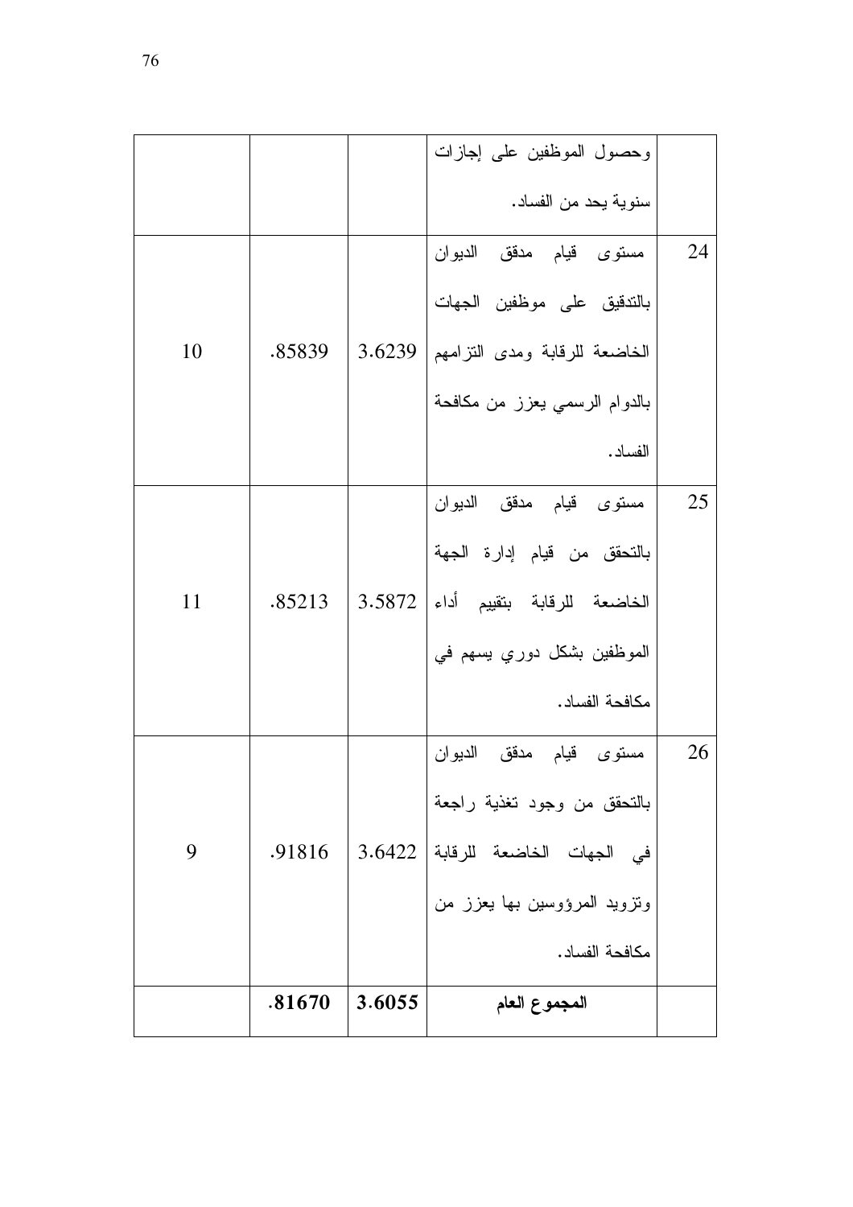| | | | | |
|---|---|---|---|---|
| | | | وحصول الموظفين على إجازات سنوية يحد من الفساد. | |
| 10 | .85839 | 3.6239 | مستوى قيام مدقق الديوان بالتدقيق على موظفين الجهات الخاضعة للرقابة ومدى التزامهم بالدوام الرسمي يعزز من مكافحة الفساد. | 24 |
| 11 | .85213 | 3.5872 | مستوى قيام مدقق الديوان بالتحقق من قيام إدارة الجهة الخاضعة للرقابة بتقييم أداء الموظفين بشكل دوري يسهم في مكافحة الفساد. | 25 |
| 9 | .91816 | 3.6422 | مستوى قيام مدقق الديوان بالتحقق من وجود تغذية راجعة في الجهات الخاضعة للرقابة وتزويد المرؤوسين بها يعزز من مكافحة الفساد. | 26 |
| | **.81670** | **3.6055** | **المجموع العام** | |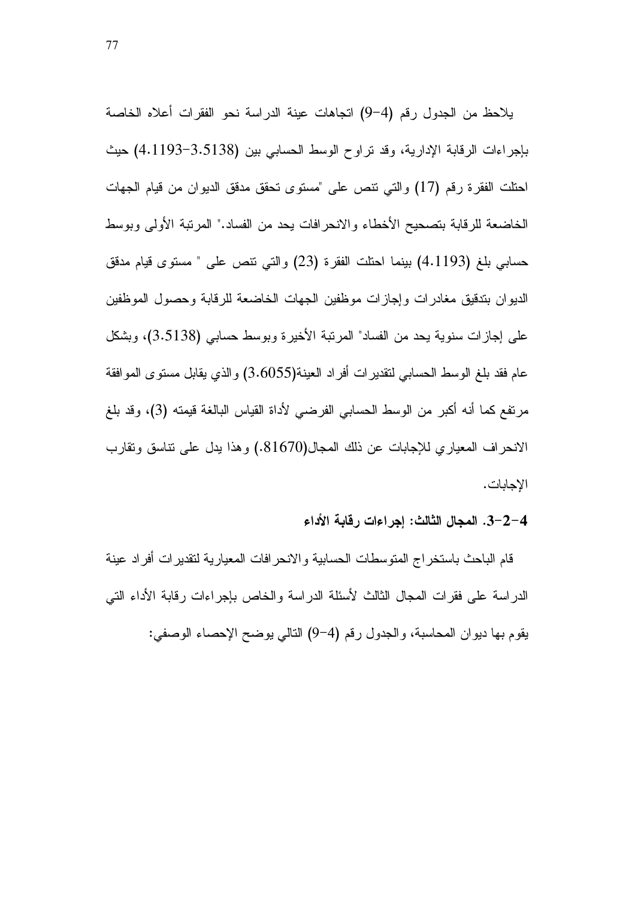يلاحظ من الجدول رقم (4-9) اتجاهات عينة الدراسة نحو الفقرات أعلاه الخاصة بإجراءات الرقابة الإدارية، وقد تراوح الوسط الحسابي بين (3.5138-4.1193) حيث احتلت الفقرة رقم (17) والتي تنص على "مستوى تحقق مدقق الديوان من قيام الجهات الخاضعة للرقابة بتصحيح الأخطاء والانحرافات يحد من الفساد." المرتبة الأولى وبوسط حسابي بلغ (4.1193) بينما احتلت الفقرة (23) والتي تنص على " مستوى قيام مدقق الديوان بتدقيق مغادرات وإجازات موظفين الجهات الخاضعة للرقابة وحصول الموظفين على إجازات سنوية يحد من الفساد" المرتبة الأخيرة وبوسط حسابي (3.5138)، وبشكل عام فقد بلغ الوسط الحسابي لتقديرات أفراد العينة(3.6055) والذي يقابل مستوى الموافقة مرتفع كما أنه أكبر من الوسط الحسابي الفرضي لأداة القياس البالغة قيمته (3)، وقد بلغ الانحراف المعياري للإجابات عن ذلك المجال(.81670) وهذا يدل على تناسق وتقارب الإجابات.

**4-2-3. المجال الثالث: إجراءات رقابة الأداء**

قام الباحث باستخراج المتوسطات الحسابية والانحرافات المعيارية لتقديرات أفراد عينة الدراسة على فقرات المجال الثالث لأسئلة الدراسة والخاص بإجراءات رقابة الأداء التي يقوم بها ديوان المحاسبة، والجدول رقم (4-9) التالي يوضح الإحصاء الوصفي: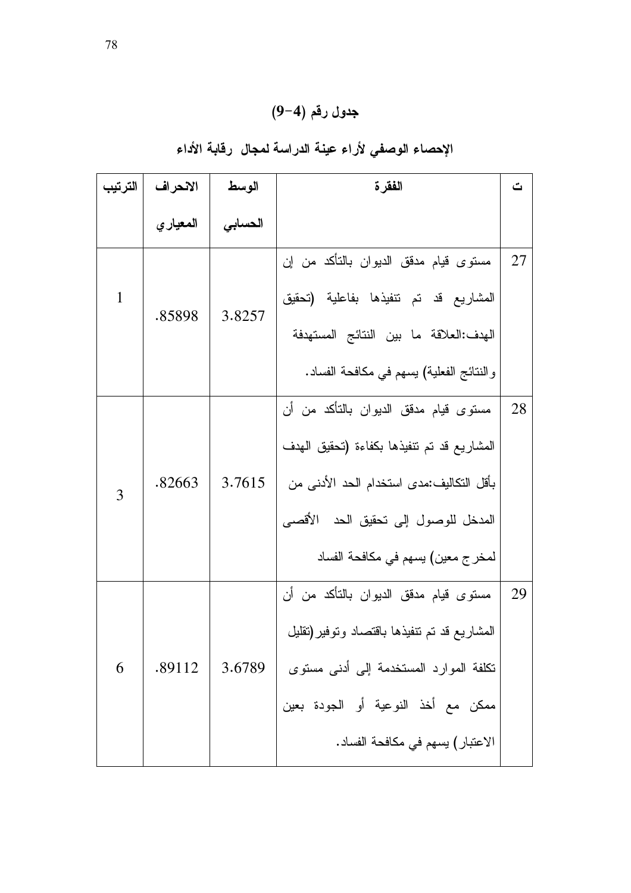### جدول رقم (4-9)

### الإحصاء الوصفي لأراء عينة الدراسة لمجال رقابة الأداء

| ت | الفقرة | الوسط الحسابي | الانحراف المعياري | الترتيب |
|---|---|---|---|---|
| 27 | مستوى قيام مدقق الديوان بالتأكد من إن المشاريع قد تم تنفيذها بفاعلية (تحقيق الهدف:العلاقة ما بين النتائج المستهدفة والنتائج الفعلية) يسهم في مكافحة الفساد. | 3.8257 | .85898 | 1 |
| 28 | مستوى قيام مدقق الديوان بالتأكد من أن المشاريع قد تم تنفيذها بكفاءة (تحقيق الهدف بأقل التكاليف:مدى استخدام الحد الأدنى من المدخل للوصول إلى تحقيق الحد الأقصى لمخرج معين) يسهم في مكافحة الفساد | 3.7615 | .82663 | 3 |
| 29 | مستوى قيام مدقق الديوان بالتأكد من أن المشاريع قد تم تنفيذها باقتصاد وتوفير(تقليل تكلفة الموارد المستخدمة إلى أدنى مستوى ممكن مع أخذ النوعية أو الجودة بعين الاعتبار) يسهم في مكافحة الفساد. | 3.6789 | .89112 | 6 |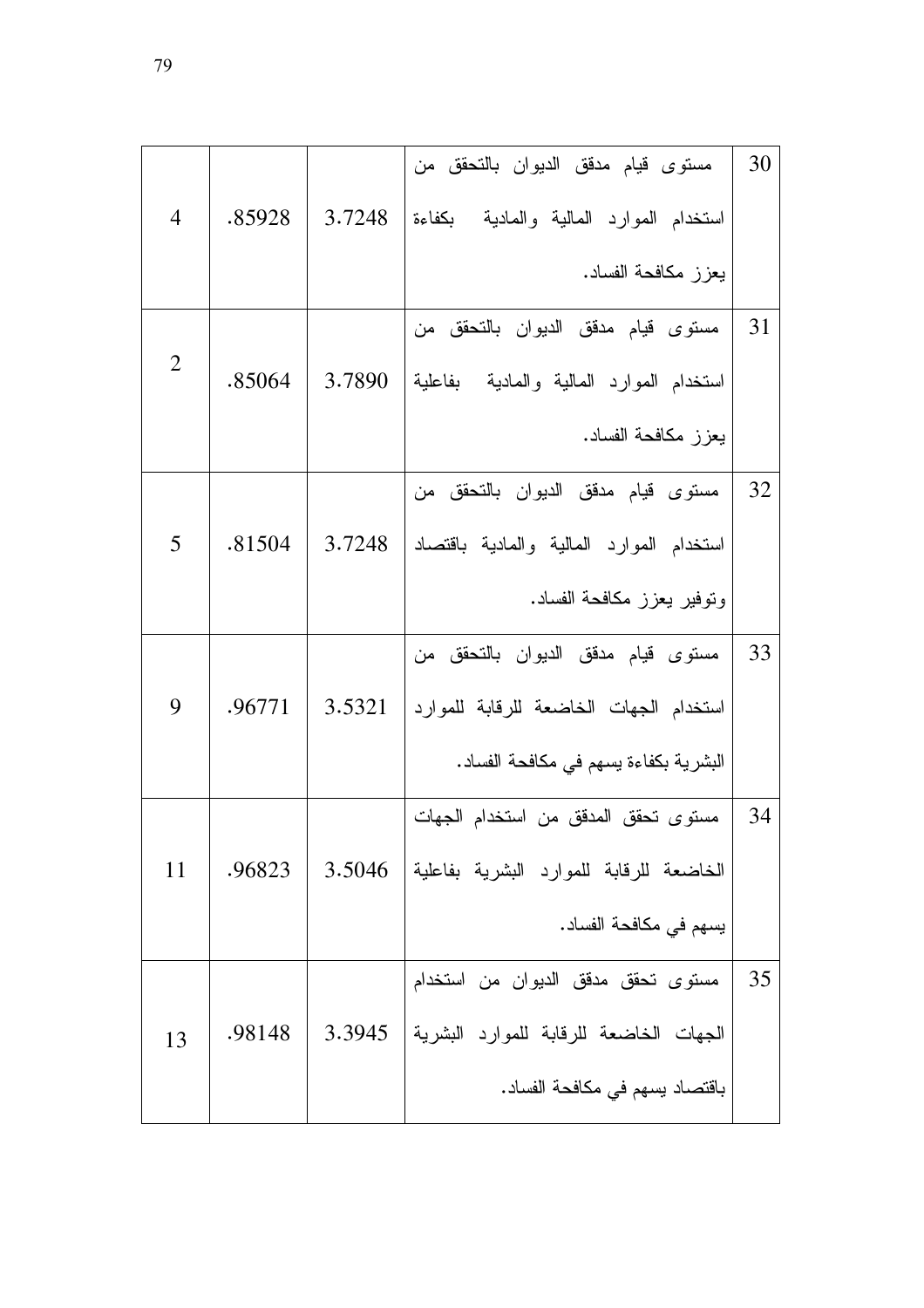| 30 | مستوى قيام مدقق الديوان بالتحقق من استخدام الموارد المالية والمادية بكفاءة يعزز مكافحة الفساد. | 3.7248 | .85928 | 4 |
|---|---|---|---|---|
| 31 | مستوى قيام مدقق الديوان بالتحقق من استخدام الموارد المالية والمادية بفاعلية يعزز مكافحة الفساد. | 3.7890 | .85064 | 2 |
| 32 | مستوى قيام مدقق الديوان بالتحقق من استخدام الموارد المالية والمادية باقتصاد وتوفير يعزز مكافحة الفساد. | 3.7248 | .81504 | 5 |
| 33 | مستوى قيام مدقق الديوان بالتحقق من استخدام الجهات الخاضعة للرقابة للموارد البشرية بكفاءة يسهم في مكافحة الفساد. | 3.5321 | .96771 | 9 |
| 34 | مستوى تحقق المدقق من استخدام الجهات الخاضعة للرقابة للموارد البشرية بفاعلية يسهم في مكافحة الفساد. | 3.5046 | .96823 | 11 |
| 35 | مستوى تحقق مدقق الديوان من استخدام الجهات الخاضعة للرقابة للموارد البشرية باقتصاد يسهم في مكافحة الفساد. | 3.3945 | .98148 | 13 |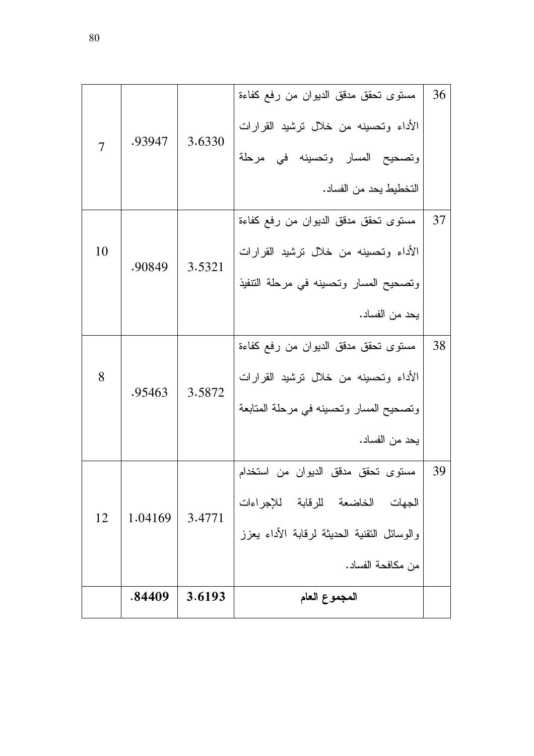| 36 | مستوى تحقق مدقق الديوان من رفع كفاءة الأداء وتحسينه من خلال ترشيد القرارات وتصحيح المسار وتحسينه في مرحلة التخطيط يحد من الفساد. | 3.6330 | .93947 | 7 |
|---|---|---|---|---|
| 37 | مستوى تحقق مدقق الديوان من رفع كفاءة الأداء وتحسينه من خلال ترشيد القرارات وتصحيح المسار وتحسينه في مرحلة التنفيذ يحد من الفساد. | 3.5321 | .90849 | 10 |
| 38 | مستوى تحقق مدقق الديوان من رفع كفاءة الأداء وتحسينه من خلال ترشيد القرارات وتصحيح المسار وتحسينه في مرحلة المتابعة يحد من الفساد. | 3.5872 | .95463 | 8 |
| 39 | مستوى تحقق مدقق الديوان من استخدام الجهات الخاضعة للرقابة للإجراءات والوسائل التقنية الحديثة لرقابة الأداء يعزز من مكافحة الفساد. | 3.4771 | 1.04169 | 12 |
| | **المجموع العام** | **3.6193** | **.84409** | |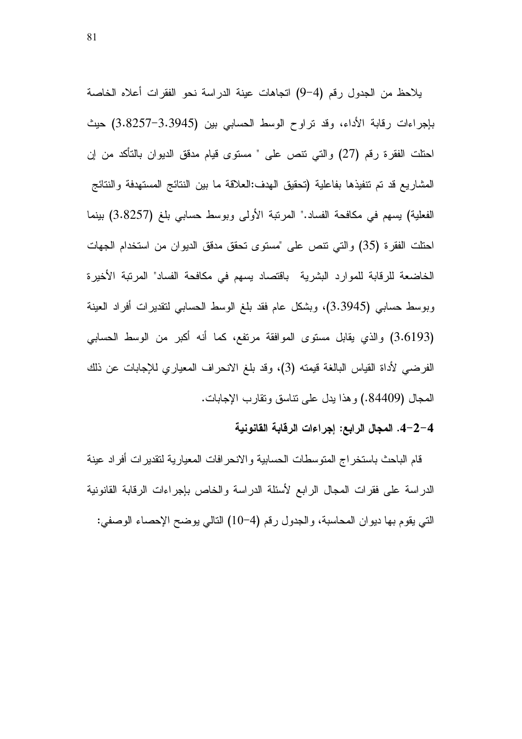يلاحظ من الجدول رقم (4-9) اتجاهات عينة الدراسة نحو الفقرات أعلاه الخاصة بإجراءات رقابة الأداء، وقد تراوح الوسط الحسابي بين (3.3945-3.8257) حيث احتلت الفقرة رقم (27) والتي تنص على " مستوى قيام مدقق الديوان بالتأكد من إن المشاريع قد تم تنفيذها بفاعلية (تحقيق الهدف:العلاقة ما بين النتائج المستهدفة والنتائج الفعلية) يسهم في مكافحة الفساد." المرتبة الأولى وبوسط حسابي بلغ (3.8257) بينما احتلت الفقرة (35) والتي تنص على "مستوى تحقق مدقق الديوان من استخدام الجهات الخاضعة للرقابة للموارد البشرية باقتصاد يسهم في مكافحة الفساد" المرتبة الأخيرة وبوسط حسابي (3.3945)، وبشكل عام فقد بلغ الوسط الحسابي لتقديرات أفراد العينة (3.6193) والذي يقابل مستوى الموافقة مرتفع، كما أنه أكبر من الوسط الحسابي الفرضي لأداة القياس البالغة قيمته (3)، وقد بلغ الانحراف المعياري للإجابات عن ذلك المجال (.84409) وهذا يدل على تناسق وتقارب الإجابات.

**4-2-4. المجال الرابع: إجراءات الرقابة القانونية**

قام الباحث باستخراج المتوسطات الحسابية والانحرافات المعيارية لتقديرات أفراد عينة الدراسة على فقرات المجال الرابع لأسئلة الدراسة والخاص بإجراءات الرقابة القانونية التي يقوم بها ديوان المحاسبة، والجدول رقم (4-10) التالي يوضح الإحصاء الوصفي: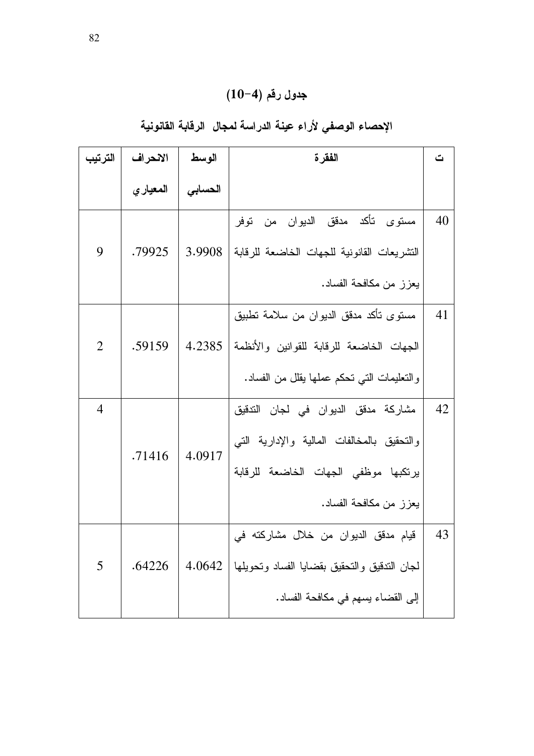## جدول رقم (4-10)

## الإحصاء الوصفي لأراء عينة الدراسة لمجال الرقابة القانونية

| ت | الفقرة | الوسط الحسابي | الانحراف المعياري | الترتيب |
|---|---|---|---|---|
| 40 | مستوى تأكد مدقق الديوان من توفر التشريعات القانونية للجهات الخاضعة للرقابة يعزز من مكافحة الفساد. | 3.9908 | .79925 | 9 |
| 41 | مستوى تأكد مدقق الديوان من سلامة تطبيق الجهات الخاضعة للرقابة للقوانين والأنظمة والتعليمات التي تحكم عملها يقلل من الفساد. | 4.2385 | .59159 | 2 |
| 42 | مشاركة مدقق الديوان في لجان التدقيق والتحقيق بالمخالفات المالية والإدارية التي يرتكبها موظفي الجهات الخاضعة للرقابة يعزز من مكافحة الفساد. | 4.0917 | .71416 | 4 |
| 43 | قيام مدقق الديوان من خلال مشاركته في لجان التدقيق والتحقيق بقضايا الفساد وتحويلها إلى القضاء يسهم في مكافحة الفساد. | 4.0642 | .64226 | 5 |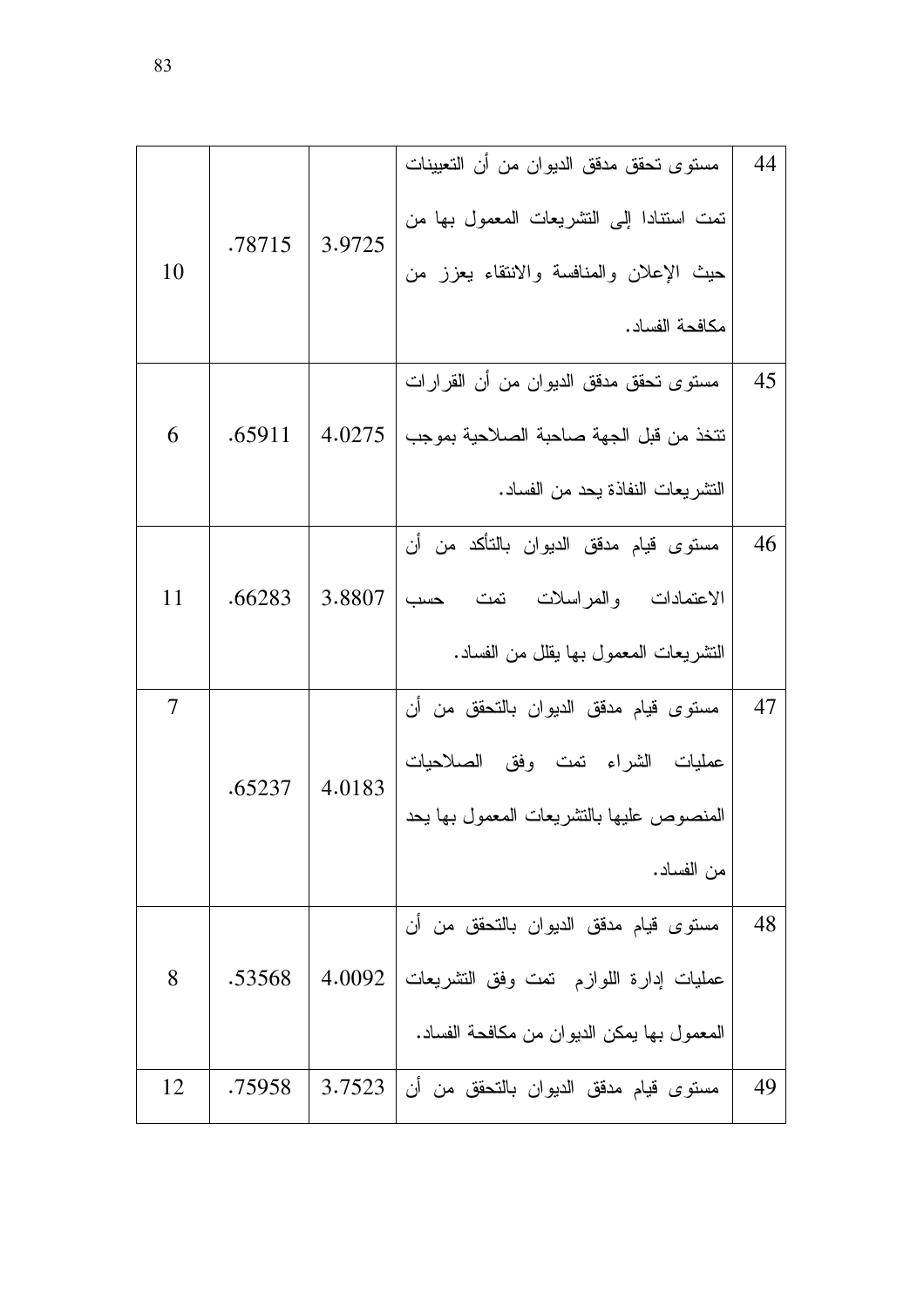| 44 | مستوى تحقق مدقق الديوان من أن التعيينات تمت استنادا إلى التشريعات المعمول بها من حيث الإعلان والمنافسة والانتقاء يعزز من مكافحة الفساد. | 3.9725 | .78715 | 10 |
|---|---|---|---|---|
| 45 | مستوى تحقق مدقق الديوان من أن القرارات تتخذ من قبل الجهة صاحبة الصلاحية بموجب التشريعات النفاذة يحد من الفساد. | 4.0275 | .65911 | 6 |
| 46 | مستوى قيام مدقق الديوان بالتأكد من أن الاعتمادات والمراسلات تمت حسب التشريعات المعمول بها يقلل من الفساد. | 3.8807 | .66283 | 11 |
| 47 | مستوى قيام مدقق الديوان بالتحقق من أن عمليات الشراء تمت وفق الصلاحيات المنصوص عليها بالتشريعات المعمول بها يحد من الفساد. | 4.0183 | .65237 | 7 |
| 48 | مستوى قيام مدقق الديوان بالتحقق من أن عمليات إدارة اللوازم تمت وفق التشريعات المعمول بها يمكن الديوان من مكافحة الفساد. | 4.0092 | .53568 | 8 |
| 49 | مستوى قيام مدقق الديوان بالتحقق من أن | 3.7523 | .75958 | 12 |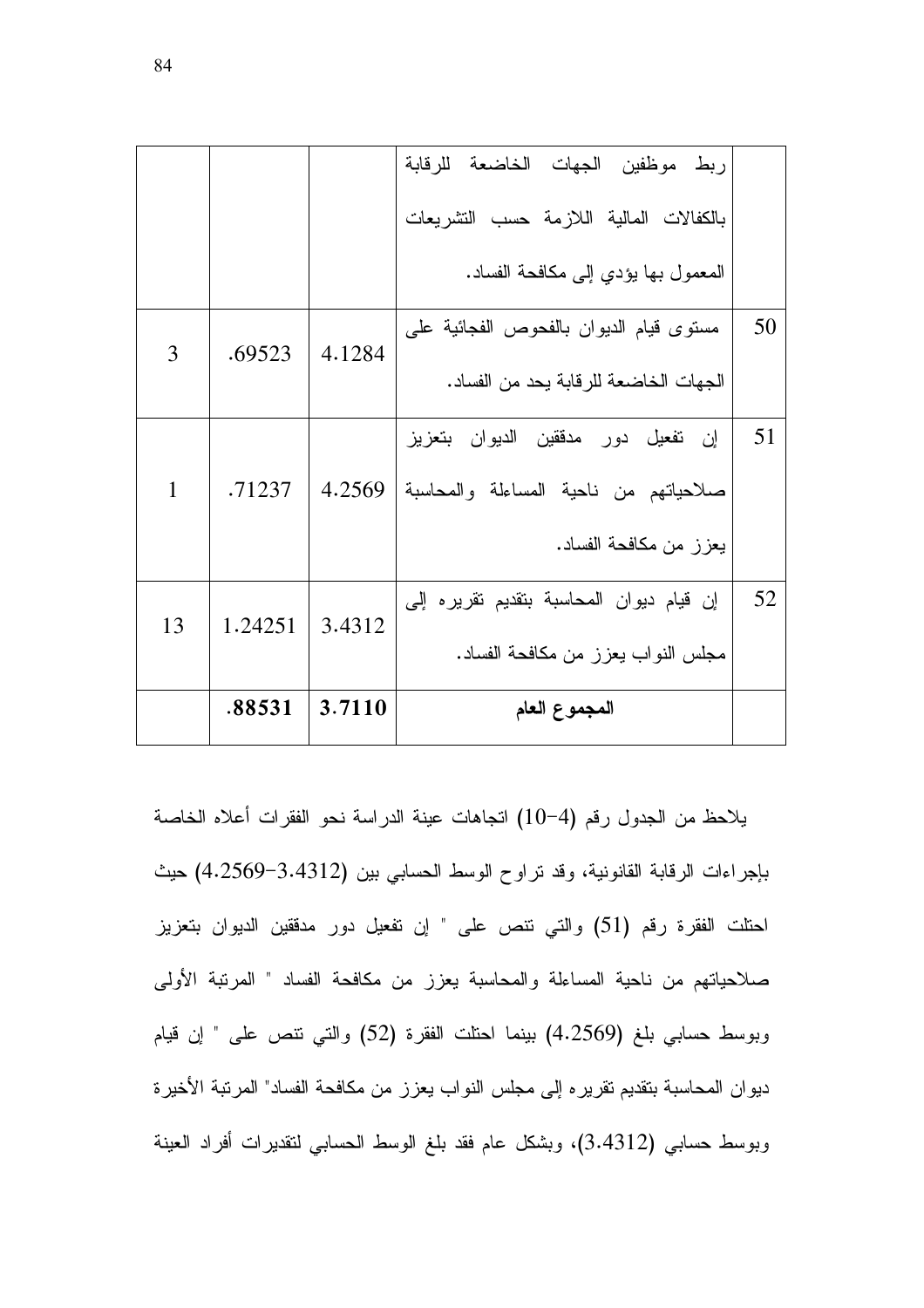| | | | | |
|---|---|---|---|---|
| | | | ربط موظفين الجهات الخاضعة للرقابة بالكفالات المالية اللازمة حسب التشريعات المعمول بها يؤدي إلى مكافحة الفساد. | |
| 50 | مستوى قيام الديوان بالفحوص الفجائية على الجهات الخاضعة للرقابة يحد من الفساد. | 4.1284 | .69523 | 3 |
| 51 | إن تفعيل دور مدققين الديوان بتعزيز صلاحياتهم من ناحية المساءلة والمحاسبة يعزز من مكافحة الفساد. | 4.2569 | .71237 | 1 |
| 52 | إن قيام ديوان المحاسبة بتقديم تقريره إلى مجلس النواب يعزز من مكافحة الفساد. | 3.4312 | 1.24251 | 13 |
| | **المجموع العام** | **3.7110** | **.88531** | |

يلاحظ من الجدول رقم (4-10) اتجاهات عينة الدراسة نحو الفقرات أعلاه الخاصة بإجراءات الرقابة القانونية، وقد تراوح الوسط الحسابي بين (3.4312-4.2569) حيث احتلت الفقرة رقم (51) والتي تنص على " إن تفعيل دور مدققين الديوان بتعزيز صلاحياتهم من ناحية المساءلة والمحاسبة يعزز من مكافحة الفساد " المرتبة الأولى وبوسط حسابي بلغ (4.2569) بينما احتلت الفقرة (52) والتي تنص على " إن قيام ديوان المحاسبة بتقديم تقريره إلى مجلس النواب يعزز من مكافحة الفساد" المرتبة الأخيرة وبوسط حسابي (3.4312)، وبشكل عام فقد بلغ الوسط الحسابي لتقديرات أفراد العينة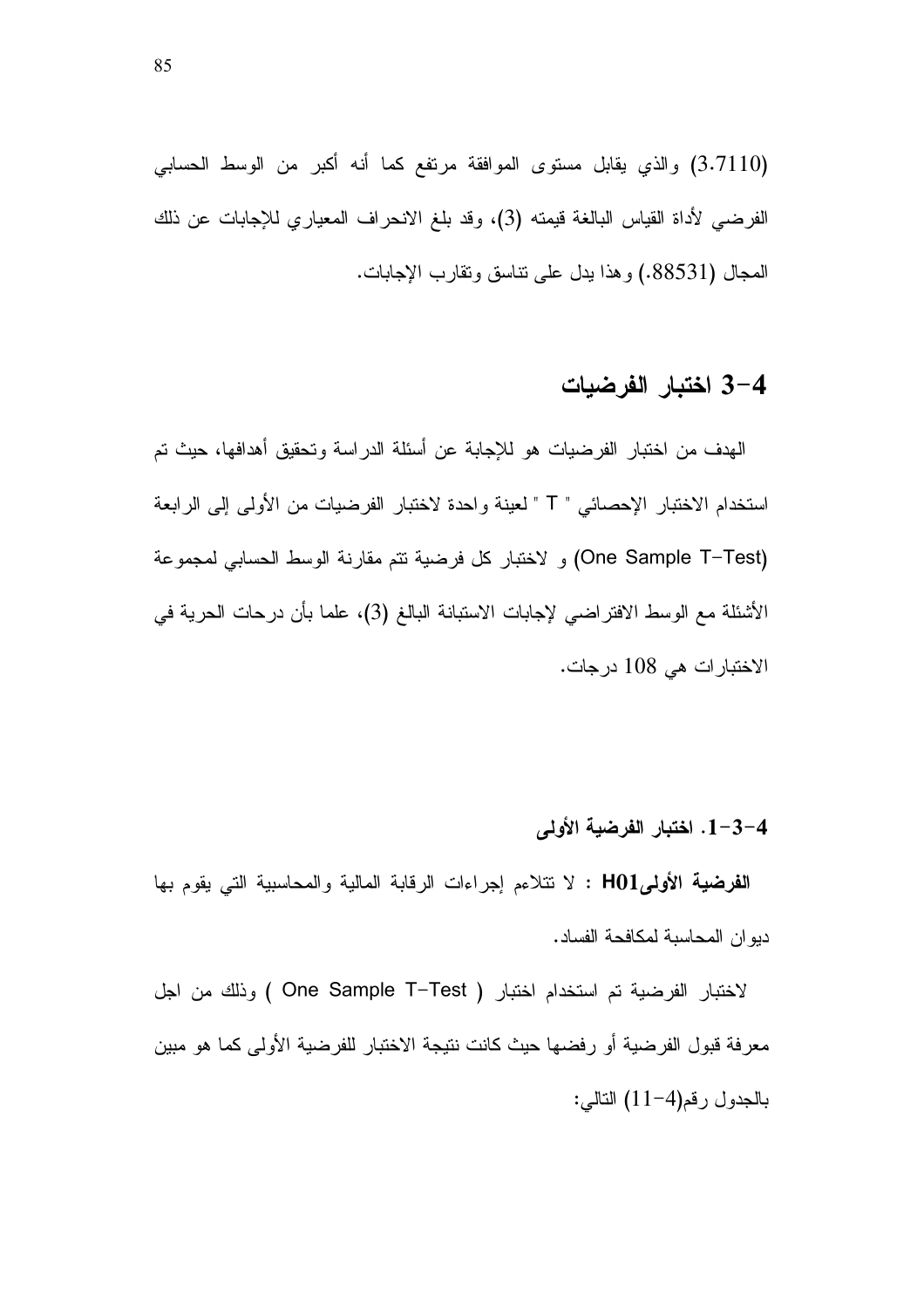(3.7110) والذي يقابل مستوى الموافقة مرتفع كما أنه أكبر من الوسط الحسابي الفرضي لأداة القياس البالغة قيمته (3)، وقد بلغ الانحراف المعياري للإجابات عن ذلك المجال (.88531) وهذا يدل على تناسق وتقارب الإجابات.

## 4-3 اختبار الفرضيات

الهدف من اختبار الفرضيات هو للإجابة عن أسئلة الدراسة وتحقيق أهدافها، حيث تم استخدام الاختبار الإحصائي " T " لعينة واحدة لاختبار الفرضيات من الأولى إلى الرابعة (One Sample T-Test) و لاختبار كل فرضية تتم مقارنة الوسط الحسابي لمجموعة الأسئلة مع الوسط الافتراضي لإجابات الاستبانة البالغ (3)، علما بأن درجات الحرية في الاختبارات هي 108 درجات.

### 4-3-1. اختبار الفرضية الأولى

**الفرضية الأولىH01** : لا تتلاءم إجراءات الرقابة المالية والمحاسبية التي يقوم بها ديوان المحاسبة لمكافحة الفساد.

لاختبار الفرضية تم استخدام اختبار ( One Sample T-Test ) وذلك من اجل معرفة قبول الفرضية أو رفضها حيث كانت نتيجة الاختبار للفرضية الأولى كما هو مبين بالجدول رقم(4-11) التالي: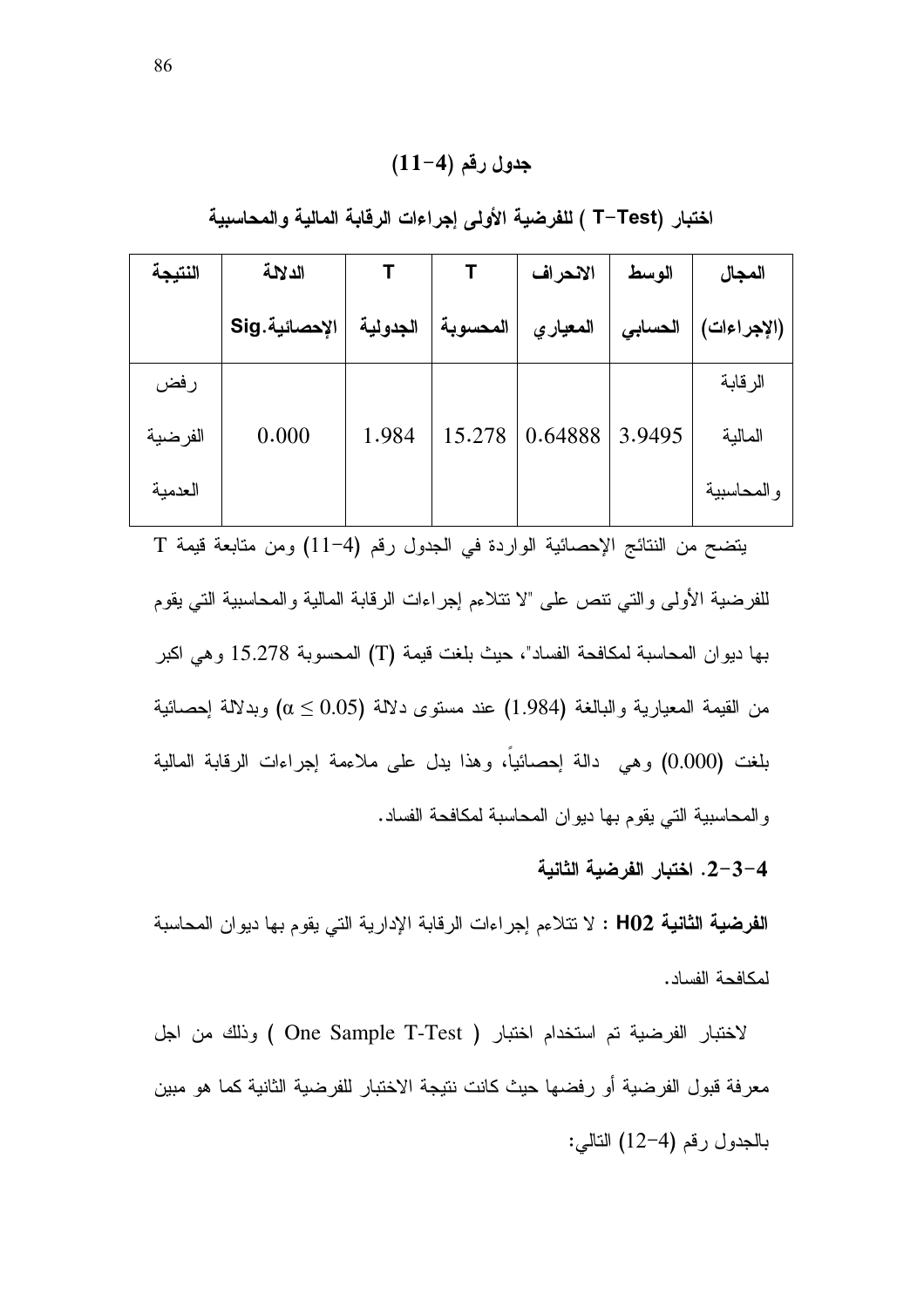**جدول رقم (4-11)**

**اختبار (T-Test ) للفرضية الأولى إجراءات الرقابة المالية والمحاسبية**

| المجال (الإجراءات) | الوسط الحسابي | الانحراف المعياري | T المحسوبة | T الجدولية | الدلالة الإحصائية.Sig | النتيجة |
|---|---|---|---|---|---|---|
| الرقابة المالية والمحاسبية | 3.9495 | 0.64888 | 15.278 | 1.984 | 0.000 | رفض الفرضية العدمية |

يتضح من النتائج الإحصائية الواردة في الجدول رقم (4-11) ومن متابعة قيمة T للفرضية الأولى والتي تنص على "لا تتلاءم إجراءات الرقابة المالية والمحاسبية التي يقوم بها ديوان المحاسبة لمكافحة الفساد"، حيث بلغت قيمة (T) المحسوبة 15.278 وهي اكبر من القيمة المعيارية والبالغة (1.984) عند مستوى دلالة ($\alpha \leq 0.05$) وبدلالة إحصائية بلغت (0.000) وهي دالة إحصائياً، وهذا يدل على ملاءمة إجراءات الرقابة المالية والمحاسبية التي يقوم بها ديوان المحاسبة لمكافحة الفساد.

**4-3-2. اختبار الفرضية الثانية**

**الفرضية الثانية H02** : لا تتلاءم إجراءات الرقابة الإدارية التي يقوم بها ديوان المحاسبة لمكافحة الفساد.

لاختبار الفرضية تم استخدام اختبار ( One Sample T-Test ) وذلك من اجل معرفة قبول الفرضية أو رفضها حيث كانت نتيجة الاختبار للفرضية الثانية كما هو مبين بالجدول رقم (4-12) التالي: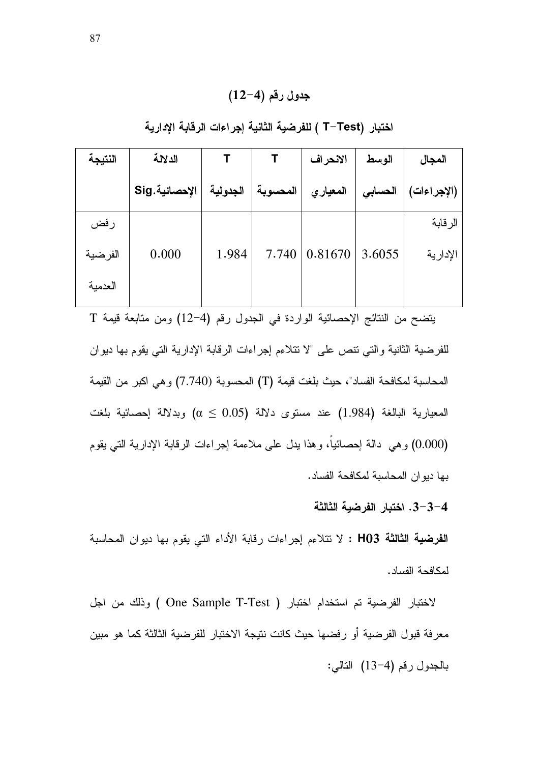**جدول رقم (4-12)**

**اختبار (T-Test ) للفرضية الثانية إجراءات الرقابة الإدارية**

| المجال (الإجراءات) | الوسط الحسابي | الانحراف المعياري | T المحسوبة | T الجدولية | الدلالة الإحصائية.Sig | النتيجة |
|---|---|---|---|---|---|---|
| الرقابة الإدارية | 3.6055 | 0.81670 | 7.740 | 1.984 | 0.000 | رفض الفرضية العدمية |

يتضح من النتائج الإحصائية الواردة في الجدول رقم (4-12) ومن متابعة قيمة T للفرضية الثانية والتي تنص على "لا تتلاءم إجراءات الرقابة الإدارية التي يقوم بها ديوان المحاسبة لمكافحة الفساد"، حيث بلغت قيمة (T) المحسوبة (7.740) وهي اكبر من القيمة المعيارية البالغة (1.984) عند مستوى دلالة ($\alpha \leq 0.05$) وبدلالة إحصائية بلغت (0.000) وهي دالة إحصائياً، وهذا يدل على ملاءمة إجراءات الرقابة الإدارية التي يقوم بها ديوان المحاسبة لمكافحة الفساد.

**4-3-3. اختبار الفرضية الثالثة**

**الفرضية الثالثة H03** : لا تتلاءم إجراءات رقابة الأداء التي يقوم بها ديوان المحاسبة لمكافحة الفساد.

لاختبار الفرضية تم استخدام اختبار ( One Sample T-Test ) وذلك من اجل معرفة قبول الفرضية أو رفضها حيث كانت نتيجة الاختبار للفرضية الثالثة كما هو مبين بالجدول رقم (4-13) التالي: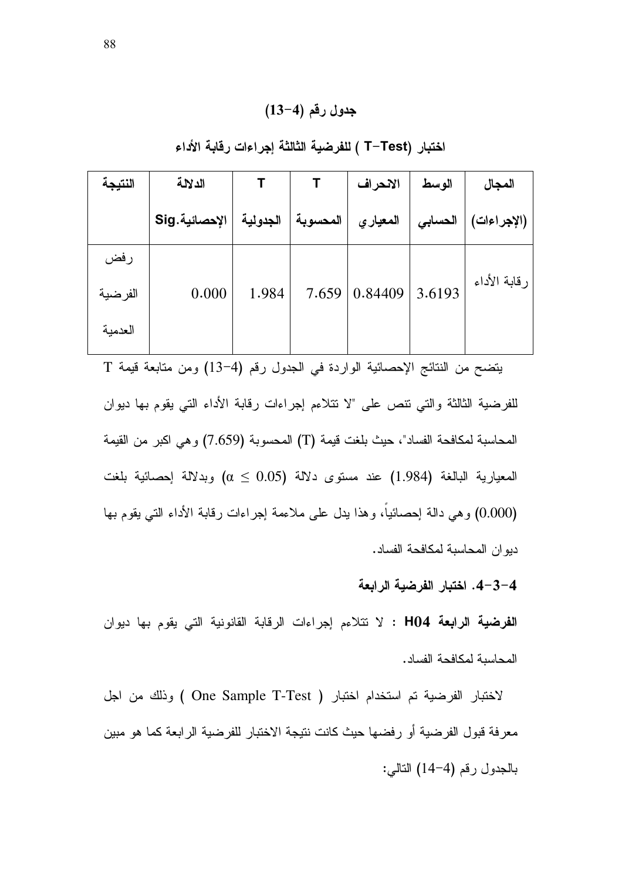**جدول رقم (4-13)**

**اختبار (T-Test ) للفرضية الثالثة إجراءات رقابة الأداء**

| المجال (الإجراءات) | الوسط الحسابي | الانحراف المعياري | T المحسوبة | T الجدولية | الدلالة الإحصائية.Sig | النتيجة |
|---|---|---|---|---|---|---|
| رقابة الأداء | 3.6193 | 0.84409 | 7.659 | 1.984 | 0.000 | رفض الفرضية العدمية |

يتضح من النتائج الإحصائية الواردة في الجدول رقم (4-13) ومن متابعة قيمة T للفرضية الثالثة والتي تنص على "لا تتلاءم إجراءات رقابة الأداء التي يقوم بها ديوان المحاسبة لمكافحة الفساد"، حيث بلغت قيمة (T) المحسوبة (7.659) وهي اكبر من القيمة المعيارية البالغة (1.984) عند مستوى دلالة ($\alpha \leq 0.05$) وبدلالة إحصائية بلغت (0.000) وهي دالة إحصائياً، وهذا يدل على ملاءمة إجراءات رقابة الأداء التي يقوم بها ديوان المحاسبة لمكافحة الفساد.

**4-3-4. اختبار الفرضية الرابعة**

**الفرضية الرابعة H04** : لا تتلاءم إجراءات الرقابة القانونية التي يقوم بها ديوان المحاسبة لمكافحة الفساد.

لاختبار الفرضية تم استخدام اختبار ( One Sample T-Test ) وذلك من اجل معرفة قبول الفرضية أو رفضها حيث كانت نتيجة الاختبار للفرضية الرابعة كما هو مبين بالجدول رقم (4-14) التالي: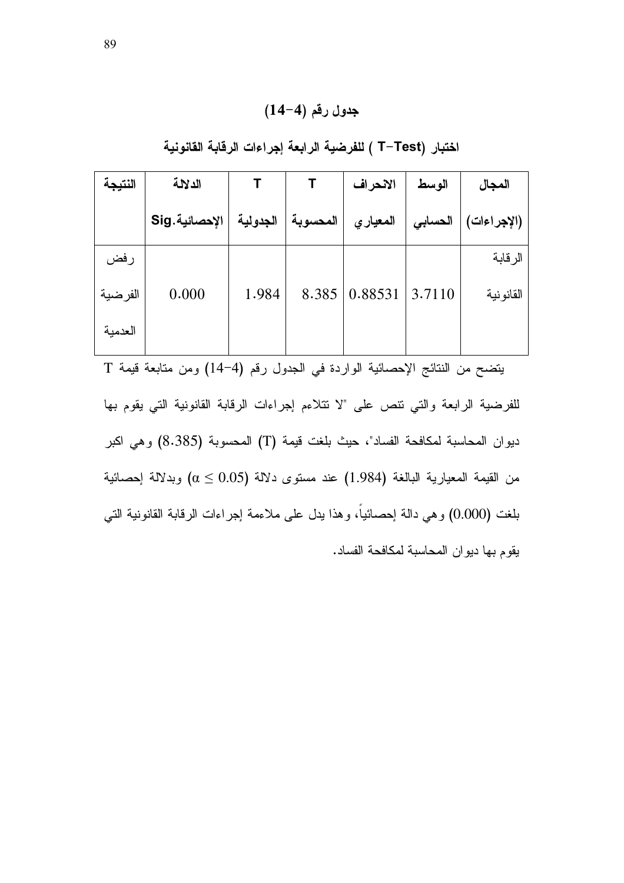**جدول رقم (4-14)**

**اختبار (T-Test ) للفرضية الرابعة إجراءات الرقابة القانونية**

| المجال (الإجراءات) | الوسط الحسابي | الانحراف المعياري | T المحسوبة | T الجدولية | الدلالة الإحصائية.Sig | النتيجة |
|---|---|---|---|---|---|---|
| الرقابة القانونية | 3.7110 | 0.88531 | 8.385 | 1.984 | 0.000 | رفض الفرضية العدمية |

يتضح من النتائج الإحصائية الواردة في الجدول رقم (4-14) ومن متابعة قيمة T للفرضية الرابعة والتي تنص على "لا تتلاءم إجراءات الرقابة القانونية التي يقوم بها ديوان المحاسبة لمكافحة الفساد"، حيث بلغت قيمة (T) المحسوبة (8.385) وهي اكبر من القيمة المعيارية البالغة (1.984) عند مستوى دلالة ($\alpha \leq 0.05$) وبدلالة إحصائية بلغت (0.000) وهي دالة إحصائياً، وهذا يدل على ملاءمة إجراءات الرقابة القانونية التي يقوم بها ديوان المحاسبة لمكافحة الفساد.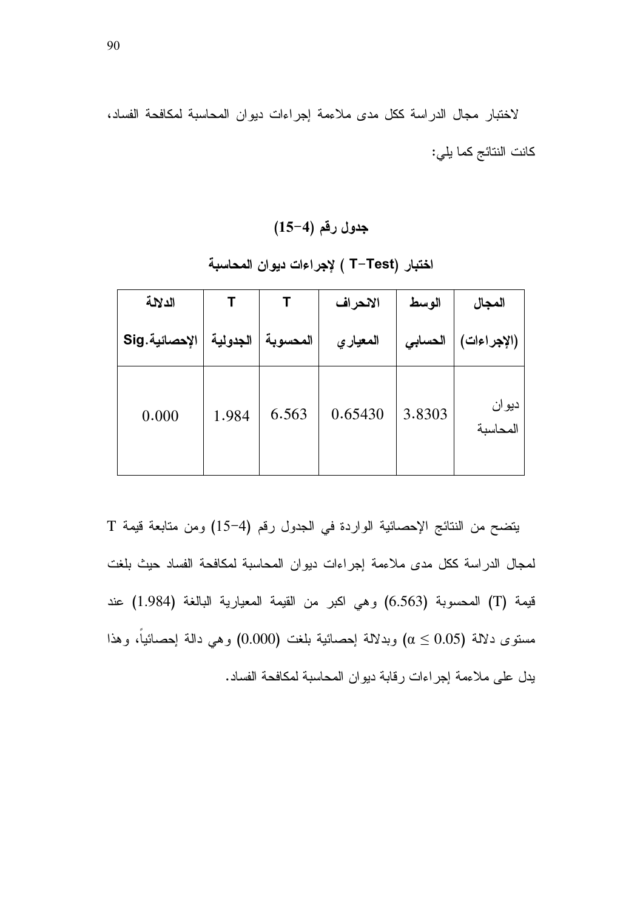لاختبار مجال الدراسة ككل مدى ملاءمة إجراءات ديوان المحاسبة لمكافحة الفساد، كانت النتائج كما يلي:

**جدول رقم (4-15)**

**اختبار (T-Test ) لإجراءات ديوان المحاسبة**

| المجال (الإجراءات) | الوسط الحسابي | الانحراف المعياري | T المحسوبة | T الجدولية | الدلالة الإحصائية.Sig |
|---|---|---|---|---|---|
| ديوان المحاسبة | 3.8303 | 0.65430 | 6.563 | 1.984 | 0.000 |

يتضح من النتائج الإحصائية الواردة في الجدول رقم (4-15) ومن متابعة قيمة T لمجال الدراسة ككل مدى ملاءمة إجراءات ديوان المحاسبة لمكافحة الفساد حيث بلغت قيمة (T) المحسوبة (6.563) وهي اكبر من القيمة المعيارية البالغة (1.984) عند مستوى دلالة ($\alpha \leq 0.05$) وبدلالة إحصائية بلغت (0.000) وهي دالة إحصائياً، وهذا يدل على ملاءمة إجراءات رقابة ديوان المحاسبة لمكافحة الفساد.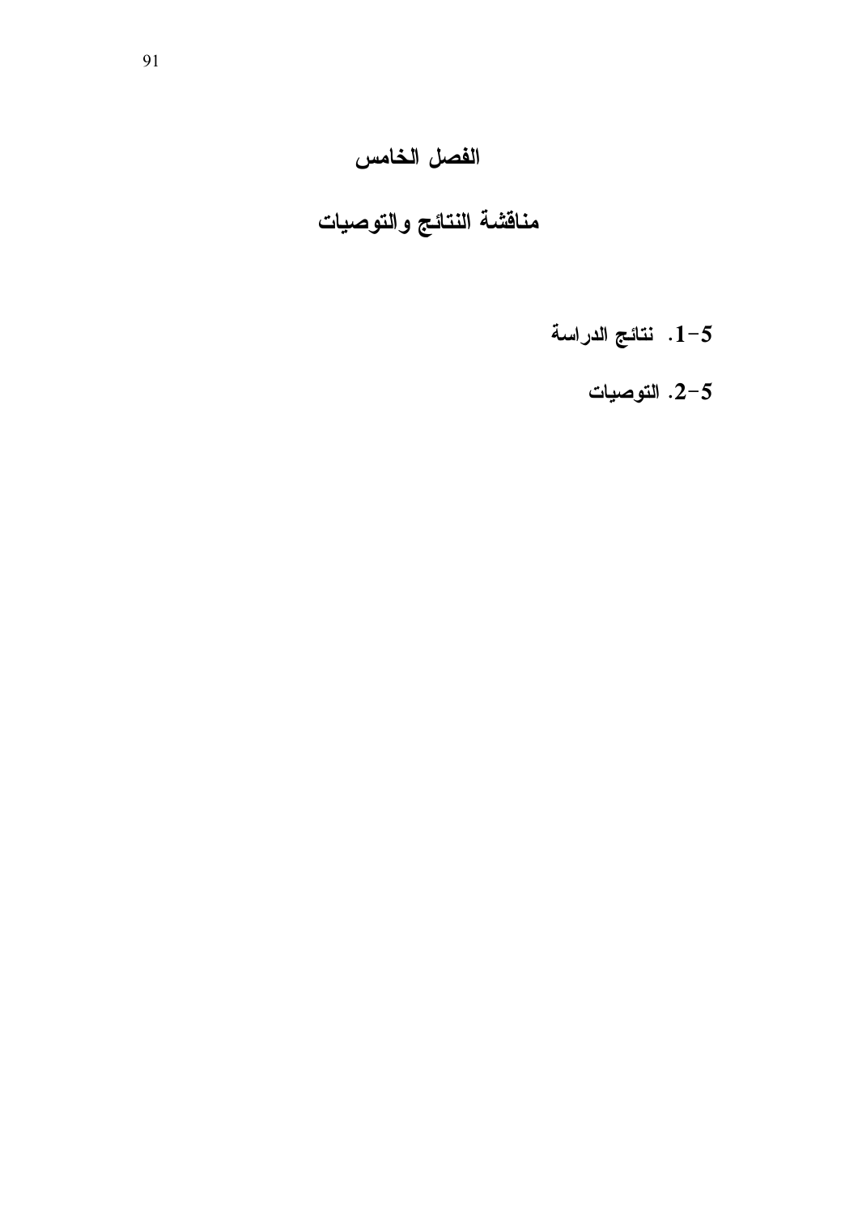# الفصل الخامس

# مناقشة النتائج والتوصيات

1-5. نتائج الدراسة

2-5. التوصيات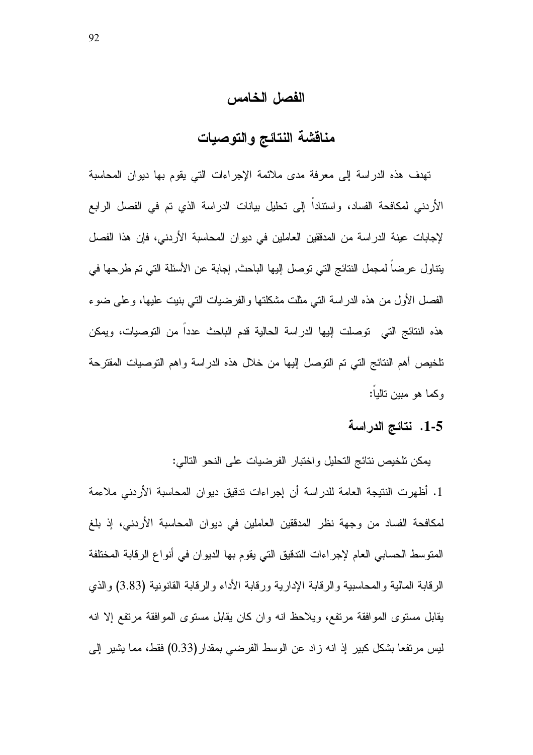# الفصل الخامس

# مناقشة النتائج والتوصيات

تهدف هذه الدراسة إلى معرفة مدى ملائمة الإجراءات التي يقوم بها ديوان المحاسبة الأردني لمكافحة الفساد، واستناداً إلى تحليل بيانات الدراسة الذي تم في الفصل الرابع لإجابات عينة الدراسة من المدققين العاملين في ديوان المحاسبة الأردني، فإن هذا الفصل يتناول عرضاً لمجمل النتائج التي توصل إليها الباحث, إجابة عن الأسئلة التي تم طرحها في الفصل الأول من هذه الدراسة التي مثلت مشكلتها والفرضيات التي بنيت عليها، وعلى ضوء هذه النتائج التي توصلت إليها الدراسة الحالية قدم الباحث عدداً من التوصيات، ويمكن تلخيص أهم النتائج التي تم التوصل إليها من خلال هذه الدراسة واهم التوصيات المقترحة وكما هو مبين تالياً:

## 1-5. نتائج الدراسة

يمكن تلخيص نتائج التحليل واختبار الفرضيات على النحو التالي:

1. أظهرت النتيجة العامة للدراسة أن إجراءات تدقيق ديوان المحاسبة الأردني ملاءمة لمكافحة الفساد من وجهة نظر المدققين العاملين في ديوان المحاسبة الأردني، إذ بلغ المتوسط الحسابي العام لإجراءات التدقيق التي يقوم بها الديوان في أنواع الرقابة المختلفة الرقابة المالية والمحاسبية والرقابة الإدارية ورقابة الأداء والرقابة القانونية (3.83) والذي يقابل مستوى الموافقة مرتفع، ويلاحظ انه وان كان يقابل مستوى الموافقة مرتفع إلا انه ليس مرتفعا بشكل كبير إذ انه زاد عن الوسط الفرضي بمقدار (0.33) فقط، مما يشير إلى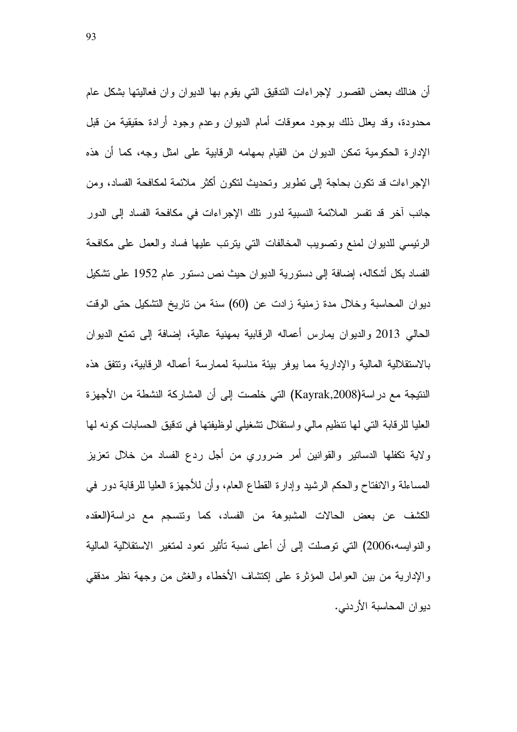أن هنالك بعض القصور لإجراءات التدقيق التي يقوم بها الديوان وان فعاليتها بشكل عام محدودة، وقد يعلل ذلك بوجود معوقات أمام الديوان وعدم وجود أرادة حقيقية من قبل الإدارة الحكومية تمكن الديوان من القيام بمهامه الرقابية على امثل وجه، كما أن هذه الإجراءات قد تكون بحاجة إلى تطوير وتحديث لتكون أكثر ملائمة لمكافحة الفساد، ومن جانب آخر قد تفسر الملائمة النسبية لدور تلك الإجراءات في مكافحة الفساد إلى الدور الرئيسي للديوان لمنع وتصويب المخالفات التي يترتب عليها فساد والعمل على مكافحة الفساد بكل أشكاله، إضافة إلى دستورية الديوان حيث نص دستور عام 1952 على تشكيل ديوان المحاسبة وخلال مدة زمنية زادت عن (60) سنة من تاريخ التشكيل حتى الوقت الحالي 2013 والديوان يمارس أعماله الرقابية بمهنية عالية، إضافة إلى تمتع الديوان بالاستقلالية المالية والإدارية مما يوفر بيئة مناسبة لممارسة أعماله الرقابية، وتتفق هذه النتيجة مع دراسة(Kayrak,2008) التي خلصت إلى أن المشاركة النشطة من الأجهزة العليا للرقابة التي لها تنظيم مالي واستقلال تشغيلي لوظيفتها في تدقيق الحسابات كونه لها ولاية تكفلها الدساتير والقوانين أمر ضروري من أجل ردع الفساد من خلال تعزيز المساءلة والانفتاح والحكم الرشيد وإدارة القطاع العام، وأن للأجهزة العليا للرقابة دور في الكشف عن بعض الحالات المشبوهة من الفساد، كما وتنسجم مع دراسة(العقده والنوايسه،2006) التي توصلت إلى أن أعلى نسبة تأثير تعود لمتغير الاستقلالية المالية والإدارية من بين العوامل المؤثرة على إكتشاف الأخطاء والغش من وجهة نظر مدققي ديوان المحاسبة الأردني.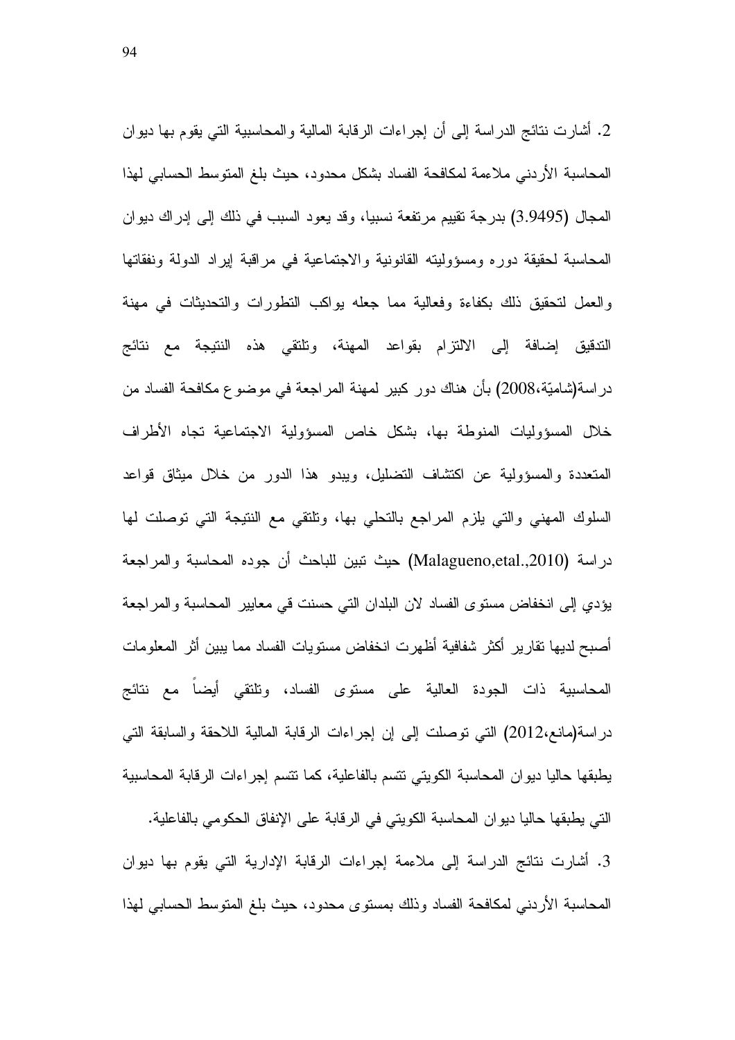2. أشارت نتائج الدراسة إلى أن إجراءات الرقابة المالية والمحاسبية التي يقوم بها ديوان المحاسبة الأردني ملاءمة لمكافحة الفساد بشكل محدود، حيث بلغ المتوسط الحسابي لهذا المجال (3.9495) بدرجة تقييم مرتفعة نسبيا، وقد يعود السبب في ذلك إلى إدراك ديوان المحاسبة لحقيقة دوره ومسؤوليته القانونية والاجتماعية في مراقبة إيراد الدولة ونفقاتها والعمل لتحقيق ذلك بكفاءة وفعالية مما جعله يواكب التطورات والتحديثات في مهنة التدقيق إضافة إلى الالتزام بقواعد المهنة، وتلتقي هذه النتيجة مع نتائج دراسة(شاميّة،2008) بأن هناك دور كبير لمهنة المراجعة في موضوع مكافحة الفساد من خلال المسؤوليات المنوطة بها، بشكل خاص المسؤولية الاجتماعية تجاه الأطراف المتعددة والمسؤولية عن اكتشاف التضليل، ويبدو هذا الدور من خلال ميثاق قواعد السلوك المهني والتي يلزم المراجع بالتحلي بها، وتلتقي مع النتيجة التي توصلت لها دراسة (Malagueno,etal.,2010) حيث تبين للباحث أن جوده المحاسبة والمراجعة يؤدي إلى انخفاض مستوى الفساد لان البلدان التي حسنت قي معايير المحاسبة والمراجعة أصبح لديها تقارير أكثر شفافية أظهرت انخفاض مستويات الفساد مما يبين أثر المعلومات المحاسبية ذات الجودة العالية على مستوى الفساد، وتلتقي أيضاً مع نتائج دراسة(مانع،2012) التي توصلت إلى إن إجراءات الرقابة المالية اللاحقة والسابقة التي يطبقها حاليا ديوان المحاسبة الكويتي تتسم بالفاعلية، كما تتسم إجراءات الرقابة المحاسبية التي يطبقها حاليا ديوان المحاسبة الكويتي في الرقابة على الإنفاق الحكومي بالفاعلية.

3. أشارت نتائج الدراسة إلى ملاءمة إجراءات الرقابة الإدارية التي يقوم بها ديوان المحاسبة الأردني لمكافحة الفساد وذلك بمستوى محدود، حيث بلغ المتوسط الحسابي لهذا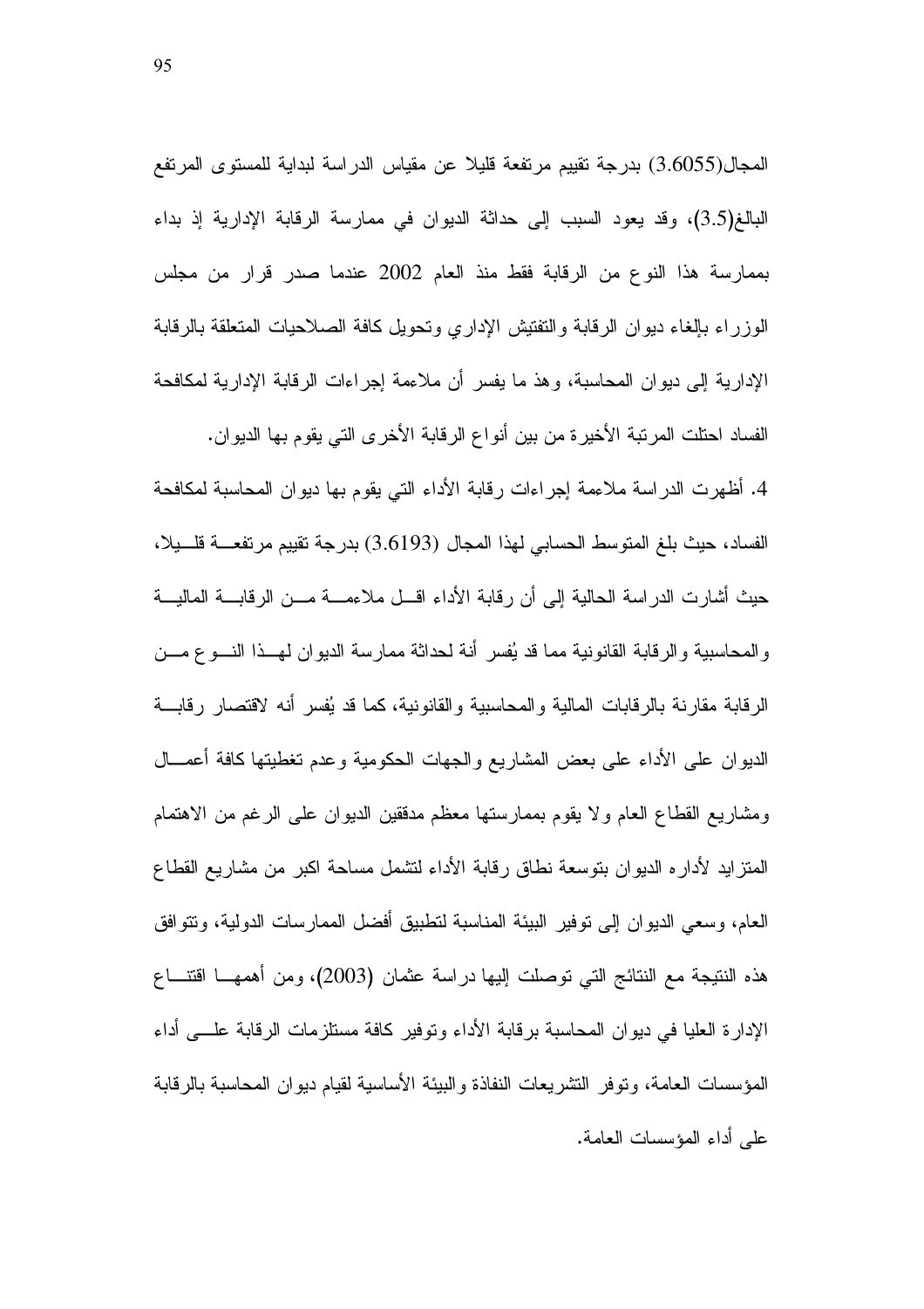المجال(3.6055) بدرجة تقييم مرتفعة قليلا عن مقياس الدراسة لبداية للمستوى المرتفع البالغ(3.5)، وقد يعود السبب إلى حداثة الديوان في ممارسة الرقابة الإدارية إذ بداء بممارسة هذا النوع من الرقابة فقط منذ العام 2002 عندما صدر قرار من مجلس الوزراء بإلغاء ديوان الرقابة والتفتيش الإداري وتحويل كافة الصلاحيات المتعلقة بالرقابة الإدارية إلى ديوان المحاسبة، وهذ ما يفسر أن ملاءمة إجراءات الرقابة الإدارية لمكافحة الفساد احتلت المرتبة الأخيرة من بين أنواع الرقابة الأخرى التي يقوم بها الديوان.

4. أظهرت الدراسة ملاءمة إجراءات رقابة الأداء التي يقوم بها ديوان المحاسبة لمكافحة الفساد، حيث بلغ المتوسط الحسابي لهذا المجال (3.6193) بدرجة تقييم مرتفعة قليلا، حيث أشارت الدراسة الحالية إلى أن رقابة الأداء اقل ملاءمة من الرقابة المالية والمحاسبية والرقابة القانونية مما قد يُفسر أنة لحداثة ممارسة الديوان لهذا النوع من الرقابة مقارنة بالرقابات المالية والمحاسبية والقانونية، كما قد يُفسر أنه لاقتصار رقابة الديوان على الأداء على بعض المشاريع والجهات الحكومية وعدم تغطيتها كافة أعمال ومشاريع القطاع العام ولا يقوم بممارستها معظم مدققين الديوان على الرغم من الاهتمام المتزايد لأداره الديوان بتوسعة نطاق رقابة الأداء لتشمل مساحة اكبر من مشاريع القطاع العام، وسعي الديوان إلى توفير البيئة المناسبة لتطبيق أفضل الممارسات الدولية، وتتوافق هذه النتيجة مع النتائج التي توصلت إليها دراسة عثمان (2003)، ومن أهمها اقتناع الإدارة العليا في ديوان المحاسبة برقابة الأداء وتوفير كافة مستلزمات الرقابة على أداء المؤسسات العامة، وتوفر التشريعات النفاذة والبيئة الأساسية لقيام ديوان المحاسبة بالرقابة على أداء المؤسسات العامة.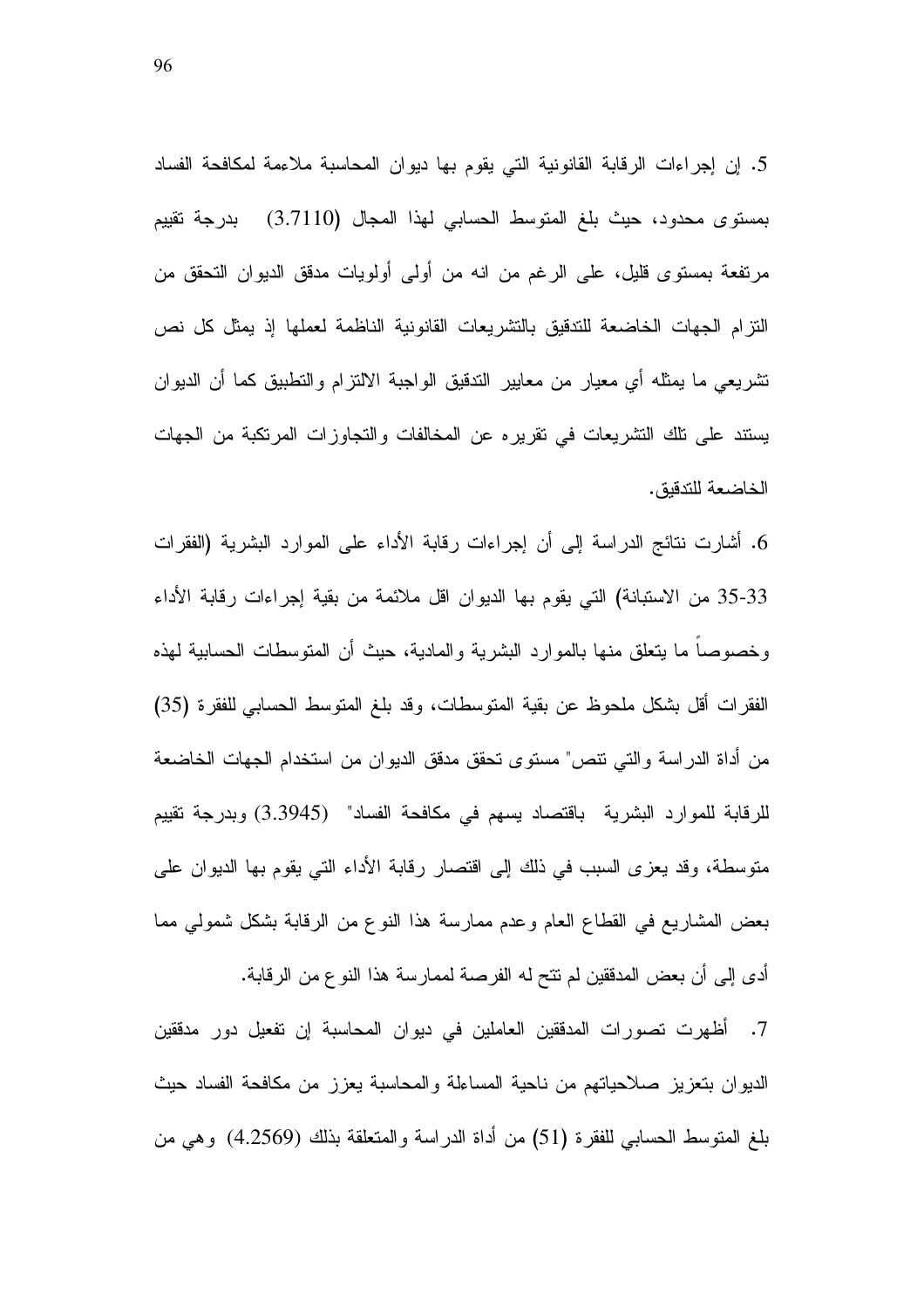5. إن إجراءات الرقابة القانونية التي يقوم بها ديوان المحاسبة ملاءمة لمكافحة الفساد بمستوى محدود، حيث بلغ المتوسط الحسابي لهذا المجال (3.7110) بدرجة تقييم مرتفعة بمستوى قليل، على الرغم من انه من أولى أولويات مدقق الديوان التحقق من التزام الجهات الخاضعة للتدقيق بالتشريعات القانونية الناظمة لعملها إذ يمثل كل نص تشريعي ما يمثله أي معيار من معايير التدقيق الواجبة الالتزام والتطبيق كما أن الديوان يستند على تلك التشريعات في تقريره عن المخالفات والتجاوزات المرتكبة من الجهات الخاضعة للتدقيق.

6. أشارت نتائج الدراسة إلى أن إجراءات رقابة الأداء على الموارد البشرية (الفقرات 33-35 من الاستبانة) التي يقوم بها الديوان اقل ملائمة من بقية إجراءات رقابة الأداء وخصوصاً ما يتعلق منها بالموارد البشرية والمادية، حيث أن المتوسطات الحسابية لهذه الفقرات أقل بشكل ملحوظ عن بقية المتوسطات، وقد بلغ المتوسط الحسابي للفقرة (35) من أداة الدراسة والتي تنص" مستوى تحقق مدقق الديوان من استخدام الجهات الخاضعة للرقابة للموارد البشرية باقتصاد يسهم في مكافحة الفساد" (3.3945) وبدرجة تقييم متوسطة، وقد يعزى السبب في ذلك إلى اقتصار رقابة الأداء التي يقوم بها الديوان على بعض المشاريع في القطاع العام وعدم ممارسة هذا النوع من الرقابة بشكل شمولي مما أدى إلى أن بعض المدققين لم تتح له الفرصة لممارسة هذا النوع من الرقابة.

7. أظهرت تصورات المدققين العاملين في ديوان المحاسبة إن تفعيل دور مدققين الديوان بتعزيز صلاحياتهم من ناحية المساءلة والمحاسبة يعزز من مكافحة الفساد حيث بلغ المتوسط الحسابي للفقرة (51) من أداة الدراسة والمتعلقة بذلك (4.2569) وهي من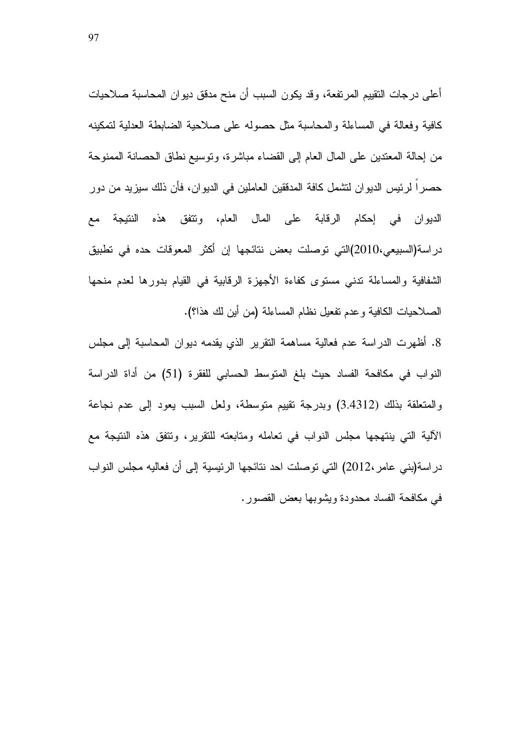أعلى درجات التقييم المرتفعة، وقد يكون السبب أن منح مدقق ديوان المحاسبة صلاحيات كافية وفعالة في المساءلة والمحاسبة مثل حصوله على صلاحية الضابطة العدلية لتمكينه من إحالة المعتدين على المال العام إلى القضاء مباشرة، وتوسيع نطاق الحصانة الممنوحة حصراً لرئيس الديوان لتشمل كافة المدققين العاملين في الديوان، فأن ذلك سيزيد من دور الديوان في إحكام الرقابة على المال العام، وتتفق هذه النتيجة مع دراسة(السبيعي،2010)التي توصلت بعض نتائجها إن أكثر المعوقات حده في تطبيق الشفافية والمساءلة تدني مستوى كفاءة الأجهزة الرقابية في القيام بدورها لعدم منحها الصلاحيات الكافية وعدم تفعيل نظام المساءلة (من أين لك هذا؟).

8. أظهرت الدراسة عدم فعالية مساهمة التقرير الذي يقدمه ديوان المحاسبة إلى مجلس النواب في مكافحة الفساد حيث بلغ المتوسط الحسابي للفقرة (51) من أداة الدراسة والمتعلقة بذلك (3.4312) وبدرجة تقييم متوسطة، ولعل السبب يعود إلى عدم نجاعة الآلية التي ينتهجها مجلس النواب في تعامله ومتابعته للتقرير، وتتفق هذه النتيجة مع دراسة(بني عامر،2012) التي توصلت احد نتائجها الرئيسية إلى أن فعاليه مجلس النواب في مكافحة الفساد محدودة ويشوبها بعض القصور.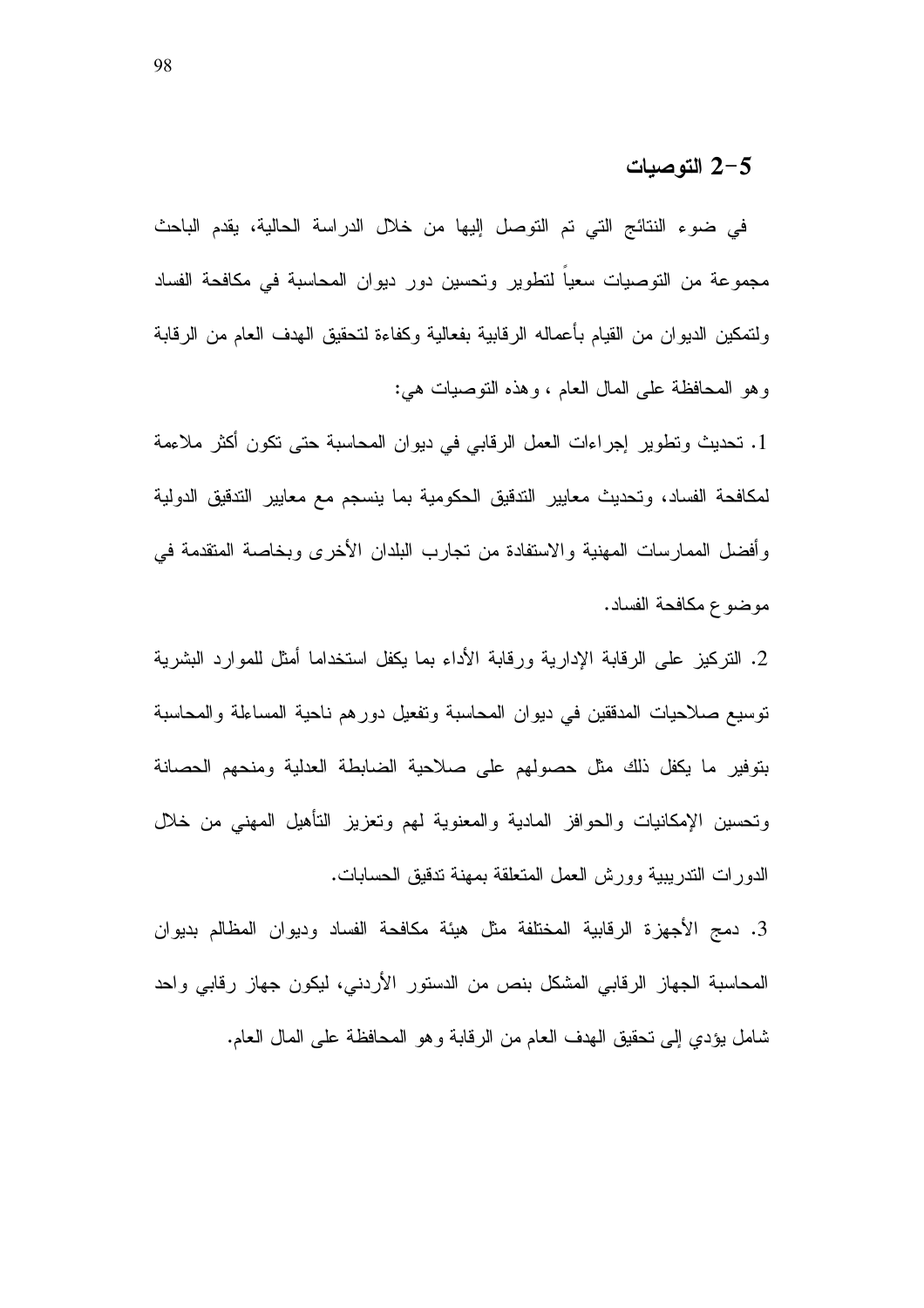## 5-2 التوصيات

في ضوء النتائج التي تم التوصل إليها من خلال الدراسة الحالية، يقدم الباحث مجموعة من التوصيات سعياً لتطوير وتحسين دور ديوان المحاسبة في مكافحة الفساد ولتمكين الديوان من القيام بأعماله الرقابية بفعالية وكفاءة لتحقيق الهدف العام من الرقابة وهو المحافظة على المال العام ، وهذه التوصيات هي:

1. تحديث وتطوير إجراءات العمل الرقابي في ديوان المحاسبة حتى تكون أكثر ملاءمة لمكافحة الفساد، وتحديث معايير التدقيق الحكومية بما ينسجم مع معايير التدقيق الدولية وأفضل الممارسات المهنية والاستفادة من تجارب البلدان الأخرى وبخاصة المتقدمة في موضوع مكافحة الفساد.

2. التركيز على الرقابة الإدارية ورقابة الأداء بما يكفل استخداما أمثل للموارد البشرية توسيع صلاحيات المدققين في ديوان المحاسبة وتفعيل دورهم ناحية المساءلة والمحاسبة بتوفير ما يكفل ذلك مثل حصولهم على صلاحية الضابطة العدلية ومنحهم الحصانة وتحسين الإمكانيات والحوافز المادية والمعنوية لهم وتعزيز التأهيل المهني من خلال الدورات التدريبية وورش العمل المتعلقة بمهنة تدقيق الحسابات.

3. دمج الأجهزة الرقابية المختلفة مثل هيئة مكافحة الفساد وديوان المظالم بديوان المحاسبة الجهاز الرقابي المشكل بنص من الدستور الأردني، ليكون جهاز رقابي واحد شامل يؤدي إلى تحقيق الهدف العام من الرقابة وهو المحافظة على المال العام.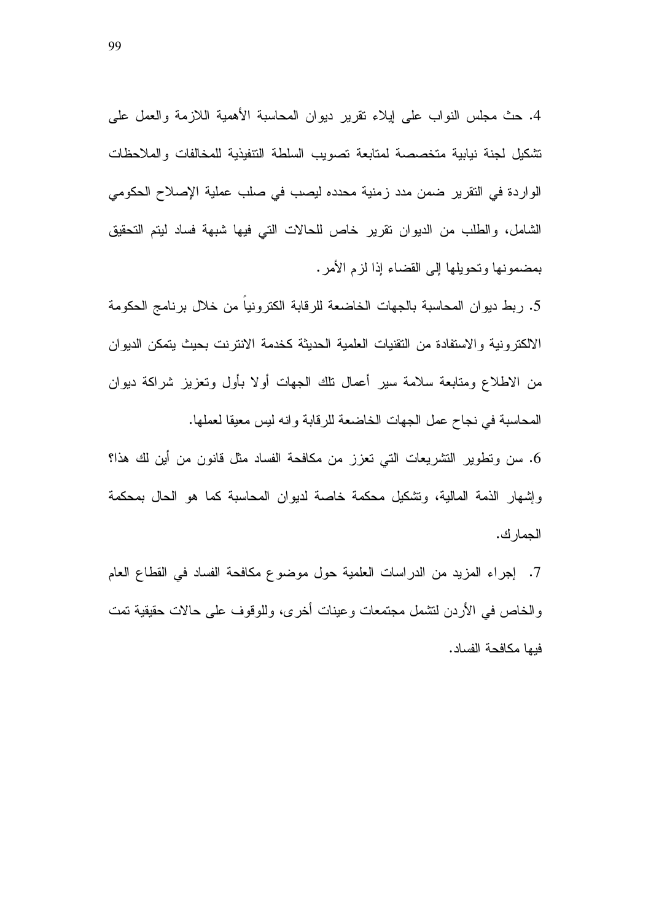4. حث مجلس النواب على إيلاء تقرير ديوان المحاسبة الأهمية اللازمة والعمل على تشكيل لجنة نيابية متخصصة لمتابعة تصويب السلطة التنفيذية للمخالفات والملاحظات الواردة في التقرير ضمن مدد زمنية محدده ليصب في صلب عملية الإصلاح الحكومي الشامل، والطلب من الديوان تقرير خاص للحالات التي فيها شبهة فساد ليتم التحقيق بمضمونها وتحويلها إلى القضاء إذا لزم الأمر.

5. ربط ديوان المحاسبة بالجهات الخاضعة للرقابة الكترونياً من خلال برنامج الحكومة الالكترونية والاستفادة من التقنيات العلمية الحديثة كخدمة الانترنت بحيث يتمكن الديوان من الاطلاع ومتابعة سلامة سير أعمال تلك الجهات أولا بأول وتعزيز شراكة ديوان المحاسبة في نجاح عمل الجهات الخاضعة للرقابة وانه ليس معيقا لعملها.

6. سن وتطوير التشريعات التي تعزز من مكافحة الفساد مثل قانون من أين لك هذا؟ وإشهار الذمة المالية، وتشكيل محكمة خاصة لديوان المحاسبة كما هو الحال بمحكمة الجمارك.

7. إجراء المزيد من الدراسات العلمية حول موضوع مكافحة الفساد في القطاع العام والخاص في الأردن لتشمل مجتمعات وعينات أخرى، وللوقوف على حالات حقيقية تمت فيها مكافحة الفساد.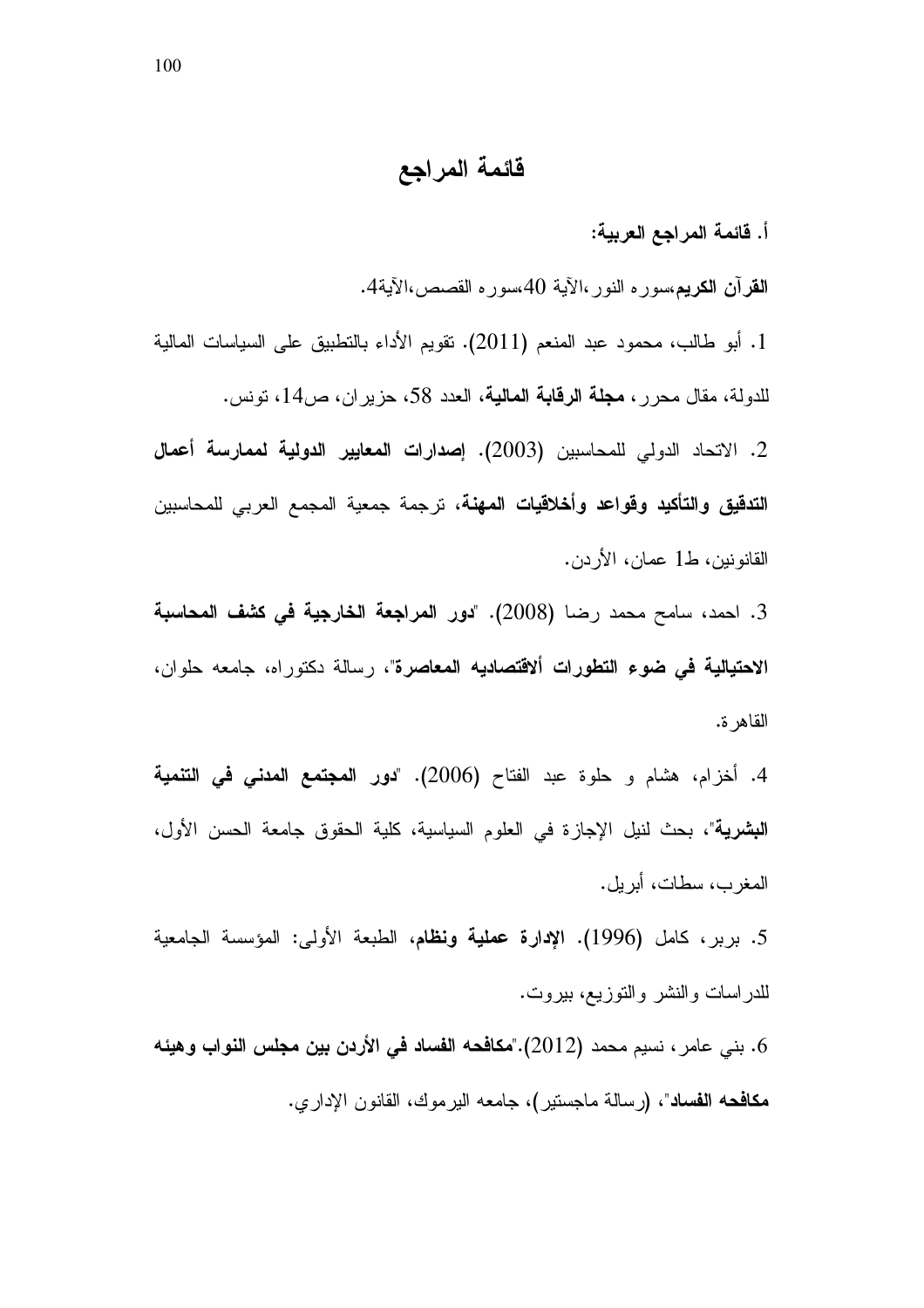# قائمة المراجع

**أ. قائمة المراجع العربية:**

**القرآن الكريم**،سوره النور،الآية 40،سوره القصص،الآية4.

1. أبو طالب، محمود عبد المنعم (2011). تقويم الأداء بالتطبيق على السياسات المالية للدولة، مقال محرر، **مجلة الرقابة المالية**، العدد 58، حزيران، ص14، تونس.

2. الاتحاد الدولي للمحاسبين (2003). **إصدارات المعايير الدولية لممارسة أعمال التدقيق والتأكيد وقواعد وأخلاقيات المهنة**، ترجمة جمعية المجمع العربي للمحاسبين القانونين، ط1 عمان، الأردن.

3. احمد، سامح محمد رضا (2008). "**دور المراجعة الخارجية في كشف المحاسبة الاحتيالية في ضوء التطورات ألاقتصاديه المعاصرة**"، رسالة دكتوراه، جامعه حلوان، القاهرة.

4. أخزام، هشام و حلوة عبد الفتاح (2006). "**دور المجتمع المدني في التنمية البشرية**"، بحث لنيل الإجازة في العلوم السياسية، كلية الحقوق جامعة الحسن الأول، المغرب، سطات، أبريل.

5. بربر، كامل (1996). **الإدارة عملية ونظام**، الطبعة الأولى: المؤسسة الجامعية للدراسات والنشر والتوزيع، بيروت.

6. بني عامر، نسيم محمد (2012)."**مكافحه الفساد في الأردن بين مجلس النواب وهيئه مكافحه الفساد**"، (رسالة ماجستير)، جامعه اليرموك، القانون الإداري.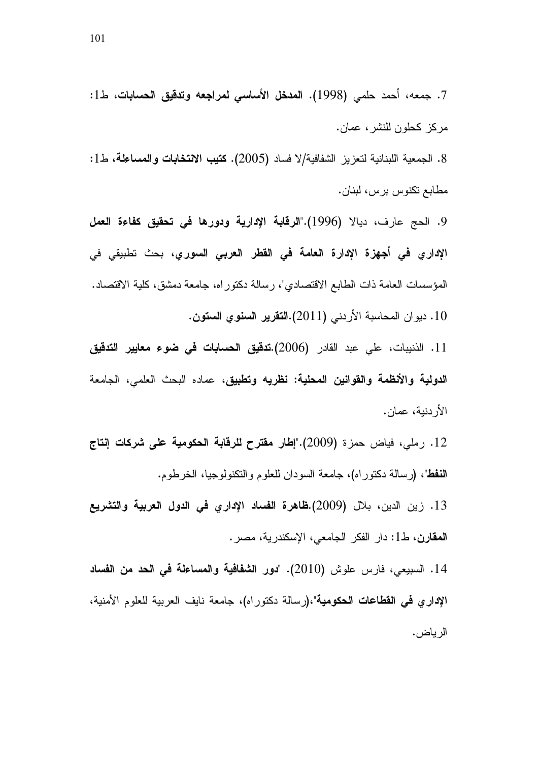7. جمعه، أحمد حلمي (1998). **المدخل الأساسي لمراجعه وتدقيق الحسابات**، ط1: مركز كحلون للنشر، عمان.

8. الجمعية اللبنانية لتعزيز الشفافية/لا فساد (2005). **كتيب الانتخابات والمساءلة**، ط1: مطابع تكنوس برس، لبنان.

9. الحج عارف، ديالا (1996)."**الرقابة الإدارية ودورها في تحقيق كفاءة العمل الإداري في أجهزة الإدارة العامة في القطر العربي السوري**، بحث تطبيقي في المؤسسات العامة ذات الطابع الاقتصادي"، رسالة دكتوراه، جامعة دمشق، كلية الاقتصاد.

10. ديوان المحاسبة الأردني (2011).**التقرير السنوي الستون**.

11. الذنيبات، علي عبد القادر (2006).**تدقيق الحسابات في ضوء معايير التدقيق الدولية والأنظمة والقوانين المحلية: نظريه وتطبيق**، عماده البحث العلمي، الجامعة الأردنية، عمان.

12. رملي، فياض حمزة (2009)."**إطار مقترح للرقابة الحكومية على شركات إنتاج النفط**"، (رسالة دكتوراه)، جامعة السودان للعلوم والتكنولوجيا، الخرطوم.

13. زين الدين، بلال (2009).**ظاهرة الفساد الإداري في الدول العربية والتشريع المقارن**، ط1: دار الفكر الجامعي، الإسكندرية، مصر.

14. السبيعي، فارس علوش (2010). "**دور الشفافية والمساءلة في الحد من الفساد الإداري في القطاعات الحكومية**"،(رسالة دكتوراه)، جامعة نايف العربية للعلوم الأمنية، الرياض.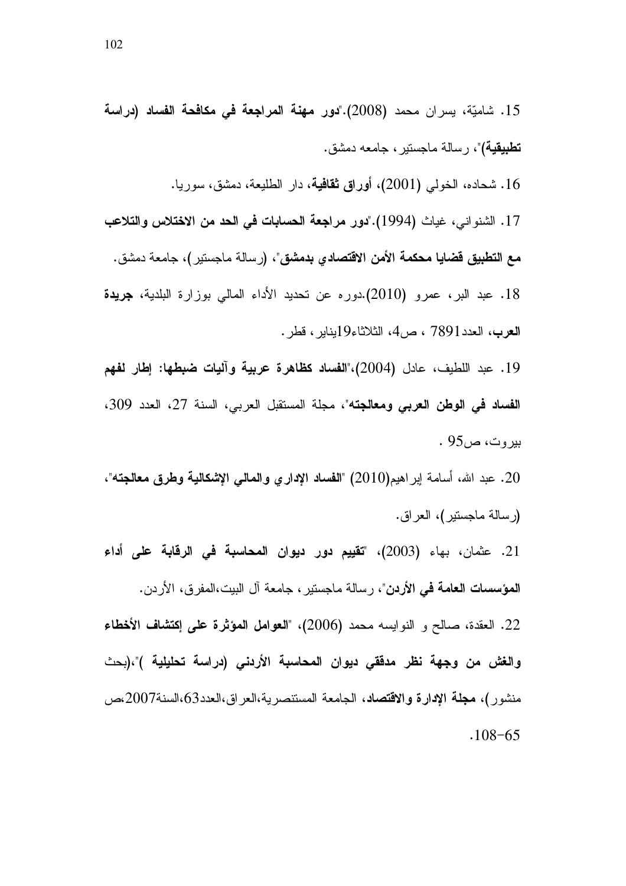15. شاميّة، يسران محمد (2008)."**دور مهنة المراجعة في مكافحة الفساد (دراسة تطبيقية)**"، رسالة ماجستير، جامعه دمشق.

16. شحاده، الخولي (2001)، **أوراق ثقافية**، دار الطليعة، دمشق، سوريا.

17. الشنواني، غياث (1994)."**دور مراجعة الحسابات في الحد من الاختلاس والتلاعب مع التطبيق قضايا محكمة الأمن الاقتصادي بدمشق**"، (رسالة ماجستير)، جامعة دمشق.

18. عبد البر، عمرو (2010).دوره عن تحديد الأداء المالي بوزارة البلدية، **جريدة العرب**، العدد7891 ، ص4، الثلاثاء19يناير، قطر.

19. عبد اللطيف، عادل (2004)،"**الفساد كظاهرة عربية وآليات ضبطها: إطار لفهم الفساد في الوطن العربي ومعالجته**"، مجلة المستقبل العربي، السنة 27، العدد 309، بيروت، ص95 .

20. عبد الله، أسامة إبراهيم(2010) "**الفساد الإداري والمالي الإشكالية وطرق معالجته**"، (رسالة ماجستير)، العراق.

21. عثمان، بهاء (2003)، "**تقييم دور ديوان المحاسبة في الرقابة على أداء المؤسسات العامة في الأردن**"، رسالة ماجستير، جامعة آل البيت،المفرق، الأردن.

22. العقدة، صالح و النوايسه محمد (2006)، "**العوامل المؤثرة على إكتشاف الأخطاء والغش من وجهة نظر مدققي ديوان المحاسبة الأردني (دراسة تحليلية )**"،(بحث منشور)، **مجلة الإدارة والاقتصاد**، الجامعة المستنصرية،العراق،العدد63،السنة2007،ص 65-108.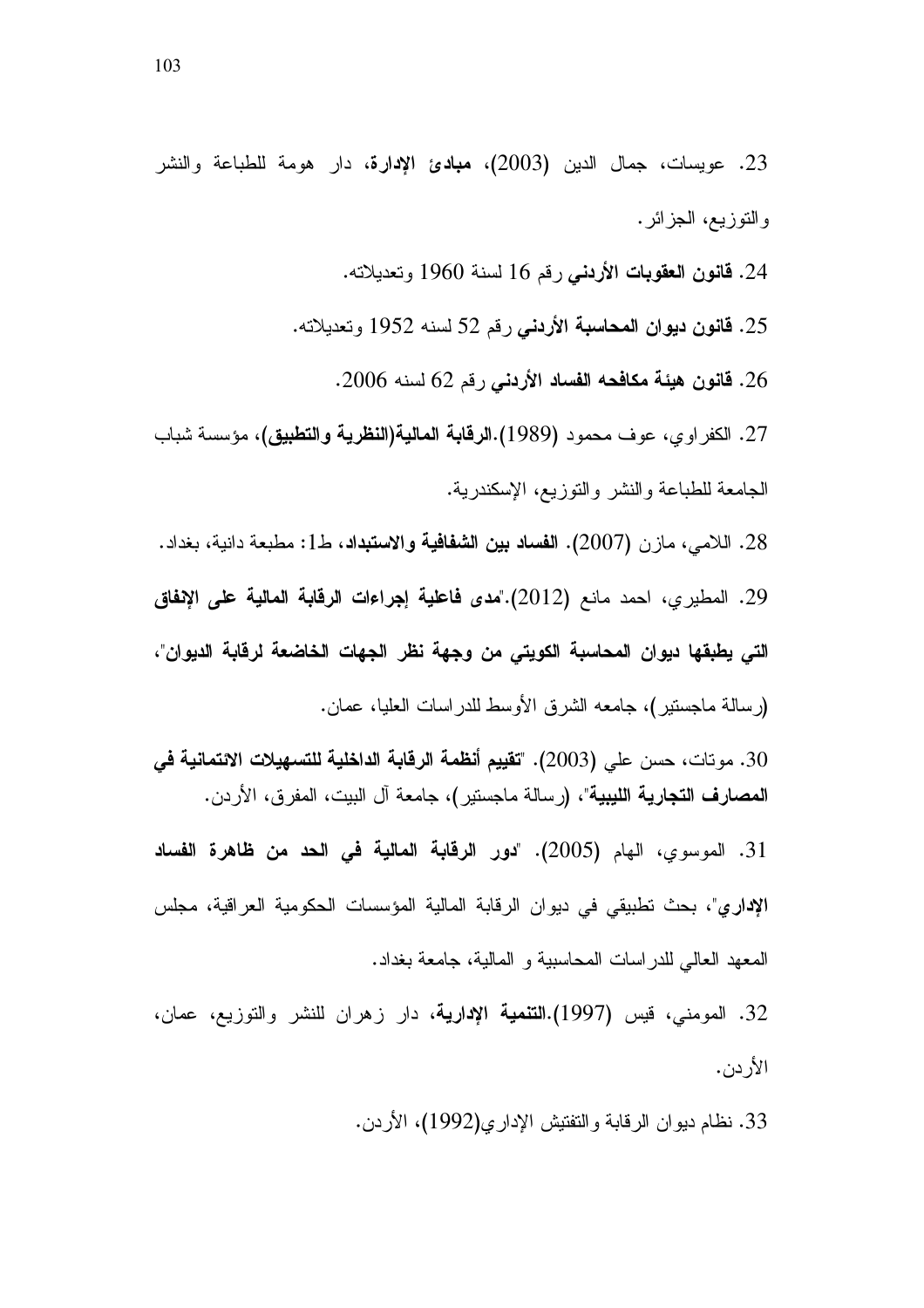23. عويسات، جمال الدين (2003)، **مبادئ الإدارة**، دار هومة للطباعة والنشر والتوزيع، الجزائر.

24. **قانون العقوبات الأردني** رقم 16 لسنة 1960 وتعديلاته.

25. **قانون ديوان المحاسبة الأردني** رقم 52 لسنه 1952 وتعديلاته.

26. **قانون هيئة مكافحه الفساد الأردني** رقم 62 لسنه 2006.

27. الكفراوي، عوف محمود (1989).**الرقابة المالية(النظرية والتطبيق)**، مؤسسة شباب الجامعة للطباعة والنشر والتوزيع، الإسكندرية.

28. اللامي، مازن (2007). **الفساد بين الشفافية والاستبداد**، ط1: مطبعة دانية، بغداد.

29. المطيري، احمد مانع (2012)."**مدى فاعلية إجراءات الرقابة المالية على الإنفاق التي يطبقها ديوان المحاسبة الكويتي من وجهة نظر الجهات الخاضعة لرقابة الديوان**"، (رسالة ماجستير)، جامعه الشرق الأوسط للدراسات العليا، عمان.

30. موتات، حسن علي (2003). "**تقييم أنظمة الرقابة الداخلية للتسهيلات الائتمانية في المصارف التجارية الليبية**"، (رسالة ماجستير)، جامعة آل البيت، المفرق، الأردن.

31. الموسوي، الهام (2005). "**دور الرقابة المالية في الحد من ظاهرة الفساد الإداري**"، بحث تطبيقي في ديوان الرقابة المالية المؤسسات الحكومية العراقية، مجلس المعهد العالي للدراسات المحاسبية و المالية، جامعة بغداد.

32. المومني، قيس (1997).**التنمية الإدارية**، دار زهران للنشر والتوزيع، عمان، الأردن.

33. نظام ديوان الرقابة والتفتيش الإداري(1992)، الأردن.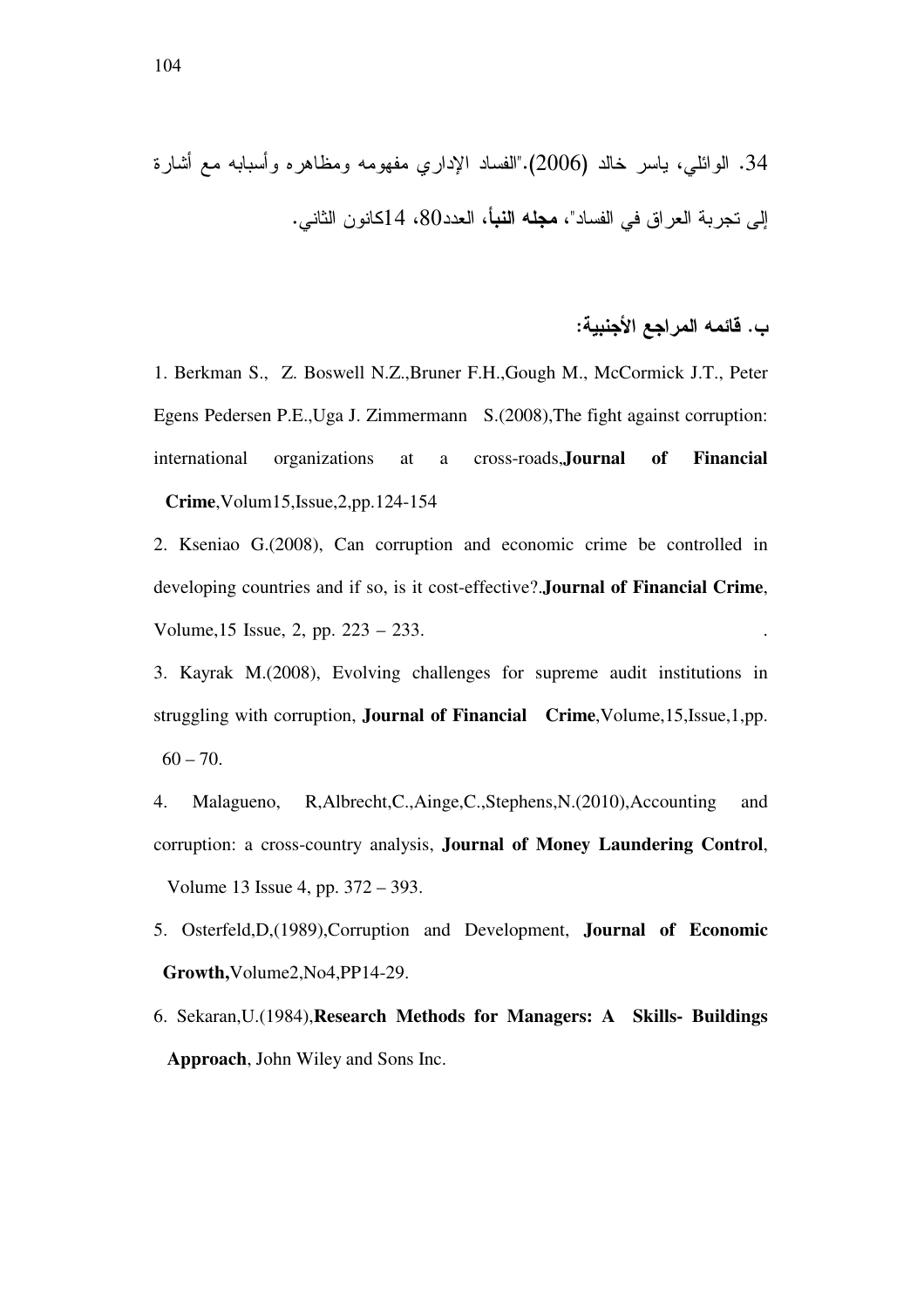34. الوائلي، ياسر خالد (2006)."الفساد الإداري مفهومه ومظاهره وأسبابه مع أشارة إلى تجربة العراق في الفساد"، **مجله النبأ**، العدد80، 14كانون الثاني.

## ب. قائمه المراجع الأجنبية:

1. Berkman S., Z. Boswell N.Z.,Bruner F.H.,Gough M., McCormick J.T., Peter Egens Pedersen P.E.,Uga J. Zimmermann S.(2008),The fight against corruption: international organizations at a cross-roads,**Journal of Financial Crime**,Volum15,Issue,2,pp.124-154

2. Kseniao G.(2008), Can corruption and economic crime be controlled in developing countries and if so, is it cost-effective?.**Journal of Financial Crime**, Volume,15 Issue, 2, pp. 223 – 233.

3. Kayrak M.(2008), Evolving challenges for supreme audit institutions in struggling with corruption, **Journal of Financial Crime**,Volume,15,Issue,1,pp. 60 – 70.

4. Malagueno, R,Albrecht,C.,Ainge,C.,Stephens,N.(2010),Accounting and corruption: a cross-country analysis, **Journal of Money Laundering Control**, Volume 13 Issue 4, pp. 372 – 393.

5. Osterfeld,D,(1989),Corruption and Development, **Journal of Economic Growth,**Volume2,No4,PP14-29.

6. Sekaran,U.(1984),**Research Methods for Managers: A Skills- Buildings Approach**, John Wiley and Sons Inc.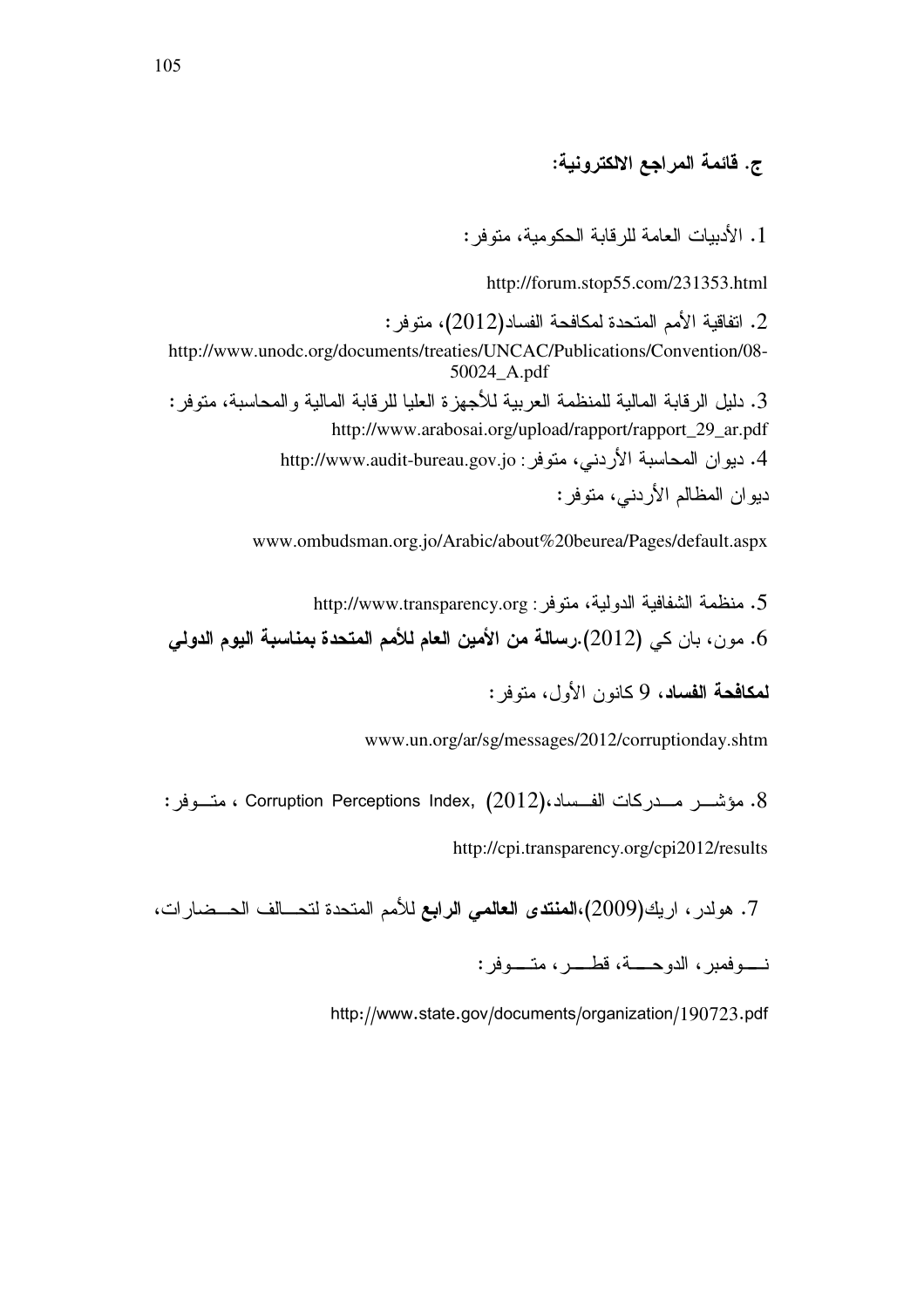## ج. قائمة المراجع الالكترونية:

1. الأدبيات العامة للرقابة الحكومية، متوفر:

http://forum.stop55.com/231353.html

2. اتفاقية الأمم المتحدة لمكافحة الفساد(2012)، متوفر:

http://www.unodc.org/documents/treaties/UNCAC/Publications/Convention/08-50024_A.pdf

3. دليل الرقابة المالية للمنظمة العربية للأجهزة العليا للرقابة المالية والمحاسبة، متوفر:

http://www.arabosai.org/upload/rapport/rapport_29_ar.pdf

4. ديوان المحاسبة الأردني، متوفر: http://www.audit-bureau.gov.jo

ديوان المظالم الأردني، متوفر:

www.ombudsman.org.jo/Arabic/about%20beurea/Pages/default.aspx

5. منظمة الشفافية الدولية، متوفر: http://www.transparency.org

6. مون، بان كي (2012).**رسالة من الأمين العام للأمم المتحدة بمناسبة اليوم الدولي لمكافحة الفساد**، 9 كانون الأول، متوفر:

www.un.org/ar/sg/messages/2012/corruptionday.shtm

8. مؤشر مدركات الفساد،(2012) ,Corruption Perceptions Index ، متوفر:

http://cpi.transparency.org/cpi2012/results

7. هولدر، اريك(2009)،**المنتدى العالمي الرابع** للأمم المتحدة لتحالف الحضارات، نوفمبر، الدوحة، قطر، متوفر:

http://www.state.gov/documents/organization/190723.pdf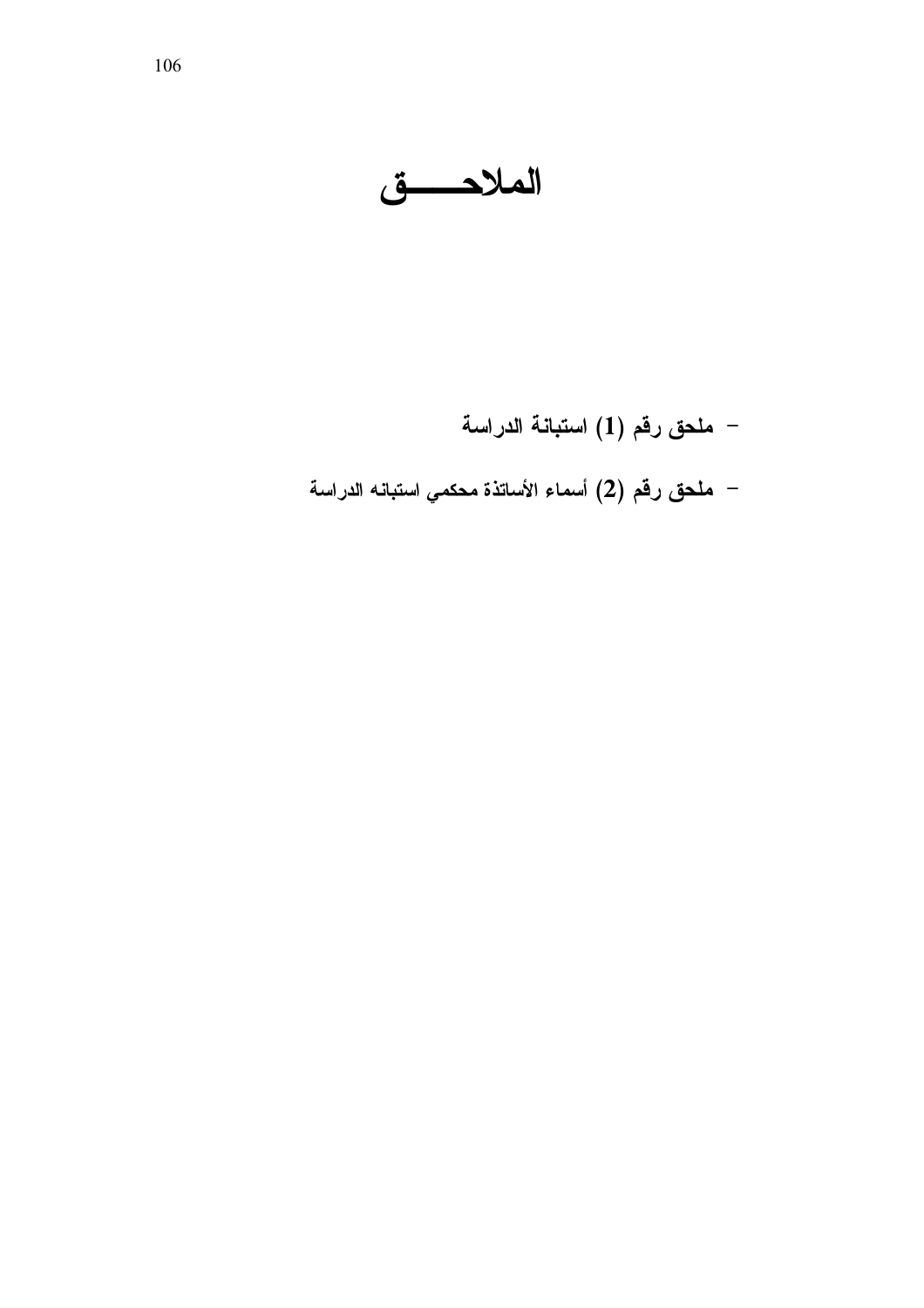# الملاحـــــق

- ملحق رقم (1) استبانة الدراسة
- ملحق رقم (2) أسماء الأساتذة محكمي استبانه الدراسة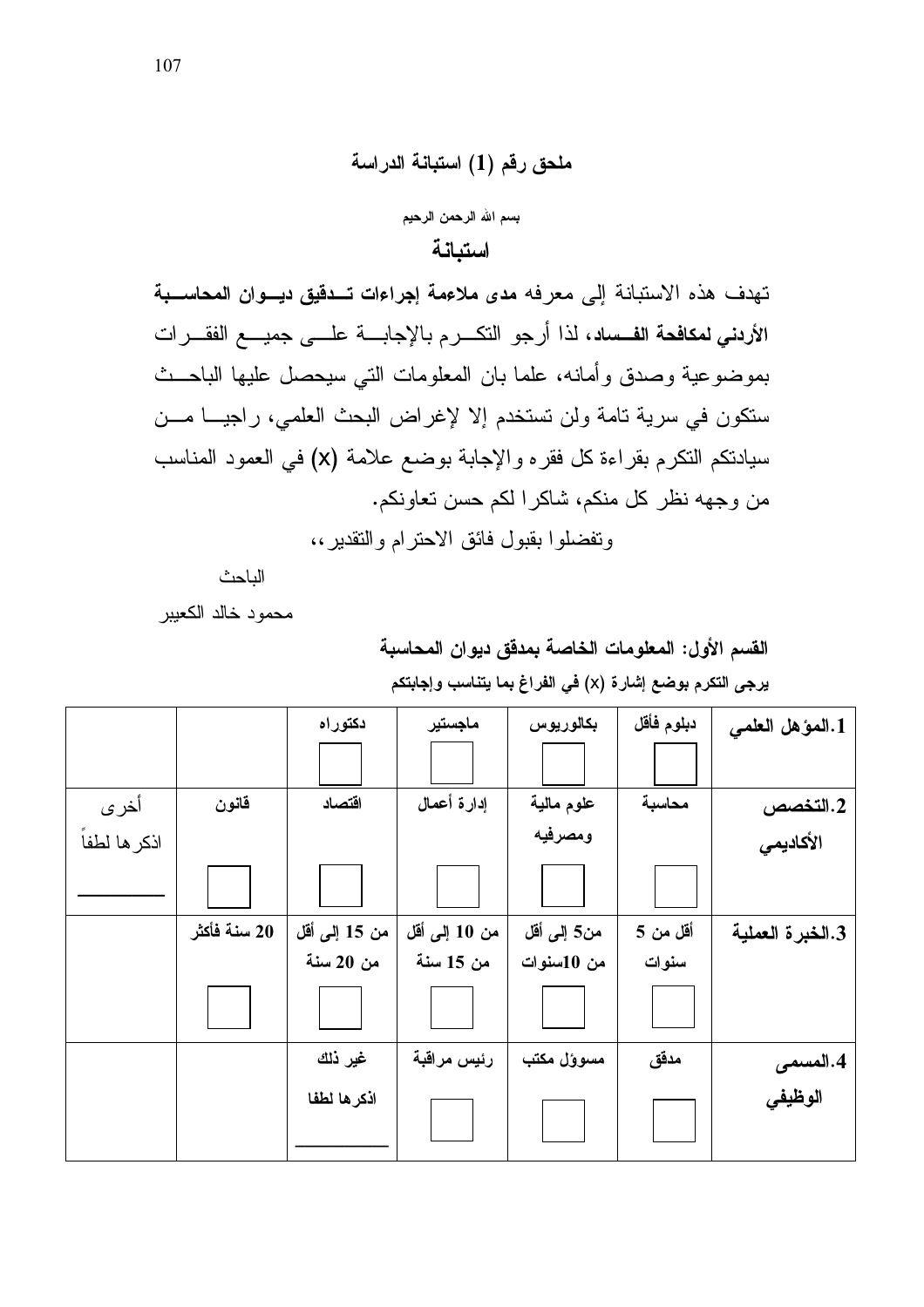## ملحق رقم (1) استبانة الدراسة

بسم الله الرحمن الرحيم

### استبانة

تهدف هذه الاستبانة إلى معرفه مدى **ملاءمة إجراءات تدقيق ديوان المحاسبة الأردني لمكافحة الفساد**، لذا أرجو التكرم بالإجابة على جميع الفقرات بموضوعية وصدق وأمانه، علما بان المعلومات التي سيحصل عليها الباحث ستكون في سرية تامة ولن تستخدم إلا لإغراض البحث العلمي، راجيا من سيادتكم التكرم بقراءة كل فقره والإجابة بوضع علامة (X) في العمود المناسب من وجهه نظر كل منكم، شاكرا لكم حسن تعاونكم.

وتفضلوا بقبول فائق الاحترام والتقدير،،

الباحث

محمود خالد الكعيبر

**القسم الأول: المعلومات الخاصة بمدقق ديوان المحاسبة**

**يرجى التكرم بوضع إشارة (x) في الفراغ بما يتناسب وإجابتكم**

| | | | | | | |
|---|---|---|---|---|---|---|
| **1.المؤهل العلمي** | دبلوم فأقل | بكالوريوس | ماجستير | دكتوراه | | |
| **2.التخصص الأكاديمي** | محاسبة | علوم مالية ومصرفيه | إدارة أعمال | اقتصاد | قانون | أخرى اذكرها لطفاً ________ |
| **3.الخبرة العملية** | أقل من 5 سنوات | من5 إلى أقل من 10سنوات | من 10 إلى أقل من 15 سنة | من 15 إلى أقل من 20 سنة | 20 سنة فأكثر | |
| **4.المسمى الوظيفي** | مدقق | مسوؤل مكتب | رئيس مراقبة | غير ذلك اذكرها لطفا ________ | | |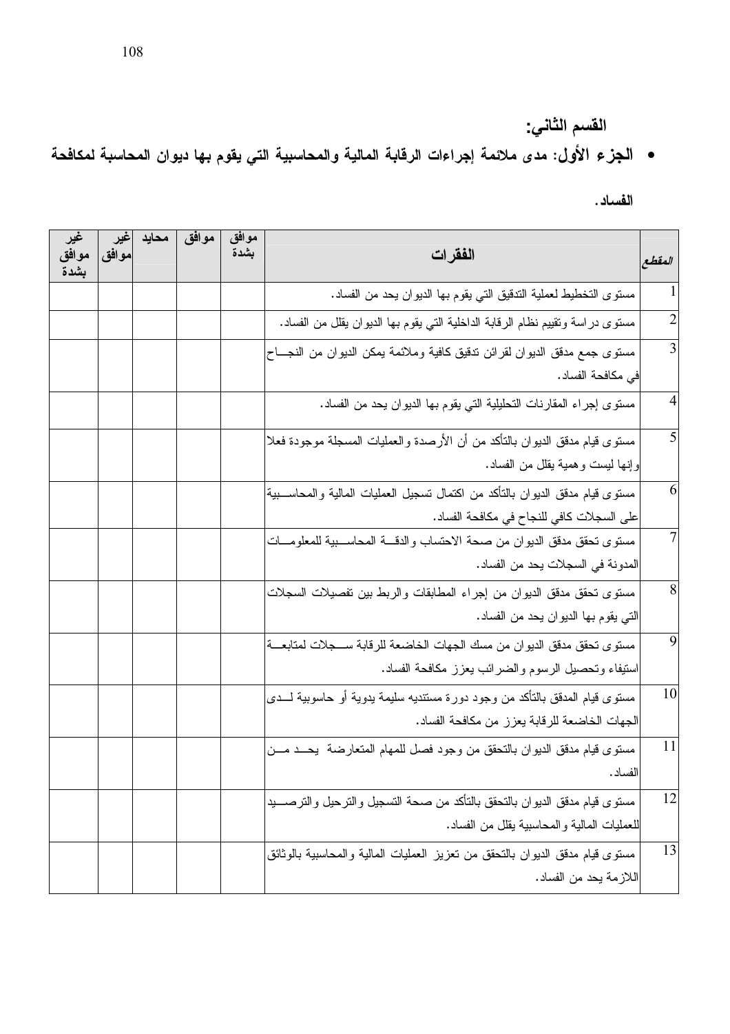### القسم الثاني:

- **الجزء الأول: مدى ملائمة إجراءات الرقابة المالية والمحاسبية التي يقوم بها ديوان المحاسبة لمكافحة الفساد.**

| المقطع | الفقرات | موافق بشدة | موافق | محايد | غير موافق | غير موافق بشدة |
|---|---|---|---|---|---|---|
| 1 | مستوى التخطيط لعملية التدقيق التي يقوم بها الديوان يحد من الفساد. | | | | | |
| 2 | مستوى دراسة وتقييم نظام الرقابة الداخلية التي يقوم بها الديوان يقلل من الفساد. | | | | | |
| 3 | مستوى جمع مدقق الديوان لقرائن تدقيق كافية وملائمة يمكن الديوان من النجاح في مكافحة الفساد. | | | | | |
| 4 | مستوى إجراء المقارنات التحليلية التي يقوم بها الديوان يحد من الفساد. | | | | | |
| 5 | مستوى قيام مدقق الديوان بالتأكد من أن الأرصدة والعمليات المسجلة موجودة فعلا وإنها ليست وهمية يقلل من الفساد. | | | | | |
| 6 | مستوى قيام مدقق الديوان بالتأكد من اكتمال تسجيل العمليات المالية والمحاسبية على السجلات كافي للنجاح في مكافحة الفساد. | | | | | |
| 7 | مستوى تحقق مدقق الديوان من صحة الاحتساب والدقة المحاسبية للمعلومات المدونة في السجلات يحد من الفساد. | | | | | |
| 8 | مستوى تحقق مدقق الديوان من إجراء المطابقات والربط بين تفصيلات السجلات التي يقوم بها الديوان يحد من الفساد. | | | | | |
| 9 | مستوى تحقق مدقق الديوان من مسك الجهات الخاضعة للرقابة سجلات لمتابعة استيفاء وتحصيل الرسوم والضرائب يعزز مكافحة الفساد. | | | | | |
| 10 | مستوى قيام المدقق بالتأكد من وجود دورة مستنديه سليمة يدوية أو حاسوبية لدى الجهات الخاضعة للرقابة يعزز من مكافحة الفساد. | | | | | |
| 11 | مستوى قيام مدقق الديوان بالتحقق من وجود فصل للمهام المتعارضة يحد من الفساد. | | | | | |
| 12 | مستوى قيام مدقق الديوان بالتحقق بالتأكد من صحة التسجيل والترحيل والترصيد للعمليات المالية والمحاسبية يقلل من الفساد. | | | | | |
| 13 | مستوى قيام مدقق الديوان بالتحقق من تعزيز العمليات المالية والمحاسبية بالوثائق اللازمة يحد من الفساد. | | | | | |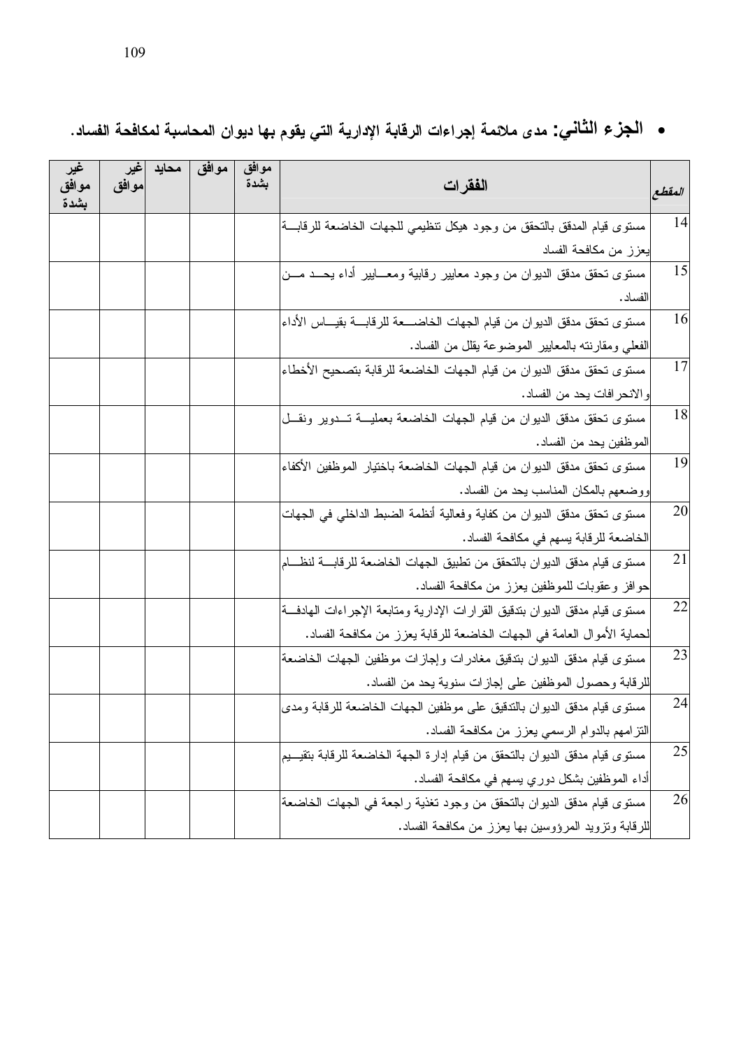- **الجزء الثاني:** مدى ملائمة إجراءات الرقابة الإدارية التي يقوم بها ديوان المحاسبة لمكافحة الفساد.

| المقطع | الفقرات | موافق بشدة | موافق | محايد | غير موافق | غير موافق بشدة |
|---|---|---|---|---|---|---|
| 14 | مستوى قيام المدقق بالتحقق من وجود هيكل تنظيمي للجهات الخاضعة للرقابة يعزز من مكافحة الفساد | | | | | |
| 15 | مستوى تحقق مدقق الديوان من وجود معايير رقابية ومعايير أداء يحد من الفساد. | | | | | |
| 16 | مستوى تحقق مدقق الديوان من قيام الجهات الخاضعة للرقابة بقياس الأداء الفعلي ومقارنته بالمعايير الموضوعة يقلل من الفساد. | | | | | |
| 17 | مستوى تحقق مدقق الديوان من قيام الجهات الخاضعة للرقابة بتصحيح الأخطاء والانحرافات يحد من الفساد. | | | | | |
| 18 | مستوى تحقق مدقق الديوان من قيام الجهات الخاضعة بعملية تدوير ونقل الموظفين يحد من الفساد. | | | | | |
| 19 | مستوى تحقق مدقق الديوان من قيام الجهات الخاضعة باختيار الموظفين الأكفاء ووضعهم بالمكان المناسب يحد من الفساد. | | | | | |
| 20 | مستوى تحقق مدقق الديوان من كفاية وفعالية أنظمة الضبط الداخلي في الجهات الخاضعة للرقابة يسهم في مكافحة الفساد. | | | | | |
| 21 | مستوى قيام مدقق الديوان بالتحقق من تطبيق الجهات الخاضعة للرقابة لنظام حوافز وعقوبات للموظفين يعزز من مكافحة الفساد. | | | | | |
| 22 | مستوى قيام مدقق الديوان بتدقيق القرارات الإدارية ومتابعة الإجراءات الهادفة لحماية الأموال العامة في الجهات الخاضعة للرقابة يعزز من مكافحة الفساد. | | | | | |
| 23 | مستوى قيام مدقق الديوان بتدقيق مغادرات وإجازات موظفين الجهات الخاضعة للرقابة وحصول الموظفين على إجازات سنوية يحد من الفساد. | | | | | |
| 24 | مستوى قيام مدقق الديوان بالتدقيق على موظفين الجهات الخاضعة للرقابة ومدى التزامهم بالدوام الرسمي يعزز من مكافحة الفساد. | | | | | |
| 25 | مستوى قيام مدقق الديوان بالتحقق من قيام إدارة الجهة الخاضعة للرقابة بتقييم أداء الموظفين بشكل دوري يسهم في مكافحة الفساد. | | | | | |
| 26 | مستوى قيام مدقق الديوان بالتحقق من وجود تغذية راجعة في الجهات الخاضعة للرقابة وتزويد المرؤوسين بها يعزز من مكافحة الفساد. | | | | | |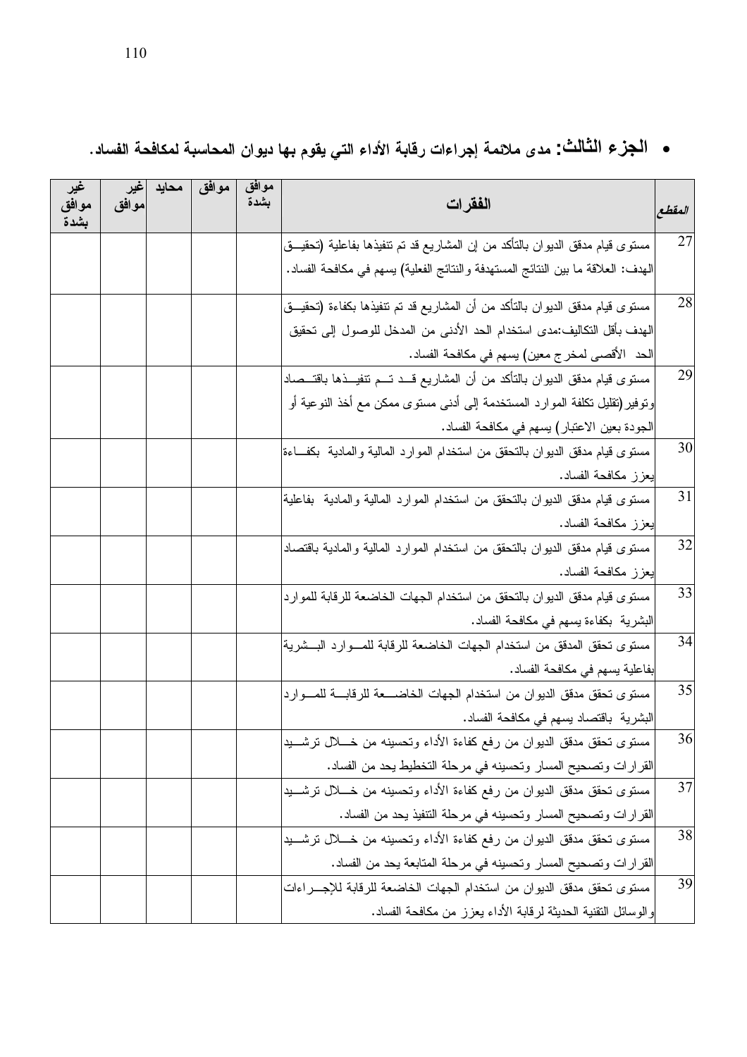- **الجزء الثالث:** مدى ملائمة إجراءات رقابة الأداء التي يقوم بها ديوان المحاسبة لمكافحة الفساد.

| المقطع | الفقرات | موافق بشدة | موافق | محايد | غير موافق | غير موافق بشدة |
|---|---|---|---|---|---|---|
| 27 | مستوى قيام مدقق الديوان بالتأكد من إن المشاريع قد تم تنفيذها بفاعلية (تحقيق الهدف: العلاقة ما بين النتائج المستهدفة والنتائج الفعلية) يسهم في مكافحة الفساد. | | | | | |
| 28 | مستوى قيام مدقق الديوان بالتأكد من أن المشاريع قد تم تنفيذها بكفاءة (تحقيق الهدف بأقل التكاليف:مدى استخدام الحد الأدنى من المدخل للوصول إلى تحقيق الحد الأقصى لمخرج معين) يسهم في مكافحة الفساد. | | | | | |
| 29 | مستوى قيام مدقق الديوان بالتأكد من أن المشاريع قد تم تنفيذها باقتصاد وتوفير(تقليل تكلفة الموارد المستخدمة إلى أدنى مستوى ممكن مع أخذ النوعية أو الجودة بعين الاعتبار) يسهم في مكافحة الفساد. | | | | | |
| 30 | مستوى قيام مدقق الديوان بالتحقق من استخدام الموارد المالية والمادية بكفاءة يعزز مكافحة الفساد. | | | | | |
| 31 | مستوى قيام مدقق الديوان بالتحقق من استخدام الموارد المالية والمادية بفاعلية يعزز مكافحة الفساد. | | | | | |
| 32 | مستوى قيام مدقق الديوان بالتحقق من استخدام الموارد المالية والمادية باقتصاد يعزز مكافحة الفساد. | | | | | |
| 33 | مستوى قيام مدقق الديوان بالتحقق من استخدام الجهات الخاضعة للرقابة للموارد البشرية بكفاءة يسهم في مكافحة الفساد. | | | | | |
| 34 | مستوى تحقق المدقق من استخدام الجهات الخاضعة للرقابة للموارد البشرية بفاعلية يسهم في مكافحة الفساد. | | | | | |
| 35 | مستوى تحقق مدقق الديوان من استخدام الجهات الخاضعة للرقابة للموارد البشرية باقتصاد يسهم في مكافحة الفساد. | | | | | |
| 36 | مستوى تحقق مدقق الديوان من رفع كفاءة الأداء وتحسينه من خلال ترشيد القرارات وتصحيح المسار وتحسينه في مرحلة التخطيط يحد من الفساد. | | | | | |
| 37 | مستوى تحقق مدقق الديوان من رفع كفاءة الأداء وتحسينه من خلال ترشيد القرارات وتصحيح المسار وتحسينه في مرحلة التنفيذ يحد من الفساد. | | | | | |
| 38 | مستوى تحقق مدقق الديوان من رفع كفاءة الأداء وتحسينه من خلال ترشيد القرارات وتصحيح المسار وتحسينه في مرحلة المتابعة يحد من الفساد. | | | | | |
| 39 | مستوى تحقق مدقق الديوان من استخدام الجهات الخاضعة للرقابة للإجراءات والوسائل التقنية الحديثة لرقابة الأداء يعزز من مكافحة الفساد. | | | | | |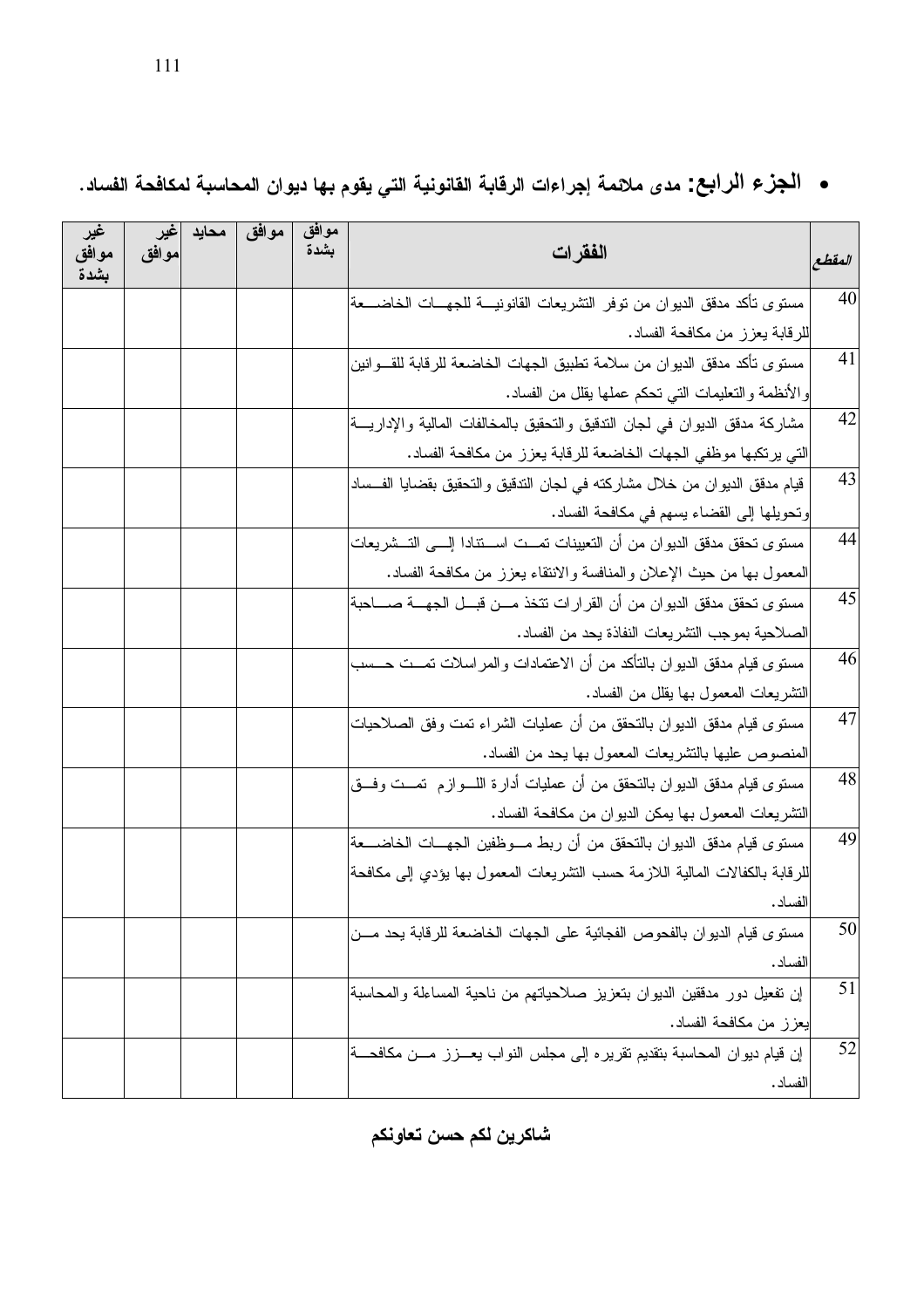- **الجزء الرابع:** مدى ملائمة إجراءات الرقابة القانونية التي يقوم بها ديوان المحاسبة لمكافحة الفساد.

| المقطع | الفقرات | موافق بشدة | موافق | محايد | غير موافق | غير موافق بشدة |
|---|---|---|---|---|---|---|
| 40 | مستوى تأكد مدقق الديوان من توفر التشريعات القانونية للجهات الخاضعة للرقابة يعزز من مكافحة الفساد. | | | | | |
| 41 | مستوى تأكد مدقق الديوان من سلامة تطبيق الجهات الخاضعة للرقابة للقوانين والأنظمة والتعليمات التي تحكم عملها يقلل من الفساد. | | | | | |
| 42 | مشاركة مدقق الديوان في لجان التدقيق والتحقيق بالمخالفات المالية والإدارية التي يرتكبها موظفي الجهات الخاضعة للرقابة يعزز من مكافحة الفساد. | | | | | |
| 43 | قيام مدقق الديوان من خلال مشاركته في لجان التدقيق والتحقيق بقضايا الفساد وتحويلها إلى القضاء يسهم في مكافحة الفساد. | | | | | |
| 44 | مستوى تحقق مدقق الديوان من أن التعيينات تمت استنادا إلى التشريعات المعمول بها من حيث الإعلان والمنافسة والانتقاء يعزز من مكافحة الفساد. | | | | | |
| 45 | مستوى تحقق مدقق الديوان من أن القرارات تتخذ من قبل الجهة صاحبة الصلاحية بموجب التشريعات النفاذة يحد من الفساد. | | | | | |
| 46 | مستوى قيام مدقق الديوان بالتأكد من أن الاعتمادات والمراسلات تمت حسب التشريعات المعمول بها يقلل من الفساد. | | | | | |
| 47 | مستوى قيام مدقق الديوان بالتحقق من أن عمليات الشراء تمت وفق الصلاحيات المنصوص عليها بالتشريعات المعمول بها يحد من الفساد. | | | | | |
| 48 | مستوى قيام مدقق الديوان بالتحقق من أن عمليات أدارة اللوازم تمت وفق التشريعات المعمول بها يمكن الديوان من مكافحة الفساد. | | | | | |
| 49 | مستوى قيام مدقق الديوان بالتحقق من أن ربط موظفين الجهات الخاضعة للرقابة بالكفالات المالية اللازمة حسب التشريعات المعمول بها يؤدي إلى مكافحة الفساد. | | | | | |
| 50 | مستوى قيام الديوان بالفحوص الفجائية على الجهات الخاضعة للرقابة يحد من الفساد. | | | | | |
| 51 | إن تفعيل دور مدققين الديوان بتعزيز صلاحياتهم من ناحية المساءلة والمحاسبة يعزز من مكافحة الفساد. | | | | | |
| 52 | إن قيام ديوان المحاسبة بتقديم تقريره إلى مجلس النواب يعزز من مكافحة الفساد. | | | | | |

**شاكرين لكم حسن تعاونكم**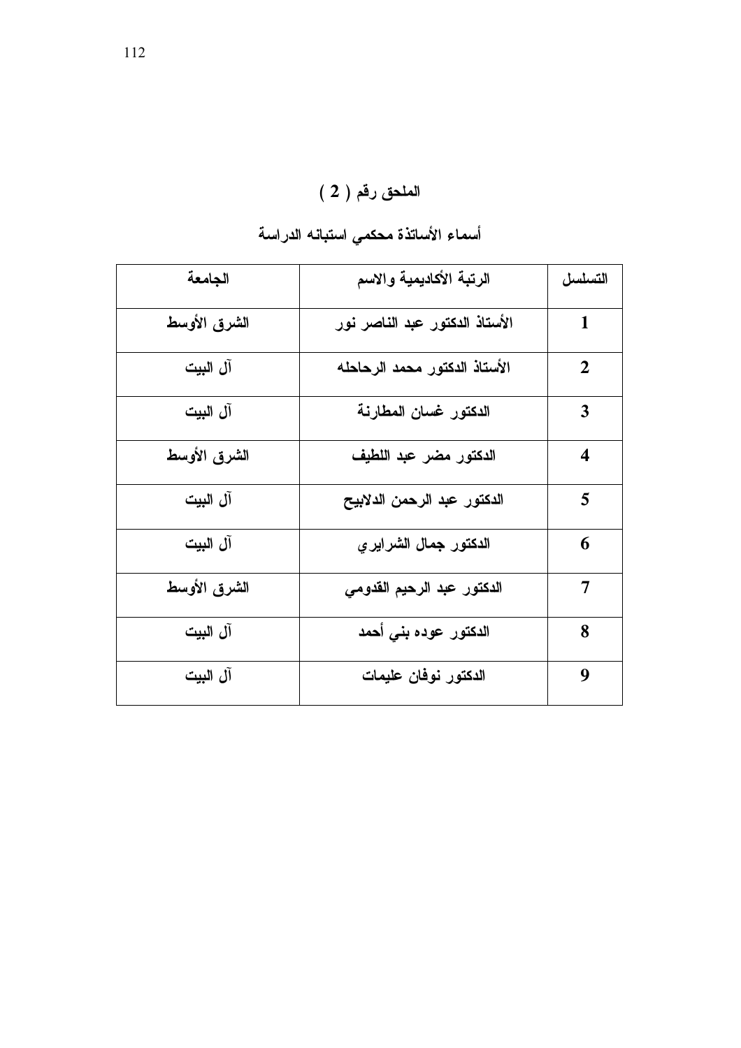# الملحق رقم ( 2 )

## أسماء الأساتذة محكمي استبانه الدراسة

| التسلسل | الرتبة الأكاديمية والاسم | الجامعة |
|---|---|---|
| 1 | الأستاذ الدكتور عبد الناصر نور | الشرق الأوسط |
| 2 | الأستاذ الدكتور محمد الرحاحله | آل البيت |
| 3 | الدكتور غسان المطارنة | آل البيت |
| 4 | الدكتور مضر عبد اللطيف | الشرق الأوسط |
| 5 | الدكتور عبد الرحمن الدلابيح | آل البيت |
| 6 | الدكتور جمال الشرايري | آل البيت |
| 7 | الدكتور عبد الرحيم القدومي | الشرق الأوسط |
| 8 | الدكتور عوده بني أحمد | آل البيت |
| 9 | الدكتور نوفان عليمات | آل البيت |